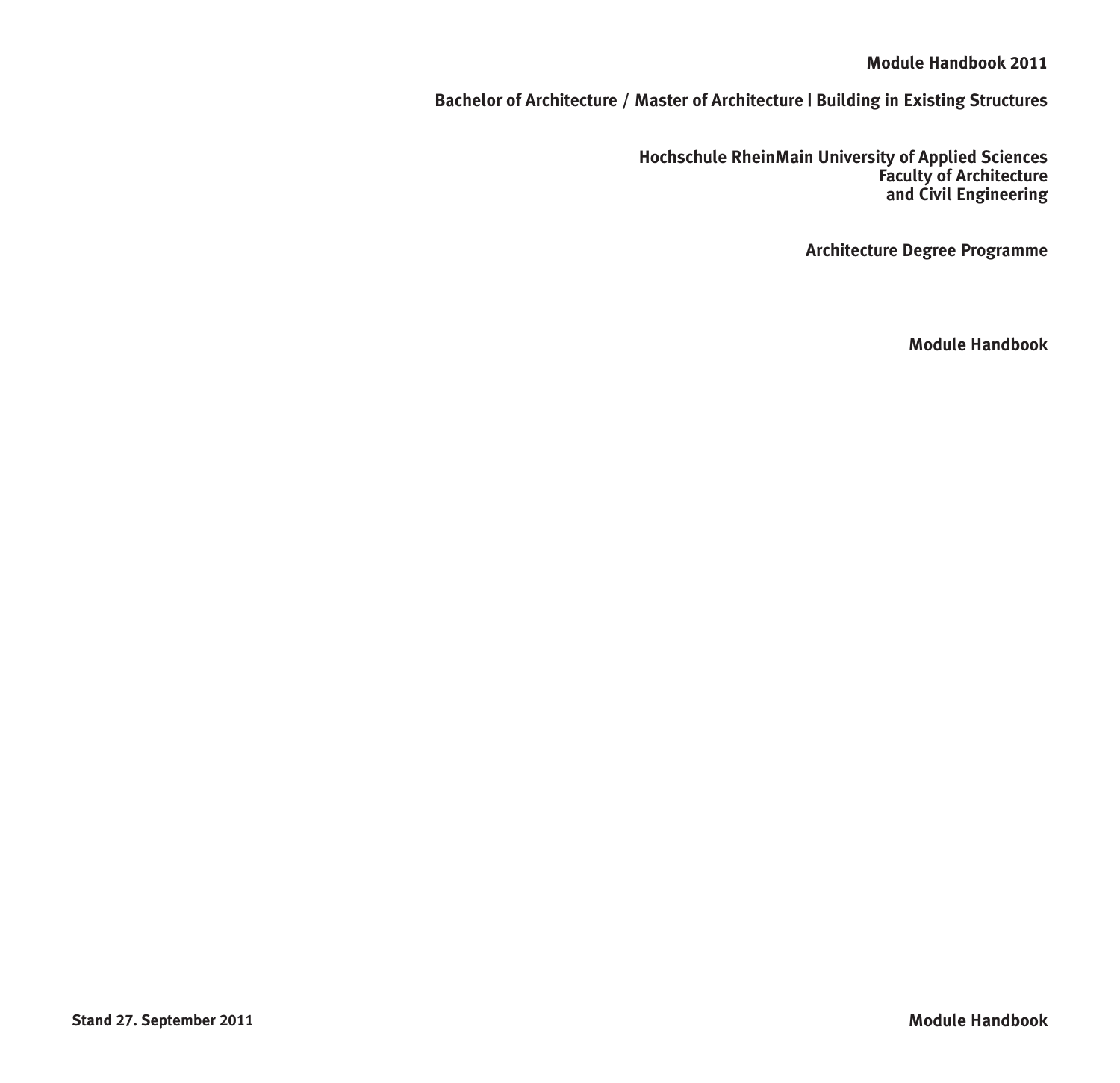# Module Handbook 2011

## Bachelor of Architecture / Master of Architecture | Building in Existing Structures

**Hochschule RheinMain University of Applied Sciences**
**Faculty of Architecture**
**and Civil Engineering**

**Architecture Degree Programme**

**Module Handbook**

Stand 27. September 2011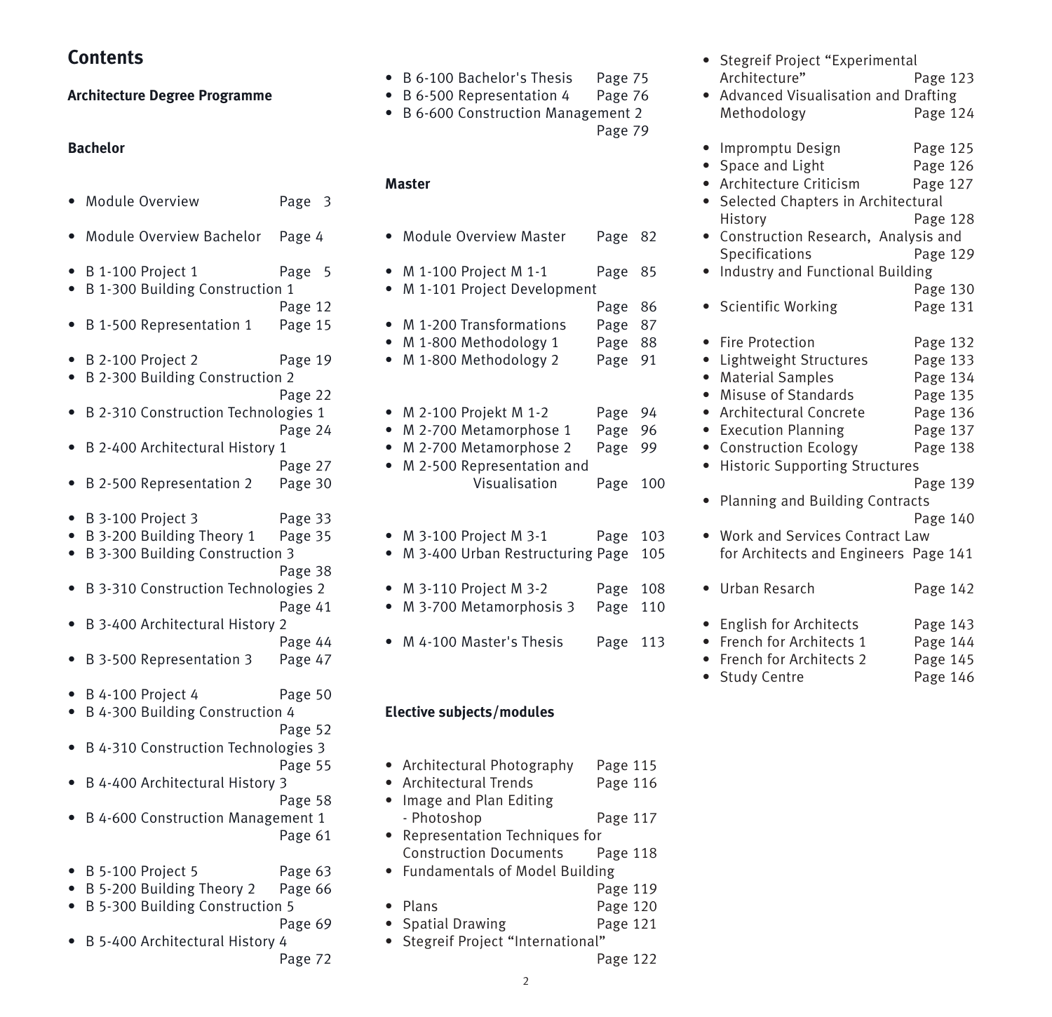# Contents

## Architecture Degree Programme

### Bachelor

- Module Overview Page 3

- Module Overview Bachelor Page 4

- B 1-100 Project 1 Page 5
- B 1-300 Building Construction 1 Page 12
- B 1-500 Representation 1 Page 15

- B 2-100 Project 2 Page 19
- B 2-300 Building Construction 2 Page 22
- B 2-310 Construction Technologies 1 Page 24
- B 2-400 Architectural History 1 Page 27
- B 2-500 Representation 2 Page 30

- B 3-100 Project 3 Page 33
- B 3-200 Building Theory 1 Page 35
- B 3-300 Building Construction 3 Page 38
- B 3-310 Construction Technologies 2 Page 41
- B 3-400 Architectural History 2 Page 44
- B 3-500 Representation 3 Page 47

- B 4-100 Project 4 Page 50
- B 4-300 Building Construction 4 Page 52
- B 4-310 Construction Technologies 3 Page 55
- B 4-400 Architectural History 3 Page 58
- B 4-600 Construction Management 1 Page 61

- B 5-100 Project 5 Page 63
- B 5-200 Building Theory 2 Page 66
- B 5-300 Building Construction 5 Page 69
- B 5-400 Architectural History 4 Page 72

- B 6-100 Bachelor's Thesis Page 75
- B 6-500 Representation 4 Page 76
- B 6-600 Construction Management 2 Page 79

### Master

- Module Overview Master Page 82

- M 1-100 Project M 1-1 Page 85
- M 1-101 Project Development Page 86
- M 1-200 Transformations Page 87
- M 1-800 Methodology 1 Page 88
- M 1-800 Methodology 2 Page 91

- M 2-100 Projekt M 1-2 Page 94
- M 2-700 Metamorphose 1 Page 96
- M 2-700 Metamorphose 2 Page 99
- M 2-500 Representation and Visualisation Page 100

- M 3-100 Project M 3-1 Page 103
- M 3-400 Urban Restructuring Page 105

- M 3-110 Project M 3-2 Page 108
- M 3-700 Metamorphosis 3 Page 110

- M 4-100 Master's Thesis Page 113

### Elective subjects/modules

- Architectural Photography Page 115
- Architectural Trends Page 116
- Image and Plan Editing - Photoshop Page 117
- Representation Techniques for Construction Documents Page 118
- Fundamentals of Model Building Page 119
- Plans Page 120
- Spatial Drawing Page 121
- Stegreif Project "International" Page 122
- Stegreif Project "Experimental Architecture" Page 123
- Advanced Visualisation and Drafting Methodology Page 124

- Impromptu Design Page 125
- Space and Light Page 126
- Architecture Criticism Page 127
- Selected Chapters in Architectural History Page 128
- Construction Research, Analysis and Specifications Page 129
- Industry and Functional Building Page 130
- Scientific Working Page 131

- Fire Protection Page 132
- Lightweight Structures Page 133
- Material Samples Page 134
- Misuse of Standards Page 135
- Architectural Concrete Page 136
- Execution Planning Page 137
- Construction Ecology Page 138
- Historic Supporting Structures Page 139
- Planning and Building Contracts Page 140
- Work and Services Contract Law for Architects and Engineers Page 141

- Urban Resarch Page 142

- English for Architects Page 143
- French for Architects 1 Page 144
- French for Architects 2 Page 145
- Study Centre Page 146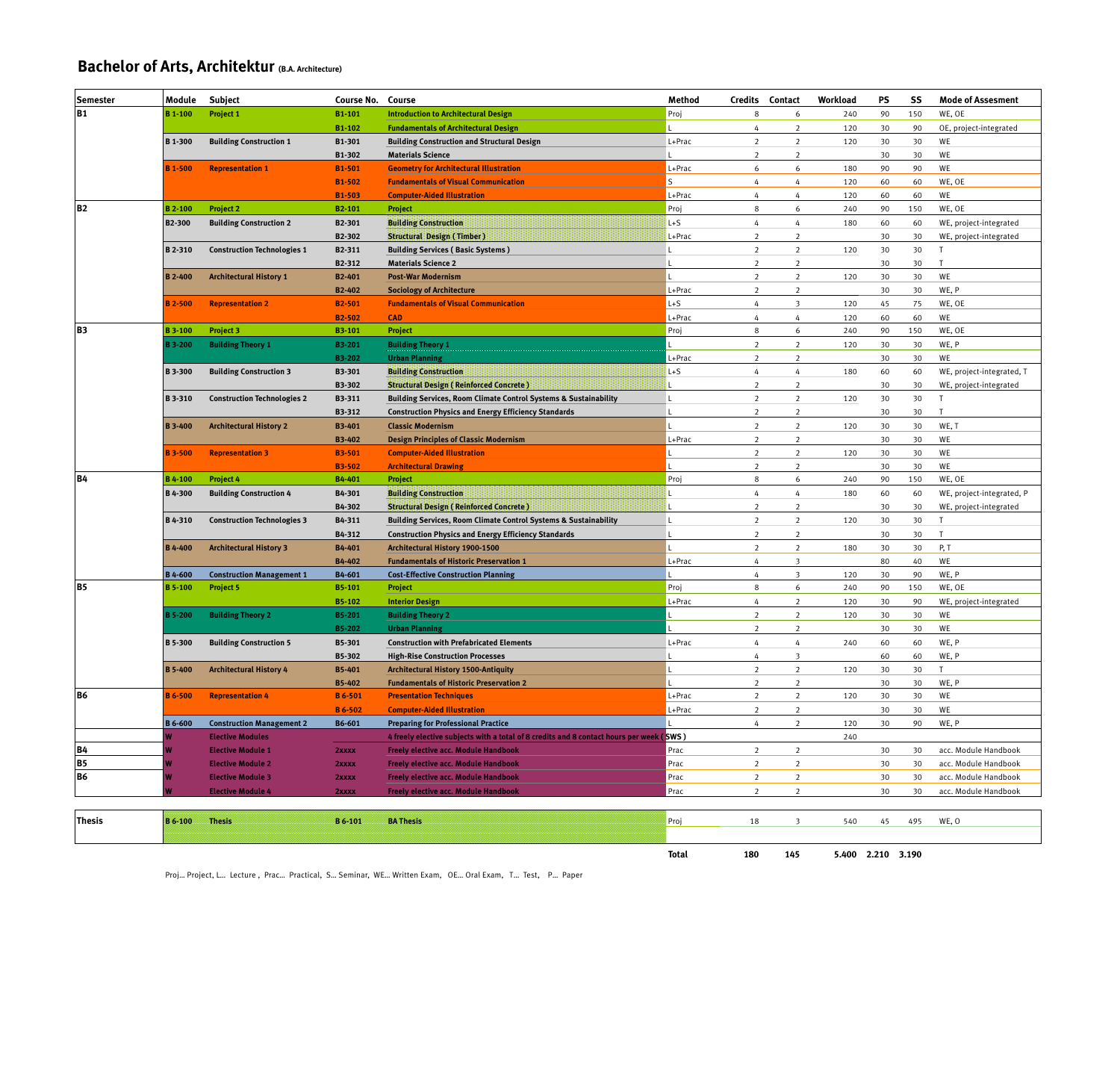# Bachelor of Arts, Architektur (B.A. Architecture)

| Semester | Module | Subject | Course No. | Course | Method | Credits | Contact | Workload | PS | SS | Mode of Assesment |
|---|---|---|---|---|---|---|---|---|---|---|---|
| B1 | B 1-100 | Project 1 | B1-101 | Introduction to Architectural Design | Proj | 8 | 6 | 240 | 90 | 150 | WE, OE |
| | | | B1-102 | Fundamentals of Architectural Design | L | 4 | 2 | 120 | 30 | 90 | OE, project-integrated |
| | B 1-300 | Building Construction 1 | B1-301 | Building Construction and Structural Design | L+Prac | 2 | 2 | 120 | 30 | 30 | WE |
| | | | B1-302 | Materials Science | L | 2 | 2 | | 30 | 30 | WE |
| | B 1-500 | Representation 1 | B1-501 | Geometry for Architectural Illustration | L+Prac | 6 | 6 | 180 | 90 | 90 | WE |
| | | | B1-502 | Fundamentals of Visual Communication | S | 4 | 4 | 120 | 60 | 60 | WE, OE |
| | | | B1-503 | Computer-Aided Illustration | L+Prac | 4 | 4 | 120 | 60 | 60 | WE |
| B2 | B 2-100 | Project 2 | B2-101 | Project | Proj | 8 | 6 | 240 | 90 | 150 | WE, OE |
| | B2-300 | Building Construction 2 | B2-301 | Building Construction | L+S | 4 | 4 | 180 | 60 | 60 | WE, project-integrated |
| | | | B2-302 | Structural Design ( Timber ) | L+Prac | 2 | 2 | | 30 | 30 | WE, project-integrated |
| | B 2-310 | Construction Technologies 1 | B2-311 | Building Services ( Basic Systems ) | L | 2 | 2 | 120 | 30 | 30 | T |
| | | | B2-312 | Materials Science 2 | L | 2 | 2 | | 30 | 30 | T |
| | B 2-400 | Architectural History 1 | B2-401 | Post-War Modernism | L | 2 | 2 | 120 | 30 | 30 | WE |
| | | | B2-402 | Sociology of Architecture | L+Prac | 2 | 2 | | 30 | 30 | WE, P |
| | B 2-500 | Representation 2 | B2-501 | Fundamentals of Visual Communication | L+S | 4 | 3 | 120 | 45 | 75 | WE, OE |
| | | | B2-502 | CAD | L+Prac | 4 | 4 | 120 | 60 | 60 | WE |
| B3 | B 3-100 | Project 3 | B3-101 | Project | Proj | 8 | 6 | 240 | 90 | 150 | WE, OE |
| | B 3-200 | Building Theory 1 | B3-201 | Building Theory 1 | L | 2 | 2 | 120 | 30 | 30 | WE, P |
| | | | B3-202 | Urban Planning | L+Prac | 2 | 2 | | 30 | 30 | WE |
| | B 3-300 | Building Construction 3 | B3-301 | Building Construction | L+S | 4 | 4 | 180 | 60 | 60 | WE, project-integrated, T |
| | | | B3-302 | Structural Design ( Reinforced Concrete ) | L | 2 | 2 | | 30 | 30 | WE, project-integrated |
| | B 3-310 | Construction Technologies 2 | B3-311 | Building Services, Room Climate Control Systems & Sustainability | L | 2 | 2 | 120 | 30 | 30 | T |
| | | | B3-312 | Construction Physics and Energy Efficiency Standards | L | 2 | 2 | | 30 | 30 | T |
| | B 3-400 | Architectural History 2 | B3-401 | Classic Modernism | L | 2 | 2 | 120 | 30 | 30 | WE, T |
| | | | B3-402 | Design Principles of Classic Modernism | L+Prac | 2 | 2 | | 30 | 30 | WE |
| | B 3-500 | Representation 3 | B3-501 | Computer-Aided Illustration | L | 2 | 2 | 120 | 30 | 30 | WE |
| | | | B3-502 | Architectural Drawing | L | 2 | 2 | | 30 | 30 | WE |
| B4 | B 4-100 | Project 4 | B4-401 | Project | Proj | 8 | 6 | 240 | 90 | 150 | WE, OE |
| | B 4-300 | Building Construction 4 | B4-301 | Building Construction | L | 4 | 4 | 180 | 60 | 60 | WE, project-integrated, P |
| | | | B4-302 | Structural Design ( Reinforced Concrete ) | L | 2 | 2 | | 30 | 30 | WE, project-integrated |
| | B 4-310 | Construction Technologies 3 | B4-311 | Building Services, Room Climate Control Systems & Sustainability | L | 2 | 2 | 120 | 30 | 30 | T |
| | | | B4-312 | Construction Physics and Energy Efficiency Standards | L | 2 | 2 | | 30 | 30 | T |
| | B 4-400 | Architectural History 3 | B4-401 | Architectural History 1900-1500 | L | 2 | 2 | 180 | 30 | 30 | P, T |
| | | | B4-402 | Fundamentals of Historic Preservation 1 | L+Prac | 4 | 3 | | 80 | 40 | WE |
| | B 4-600 | Construction Management 1 | B4-601 | Cost-Effective Construction Planning | L | 4 | 3 | 120 | 30 | 90 | WE, P |
| B5 | B 5-100 | Project 5 | B5-101 | Project | Proj | 8 | 6 | 240 | 90 | 150 | WE, OE |
| | | | B5-102 | Interior Design | L+Prac | 4 | 2 | 120 | 30 | 90 | WE, project-integrated |
| | B 5-200 | Building Theory 2 | B5-201 | Building Theory 2 | L | 2 | 2 | 120 | 30 | 30 | WE |
| | | | B5-202 | Urban Planning | L | 2 | 2 | | 30 | 30 | WE |
| | B 5-300 | Building Construction 5 | B5-301 | Construction with Prefabricated Elements | L+Prac | 4 | 4 | 240 | 60 | 60 | WE, P |
| | | | B5-302 | High-Rise Construction Processes | L | 4 | 3 | | 60 | 60 | WE, P |
| | B 5-400 | Architectural History 4 | B5-401 | Architectural History 1500-Antiquity | L | 2 | 2 | 120 | 30 | 30 | T |
| | | | B5-402 | Fundamentals of Historic Preservation 2 | L | 2 | 2 | | 30 | 30 | WE, P |
| B6 | B 6-500 | Representation 4 | B 6-501 | Presentation Techniques | L+Prac | 2 | 2 | 120 | 30 | 30 | WE |
| | | | B 6-502 | Computer-Aided Illustration | L+Prac | 2 | 2 | | 30 | 30 | WE |
| | B 6-600 | Construction Management 2 | B6-601 | Preparing for Professional Practice | L | 4 | 2 | 120 | 30 | 90 | WE, P |
| | W | Elective Modules | | 4 freely elective subjects with a total of 8 credits and 8 contact hours per week ( SWS ) | | | | 240 | | | |
| B4 | W | Elective Module 1 | 2xxxx | Freely elective acc. Module Handbook | Prac | 2 | 2 | | 30 | 30 | acc. Module Handbook |
| B5 | W | Elective Module 2 | 2xxxx | Freely elective acc. Module Handbook | Prac | 2 | 2 | | 30 | 30 | acc. Module Handbook |
| B6 | W | Elective Module 3 | 2xxxx | Freely elective acc. Module Handbook | Prac | 2 | 2 | | 30 | 30 | acc. Module Handbook |
| | W | Elective Module 4 | 2xxxx | Freely elective acc. Module Handbook | Prac | 2 | 2 | | 30 | 30 | acc. Module Handbook |
| Thesis | B 6-100 | Thesis | B 6-101 | BA Thesis | Proj | 18 | 3 | 540 | 45 | 495 | WE, O |
| | | | | | **Total** | **180** | **145** | **5.400** | **2.210** | **3.190** | |

Proj... Project, L... Lecture , Prac... Practical, S... Seminar, WE... Written Exam, OE... Oral Exam, T... Test, P... Paper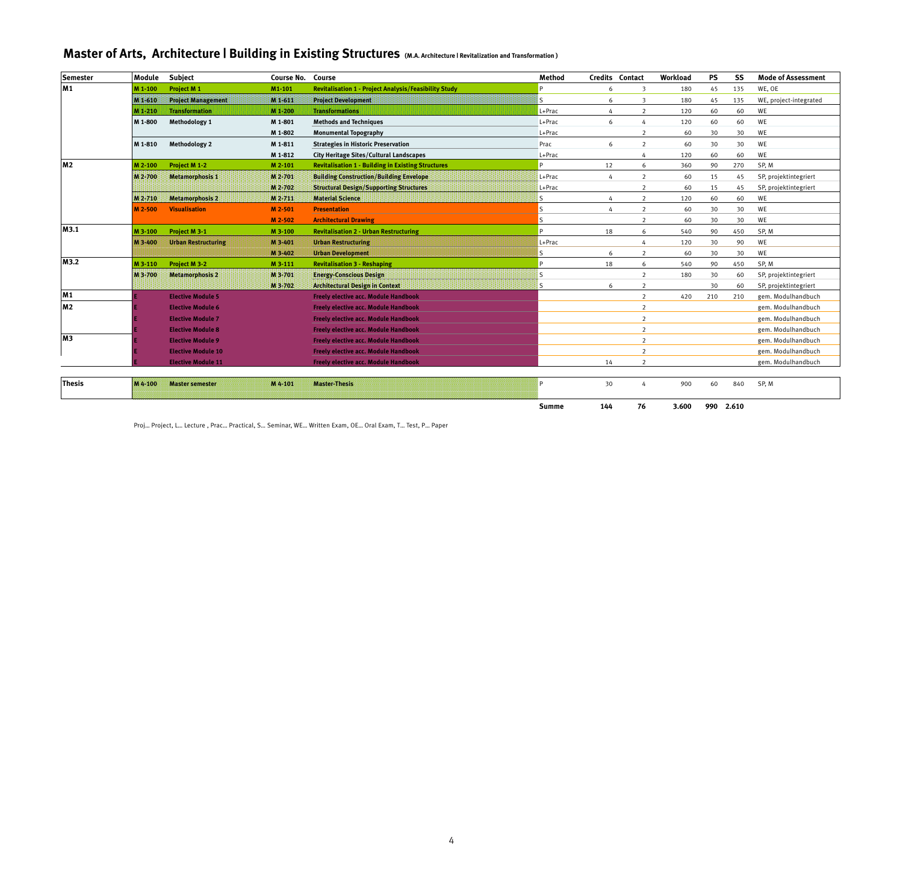# Master of Arts, Architecture | Building in Existing Structures (M.A. Architecture | Revitalization and Transformation )

| Semester | Module | Subject | Course No. | Course | Method | Credits | Contact | Workload | PS | SS | Mode of Assessment |
|---|---|---|---|---|---|---|---|---|---|---|---|
| M1 | M 1-100 | Project M 1 | M1-101 | Revitalisation 1 - Project Analysis/Feasibility Study | P | 6 | 3 | 180 | 45 | 135 | WE, OE |
| | M 1-610 | Project Management | M 1-611 | Project Development | S | 6 | 3 | 180 | 45 | 135 | WE, project-integrated |
| | M 1-210 | Transformation | M 1-200 | Transformations | L+Prac | 4 | 2 | 120 | 60 | 60 | WE |
| | M 1-800 | Methodology 1 | M 1-801 | Methods and Techniques | L+Prac | 6 | 4 | 120 | 60 | 60 | WE |
| | | | M 1-802 | Monumental Topography | L+Prac | | 2 | 60 | 30 | 30 | WE |
| | M 1-810 | Methodology 2 | M 1-811 | Strategies in Historic Preservation | Prac | 6 | 2 | 60 | 30 | 30 | WE |
| | | | M 1-812 | City Heritage Sites/Cultural Landscapes | L+Prac | | 4 | 120 | 60 | 60 | WE |
| M2 | M 2-100 | Project M 1-2 | M 2-101 | Revitalisation 1 - Building in Existing Structures | P | 12 | 6 | 360 | 90 | 270 | SP, M |
| | M 2-700 | Metamorphosis 1 | M 2-701 | Building Construction/Building Envelope | L+Prac | 4 | 2 | 60 | 15 | 45 | SP, projektintegriert |
| | | | M 2-702 | Structural Design/Supporting Structures | L+Prac | | 2 | 60 | 15 | 45 | SP, projektintegriert |
| | M 2-710 | Metamorphosis 2 | M 2-711 | Material Science | S | 4 | 2 | 120 | 60 | 60 | WE |
| | M 2-500 | Visualisation | M 2-501 | Presentation | S | 4 | 2 | 60 | 30 | 30 | WE |
| | | | M 2-502 | Architectural Drawing | S | | 2 | 60 | 30 | 30 | WE |
| M3.1 | M 3-100 | Project M 3-1 | M 3-100 | Revitalisation 2 - Urban Restructuring | P | 18 | 6 | 540 | 90 | 450 | SP, M |
| | M 3-400 | Urban Restructuring | M 3-401 | Urban Restructuring | L+Prac | | 4 | 120 | 30 | 90 | WE |
| | | | M 3-402 | Urban Development | S | 6 | 2 | 60 | 30 | 30 | WE |
| M3.2 | M 3-110 | Project M 3-2 | M 3-111 | Revitalisation 3 - Reshaping | P | 18 | 6 | 540 | 90 | 450 | SP, M |
| | M 3-700 | Metamorphosis 2 | M 3-701 | Energy-Conscious Design | S | | 2 | 180 | 30 | 60 | SP, projektintegriert |
| | | | M 3-702 | Architectural Design in Context | S | 6 | 2 | | 30 | 60 | SP, projektintegriert |
| M1 | E | Elective Module 5 | | Freely elective acc. Module Handbook | | | 2 | 420 | 210 | 210 | gem. Modulhandbuch |
| M2 | E | Elective Module 6 | | Freely elective acc. Module Handbook | | | 2 | | | | gem. Modulhandbuch |
| | E | Elective Module 7 | | Freely elective acc. Module Handbook | | | 2 | | | | gem. Modulhandbuch |
| | E | Elective Module 8 | | Freely elective acc. Module Handbook | | | 2 | | | | gem. Modulhandbuch |
| M3 | E | Elective Module 9 | | Freely elective acc. Module Handbook | | | 2 | | | | gem. Modulhandbuch |
| | E | Elective Module 10 | | Freely elective acc. Module Handbook | | | 2 | | | | gem. Modulhandbuch |
| | E | Elective Module 11 | | Freely elective acc. Module Handbook | | 14 | 2 | | | | gem. Modulhandbuch |
| Thesis | M 4-100 | Master semester | M 4-101 | Master-Thesis | P | 30 | 4 | 900 | 60 | 840 | SP, M |
| | | | | | **Summe** | **144** | **76** | **3.600** | **990** | **2.610** | |

Proj... Project, L... Lecture , Prac... Practical, S... Seminar, WE... Written Exam, OE... Oral Exam, T... Test, P... Paper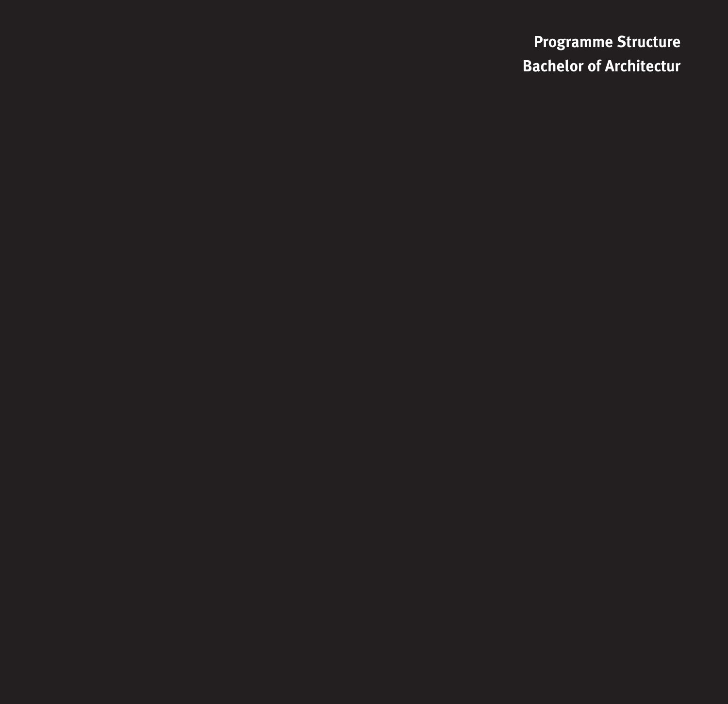# Programme Structure

## Bachelor of Architectur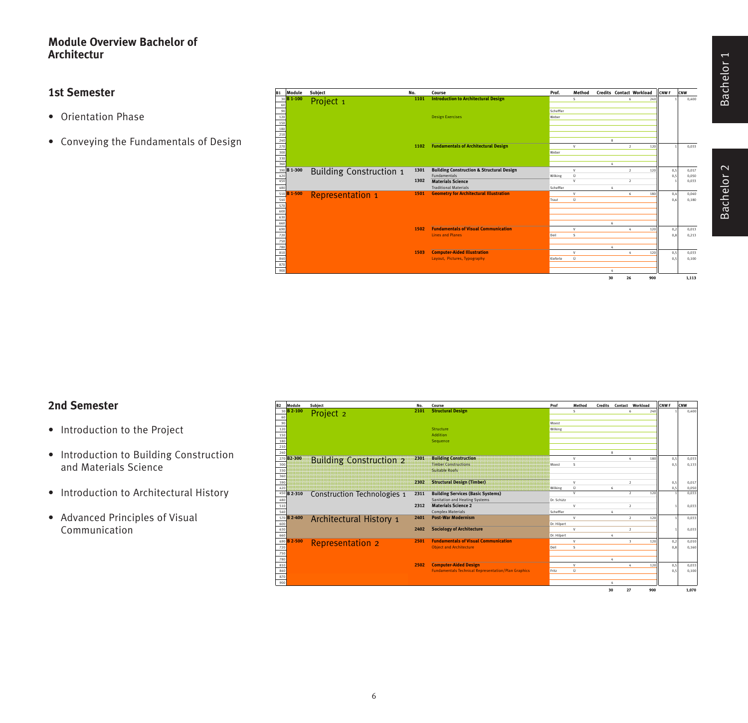# Module Overview Bachelor of Architectur

## 1st Semester

- Orientation Phase
- Conveying the Fundamentals of Design

| B1 | Module | Subject | No. | Course | Prof. | Method | Credits | Contact | Workload | CNW F | CNW |
|---|---|---|---|---|---|---|---|---|---|---|---|
| 30 | B 1-100 | Project 1 | 1101 | Introduction to Architectural Design | | S | | 6 | 240 | 1 | 0,400 |
| 90 | | | | | Scheffler | | | | | | |
| 120 | | | | Design Exercises | Weber | | | | | | |
| 240 | | | | | | | 8 | | | | |
| 270 | | | 1102 | Fundamentals of Architectural Design | | V | | 2 | 120 | 1 | 0,033 |
| 300 | | | | | Weber | | | | | | |
| 360 | | | | | | | 4 | | | | |
| 390 | B 1-300 | Building Construction 1 | 1301 | Building Construction & Structural Design | | V | | 2 | 120 | 0,5 | 0,017 |
| 420 | | | | Fundamentals | Wilking | Ü | | | | 0,5 | 0,050 |
| 450 | | | 1302 | Materials Science | | V | | 2 | | 1 | 0,033 |
| 480 | | | | Traditional Materials | Scheffler | | 4 | | | | |
| 510 | B 1-500 | Representation 1 | 1501 | Geometry for Architectural Illustration | | V | | 6 | 180 | 0,4 | 0,040 |
| 540 | | | | | Traut | Ü | | | | 0,6 | 0,180 |
| 660 | | | | | | | 6 | | | | |
| 690 | | | 1502 | Fundamentals of Visual Communication | | V | | 4 | 120 | 0,2 | 0,013 |
| 720 | | | | Lines and Planes | Deil | S | | | | 0,8 | 0,213 |
| 780 | | | | | | | 4 | | | | |
| 810 | | | 1503 | Computer-Aided Illustration | | V | | 4 | 120 | 0,5 | 0,033 |
| 840 | | | | Layout, Pictures, Typography | Kieferle | Ü | | | | 0,5 | 0,100 |
| 900 | | | | | | | 4 | | | | |
| | | | | | | | 30 | 26 | 900 | | 1,113 |

## 2nd Semester

- Introduction to the Project
- Introduction to Building Construction and Materials Science
- Introduction to Architectural History
- Advanced Principles of Visual Communication

| B2 | Module | Subject | No. | Course | Prof | Method | Credits | Contact | Workload | CNW F | CNW |
|---|---|---|---|---|---|---|---|---|---|---|---|
| 30 | B 2-100 | Project 2 | 2101 | Structural Design | | S | | 6 | 240 | 1 | 0,400 |
| 90 | | | | | Moest | | | | | | |
| 120 | | | | Structure | Wilking | | | | | | |
| 150 | | | | Addition | | | | | | | |
| 180 | | | | Sequence | | | | | | | |
| 240 | | | | | | | 8 | | | | |
| 270 | B2-300 | Building Construction 2 | 2301 | Building Construction | | V | | 4 | 180 | 0,5 | 0,033 |
| 300 | | | | Timber Constructions | Moest | S | | | | 0,5 | 0,133 |
| 330 | | | | Suitable Roofs | | | | | | | |
| 390 | | | 2302 | Structural Design (Timber) | | V | | 2 | | 0,5 | 0,017 |
| 420 | | | | | Wilking | Ü | 6 | | | 0,5 | 0,050 |
| 450 | B 2-310 | Construction Technologies 1 | 2311 | Building Services (Basic Systems) | | V | | 2 | 120 | 1 | 0,033 |
| 480 | | | | Sanitation and Heating Systems | Dr. Schütz | | | | | | |
| 510 | | | 2312 | Materials Science 2 | | V | | 2 | | 1 | 0,033 |
| 540 | | | | Complex Materials | Scheffler | | 4 | | | | |
| 570 | B 2-400 | Architectural History 1 | 2401 | Post-War Modernism | | V | | 2 | 120 | 1 | 0,033 |
| 600 | | | | | Dr. Hilpert | | | | | | |
| 630 | | | 2402 | Sociology of Architecture | | V | | 2 | | 1 | 0,033 |
| 660 | | | | | Dr. Hilpert | | 4 | | | | |
| 690 | B 2-500 | Representation 2 | 2501 | Fundamentals of Visual Communication | | V | | 3 | 120 | 0,2 | 0,010 |
| 720 | | | | Object and Architecture | Deil | S | | | | 0,8 | 0,160 |
| 780 | | | | | | | 4 | | | | |
| 810 | | | 2502 | Computer-Aided Design | | V | | 4 | 120 | 0,5 | 0,033 |
| 840 | | | | Fundamentals Technical Representation/Plan Graphics | Fritz | Ü | | | | 0,5 | 0,100 |
| 900 | | | | | | | 4 | | | | |
| | | | | | | | 30 | 27 | 900 | | 1,070 |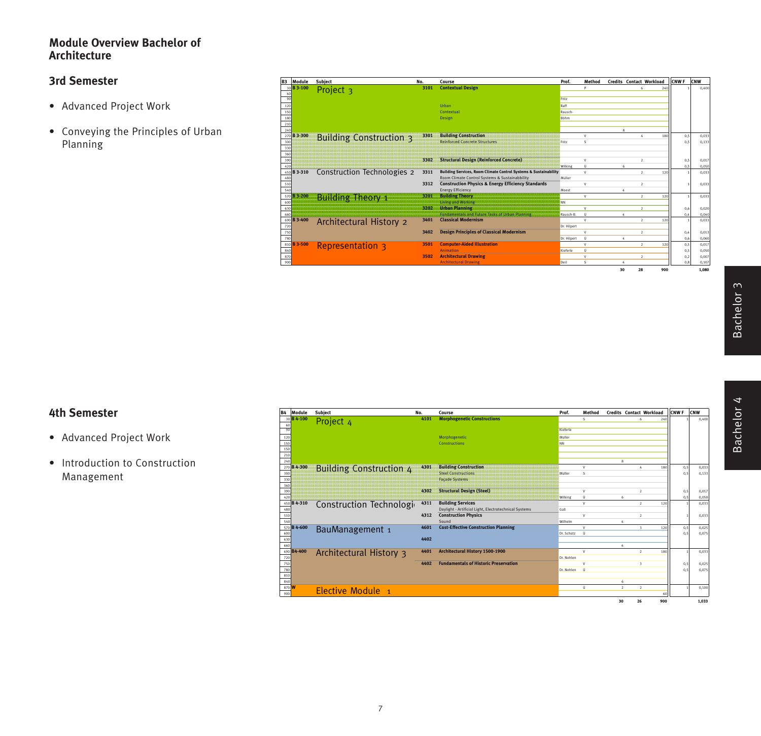## Module Overview Bachelor of Architecture

### 3rd Semester

- Advanced Project Work
- Conveying the Principles of Urban Planning

| B3 | Module | Subject | No. | Course | Prof. | Method | Credits | Contact | Workload | CNW F | CNW |
|---|---|---|---|---|---|---|---|---|---|---|---|
| 30 | B 3-100 | Project 3 | 3101 | Contextual Design | | P | | 6 | 240 | 1 | 0,400 |
| 60 | | | | | | | | | | | |
| 90 | | | | | Fritz | | | | | | |
| 120 | | | | Urban | Raff | | | | | | |
| 150 | | | | Contextual | Rausch- | | | | | | |
| 180 | | | | Design | Böhm | | | | | | |
| 210 | | | | | | | | | | | |
| 240 | | | | | | | 8 | | | | |
| 270 | B 3-300 | Building Construction 3 | 3301 | Building Construction | | V | | 4 | 180 | 0,5 | 0,033 |
| 300 | | | | Reinforced Concrete Structures | Fritz | S | | | | 0,5 | 0,133 |
| 330 | | | | | | | | | | | |
| 360 | | | | | | | | | | | |
| 390 | | | 3302 | Structural Design (Reinforced Concrete) | | V | | 2 | | 0,5 | 0,017 |
| 420 | | | | | Wilking | Ü | 6 | | | 0,5 | 0,050 |
| 450 | B 3-310 | Construction Technologies 2 | 3311 | Building Services, Room Climate Control Systems & Sustainability | | V | | 2 | 120 | 1 | 0,033 |
| 480 | | | | Room Climate Control Systems & Sustainability | Müller | | | | | | |
| 510 | | | 3312 | Construction Physics & Energy Efficiency Standards | | V | | 2 | | 1 | 0,033 |
| 540 | | | | Energy Efficiency | Moest | | 4 | | | | |
| 570 | B 3-200 | Building Theory 1 | 3201 | Building Theory | | V | | 2 | 120 | 1 | 0,033 |
| 600 | | | | Living and Working | NN | | | | | | |
| 630 | | | 3202 | Urban Planning | | V | | 2 | | 0,6 | 0,020 |
| 660 | | | | Fundamentals and Future Tasks of Urban Planning | Rausch-B. | Ü | 4 | | | 0,4 | 0,040 |
| 690 | B 3-400 | Architectural History 2 | 3401 | Classical Modernism | | V | | 2 | 120 | 1 | 0,033 |
| 720 | | | | | Dr. Hilpert | | | | | | |
| 750 | | | 3402 | Design Principles of Classical Modernism | | V | | 2 | | 0,4 | 0,013 |
| 780 | | | | | Dr. Hilpert | Ü | 4 | | | 0,6 | 0,060 |
| 810 | B 3-500 | Representation 3 | 3501 | Computer-Aided Illustration | | V | | 2 | 120 | 0,5 | 0,017 |
| 840 | | | | Animation | Kieferle | Ü | | | | 0,5 | 0,050 |
| 870 | | | 3502 | Architectural Drawing | | V | | 2 | | 0,2 | 0,007 |
| 900 | | | | Architectural Drawing | Deil | S | 4 | | | 0,8 | 0,107 |
| | | | | | | | 30 | 28 | 900 | | 1,080 |

### 4th Semester

- Advanced Project Work
- Introduction to Construction Management

| B4 | Module | Subject | No. | Course | Prof. | Method | Credits | Contact | Workload | CNW F | CNW |
|---|---|---|---|---|---|---|---|---|---|---|---|
| 30 | B 4-100 | Project 4 | 4101 | Morphogenetic Constructions | | S | | 6 | 240 | 1 | 0,400 |
| 60 | | | | | | | | | | | |
| 90 | | | | | Kieferle | | | | | | |
| 120 | | | | Morphogenetic | Müller | | | | | | |
| 150 | | | | Constructions | NN | | | | | | |
| 150 | | | | | | | | | | | |
| 210 | | | | | | | | | | | |
| 240 | | | | | | | 8 | | | | |
| 270 | B 4-300 | Building Construction 4 | 4301 | Building Construction | | V | | 4 | 180 | 0,5 | 0,033 |
| 300 | | | | Steel Constructions | Müller | S | | | | 0,5 | 0,133 |
| 330 | | | | Façade Systems | | | | | | | |
| 360 | | | | | | | | | | | |
| 390 | | | 4302 | Structural Design (Steel) | | V | | 2 | | 0,5 | 0,017 |
| 420 | | | | | Wilking | Ü | 6 | | | 0,5 | 0,050 |
| 450 | B 4-310 | Construction Technologi | 4311 | Building Services | | V | | 2 | 120 | 1 | 0,033 |
| 480 | | | | Daylight - Artificial Light, Electrotechnical Systems | Gall | | | | | | |
| 510 | | | 4312 | Construction Physics | | V | | 2 | | 1 | 0,033 |
| 540 | | | | Sound | Wilhelm | | 4 | | | | |
| 570 | B 4-600 | BauManagement 1 | 4601 | Cost-Effective Construction Planning | | V | | 3 | 120 | 0,5 | 0,025 |
| 600 | | | | | Dr. Schütz | Ü | | | | 0,5 | 0,075 |
| 630 | | | 4402 | | | | | | | | |
| 660 | | | | | | | 4 | | | | |
| 690 | B4-400 | Architectural History 3 | 4401 | Architectural History 1500-1900 | | V | | 2 | 180 | 1 | 0,033 |
| 720 | | | | | Dr. Nohlen | | | | | | |
| 750 | | | 4402 | Fundamentals of Historic Preservation | | V | | 3 | | 0,5 | 0,025 |
| 780 | | | | | Dr. Nohlen | Ü | | | | 0,5 | 0,075 |
| 810 | | | | | | | | | | | |
| 840 | | | | | | | 6 | | | | |
| 870 | W | Elective Module 1 | | | | Ü | 2 | 2 | | 1 | 0,100 |
| 900 | | | | | | | | | 60 | | |
| | | | | | | | 30 | 26 | 900 | | 1,033 |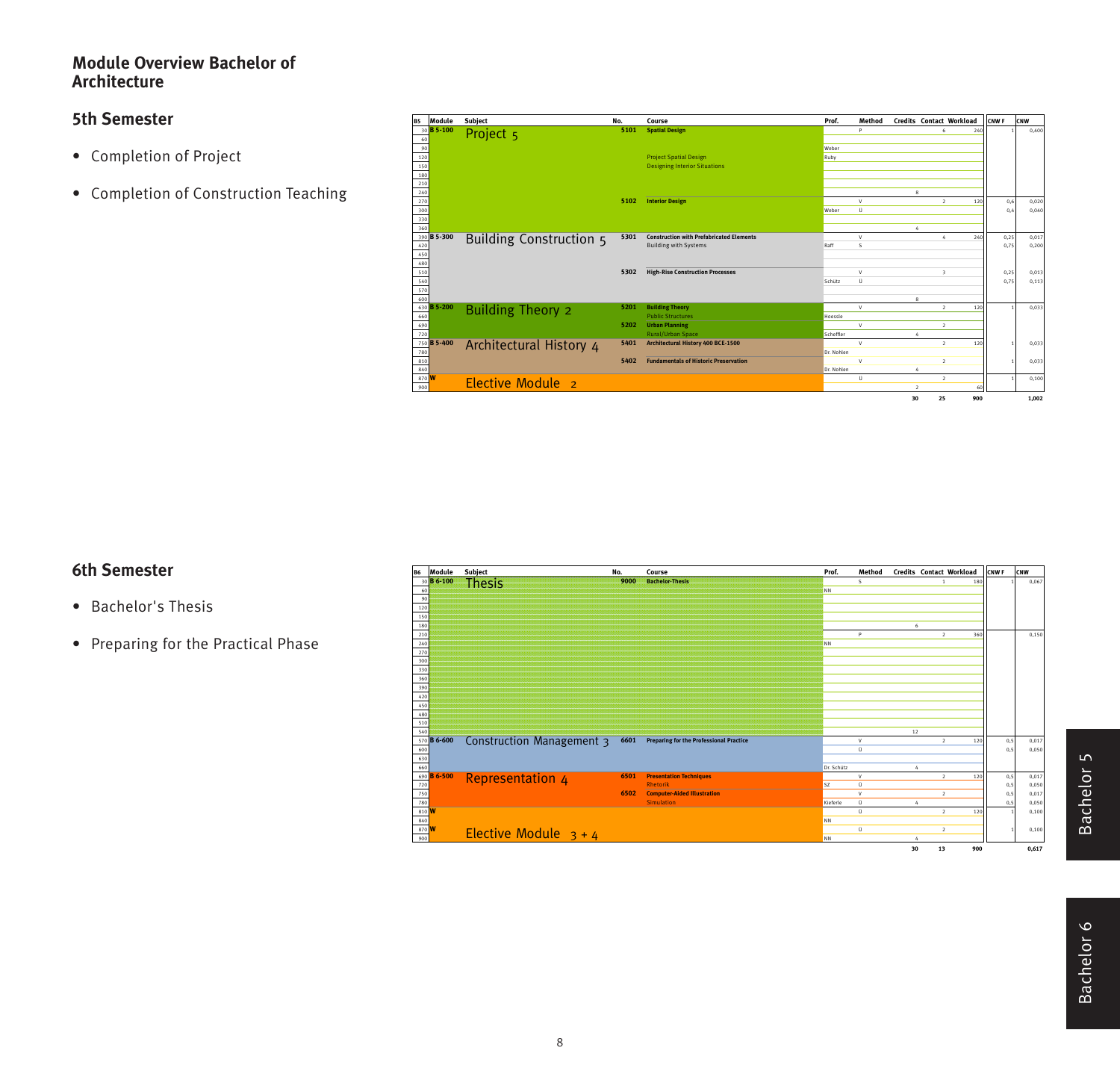## Module Overview Bachelor of Architecture

### 5th Semester

- Completion of Project
- Completion of Construction Teaching

| B5 | Module | Subject | No. | Course | Prof. | Method | Credits | Contact | Workload | CNW F | CNW |
|---|---|---|---|---|---|---|---|---|---|---|---|
| 30 | B 5-100 | Project 5 | 5101 | **Spatial Design** | | P | | 6 | 240 | 1 | 0,400 |
| 90 | | | | | Weber | | | | | | |
| 120 | | | | Project Spatial Design | Ruby | | | | | | |
| 150 | | | | Designing Interior Situations | | | | | | | |
| 240 | | | | | | | 8 | | | | |
| 270 | | | 5102 | **Interior Design** | | V | | 2 | 120 | 0,6 | 0,020 |
| 300 | | | | | Weber | Ü | | | | 0,4 | 0,040 |
| 360 | | | | | | | 4 | | | | |
| 390 | B 5-300 | Building Construction 5 | 5301 | **Construction with Prefabricated Elements** | | V | | 4 | 240 | 0,25 | 0,017 |
| 420 | | | | Building with Systems | Raff | S | | | | 0,75 | 0,200 |
| 510 | | | 5302 | **High-Rise Construction Processes** | | V | | 3 | | 0,25 | 0,013 |
| 540 | | | | | Schütz | Ü | | | | 0,75 | 0,113 |
| 600 | | | | | | | 8 | | | | |
| 630 | B 5-200 | Building Theory 2 | 5201 | **Building Theory** | | V | | 2 | 120 | 1 | 0,033 |
| 660 | | | | Public Structures | Hoessle | | | | | | |
| 690 | | | 5202 | **Urban Planning** | | V | | 2 | | | |
| 720 | | | | Rural/Urban Space | Scheffler | | 4 | | | | |
| 750 | B 5-400 | Architectural History 4 | 5401 | **Architectural History 400 BCE-1500** | | V | | 2 | 120 | 1 | 0,033 |
| 780 | | | | | Dr. Nohlen | | | | | | |
| 810 | | | 5402 | **Fundamentals of Historic Preservation** | | V | | 2 | | 1 | 0,033 |
| 840 | | | | | Dr. Nohlen | | 4 | | | | |
| 870 | W | Elective Module 2 | | | | Ü | | 2 | | 1 | 0,100 |
| 900 | | | | | | | 2 | | 60 | | |
| | | | | | | | **30** | **25** | **900** | | **1,002** |

### 6th Semester

- Bachelor's Thesis
- Preparing for the Practical Phase

| B6 | Module | Subject | No. | Course | Prof. | Method | Credits | Contact | Workload | CNW F | CNW |
|---|---|---|---|---|---|---|---|---|---|---|---|
| 30 | B 6-100 | Thesis | 9000 | **Bachelor-Thesis** | | S | | 1 | 180 | 1 | 0,067 |
| 60 | | | | | NN | | | | | | |
| 180 | | | | | | | 6 | | | | |
| 210 | | | | | | P | | 2 | 360 | | 0,150 |
| 240 | | | | | NN | | | | | | |
| 540 | | | | | | | 12 | | | | |
| 570 | B 6-600 | Construction Management 3 | 6601 | **Preparing for the Professional Practice** | | V | | 2 | 120 | 0,5 | 0,017 |
| 600 | | | | | | Ü | | | | 0,5 | 0,050 |
| 660 | | | | | Dr. Schütz | | 4 | | | | |
| 690 | B 6-500 | Representation 4 | 6501 | **Presentation Techniques** | | V | | 2 | 120 | 0,5 | 0,017 |
| 720 | | | | Rhetorik | SZ | Ü | | | | 0,5 | 0,050 |
| 750 | | | 6502 | **Computer-Aided Illustration** | | V | | 2 | | 0,5 | 0,017 |
| 780 | | | | Simulation | Kieferle | Ü | 4 | | | 0,5 | 0,050 |
| 810 | W | Elective Module 3 + 4 | | | | Ü | | 2 | 120 | 1 | 0,100 |
| 840 | | | | | NN | | | | | | |
| 870 | W | | | | | Ü | | 2 | | 1 | 0,100 |
| 900 | | | | | NN | | 4 | | | | |
| | | | | | | | **30** | **13** | **900** | | **0,617** |

Bachelor 5

Bachelor 6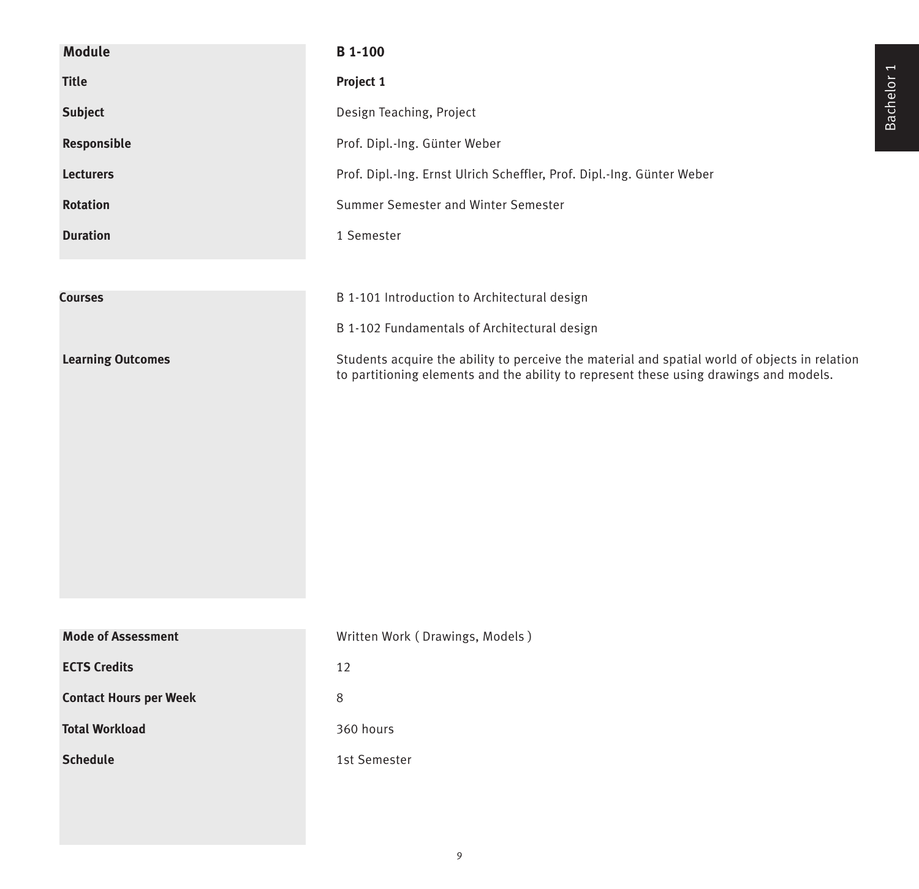| Module | B 1-100 |
| --- | --- |
| Title | **Project 1** |
| Subject | Design Teaching, Project |
| Responsible | Prof. Dipl.-Ing. Günter Weber |
| Lecturers | Prof. Dipl.-Ing. Ernst Ulrich Scheffler, Prof. Dipl.-Ing. Günter Weber |
| Rotation | Summer Semester and Winter Semester |
| Duration | 1 Semester |

| | |
| --- | --- |
| **Courses** | B 1-101 Introduction to Architectural design<br>B 1-102 Fundamentals of Architectural design |
| **Learning Outcomes** | Students acquire the ability to perceive the material and spatial world of objects in relation to partitioning elements and the ability to represent these using drawings and models. |

| | |
| --- | --- |
| **Mode of Assessment** | Written Work ( Drawings, Models ) |
| **ECTS Credits** | 12 |
| **Contact Hours per Week** | 8 |
| **Total Workload** | 360 hours |
| **Schedule** | 1st Semester |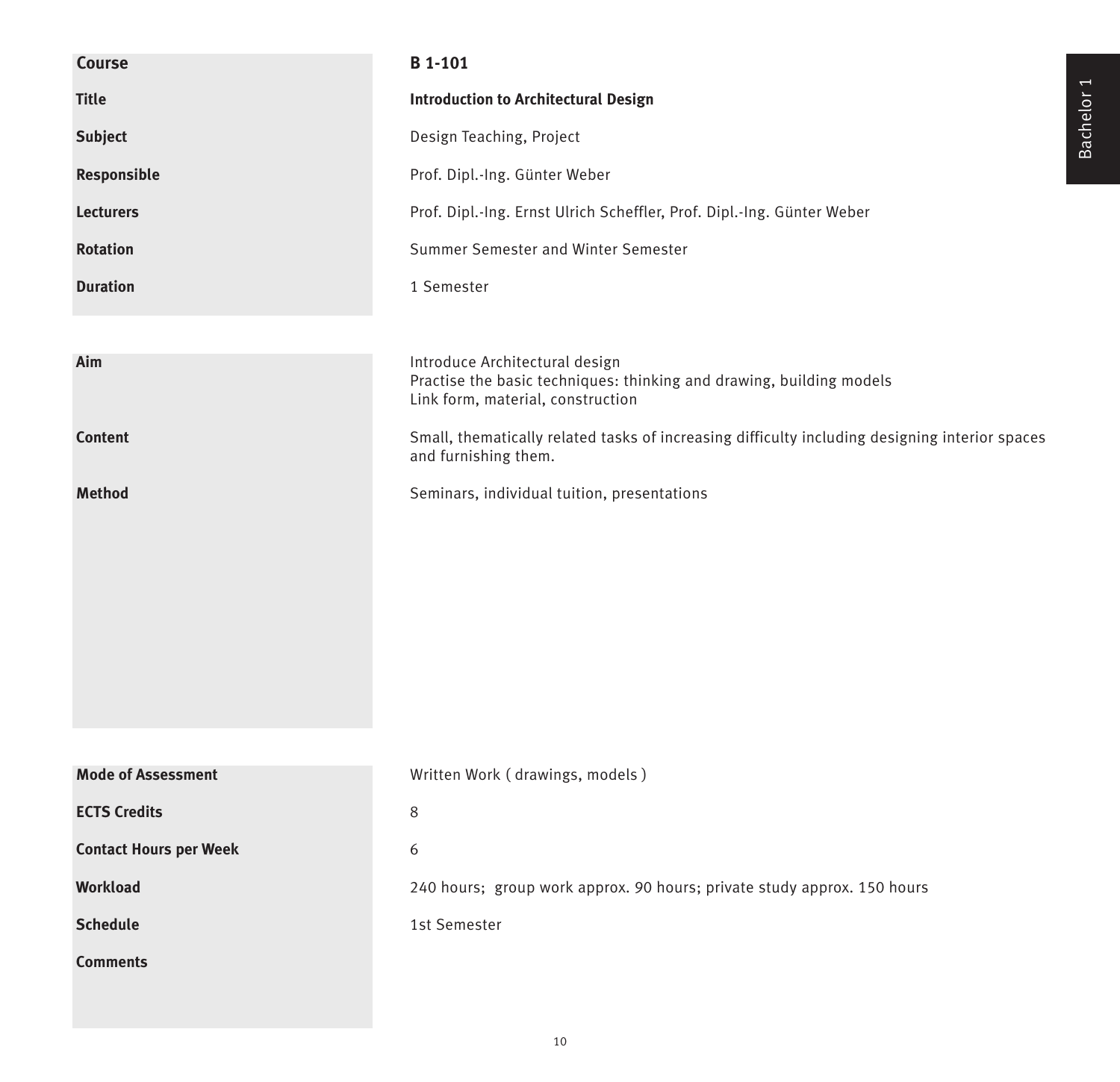| | |
|---|---|
| **Course** | **B 1-101** |
| **Title** | **Introduction to Architectural Design** |
| **Subject** | Design Teaching, Project |
| **Responsible** | Prof. Dipl.-Ing. Günter Weber |
| **Lecturers** | Prof. Dipl.-Ing. Ernst Ulrich Scheffler, Prof. Dipl.-Ing. Günter Weber |
| **Rotation** | Summer Semester and Winter Semester |
| **Duration** | 1 Semester |

| | |
|---|---|
| **Aim** | Introduce Architectural design<br>Practise the basic techniques: thinking and drawing, building models<br>Link form, material, construction |
| **Content** | Small, thematically related tasks of increasing difficulty including designing interior spaces and furnishing them. |
| **Method** | Seminars, individual tuition, presentations |

| | |
|---|---|
| **Mode of Assessment** | Written Work ( drawings, models ) |
| **ECTS Credits** | 8 |
| **Contact Hours per Week** | 6 |
| **Workload** | 240 hours; group work approx. 90 hours; private study approx. 150 hours |
| **Schedule** | 1st Semester |
| **Comments** | |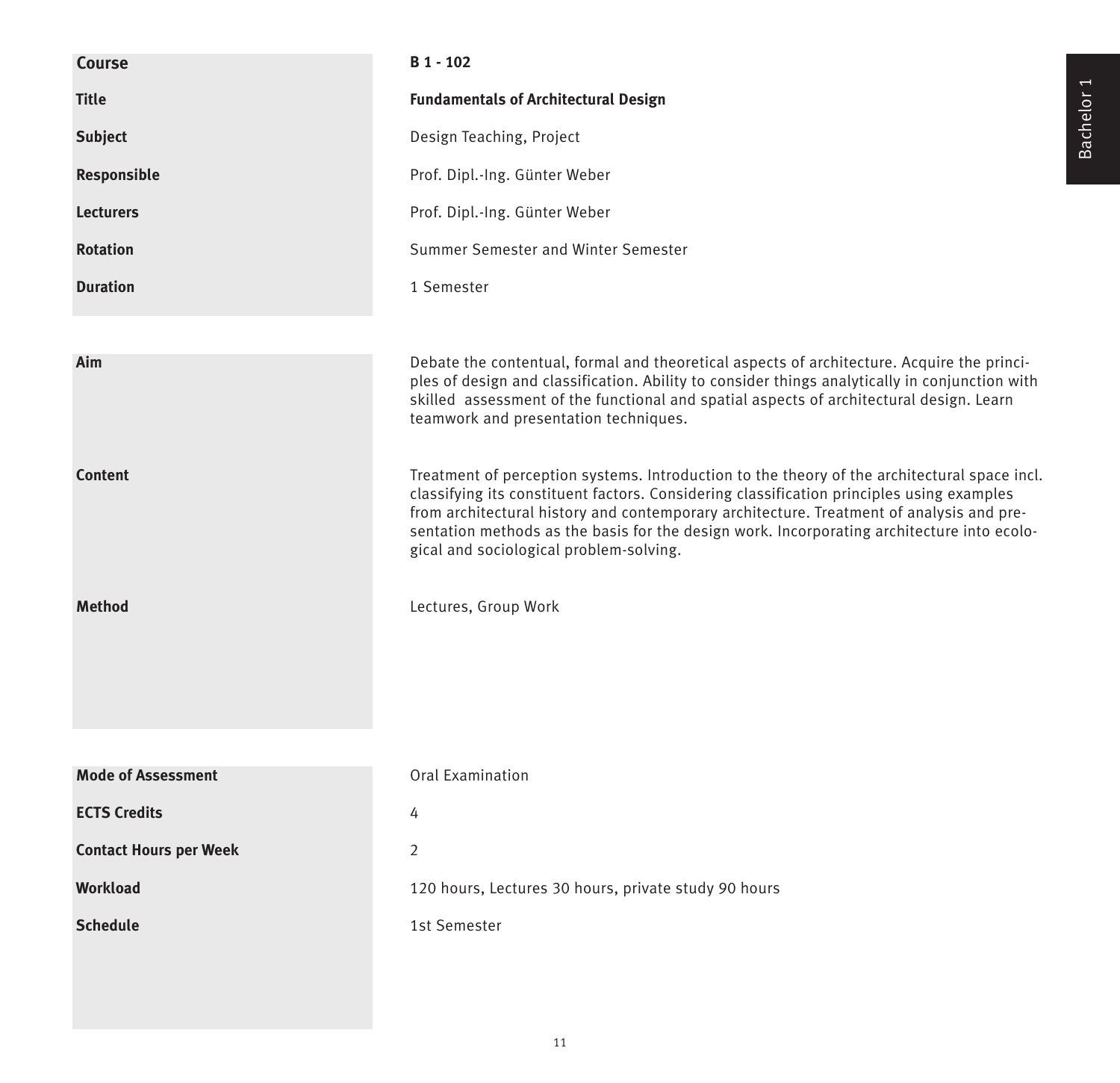| | |
|---|---|
| **Course** | **B 1 - 102** |
| **Title** | **Fundamentals of Architectural Design** |
| **Subject** | Design Teaching, Project |
| **Responsible** | Prof. Dipl.-Ing. Günter Weber |
| **Lecturers** | Prof. Dipl.-Ing. Günter Weber |
| **Rotation** | Summer Semester and Winter Semester |
| **Duration** | 1 Semester |

| | |
|---|---|
| **Aim** | Debate the contentual, formal and theoretical aspects of architecture. Acquire the principles of design and classification. Ability to consider things analytically in conjunction with skilled assessment of the functional and spatial aspects of architectural design. Learn teamwork and presentation techniques. |
| **Content** | Treatment of perception systems. Introduction to the theory of the architectural space incl. classifying its constituent factors. Considering classification principles using examples from architectural history and contemporary architecture. Treatment of analysis and presentation methods as the basis for the design work. Incorporating architecture into ecological and sociological problem-solving. |
| **Method** | Lectures, Group Work |

| | |
|---|---|
| **Mode of Assessment** | Oral Examination |
| **ECTS Credits** | 4 |
| **Contact Hours per Week** | 2 |
| **Workload** | 120 hours, Lectures 30 hours, private study 90 hours |
| **Schedule** | 1st Semester |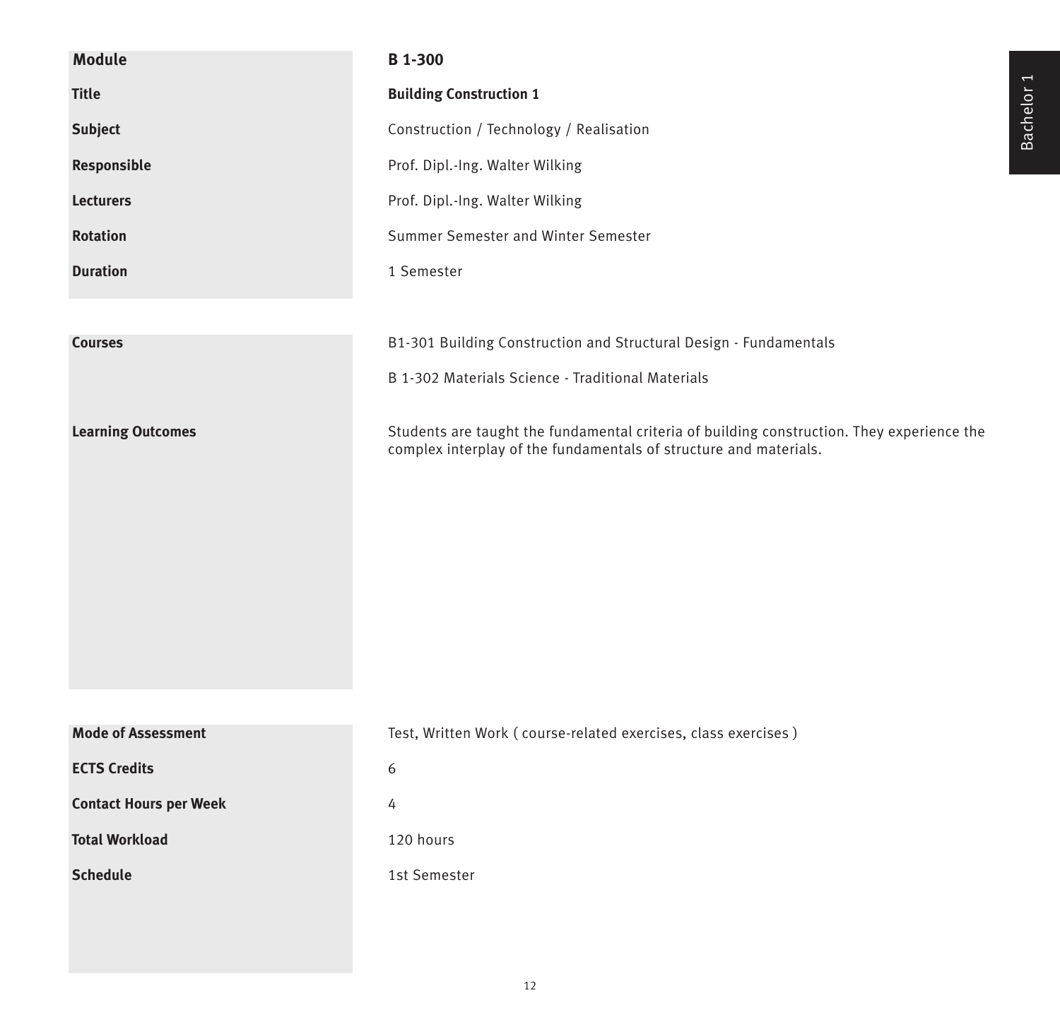| Module | B 1-300 |
|---|---|
| Title | **Building Construction 1** |
| Subject | Construction / Technology / Realisation |
| Responsible | Prof. Dipl.-Ing. Walter Wilking |
| Lecturers | Prof. Dipl.-Ing. Walter Wilking |
| Rotation | Summer Semester and Winter Semester |
| Duration | 1 Semester |

| | |
|---|---|
| **Courses** | B1-301 Building Construction and Structural Design - Fundamentals<br>B 1-302 Materials Science - Traditional Materials |
| **Learning Outcomes** | Students are taught the fundamental criteria of building construction. They experience the complex interplay of the fundamentals of structure and materials. |

| | |
|---|---|
| **Mode of Assessment** | Test, Written Work ( course-related exercises, class exercises ) |
| **ECTS Credits** | 6 |
| **Contact Hours per Week** | 4 |
| **Total Workload** | 120 hours |
| **Schedule** | 1st Semester |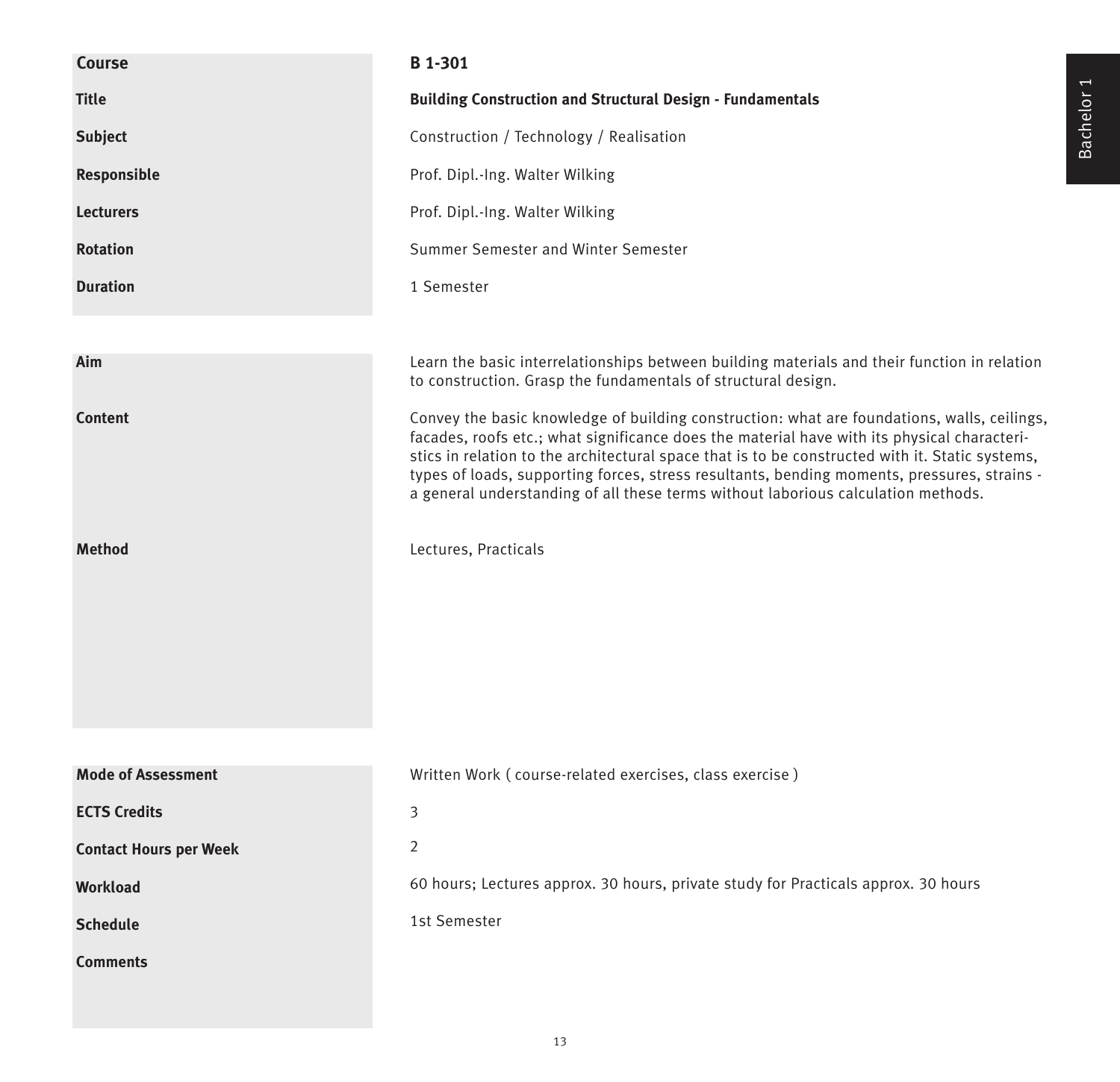| | |
|---|---|
| **Course** | **B 1-301** |
| **Title** | **Building Construction and Structural Design - Fundamentals** |
| **Subject** | Construction / Technology / Realisation |
| **Responsible** | Prof. Dipl.-Ing. Walter Wilking |
| **Lecturers** | Prof. Dipl.-Ing. Walter Wilking |
| **Rotation** | Summer Semester and Winter Semester |
| **Duration** | 1 Semester |

| | |
|---|---|
| **Aim** | Learn the basic interrelationships between building materials and their function in relation to construction. Grasp the fundamentals of structural design. |
| **Content** | Convey the basic knowledge of building construction: what are foundations, walls, ceilings, facades, roofs etc.; what significance does the material have with its physical characteristics in relation to the architectural space that is to be constructed with it. Static systems, types of loads, supporting forces, stress resultants, bending moments, pressures, strains - a general understanding of all these terms without laborious calculation methods. |
| **Method** | Lectures, Practicals |

| | |
|---|---|
| **Mode of Assessment** | Written Work ( course-related exercises, class exercise ) |
| **ECTS Credits** | 3 |
| **Contact Hours per Week** | 2 |
| **Workload** | 60 hours; Lectures approx. 30 hours, private study for Practicals approx. 30 hours |
| **Schedule** | 1st Semester |
| **Comments** | |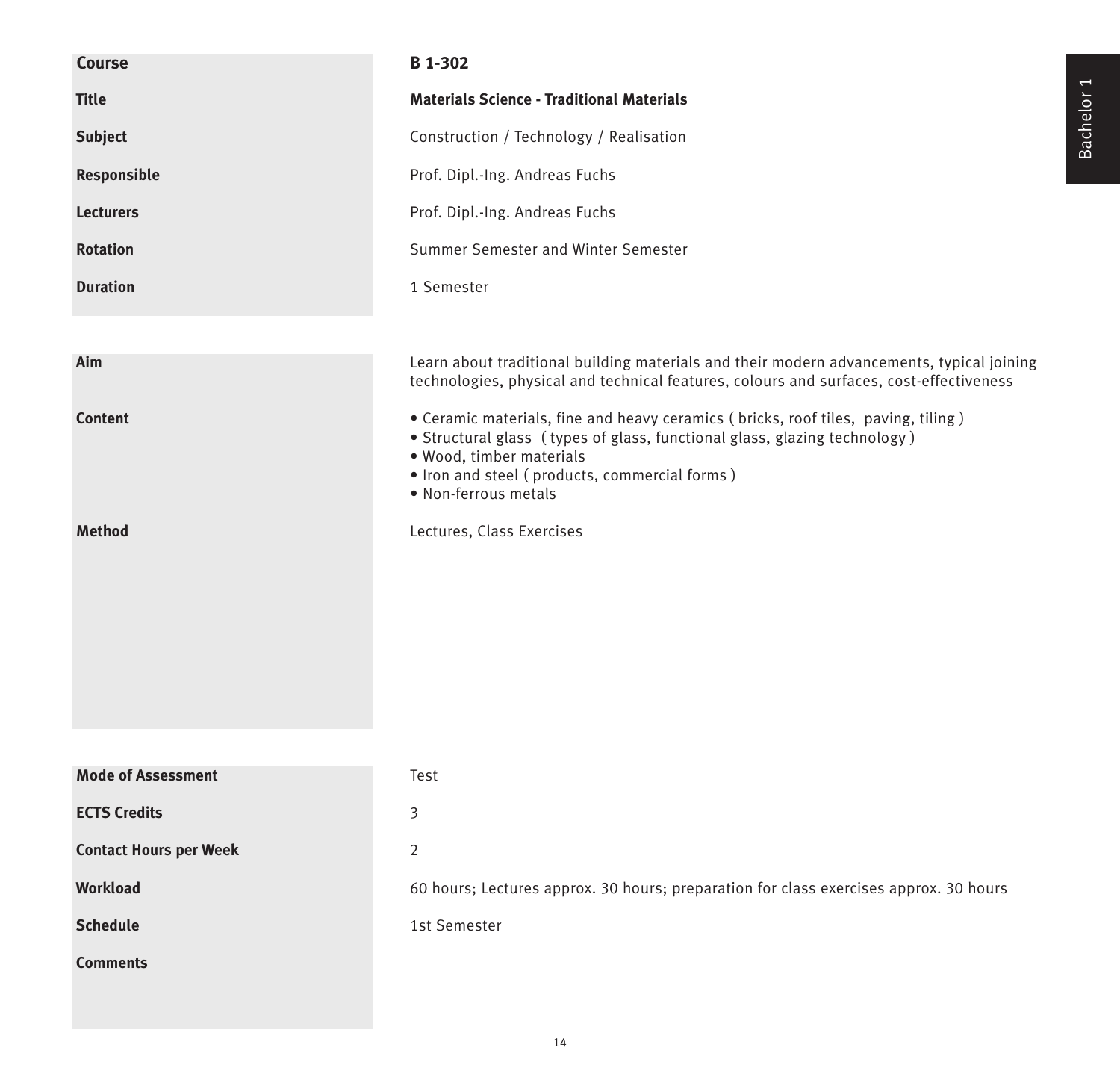| | |
|---|---|
| **Course** | **B 1-302** |
| **Title** | **Materials Science - Traditional Materials** |
| **Subject** | Construction / Technology / Realisation |
| **Responsible** | Prof. Dipl.-Ing. Andreas Fuchs |
| **Lecturers** | Prof. Dipl.-Ing. Andreas Fuchs |
| **Rotation** | Summer Semester and Winter Semester |
| **Duration** | 1 Semester |

| | |
|---|---|
| **Aim** | Learn about traditional building materials and their modern advancements, typical joining technologies, physical and technical features, colours and surfaces, cost-effectiveness |
| **Content** | • Ceramic materials, fine and heavy ceramics ( bricks, roof tiles, paving, tiling )<br>• Structural glass ( types of glass, functional glass, glazing technology )<br>• Wood, timber materials<br>• Iron and steel ( products, commercial forms )<br>• Non-ferrous metals |
| **Method** | Lectures, Class Exercises |

| | |
|---|---|
| **Mode of Assessment** | Test |
| **ECTS Credits** | 3 |
| **Contact Hours per Week** | 2 |
| **Workload** | 60 hours; Lectures approx. 30 hours; preparation for class exercises approx. 30 hours |
| **Schedule** | 1st Semester |
| **Comments** | |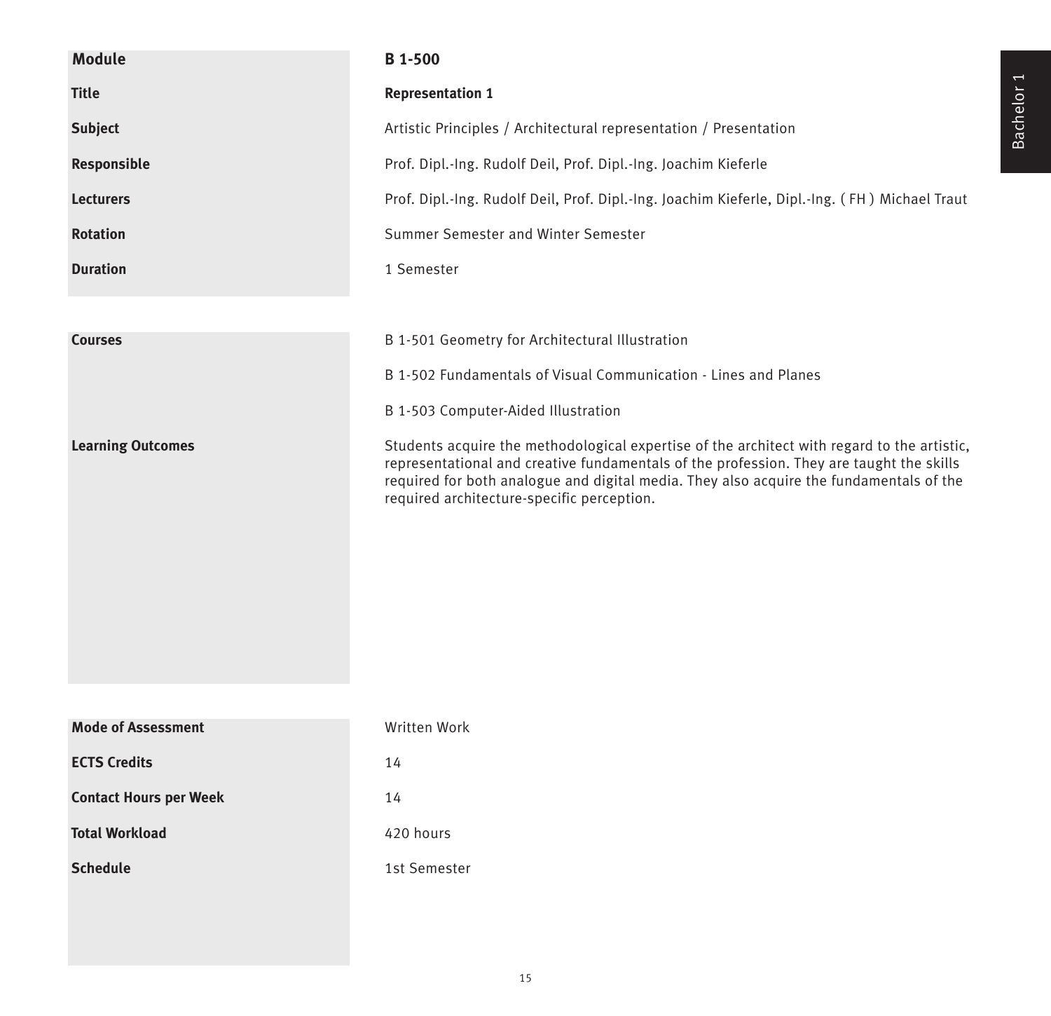| Module | B 1-500 |
| --- | --- |
| Title | **Representation 1** |
| Subject | Artistic Principles / Architectural representation / Presentation |
| Responsible | Prof. Dipl.-Ing. Rudolf Deil, Prof. Dipl.-Ing. Joachim Kieferle |
| Lecturers | Prof. Dipl.-Ing. Rudolf Deil, Prof. Dipl.-Ing. Joachim Kieferle, Dipl.-Ing. ( FH ) Michael Traut |
| Rotation | Summer Semester and Winter Semester |
| Duration | 1 Semester |

| | |
| --- | --- |
| **Courses** | B 1-501 Geometry for Architectural Illustration<br>B 1-502 Fundamentals of Visual Communication - Lines and Planes<br>B 1-503 Computer-Aided Illustration |
| **Learning Outcomes** | Students acquire the methodological expertise of the architect with regard to the artistic, representational and creative fundamentals of the profession. They are taught the skills required for both analogue and digital media. They also acquire the fundamentals of the required architecture-specific perception. |

| | |
| --- | --- |
| **Mode of Assessment** | Written Work |
| **ECTS Credits** | 14 |
| **Contact Hours per Week** | 14 |
| **Total Workload** | 420 hours |
| **Schedule** | 1st Semester |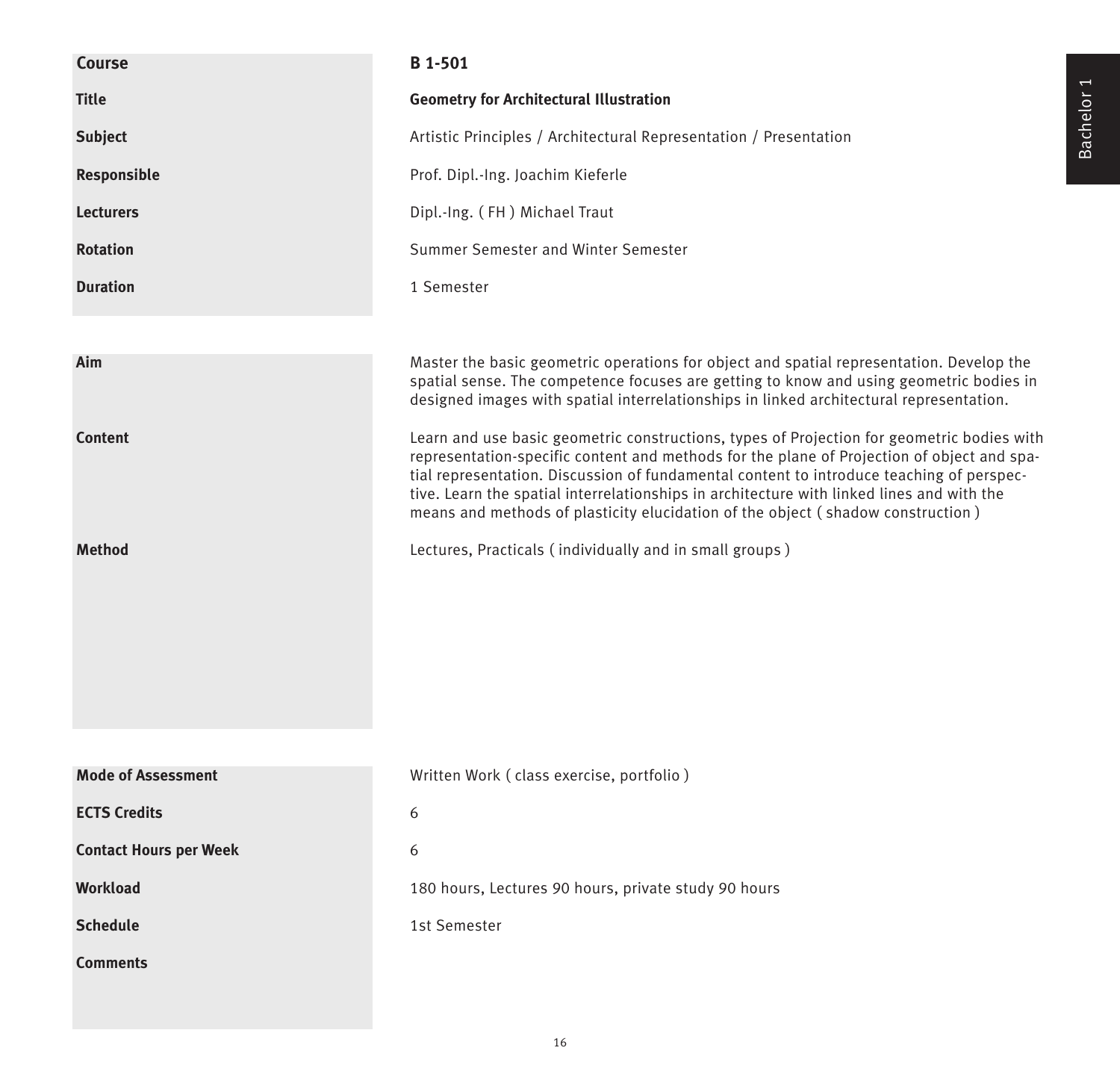| Course | B 1-501 |
| --- | --- |
| Title | **Geometry for Architectural Illustration** |
| Subject | Artistic Principles / Architectural Representation / Presentation |
| Responsible | Prof. Dipl.-Ing. Joachim Kieferle |
| Lecturers | Dipl.-Ing. ( FH ) Michael Traut |
| Rotation | Summer Semester and Winter Semester |
| Duration | 1 Semester |

| | |
| --- | --- |
| **Aim** | Master the basic geometric operations for object and spatial representation. Develop the spatial sense. The competence focuses are getting to know and using geometric bodies in designed images with spatial interrelationships in linked architectural representation. |
| **Content** | Learn and use basic geometric constructions, types of Projection for geometric bodies with representation-specific content and methods for the plane of Projection of object and spatial representation. Discussion of fundamental content to introduce teaching of perspective. Learn the spatial interrelationships in architecture with linked lines and with the means and methods of plasticity elucidation of the object ( shadow construction ) |
| **Method** | Lectures, Practicals ( individually and in small groups ) |

| | |
| --- | --- |
| **Mode of Assessment** | Written Work ( class exercise, portfolio ) |
| **ECTS Credits** | 6 |
| **Contact Hours per Week** | 6 |
| **Workload** | 180 hours, Lectures 90 hours, private study 90 hours |
| **Schedule** | 1st Semester |
| **Comments** | |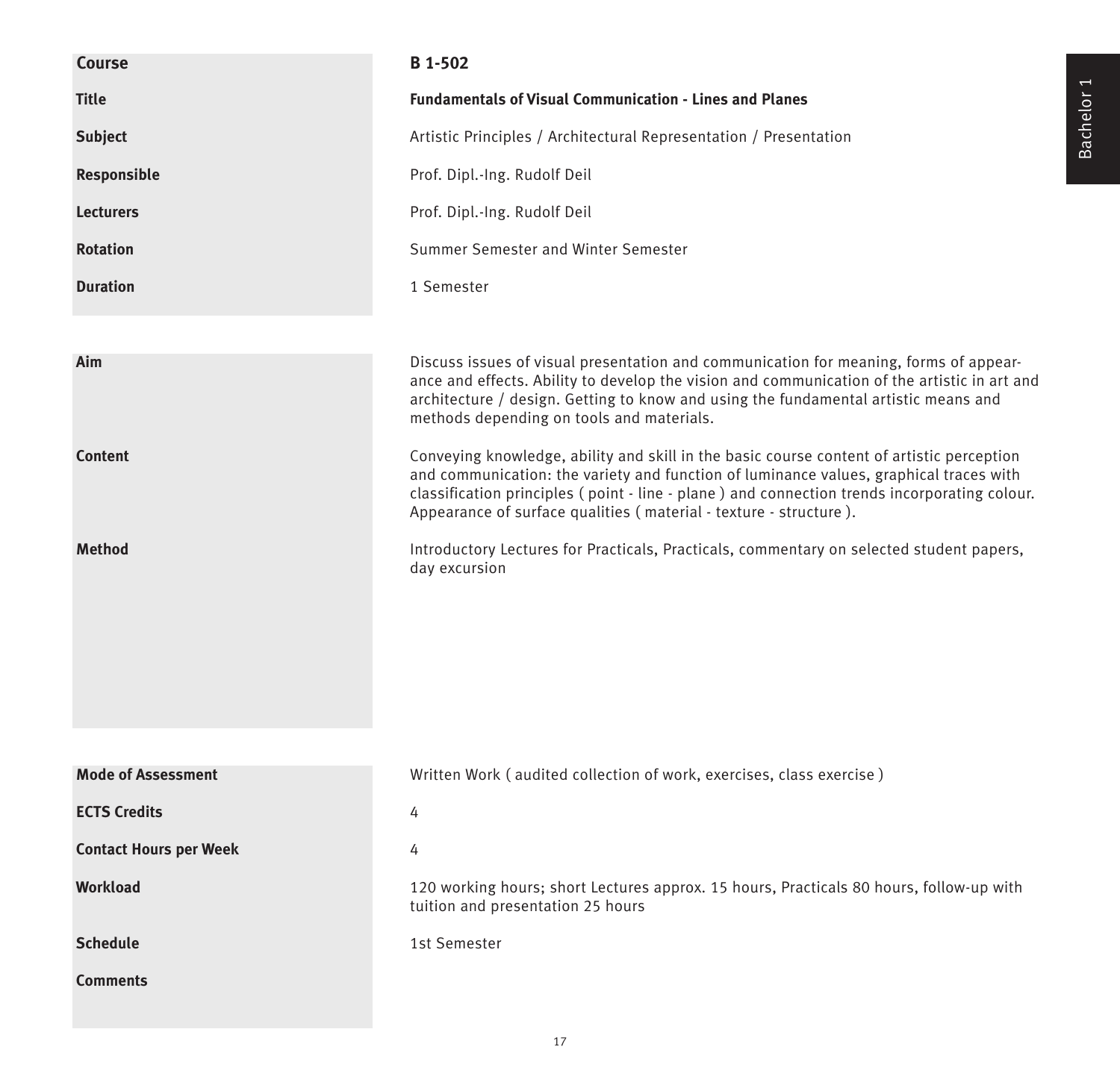| Course | B 1-502 |
|---|---|
| **Title** | **Fundamentals of Visual Communication - Lines and Planes** |
| **Subject** | Artistic Principles / Architectural Representation / Presentation |
| **Responsible** | Prof. Dipl.-Ing. Rudolf Deil |
| **Lecturers** | Prof. Dipl.-Ing. Rudolf Deil |
| **Rotation** | Summer Semester and Winter Semester |
| **Duration** | 1 Semester |

| | |
|---|---|
| **Aim** | Discuss issues of visual presentation and communication for meaning, forms of appearance and effects. Ability to develop the vision and communication of the artistic in art and architecture / design. Getting to know and using the fundamental artistic means and methods depending on tools and materials. |
| **Content** | Conveying knowledge, ability and skill in the basic course content of artistic perception and communication: the variety and function of luminance values, graphical traces with classification principles ( point - line - plane ) and connection trends incorporating colour. Appearance of surface qualities ( material - texture - structure ). |
| **Method** | Introductory Lectures for Practicals, Practicals, commentary on selected student papers, day excursion |

| | |
|---|---|
| **Mode of Assessment** | Written Work ( audited collection of work, exercises, class exercise ) |
| **ECTS Credits** | 4 |
| **Contact Hours per Week** | 4 |
| **Workload** | 120 working hours; short Lectures approx. 15 hours, Practicals 80 hours, follow-up with tuition and presentation 25 hours |
| **Schedule** | 1st Semester |
| **Comments** | |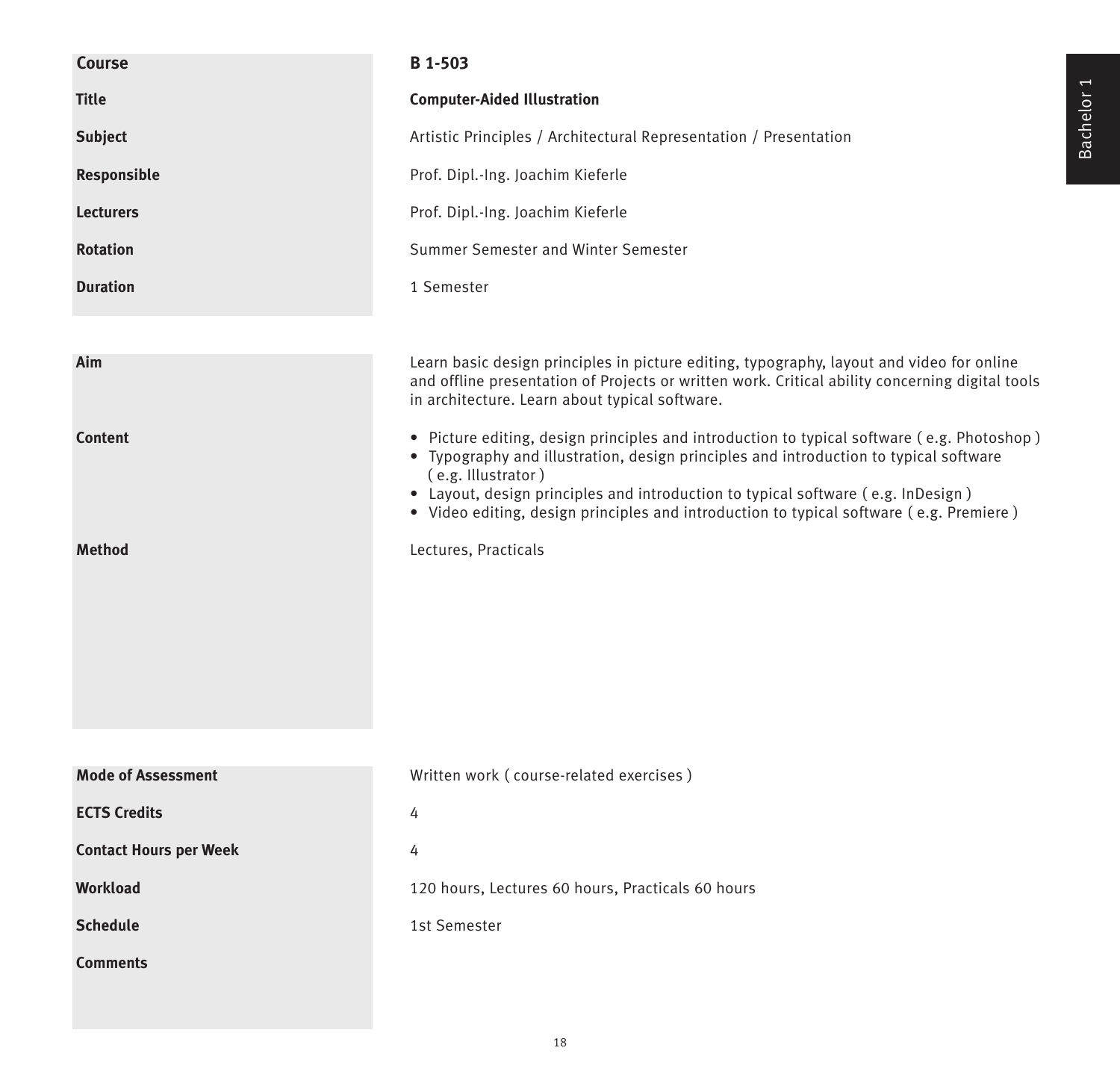| | |
|---|---|
| **Course** | **B 1-503** |
| **Title** | **Computer-Aided Illustration** |
| **Subject** | Artistic Principles / Architectural Representation / Presentation |
| **Responsible** | Prof. Dipl.-Ing. Joachim Kieferle |
| **Lecturers** | Prof. Dipl.-Ing. Joachim Kieferle |
| **Rotation** | Summer Semester and Winter Semester |
| **Duration** | 1 Semester |

| | |
|---|---|
| **Aim** | Learn basic design principles in picture editing, typography, layout and video for online and offline presentation of Projects or written work. Critical ability concerning digital tools in architecture. Learn about typical software. |
| **Content** | • Picture editing, design principles and introduction to typical software ( e.g. Photoshop )<br>• Typography and illustration, design principles and introduction to typical software ( e.g. Illustrator )<br>• Layout, design principles and introduction to typical software ( e.g. InDesign )<br>• Video editing, design principles and introduction to typical software ( e.g. Premiere ) |
| **Method** | Lectures, Practicals |

| | |
|---|---|
| **Mode of Assessment** | Written work ( course-related exercises ) |
| **ECTS Credits** | 4 |
| **Contact Hours per Week** | 4 |
| **Workload** | 120 hours, Lectures 60 hours, Practicals 60 hours |
| **Schedule** | 1st Semester |
| **Comments** | |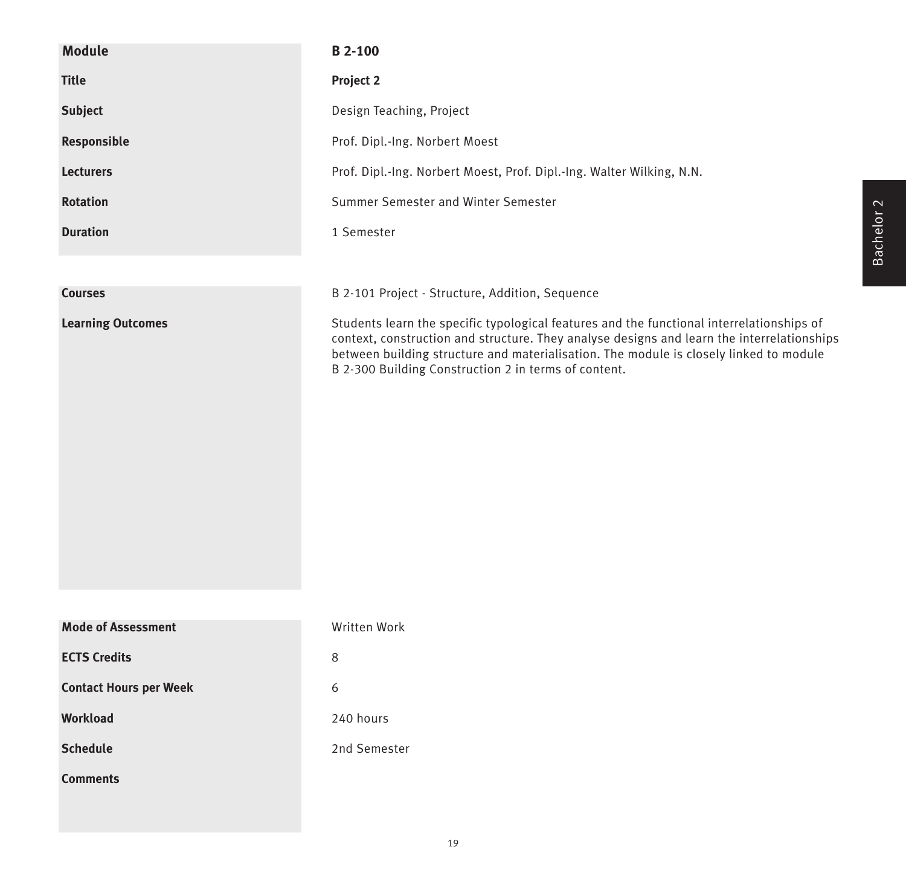| Module | B 2-100 |
| --- | --- |
| Title | **Project 2** |
| Subject | Design Teaching, Project |
| Responsible | Prof. Dipl.-Ing. Norbert Moest |
| Lecturers | Prof. Dipl.-Ing. Norbert Moest, Prof. Dipl.-Ing. Walter Wilking, N.N. |
| Rotation | Summer Semester and Winter Semester |
| Duration | 1 Semester |

| | |
| --- | --- |
| Courses | B 2-101 Project - Structure, Addition, Sequence |
| Learning Outcomes | Students learn the specific typological features and the functional interrelationships of context, construction and structure. They analyse designs and learn the interrelationships between building structure and materialisation. The module is closely linked to module B 2-300 Building Construction 2 in terms of content. |

| | |
| --- | --- |
| Mode of Assessment | Written Work |
| ECTS Credits | 8 |
| Contact Hours per Week | 6 |
| Workload | 240 hours |
| Schedule | 2nd Semester |
| Comments | |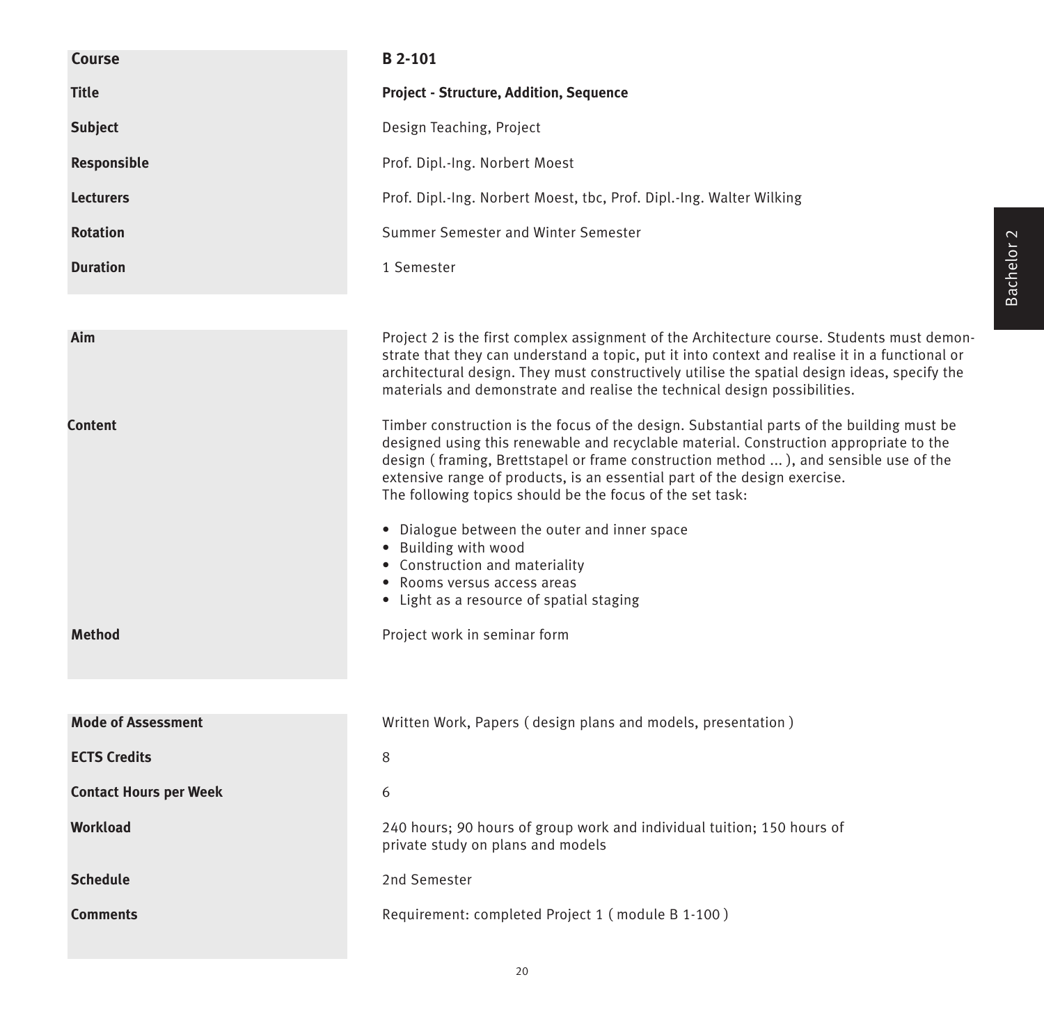| | |
|---|---|
| **Course** | **B 2-101** |
| **Title** | **Project - Structure, Addition, Sequence** |
| **Subject** | Design Teaching, Project |
| **Responsible** | Prof. Dipl.-Ing. Norbert Moest |
| **Lecturers** | Prof. Dipl.-Ing. Norbert Moest, tbc, Prof. Dipl.-Ing. Walter Wilking |
| **Rotation** | Summer Semester and Winter Semester |
| **Duration** | 1 Semester |

**Aim**

Project 2 is the first complex assignment of the Architecture course. Students must demonstrate that they can understand a topic, put it into context and realise it in a functional or architectural design. They must constructively utilise the spatial design ideas, specify the materials and demonstrate and realise the technical design possibilities.

**Content**

Timber construction is the focus of the design. Substantial parts of the building must be designed using this renewable and recyclable material. Construction appropriate to the design ( framing, Brettstapel or frame construction method ... ), and sensible use of the extensive range of products, is an essential part of the design exercise.
The following topics should be the focus of the set task:

- Dialogue between the outer and inner space
- Building with wood
- Construction and materiality
- Rooms versus access areas
- Light as a resource of spatial staging

**Method**

Project work in seminar form

| | |
|---|---|
| **Mode of Assessment** | Written Work, Papers ( design plans and models, presentation ) |
| **ECTS Credits** | 8 |
| **Contact Hours per Week** | 6 |
| **Workload** | 240 hours; 90 hours of group work and individual tuition; 150 hours of private study on plans and models |
| **Schedule** | 2nd Semester |
| **Comments** | Requirement: completed Project 1 ( module B 1-100 ) |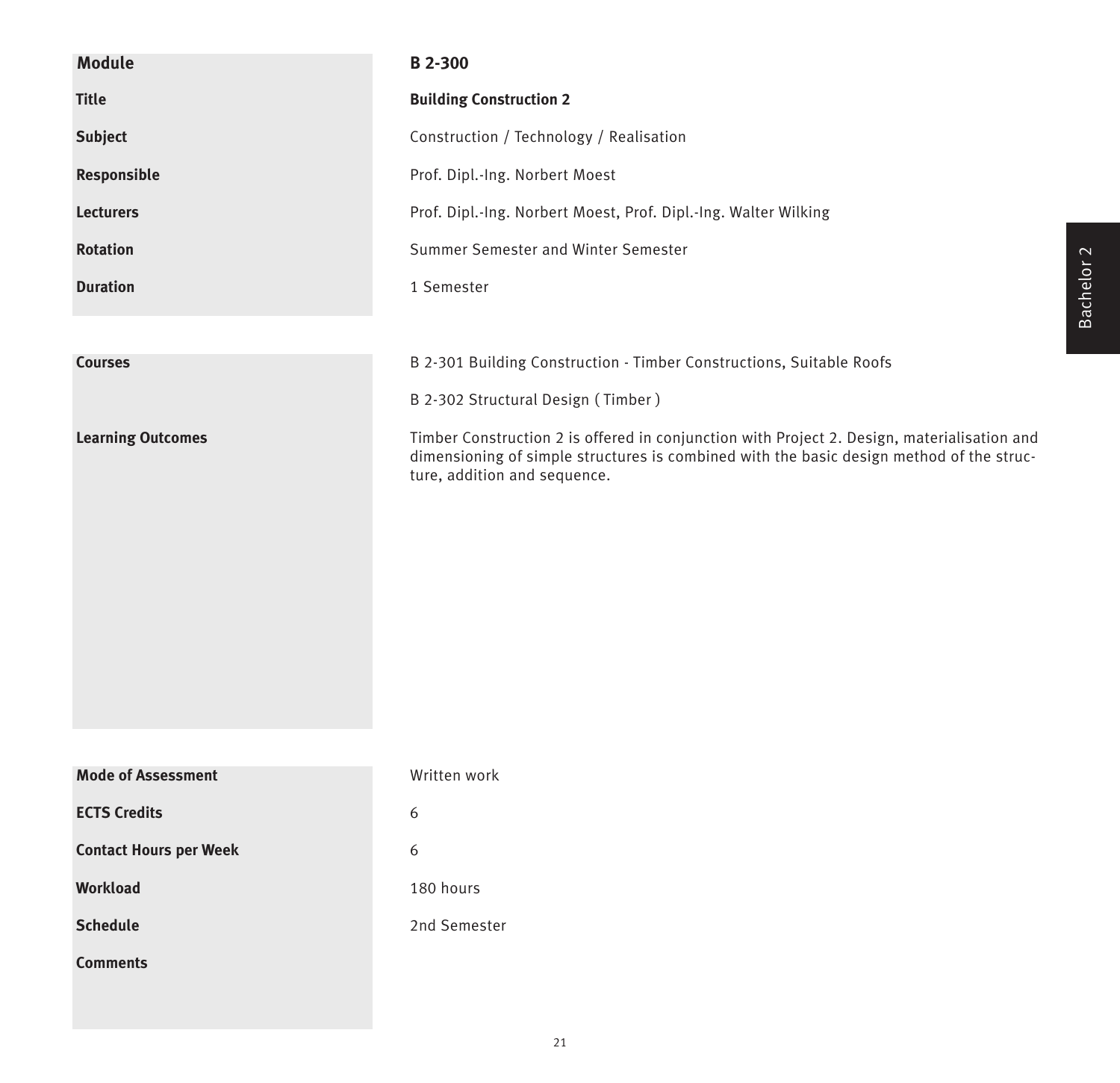| Module | B 2-300 |
|---|---|
| Title | **Building Construction 2** |
| Subject | Construction / Technology / Realisation |
| Responsible | Prof. Dipl.-Ing. Norbert Moest |
| Lecturers | Prof. Dipl.-Ing. Norbert Moest, Prof. Dipl.-Ing. Walter Wilking |
| Rotation | Summer Semester and Winter Semester |
| Duration | 1 Semester |

| | |
|---|---|
| Courses | B 2-301 Building Construction - Timber Constructions, Suitable Roofs<br><br>B 2-302 Structural Design ( Timber ) |
| Learning Outcomes | Timber Construction 2 is offered in conjunction with Project 2. Design, materialisation and dimensioning of simple structures is combined with the basic design method of the structure, addition and sequence. |

| | |
|---|---|
| Mode of Assessment | Written work |
| ECTS Credits | 6 |
| Contact Hours per Week | 6 |
| Workload | 180 hours |
| Schedule | 2nd Semester |
| Comments | |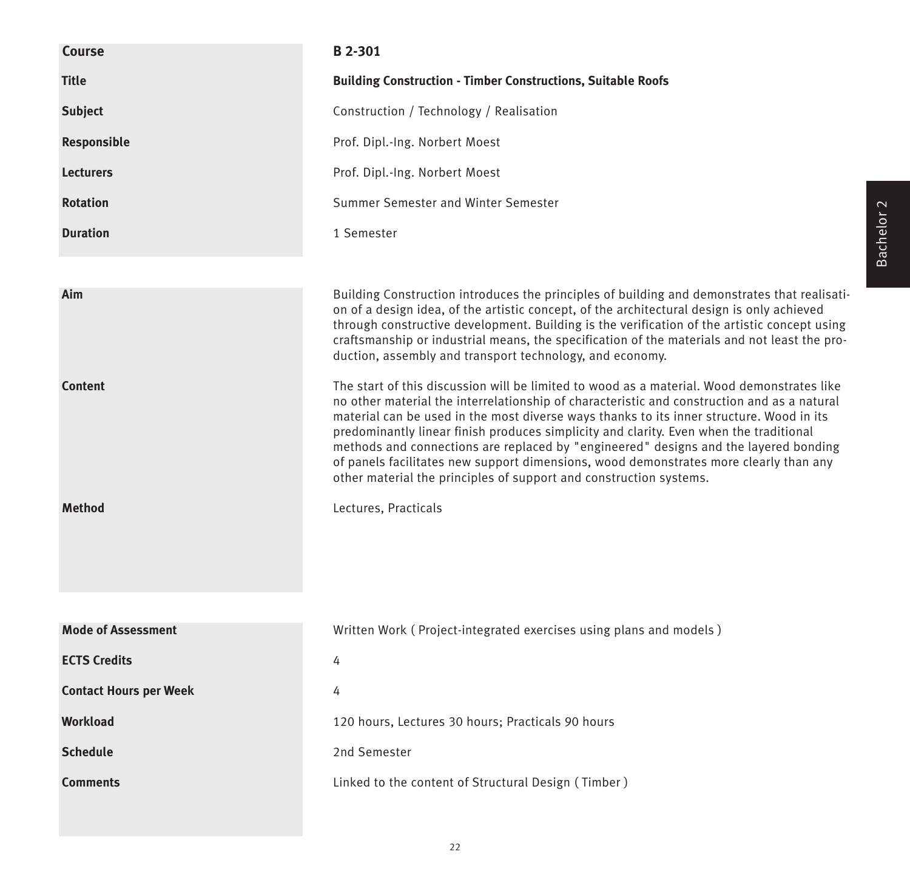| | |
|---|---|
| **Course** | **B 2-301** |
| **Title** | **Building Construction - Timber Constructions, Suitable Roofs** |
| **Subject** | Construction / Technology / Realisation |
| **Responsible** | Prof. Dipl.-Ing. Norbert Moest |
| **Lecturers** | Prof. Dipl.-Ing. Norbert Moest |
| **Rotation** | Summer Semester and Winter Semester |
| **Duration** | 1 Semester |

| | |
|---|---|
| **Aim** | Building Construction introduces the principles of building and demonstrates that realisation of a design idea, of the artistic concept, of the architectural design is only achieved through constructive development. Building is the verification of the artistic concept using craftsmanship or industrial means, the specification of the materials and not least the production, assembly and transport technology, and economy. |
| **Content** | The start of this discussion will be limited to wood as a material. Wood demonstrates like no other material the interrelationship of characteristic and construction and as a natural material can be used in the most diverse ways thanks to its inner structure. Wood in its predominantly linear finish produces simplicity and clarity. Even when the traditional methods and connections are replaced by "engineered" designs and the layered bonding of panels facilitates new support dimensions, wood demonstrates more clearly than any other material the principles of support and construction systems. |
| **Method** | Lectures, Practicals |

| | |
|---|---|
| **Mode of Assessment** | Written Work ( Project-integrated exercises using plans and models ) |
| **ECTS Credits** | 4 |
| **Contact Hours per Week** | 4 |
| **Workload** | 120 hours, Lectures 30 hours; Practicals 90 hours |
| **Schedule** | 2nd Semester |
| **Comments** | Linked to the content of Structural Design ( Timber ) |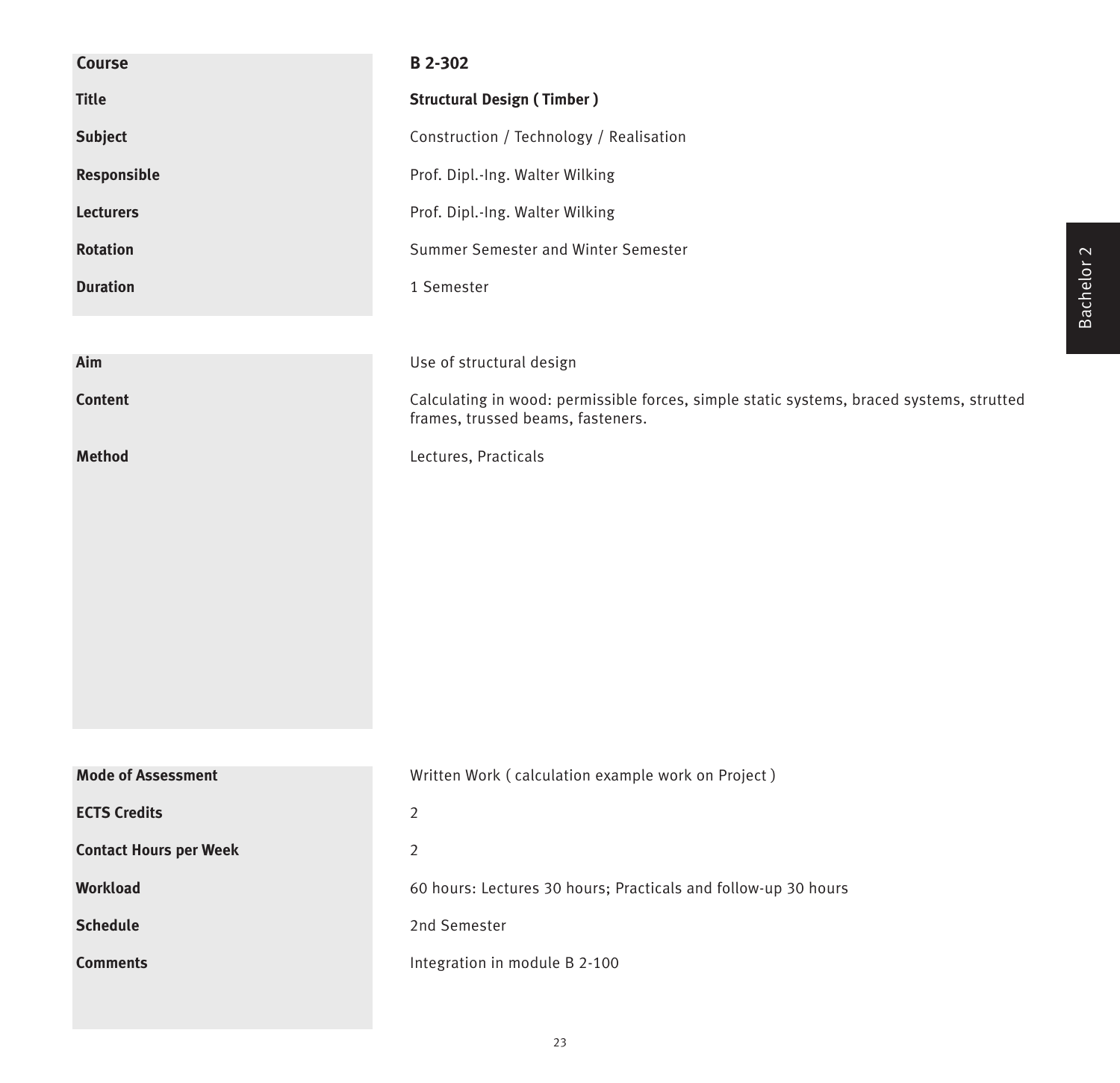| Course | B 2-302 |
|---|---|
| Title | **Structural Design ( Timber )** |
| Subject | Construction / Technology / Realisation |
| Responsible | Prof. Dipl.-Ing. Walter Wilking |
| Lecturers | Prof. Dipl.-Ing. Walter Wilking |
| Rotation | Summer Semester and Winter Semester |
| Duration | 1 Semester |

| Aim | Use of structural design |
|---|---|
| Content | Calculating in wood: permissible forces, simple static systems, braced systems, strutted frames, trussed beams, fasteners. |
| Method | Lectures, Practicals |

| Mode of Assessment | Written Work ( calculation example work on Project ) |
|---|---|
| ECTS Credits | 2 |
| Contact Hours per Week | 2 |
| Workload | 60 hours: Lectures 30 hours; Practicals and follow-up 30 hours |
| Schedule | 2nd Semester |
| Comments | Integration in module B 2-100 |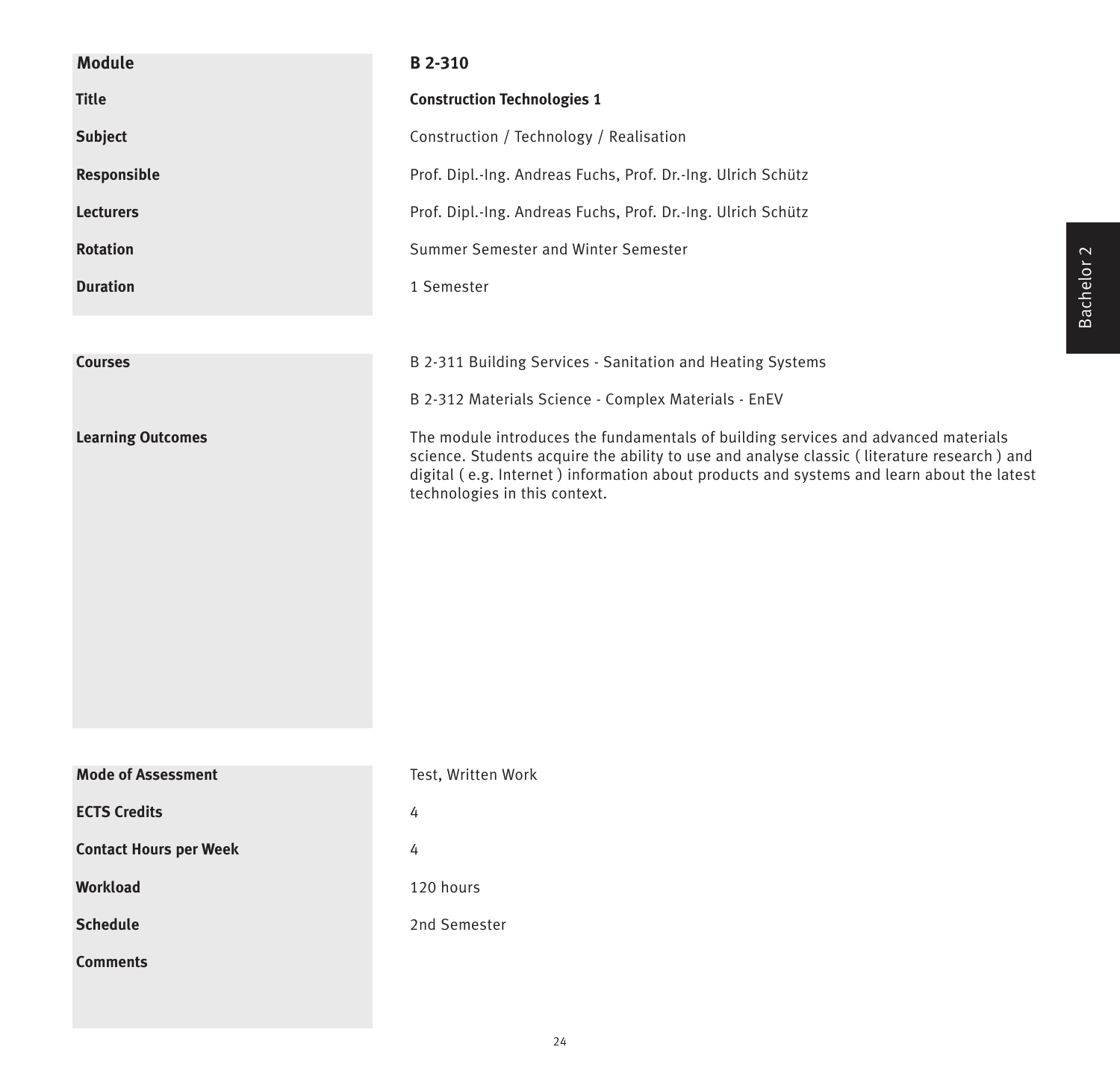| Module | B 2-310 |
|---|---|
| Title | **Construction Technologies 1** |
| Subject | Construction / Technology / Realisation |
| Responsible | Prof. Dipl.-Ing. Andreas Fuchs, Prof. Dr.-Ing. Ulrich Schütz |
| Lecturers | Prof. Dipl.-Ing. Andreas Fuchs, Prof. Dr.-Ing. Ulrich Schütz |
| Rotation | Summer Semester and Winter Semester |
| Duration | 1 Semester |

| | |
|---|---|
| Courses | B 2-311 Building Services - Sanitation and Heating Systems<br><br>B 2-312 Materials Science - Complex Materials - EnEV |
| Learning Outcomes | The module introduces the fundamentals of building services and advanced materials science. Students acquire the ability to use and analyse classic ( literature research ) and digital ( e.g. Internet ) information about products and systems and learn about the latest technologies in this context. |

| | |
|---|---|
| Mode of Assessment | Test, Written Work |
| ECTS Credits | 4 |
| Contact Hours per Week | 4 |
| Workload | 120 hours |
| Schedule | 2nd Semester |
| Comments | |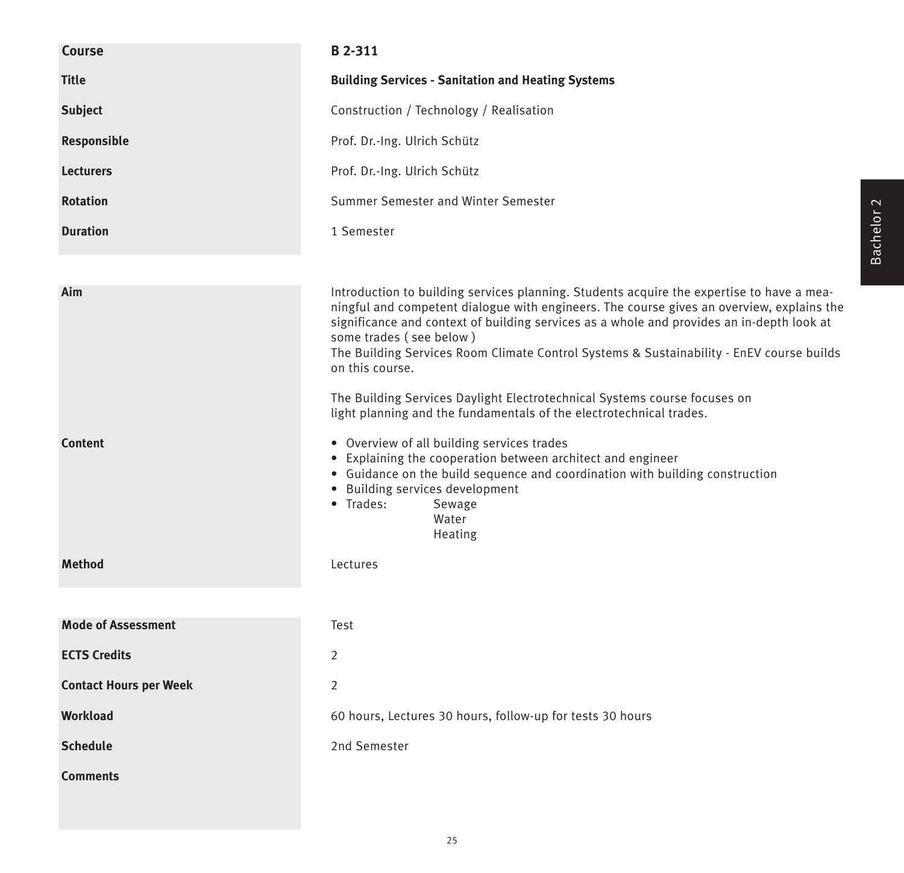| | |
|---|---|
| **Course** | **B 2-311** |
| **Title** | **Building Services - Sanitation and Heating Systems** |
| **Subject** | Construction / Technology / Realisation |
| **Responsible** | Prof. Dr.-Ing. Ulrich Schütz |
| **Lecturers** | Prof. Dr.-Ing. Ulrich Schütz |
| **Rotation** | Summer Semester and Winter Semester |
| **Duration** | 1 Semester |

**Aim**

Introduction to building services planning. Students acquire the expertise to have a meaningful and competent dialogue with engineers. The course gives an overview, explains the significance and context of building services as a whole and provides an in-depth look at some trades ( see below )
The Building Services Room Climate Control Systems & Sustainability - EnEV course builds on this course.

The Building Services Daylight Electrotechnical Systems course focuses on light planning and the fundamentals of the electrotechnical trades.

**Content**

- Overview of all building services trades
- Explaining the cooperation between architect and engineer
- Guidance on the build sequence and coordination with building construction
- Building services development
- Trades: Sewage
  Water
  Heating

**Method**

Lectures

| | |
|---|---|
| **Mode of Assessment** | Test |
| **ECTS Credits** | 2 |
| **Contact Hours per Week** | 2 |
| **Workload** | 60 hours, Lectures 30 hours, follow-up for tests 30 hours |
| **Schedule** | 2nd Semester |
| **Comments** | |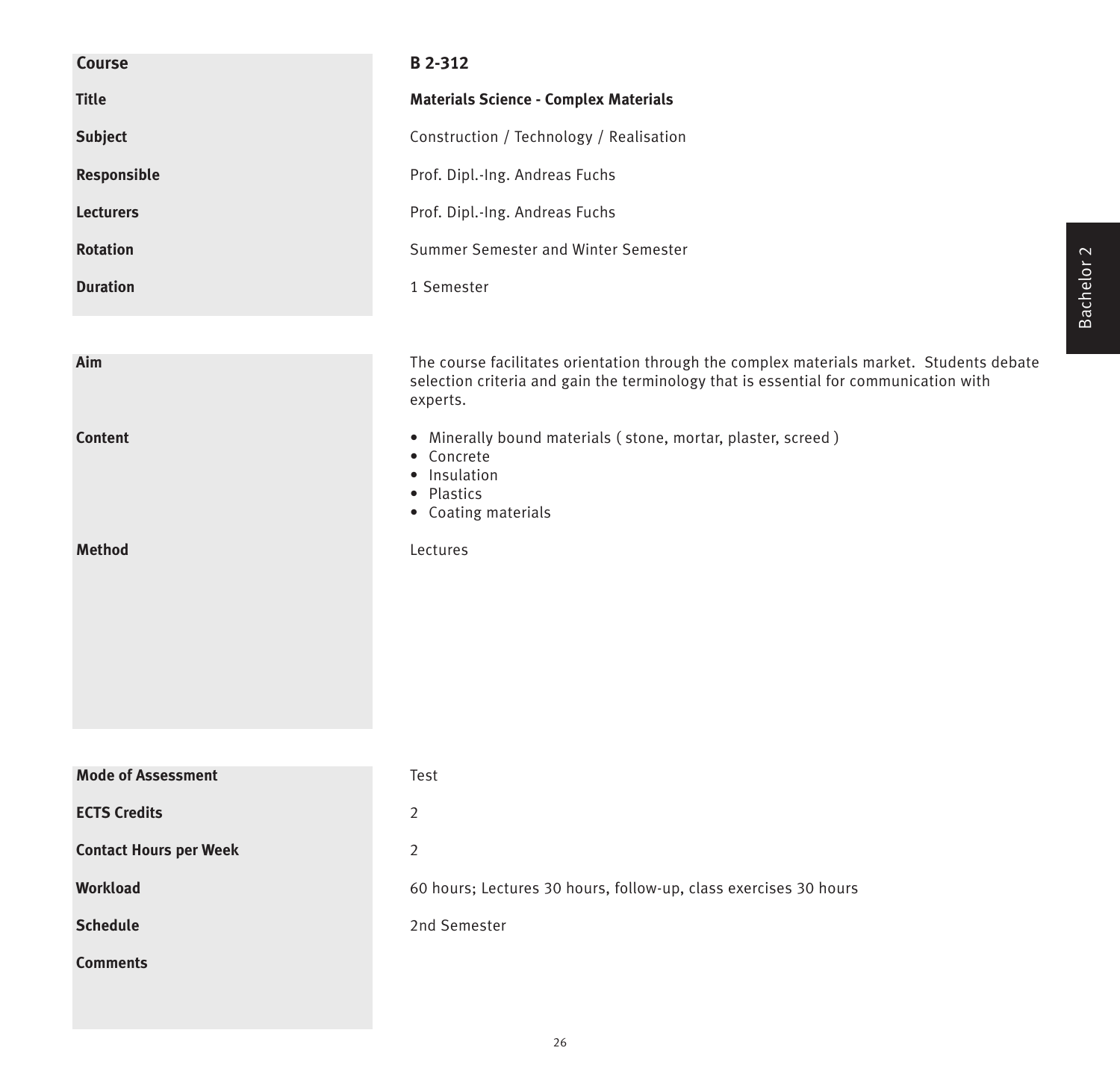| Course | B 2-312 |
|---|---|
| **Title** | **Materials Science - Complex Materials** |
| **Subject** | Construction / Technology / Realisation |
| **Responsible** | Prof. Dipl.-Ing. Andreas Fuchs |
| **Lecturers** | Prof. Dipl.-Ing. Andreas Fuchs |
| **Rotation** | Summer Semester and Winter Semester |
| **Duration** | 1 Semester |

| | |
|---|---|
| **Aim** | The course facilitates orientation through the complex materials market. Students debate selection criteria and gain the terminology that is essential for communication with experts. |
| **Content** | • Minerally bound materials ( stone, mortar, plaster, screed )<br>• Concrete<br>• Insulation<br>• Plastics<br>• Coating materials |
| **Method** | Lectures |

| | |
|---|---|
| **Mode of Assessment** | Test |
| **ECTS Credits** | 2 |
| **Contact Hours per Week** | 2 |
| **Workload** | 60 hours; Lectures 30 hours, follow-up, class exercises 30 hours |
| **Schedule** | 2nd Semester |
| **Comments** | |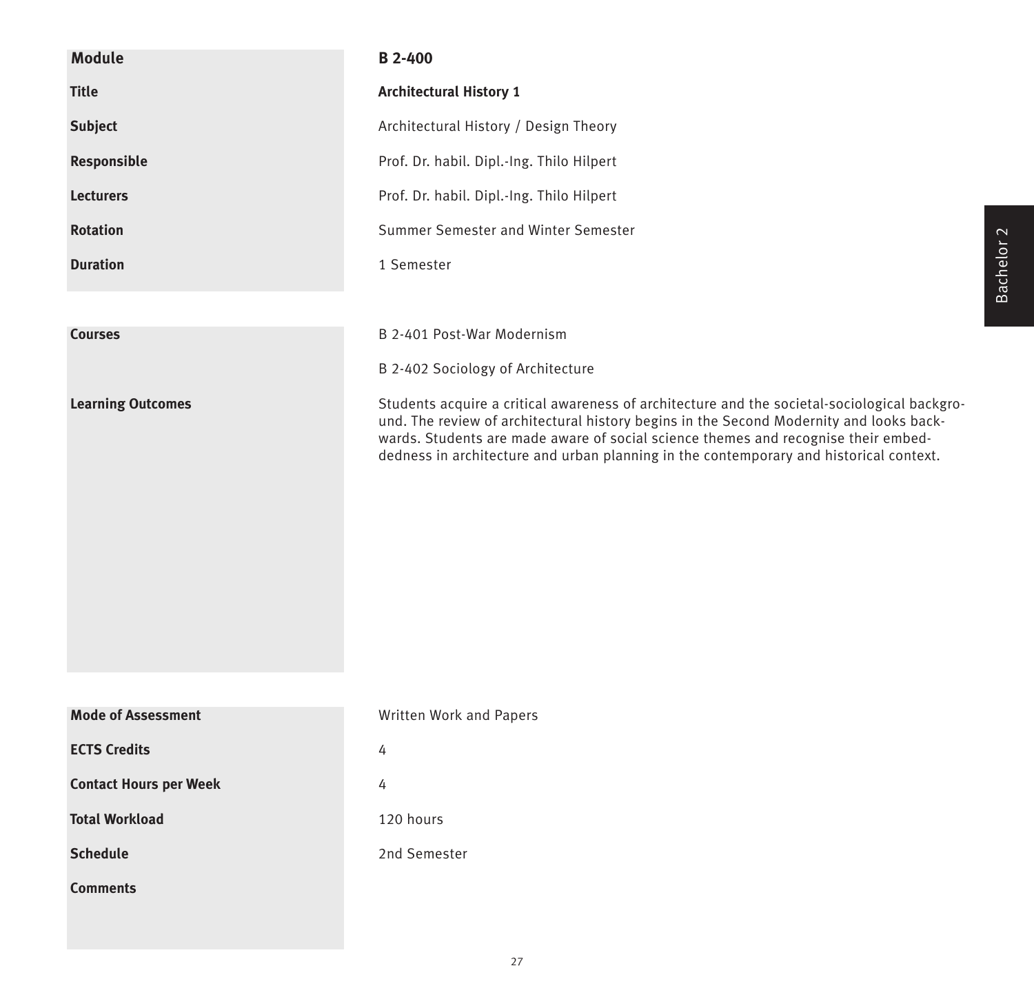| Module | B 2-400 |
| --- | --- |
| Title | **Architectural History 1** |
| Subject | Architectural History / Design Theory |
| Responsible | Prof. Dr. habil. Dipl.-Ing. Thilo Hilpert |
| Lecturers | Prof. Dr. habil. Dipl.-Ing. Thilo Hilpert |
| Rotation | Summer Semester and Winter Semester |
| Duration | 1 Semester |
| Courses | B 2-401 Post-War Modernism<br>B 2-402 Sociology of Architecture |
| Learning Outcomes | Students acquire a critical awareness of architecture and the societal-sociological background. The review of architectural history begins in the Second Modernity and looks backwards. Students are made aware of social science themes and recognise their embeddedness in architecture and urban planning in the contemporary and historical context. |
| Mode of Assessment | Written Work and Papers |
| ECTS Credits | 4 |
| Contact Hours per Week | 4 |
| Total Workload | 120 hours |
| Schedule | 2nd Semester |
| Comments | |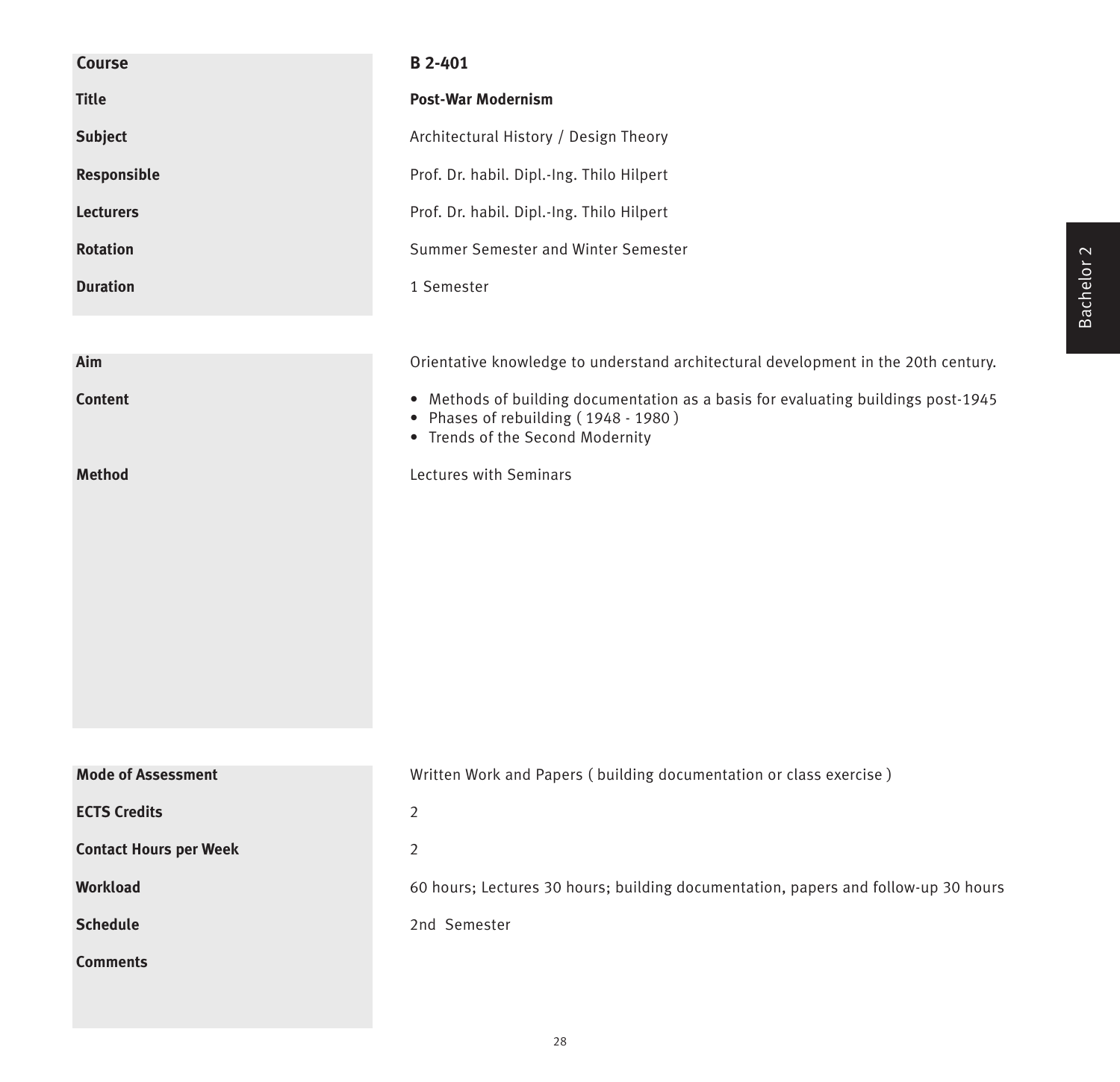| Course | B 2-401 |
|---|---|
| Title | **Post-War Modernism** |
| Subject | Architectural History / Design Theory |
| Responsible | Prof. Dr. habil. Dipl.-Ing. Thilo Hilpert |
| Lecturers | Prof. Dr. habil. Dipl.-Ing. Thilo Hilpert |
| Rotation | Summer Semester and Winter Semester |
| Duration | 1 Semester |

| | |
|---|---|
| Aim | Orientative knowledge to understand architectural development in the 20th century. |
| Content | • Methods of building documentation as a basis for evaluating buildings post-1945<br>• Phases of rebuilding ( 1948 - 1980 )<br>• Trends of the Second Modernity |
| Method | Lectures with Seminars |

| | |
|---|---|
| Mode of Assessment | Written Work and Papers ( building documentation or class exercise ) |
| ECTS Credits | 2 |
| Contact Hours per Week | 2 |
| Workload | 60 hours; Lectures 30 hours; building documentation, papers and follow-up 30 hours |
| Schedule | 2nd Semester |
| Comments | |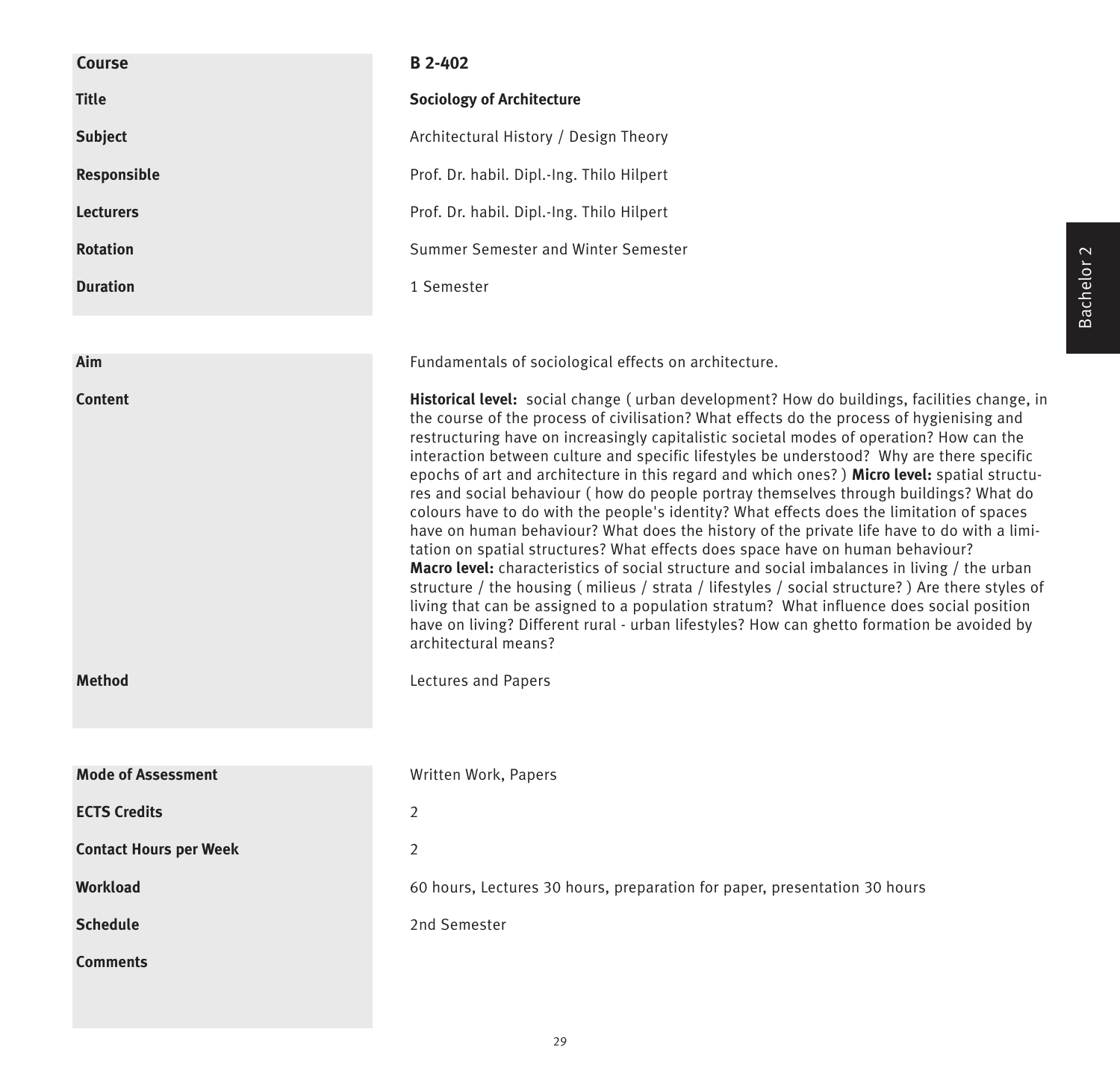| | |
|---|---|
| **Course** | **B 2-402** |
| **Title** | **Sociology of Architecture** |
| **Subject** | Architectural History / Design Theory |
| **Responsible** | Prof. Dr. habil. Dipl.-Ing. Thilo Hilpert |
| **Lecturers** | Prof. Dr. habil. Dipl.-Ing. Thilo Hilpert |
| **Rotation** | Summer Semester and Winter Semester |
| **Duration** | 1 Semester |

| | |
|---|---|
| **Aim** | Fundamentals of sociological effects on architecture. |
| **Content** | **Historical level:** social change ( urban development? How do buildings, facilities change, in the course of the process of civilisation? What effects do the process of hygienising and restructuring have on increasingly capitalistic societal modes of operation? How can the interaction between culture and specific lifestyles be understood? Why are there specific epochs of art and architecture in this regard and which ones? ) **Micro level:** spatial structures and social behaviour ( how do people portray themselves through buildings? What do colours have to do with the people's identity? What effects does the limitation of spaces have on human behaviour? What does the history of the private life have to do with a limitation on spatial structures? What effects does space have on human behaviour? **Macro level:** characteristics of social structure and social imbalances in living / the urban structure / the housing ( milieus / strata / lifestyles / social structure? ) Are there styles of living that can be assigned to a population stratum? What influence does social position have on living? Different rural - urban lifestyles? How can ghetto formation be avoided by architectural means? |
| **Method** | Lectures and Papers |

| | |
|---|---|
| **Mode of Assessment** | Written Work, Papers |
| **ECTS Credits** | 2 |
| **Contact Hours per Week** | 2 |
| **Workload** | 60 hours, Lectures 30 hours, preparation for paper, presentation 30 hours |
| **Schedule** | 2nd Semester |
| **Comments** | |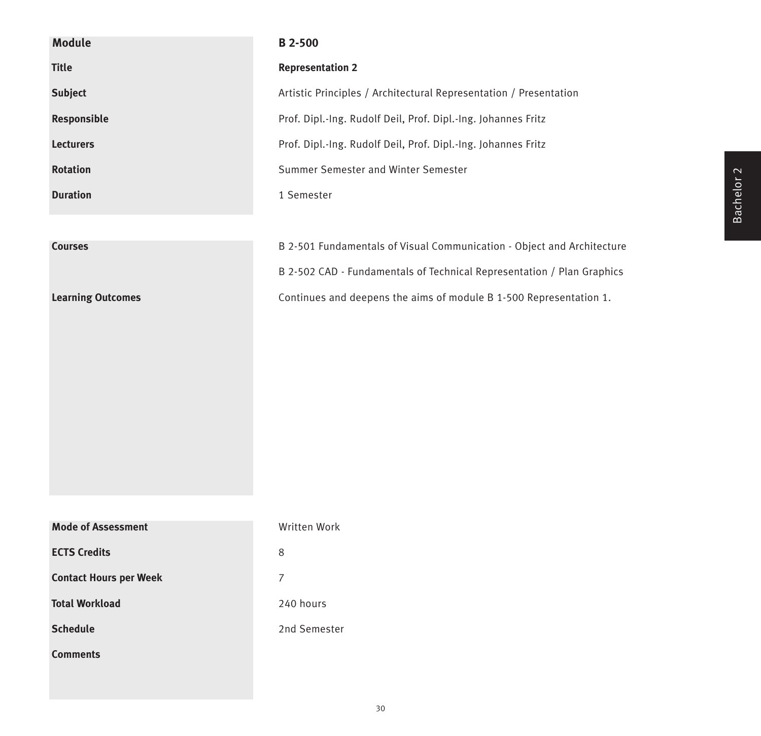| Module | B 2-500 |
|---|---|
| Title | **Representation 2** |
| Subject | Artistic Principles / Architectural Representation / Presentation |
| Responsible | Prof. Dipl.-Ing. Rudolf Deil, Prof. Dipl.-Ing. Johannes Fritz |
| Lecturers | Prof. Dipl.-Ing. Rudolf Deil, Prof. Dipl.-Ing. Johannes Fritz |
| Rotation | Summer Semester and Winter Semester |
| Duration | 1 Semester |

| | |
|---|---|
| **Courses** | B 2-501 Fundamentals of Visual Communication - Object and Architecture |
| | B 2-502 CAD - Fundamentals of Technical Representation / Plan Graphics |
| **Learning Outcomes** | Continues and deepens the aims of module B 1-500 Representation 1. |

| | |
|---|---|
| **Mode of Assessment** | Written Work |
| **ECTS Credits** | 8 |
| **Contact Hours per Week** | 7 |
| **Total Workload** | 240 hours |
| **Schedule** | 2nd Semester |
| **Comments** | |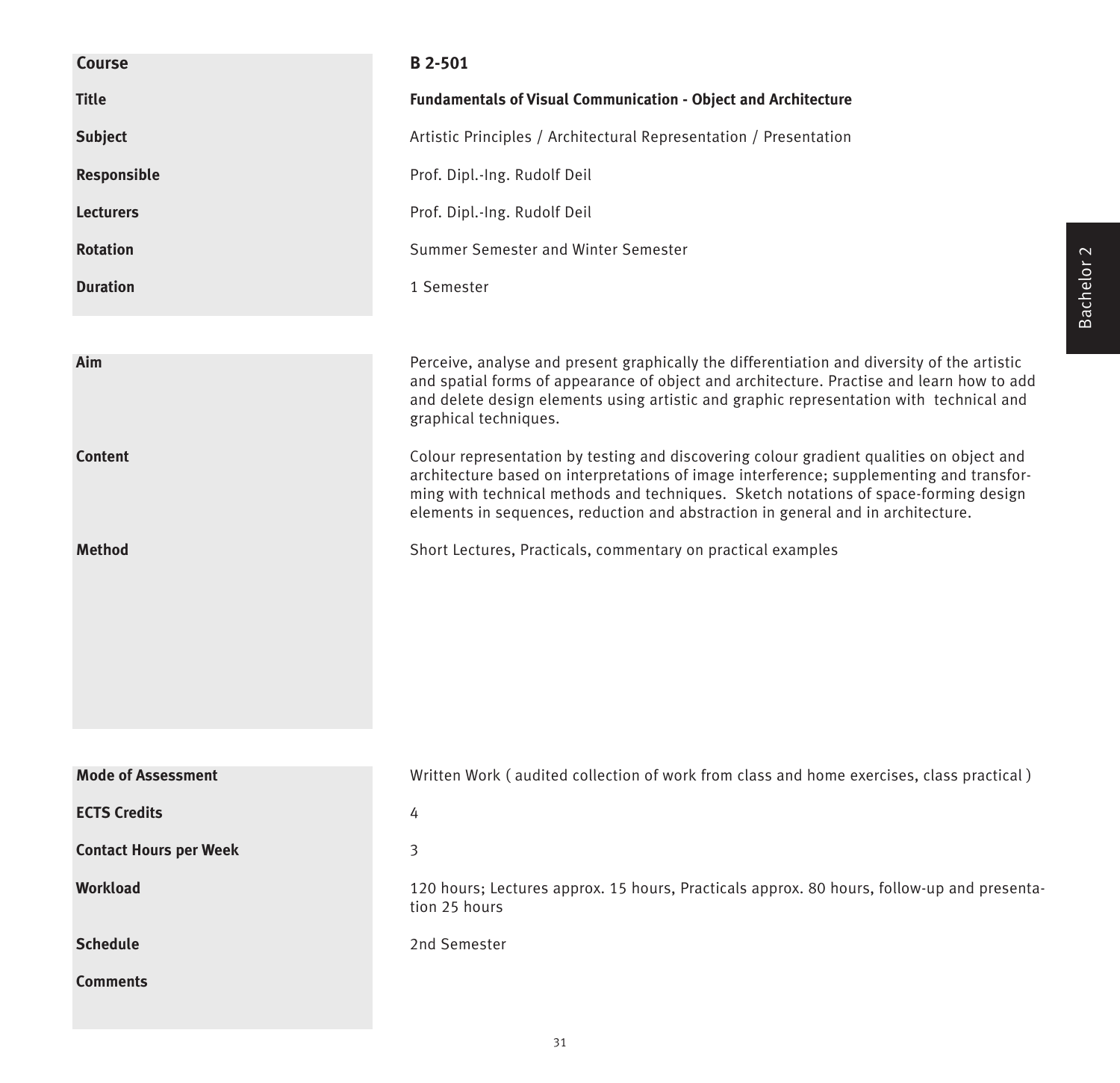| Course | B 2-501 |
|---|---|
| Title | **Fundamentals of Visual Communication - Object and Architecture** |
| Subject | Artistic Principles / Architectural Representation / Presentation |
| Responsible | Prof. Dipl.-Ing. Rudolf Deil |
| Lecturers | Prof. Dipl.-Ing. Rudolf Deil |
| Rotation | Summer Semester and Winter Semester |
| Duration | 1 Semester |

| | |
|---|---|
| Aim | Perceive, analyse and present graphically the differentiation and diversity of the artistic and spatial forms of appearance of object and architecture. Practise and learn how to add and delete design elements using artistic and graphic representation with technical and graphical techniques. |
| Content | Colour representation by testing and discovering colour gradient qualities on object and architecture based on interpretations of image interference; supplementing and transforming with technical methods and techniques. Sketch notations of space-forming design elements in sequences, reduction and abstraction in general and in architecture. |
| Method | Short Lectures, Practicals, commentary on practical examples |

| | |
|---|---|
| Mode of Assessment | Written Work ( audited collection of work from class and home exercises, class practical ) |
| ECTS Credits | 4 |
| Contact Hours per Week | 3 |
| Workload | 120 hours; Lectures approx. 15 hours, Practicals approx. 80 hours, follow-up and presentation 25 hours |
| Schedule | 2nd Semester |
| Comments | |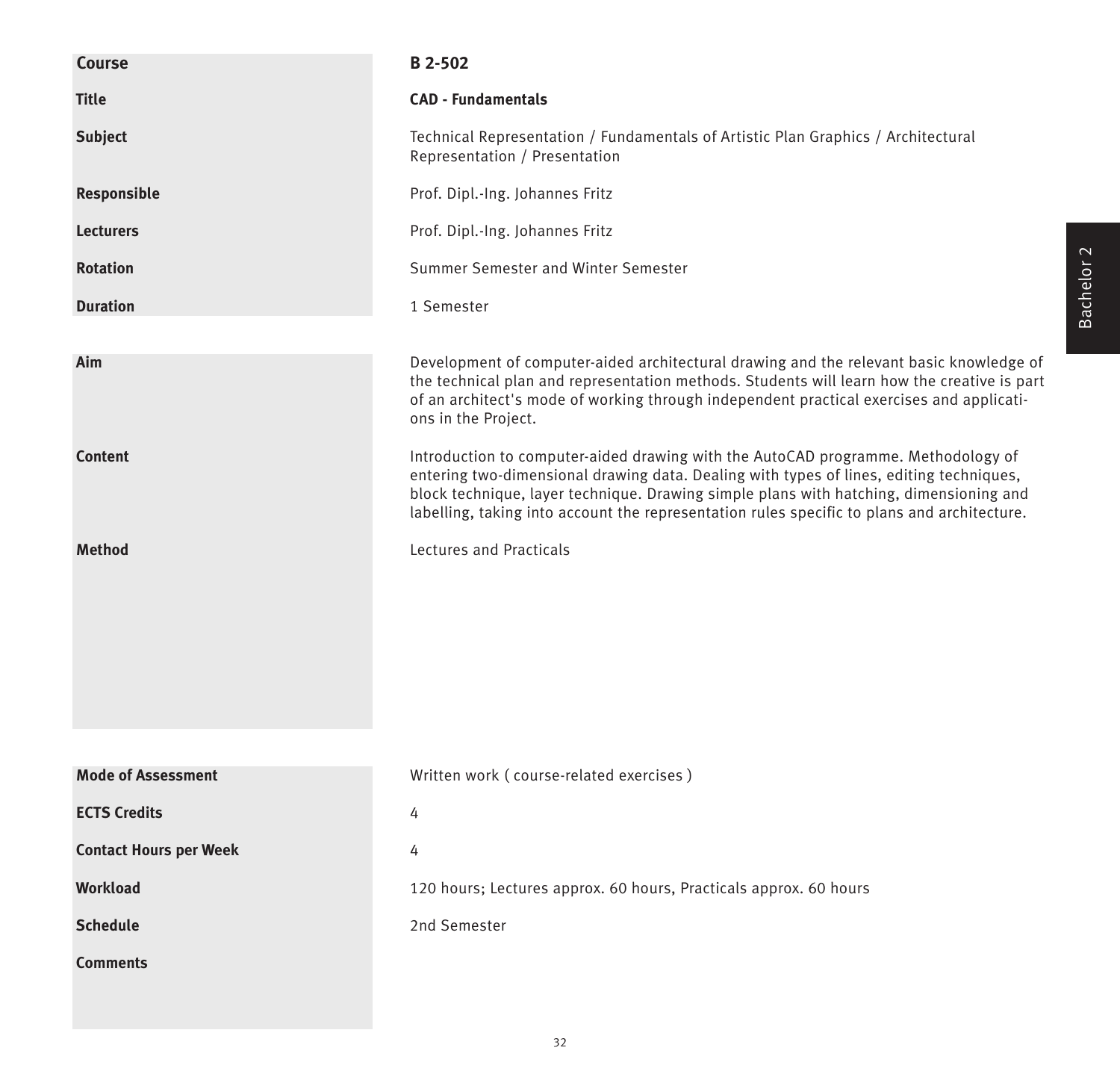| Course | B 2-502 |
|---|---|
| Title | **CAD - Fundamentals** |
| Subject | Technical Representation / Fundamentals of Artistic Plan Graphics / Architectural Representation / Presentation |
| Responsible | Prof. Dipl.-Ing. Johannes Fritz |
| Lecturers | Prof. Dipl.-Ing. Johannes Fritz |
| Rotation | Summer Semester and Winter Semester |
| Duration | 1 Semester |

| | |
|---|---|
| Aim | Development of computer-aided architectural drawing and the relevant basic knowledge of the technical plan and representation methods. Students will learn how the creative is part of an architect's mode of working through independent practical exercises and applications in the Project. |
| Content | Introduction to computer-aided drawing with the AutoCAD programme. Methodology of entering two-dimensional drawing data. Dealing with types of lines, editing techniques, block technique, layer technique. Drawing simple plans with hatching, dimensioning and labelling, taking into account the representation rules specific to plans and architecture. |
| Method | Lectures and Practicals |

| | |
|---|---|
| Mode of Assessment | Written work ( course-related exercises ) |
| ECTS Credits | 4 |
| Contact Hours per Week | 4 |
| Workload | 120 hours; Lectures approx. 60 hours, Practicals approx. 60 hours |
| Schedule | 2nd Semester |
| Comments | |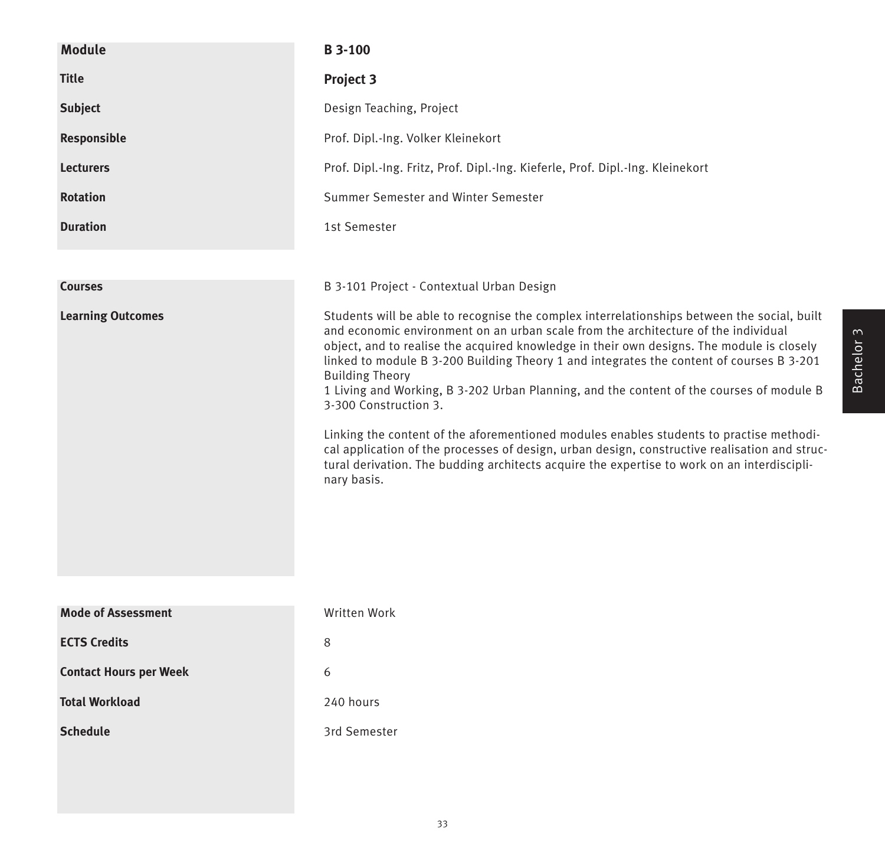| | |
|---|---|
| **Module** | **B 3-100** |
| **Title** | **Project 3** |
| **Subject** | Design Teaching, Project |
| **Responsible** | Prof. Dipl.-Ing. Volker Kleinekort |
| **Lecturers** | Prof. Dipl.-Ing. Fritz, Prof. Dipl.-Ing. Kieferle, Prof. Dipl.-Ing. Kleinekort |
| **Rotation** | Summer Semester and Winter Semester |
| **Duration** | 1st Semester |

| | |
|---|---|
| **Courses** | B 3-101 Project - Contextual Urban Design |
| **Learning Outcomes** | Students will be able to recognise the complex interrelationships between the social, built and economic environment on an urban scale from the architecture of the individual object, and to realise the acquired knowledge in their own designs. The module is closely linked to module B 3-200 Building Theory 1 and integrates the content of courses B 3-201 Building Theory 1 Living and Working, B 3-202 Urban Planning, and the content of the courses of module B 3-300 Construction 3.<br><br>Linking the content of the aforementioned modules enables students to practise methodical application of the processes of design, urban design, constructive realisation and structural derivation. The budding architects acquire the expertise to work on an interdisciplinary basis. |

| | |
|---|---|
| **Mode of Assessment** | Written Work |
| **ECTS Credits** | 8 |
| **Contact Hours per Week** | 6 |
| **Total Workload** | 240 hours |
| **Schedule** | 3rd Semester |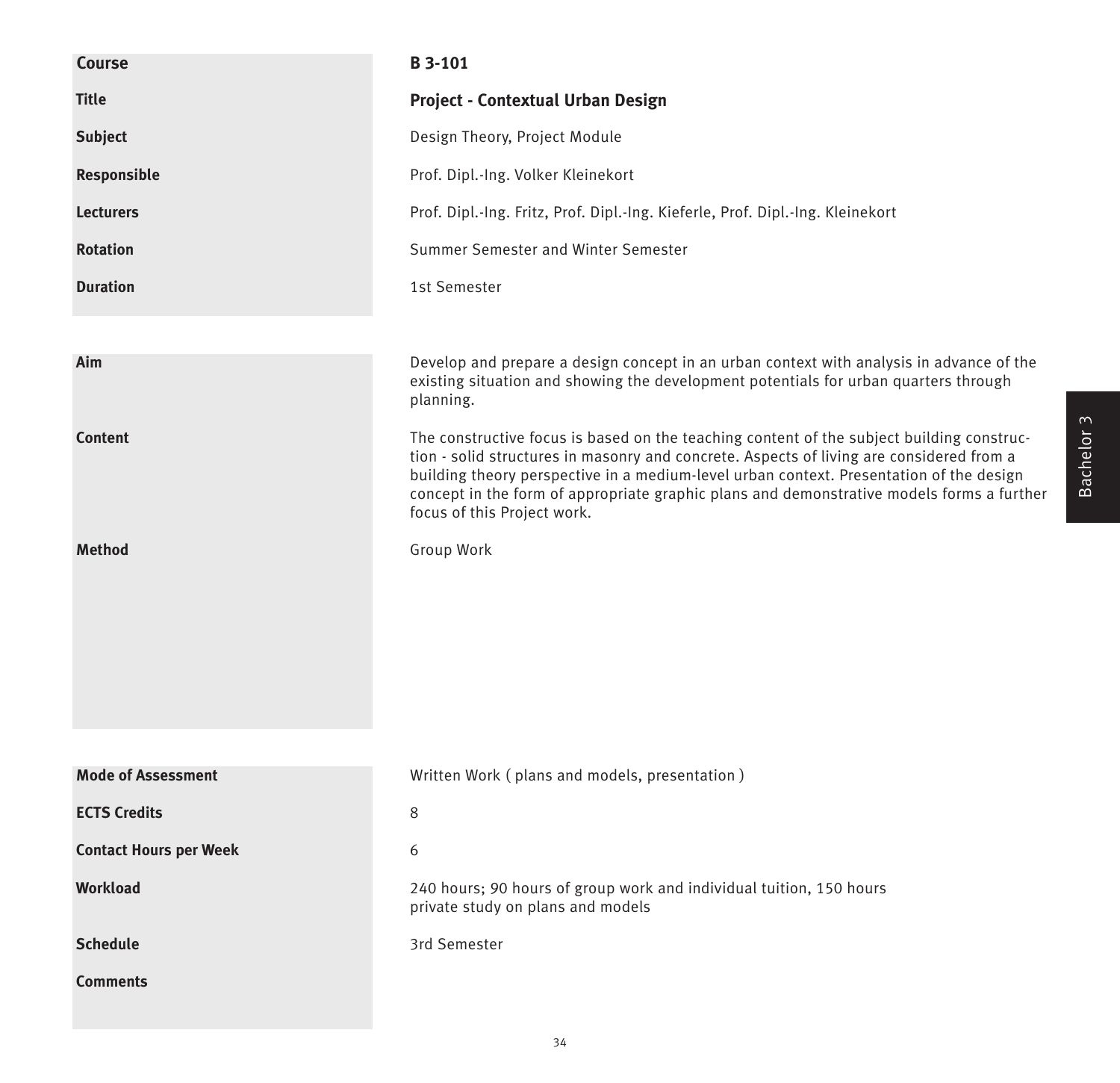| Course | B 3-101 |
|---|---|
| Title | **Project - Contextual Urban Design** |
| Subject | Design Theory, Project Module |
| Responsible | Prof. Dipl.-Ing. Volker Kleinekort |
| Lecturers | Prof. Dipl.-Ing. Fritz, Prof. Dipl.-Ing. Kieferle, Prof. Dipl.-Ing. Kleinekort |
| Rotation | Summer Semester and Winter Semester |
| Duration | 1st Semester |

| | |
|---|---|
| **Aim** | Develop and prepare a design concept in an urban context with analysis in advance of the existing situation and showing the development potentials for urban quarters through planning. |
| **Content** | The constructive focus is based on the teaching content of the subject building construction - solid structures in masonry and concrete. Aspects of living are considered from a building theory perspective in a medium-level urban context. Presentation of the design concept in the form of appropriate graphic plans and demonstrative models forms a further focus of this Project work. |
| **Method** | Group Work |

| | |
|---|---|
| **Mode of Assessment** | Written Work ( plans and models, presentation ) |
| **ECTS Credits** | 8 |
| **Contact Hours per Week** | 6 |
| **Workload** | 240 hours; 90 hours of group work and individual tuition, 150 hours private study on plans and models |
| **Schedule** | 3rd Semester |
| **Comments** | |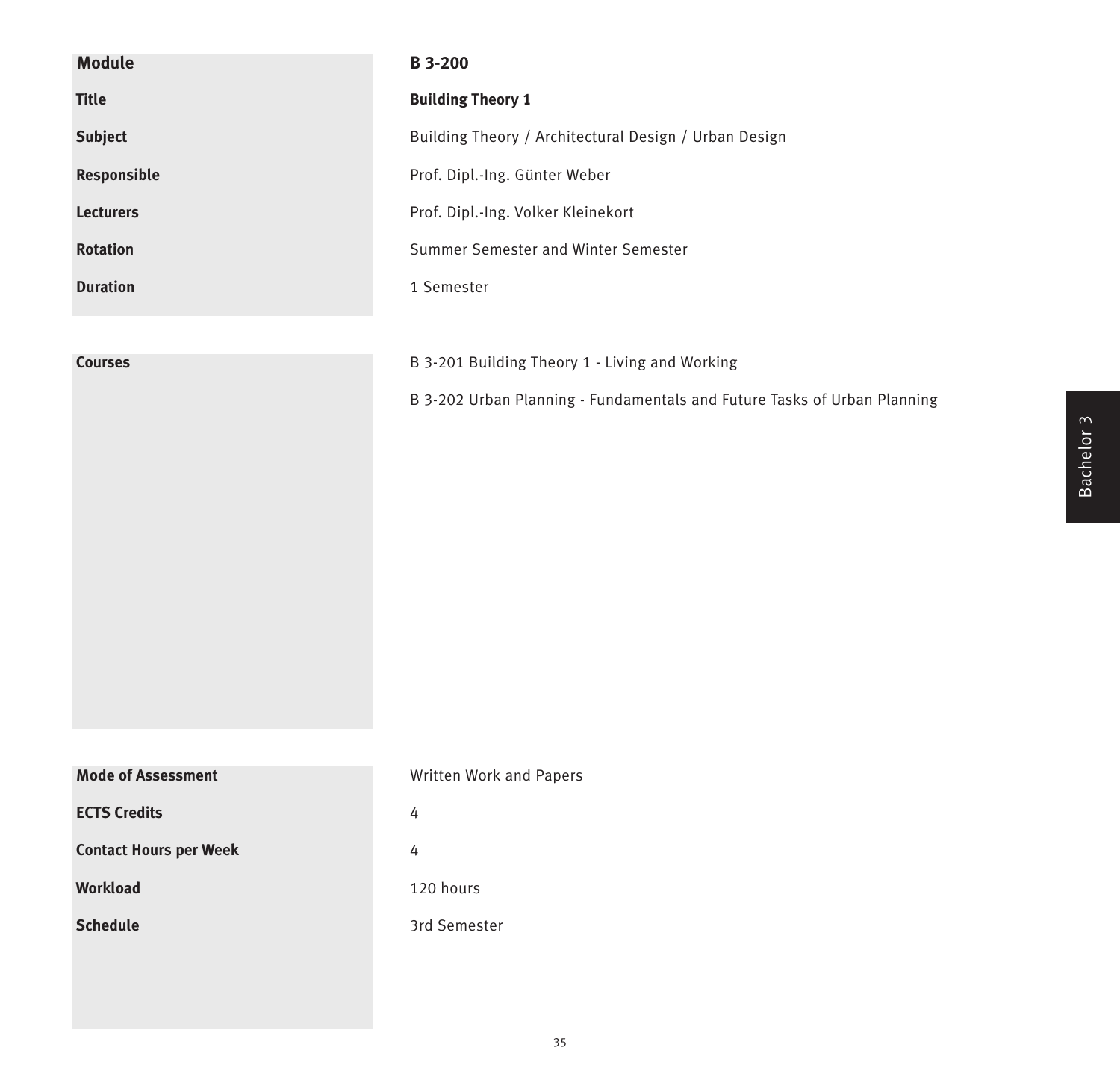| Module | B 3-200 |
| --- | --- |
| Title | **Building Theory 1** |
| Subject | Building Theory / Architectural Design / Urban Design |
| Responsible | Prof. Dipl.-Ing. Günter Weber |
| Lecturers | Prof. Dipl.-Ing. Volker Kleinekort |
| Rotation | Summer Semester and Winter Semester |
| Duration | 1 Semester |

| Courses | B 3-201 Building Theory 1 - Living and Working<br>B 3-202 Urban Planning - Fundamentals and Future Tasks of Urban Planning |
| --- | --- |

| Mode of Assessment | Written Work and Papers |
| --- | --- |
| ECTS Credits | 4 |
| Contact Hours per Week | 4 |
| Workload | 120 hours |
| Schedule | 3rd Semester |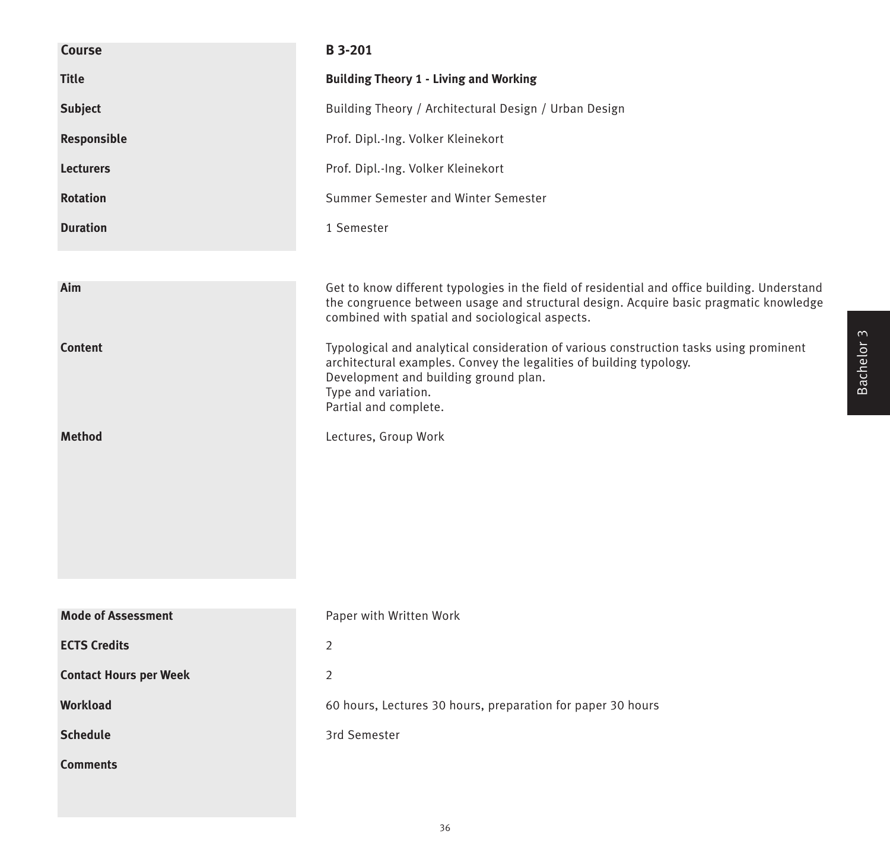| | |
|---|---|
| **Course** | **B 3-201** |
| **Title** | **Building Theory 1 - Living and Working** |
| **Subject** | Building Theory / Architectural Design / Urban Design |
| **Responsible** | Prof. Dipl.-Ing. Volker Kleinekort |
| **Lecturers** | Prof. Dipl.-Ing. Volker Kleinekort |
| **Rotation** | Summer Semester and Winter Semester |
| **Duration** | 1 Semester |

| | |
|---|---|
| **Aim** | Get to know different typologies in the field of residential and office building. Understand the congruence between usage and structural design. Acquire basic pragmatic knowledge combined with spatial and sociological aspects. |
| **Content** | Typological and analytical consideration of various construction tasks using prominent architectural examples. Convey the legalities of building typology.<br>Development and building ground plan.<br>Type and variation.<br>Partial and complete. |
| **Method** | Lectures, Group Work |

| | |
|---|---|
| **Mode of Assessment** | Paper with Written Work |
| **ECTS Credits** | 2 |
| **Contact Hours per Week** | 2 |
| **Workload** | 60 hours, Lectures 30 hours, preparation for paper 30 hours |
| **Schedule** | 3rd Semester |
| **Comments** | |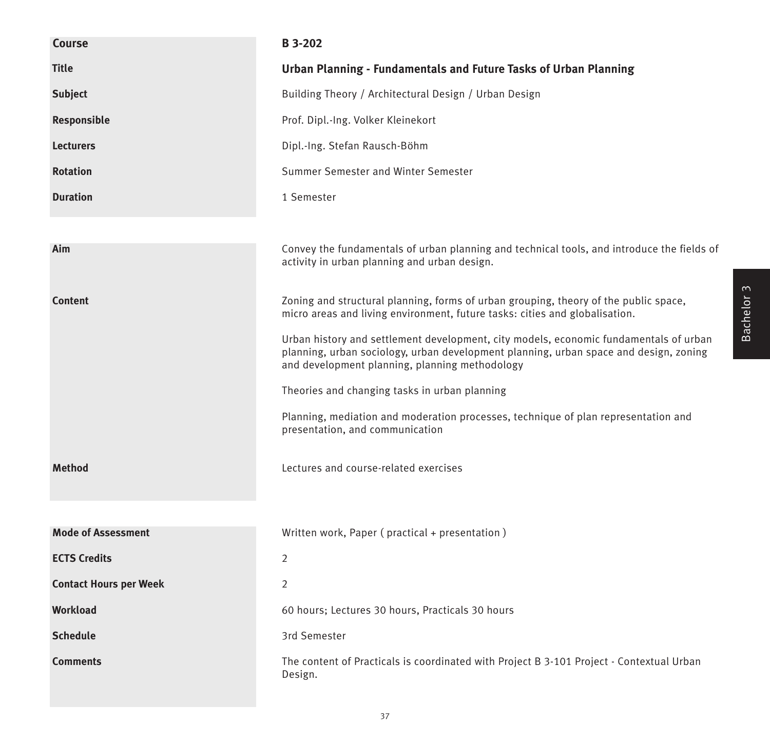| | |
|---|---|
| **Course** | **B 3-202** |
| **Title** | **Urban Planning - Fundamentals and Future Tasks of Urban Planning** |
| **Subject** | Building Theory / Architectural Design / Urban Design |
| **Responsible** | Prof. Dipl.-Ing. Volker Kleinekort |
| **Lecturers** | Dipl.-Ing. Stefan Rausch-Böhm |
| **Rotation** | Summer Semester and Winter Semester |
| **Duration** | 1 Semester |

| | |
|---|---|
| **Aim** | Convey the fundamentals of urban planning and technical tools, and introduce the fields of activity in urban planning and urban design. |
| **Content** | Zoning and structural planning, forms of urban grouping, theory of the public space, micro areas and living environment, future tasks: cities and globalisation.<br><br>Urban history and settlement development, city models, economic fundamentals of urban planning, urban sociology, urban development planning, urban space and design, zoning and development planning, planning methodology<br><br>Theories and changing tasks in urban planning<br><br>Planning, mediation and moderation processes, technique of plan representation and presentation, and communication |
| **Method** | Lectures and course-related exercises |

| | |
|---|---|
| **Mode of Assessment** | Written work, Paper ( practical + presentation ) |
| **ECTS Credits** | 2 |
| **Contact Hours per Week** | 2 |
| **Workload** | 60 hours; Lectures 30 hours, Practicals 30 hours |
| **Schedule** | 3rd Semester |
| **Comments** | The content of Practicals is coordinated with Project B 3-101 Project - Contextual Urban Design. |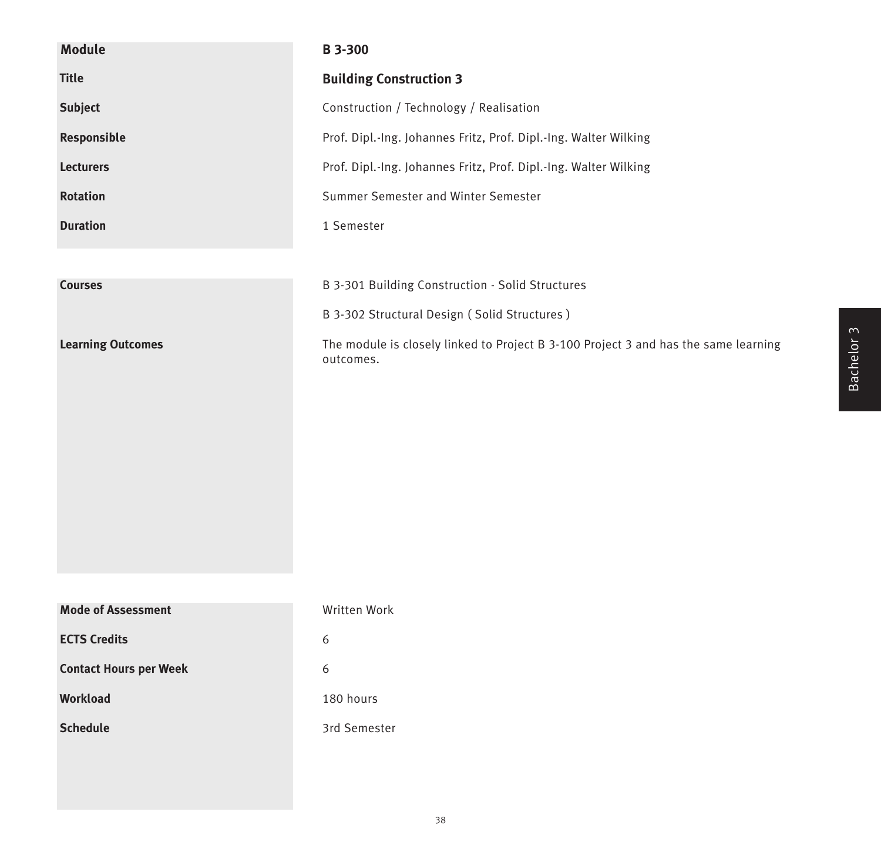| | |
|---|---|
| **Module** | **B 3-300** |
| **Title** | **Building Construction 3** |
| **Subject** | Construction / Technology / Realisation |
| **Responsible** | Prof. Dipl.-Ing. Johannes Fritz, Prof. Dipl.-Ing. Walter Wilking |
| **Lecturers** | Prof. Dipl.-Ing. Johannes Fritz, Prof. Dipl.-Ing. Walter Wilking |
| **Rotation** | Summer Semester and Winter Semester |
| **Duration** | 1 Semester |

| | |
|---|---|
| **Courses** | B 3-301 Building Construction - Solid Structures<br>B 3-302 Structural Design ( Solid Structures ) |
| **Learning Outcomes** | The module is closely linked to Project B 3-100 Project 3 and has the same learning outcomes. |

| | |
|---|---|
| **Mode of Assessment** | Written Work |
| **ECTS Credits** | 6 |
| **Contact Hours per Week** | 6 |
| **Workload** | 180 hours |
| **Schedule** | 3rd Semester |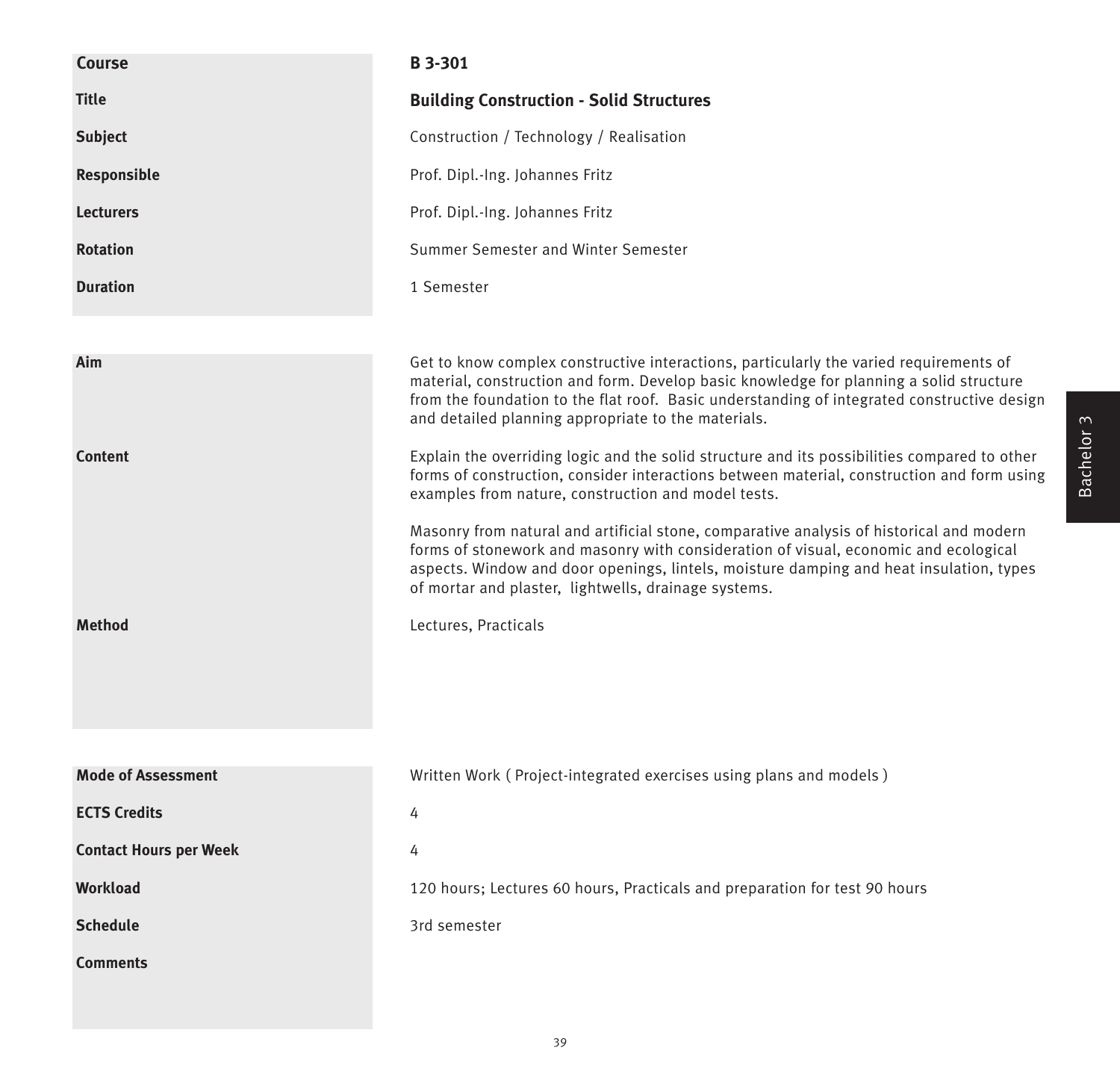| | |
|---|---|
| **Course** | **B 3-301** |
| **Title** | **Building Construction - Solid Structures** |
| **Subject** | Construction / Technology / Realisation |
| **Responsible** | Prof. Dipl.-Ing. Johannes Fritz |
| **Lecturers** | Prof. Dipl.-Ing. Johannes Fritz |
| **Rotation** | Summer Semester and Winter Semester |
| **Duration** | 1 Semester |

| | |
|---|---|
| **Aim** | Get to know complex constructive interactions, particularly the varied requirements of material, construction and form. Develop basic knowledge for planning a solid structure from the foundation to the flat roof. Basic understanding of integrated constructive design and detailed planning appropriate to the materials. |
| **Content** | Explain the overriding logic and the solid structure and its possibilities compared to other forms of construction, consider interactions between material, construction and form using examples from nature, construction and model tests.<br><br>Masonry from natural and artificial stone, comparative analysis of historical and modern forms of stonework and masonry with consideration of visual, economic and ecological aspects. Window and door openings, lintels, moisture damping and heat insulation, types of mortar and plaster, lightwells, drainage systems. |
| **Method** | Lectures, Practicals |

| | |
|---|---|
| **Mode of Assessment** | Written Work ( Project-integrated exercises using plans and models ) |
| **ECTS Credits** | 4 |
| **Contact Hours per Week** | 4 |
| **Workload** | 120 hours; Lectures 60 hours, Practicals and preparation for test 90 hours |
| **Schedule** | 3rd semester |
| **Comments** | |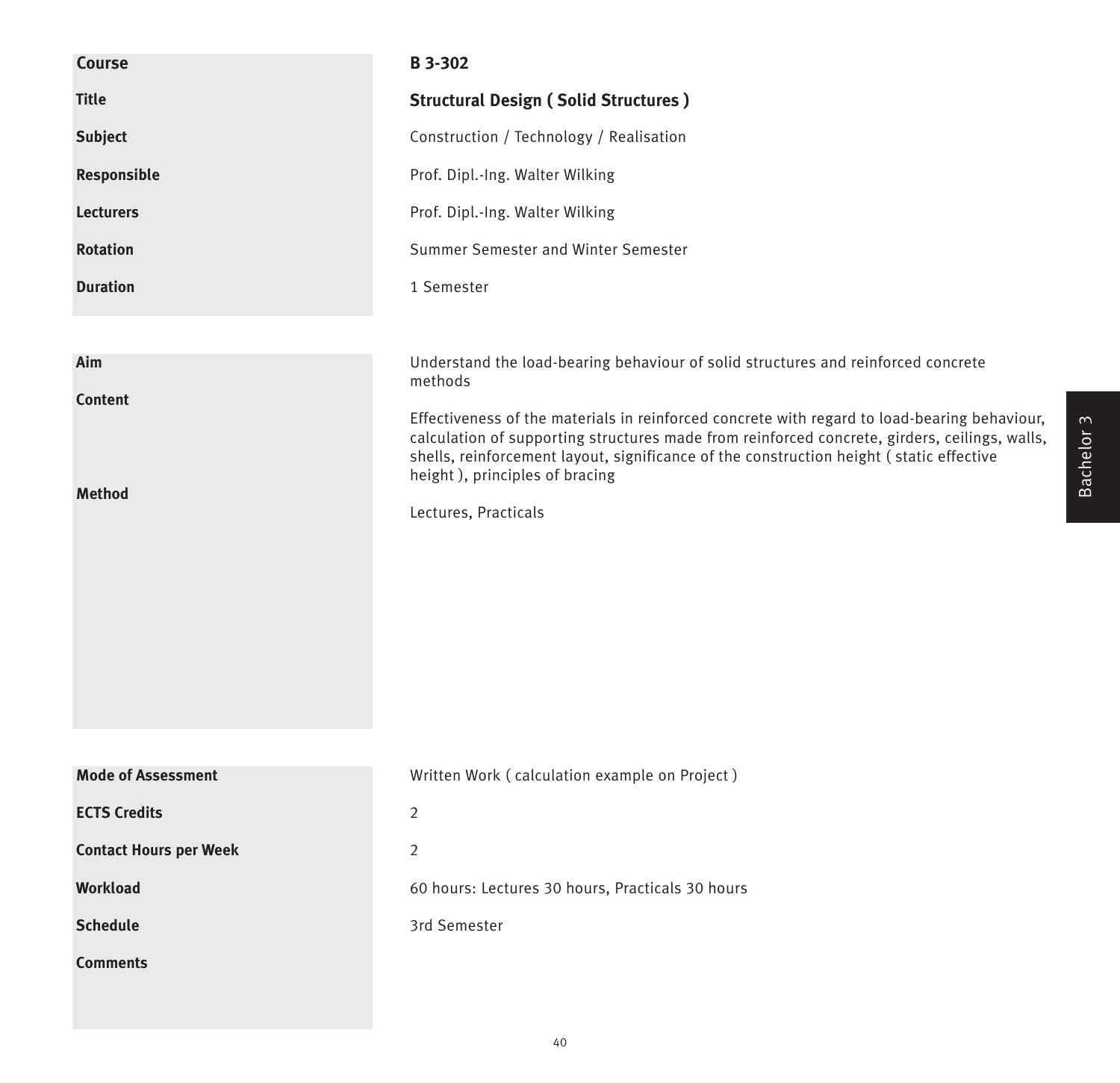| | |
|---|---|
| **Course** | **B 3-302** |
| **Title** | **Structural Design ( Solid Structures )** |
| **Subject** | Construction / Technology / Realisation |
| **Responsible** | Prof. Dipl.-Ing. Walter Wilking |
| **Lecturers** | Prof. Dipl.-Ing. Walter Wilking |
| **Rotation** | Summer Semester and Winter Semester |
| **Duration** | 1 Semester |

| | |
|---|---|
| **Aim** | Understand the load-bearing behaviour of solid structures and reinforced concrete methods |
| **Content** | Effectiveness of the materials in reinforced concrete with regard to load-bearing behaviour, calculation of supporting structures made from reinforced concrete, girders, ceilings, walls, shells, reinforcement layout, significance of the construction height ( static effective height ), principles of bracing |
| **Method** | Lectures, Practicals |

| | |
|---|---|
| **Mode of Assessment** | Written Work ( calculation example on Project ) |
| **ECTS Credits** | 2 |
| **Contact Hours per Week** | 2 |
| **Workload** | 60 hours: Lectures 30 hours, Practicals 30 hours |
| **Schedule** | 3rd Semester |
| **Comments** | |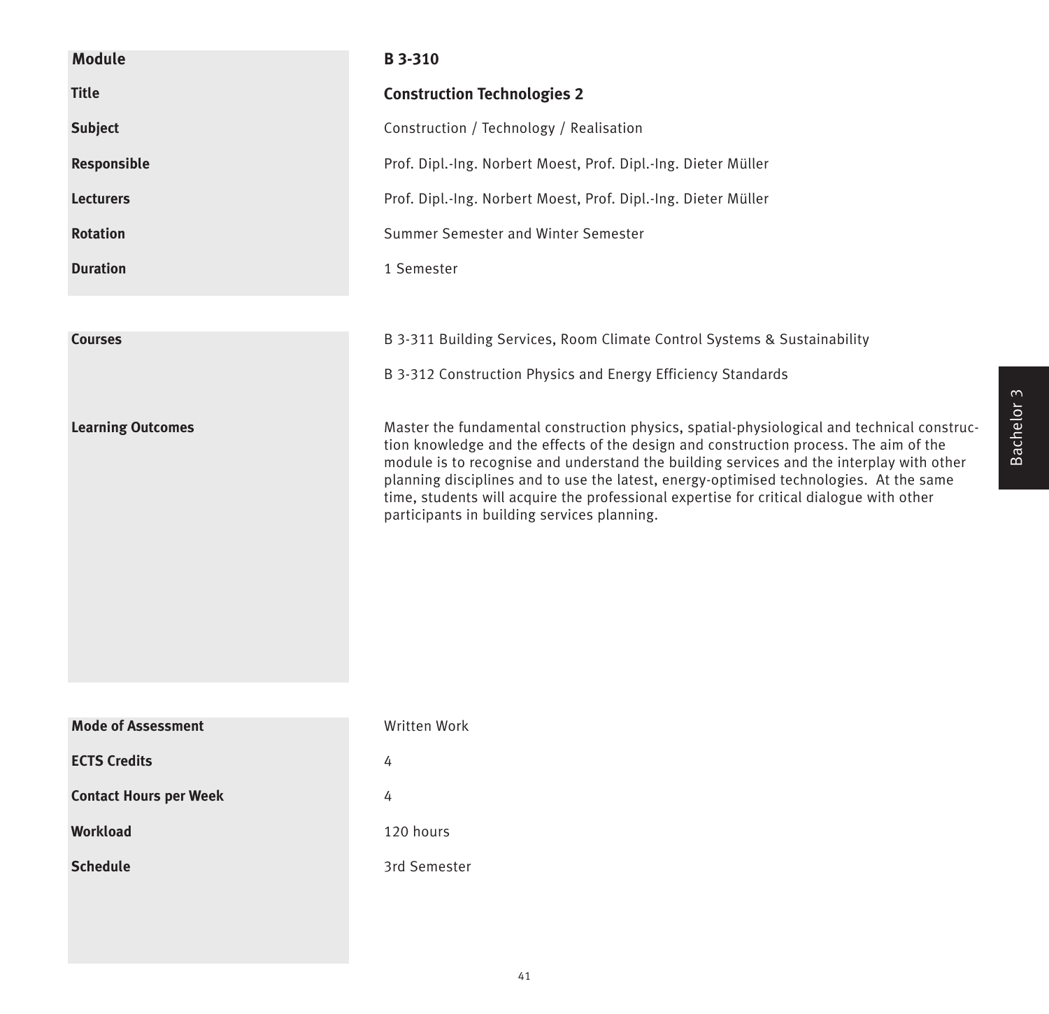| Module | B 3-310 |
| --- | --- |
| Title | **Construction Technologies 2** |
| Subject | Construction / Technology / Realisation |
| Responsible | Prof. Dipl.-Ing. Norbert Moest, Prof. Dipl.-Ing. Dieter Müller |
| Lecturers | Prof. Dipl.-Ing. Norbert Moest, Prof. Dipl.-Ing. Dieter Müller |
| Rotation | Summer Semester and Winter Semester |
| Duration | 1 Semester |

| | |
| --- | --- |
| Courses | B 3-311 Building Services, Room Climate Control Systems & Sustainability<br><br>B 3-312 Construction Physics and Energy Efficiency Standards |
| Learning Outcomes | Master the fundamental construction physics, spatial-physiological and technical construction knowledge and the effects of the design and construction process. The aim of the module is to recognise and understand the building services and the interplay with other planning disciplines and to use the latest, energy-optimised technologies. At the same time, students will acquire the professional expertise for critical dialogue with other participants in building services planning. |

| | |
| --- | --- |
| Mode of Assessment | Written Work |
| ECTS Credits | 4 |
| Contact Hours per Week | 4 |
| Workload | 120 hours |
| Schedule | 3rd Semester |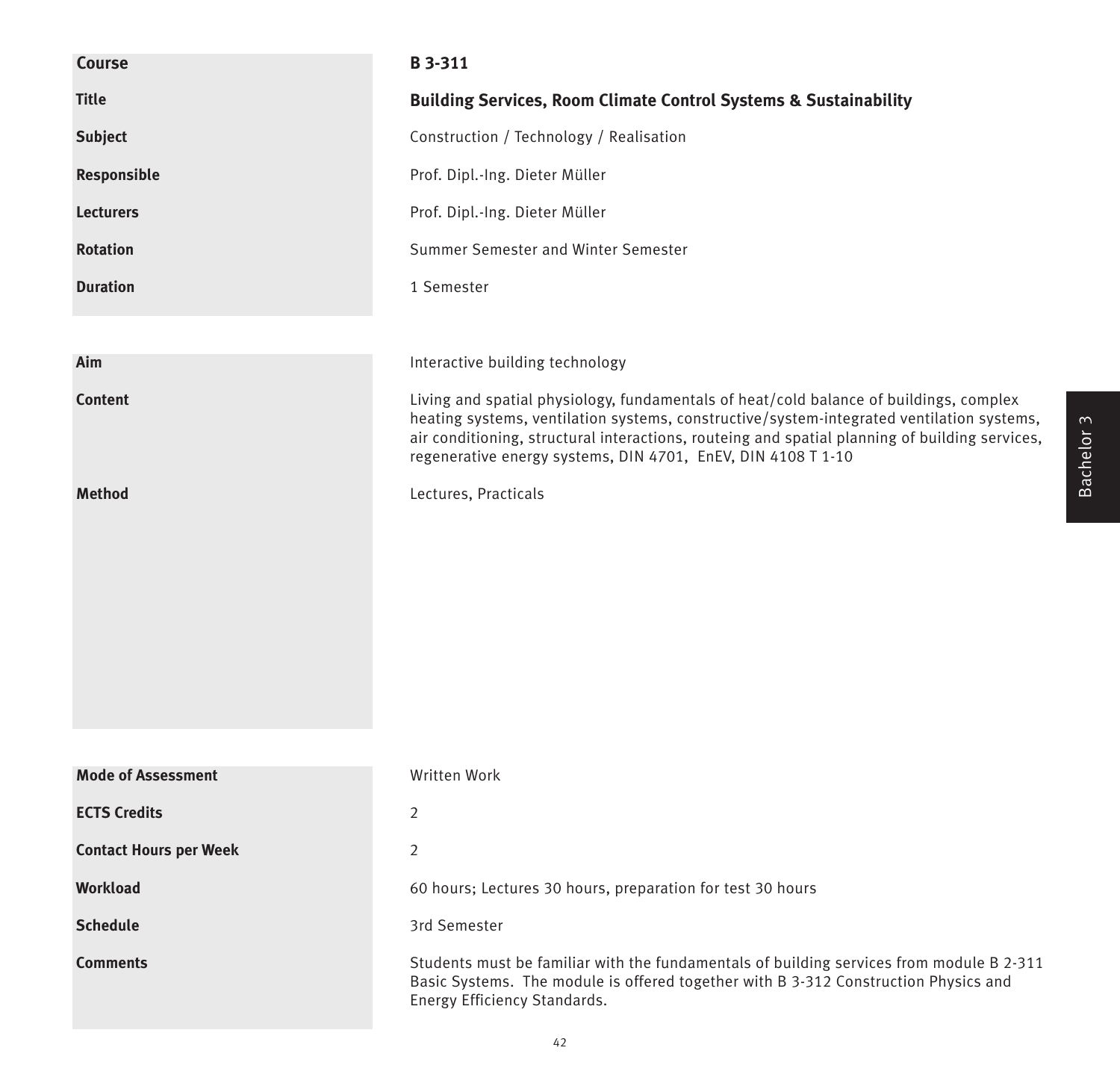| | |
|---|---|
| **Course** | **B 3-311** |
| **Title** | **Building Services, Room Climate Control Systems & Sustainability** |
| **Subject** | Construction / Technology / Realisation |
| **Responsible** | Prof. Dipl.-Ing. Dieter Müller |
| **Lecturers** | Prof. Dipl.-Ing. Dieter Müller |
| **Rotation** | Summer Semester and Winter Semester |
| **Duration** | 1 Semester |

| | |
|---|---|
| **Aim** | Interactive building technology |
| **Content** | Living and spatial physiology, fundamentals of heat/cold balance of buildings, complex heating systems, ventilation systems, constructive/system-integrated ventilation systems, air conditioning, structural interactions, routeing and spatial planning of building services, regenerative energy systems, DIN 4701, EnEV, DIN 4108 T 1-10 |
| **Method** | Lectures, Practicals |

| | |
|---|---|
| **Mode of Assessment** | Written Work |
| **ECTS Credits** | 2 |
| **Contact Hours per Week** | 2 |
| **Workload** | 60 hours; Lectures 30 hours, preparation for test 30 hours |
| **Schedule** | 3rd Semester |
| **Comments** | Students must be familiar with the fundamentals of building services from module B 2-311 Basic Systems. The module is offered together with B 3-312 Construction Physics and Energy Efficiency Standards. |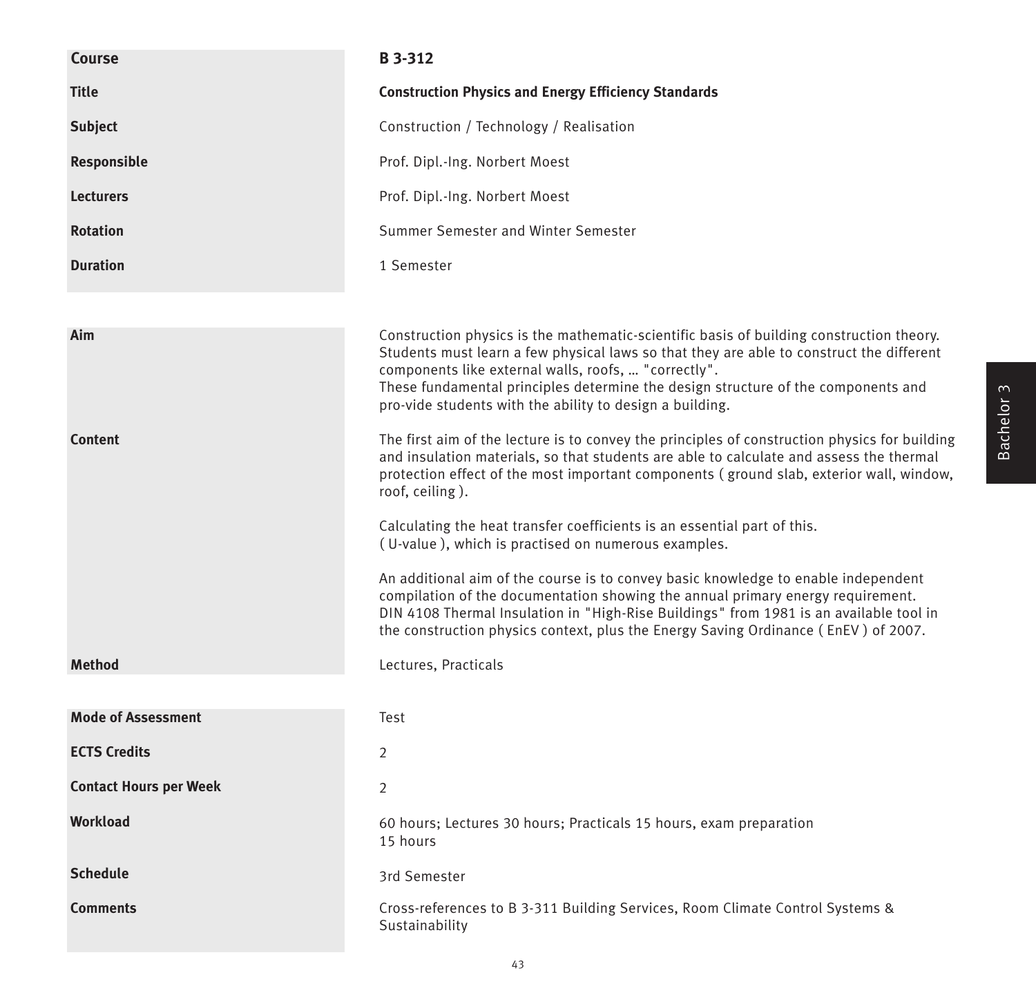| | |
|---|---|
| **Course** | **B 3-312** |
| **Title** | **Construction Physics and Energy Efficiency Standards** |
| **Subject** | Construction / Technology / Realisation |
| **Responsible** | Prof. Dipl.-Ing. Norbert Moest |
| **Lecturers** | Prof. Dipl.-Ing. Norbert Moest |
| **Rotation** | Summer Semester and Winter Semester |
| **Duration** | 1 Semester |

| | |
|---|---|
| **Aim** | Construction physics is the mathematic-scientific basis of building construction theory. Students must learn a few physical laws so that they are able to construct the different components like external walls, roofs, … "correctly".<br>These fundamental principles determine the design structure of the components and pro-vide students with the ability to design a building. |
| **Content** | The first aim of the lecture is to convey the principles of construction physics for building and insulation materials, so that students are able to calculate and assess the thermal protection effect of the most important components ( ground slab, exterior wall, window, roof, ceiling ).<br><br>Calculating the heat transfer coefficients is an essential part of this.<br>( U-value ), which is practised on numerous examples.<br><br>An additional aim of the course is to convey basic knowledge to enable independent compilation of the documentation showing the annual primary energy requirement.<br>DIN 4108 Thermal Insulation in "High-Rise Buildings" from 1981 is an available tool in the construction physics context, plus the Energy Saving Ordinance ( EnEV ) of 2007. |
| **Method** | Lectures, Practicals |

| | |
|---|---|
| **Mode of Assessment** | Test |
| **ECTS Credits** | 2 |
| **Contact Hours per Week** | 2 |
| **Workload** | 60 hours; Lectures 30 hours; Practicals 15 hours, exam preparation 15 hours |
| **Schedule** | 3rd Semester |
| **Comments** | Cross-references to B 3-311 Building Services, Room Climate Control Systems & Sustainability |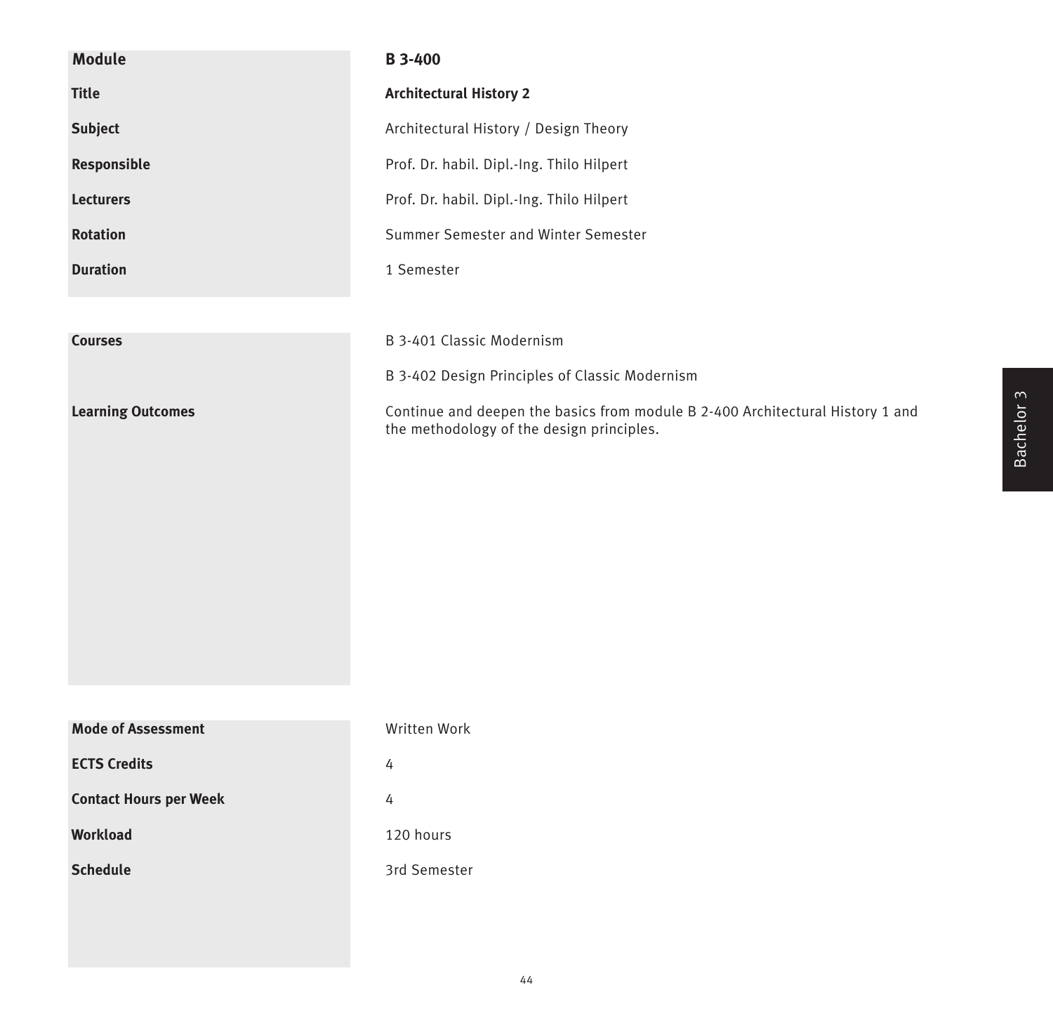| Module | B 3-400 |
|---|---|
| Title | **Architectural History 2** |
| Subject | Architectural History / Design Theory |
| Responsible | Prof. Dr. habil. Dipl.-Ing. Thilo Hilpert |
| Lecturers | Prof. Dr. habil. Dipl.-Ing. Thilo Hilpert |
| Rotation | Summer Semester and Winter Semester |
| Duration | 1 Semester |

| | |
|---|---|
| Courses | B 3-401 Classic Modernism<br>B 3-402 Design Principles of Classic Modernism |
| Learning Outcomes | Continue and deepen the basics from module B 2-400 Architectural History 1 and the methodology of the design principles. |

| | |
|---|---|
| Mode of Assessment | Written Work |
| ECTS Credits | 4 |
| Contact Hours per Week | 4 |
| Workload | 120 hours |
| Schedule | 3rd Semester |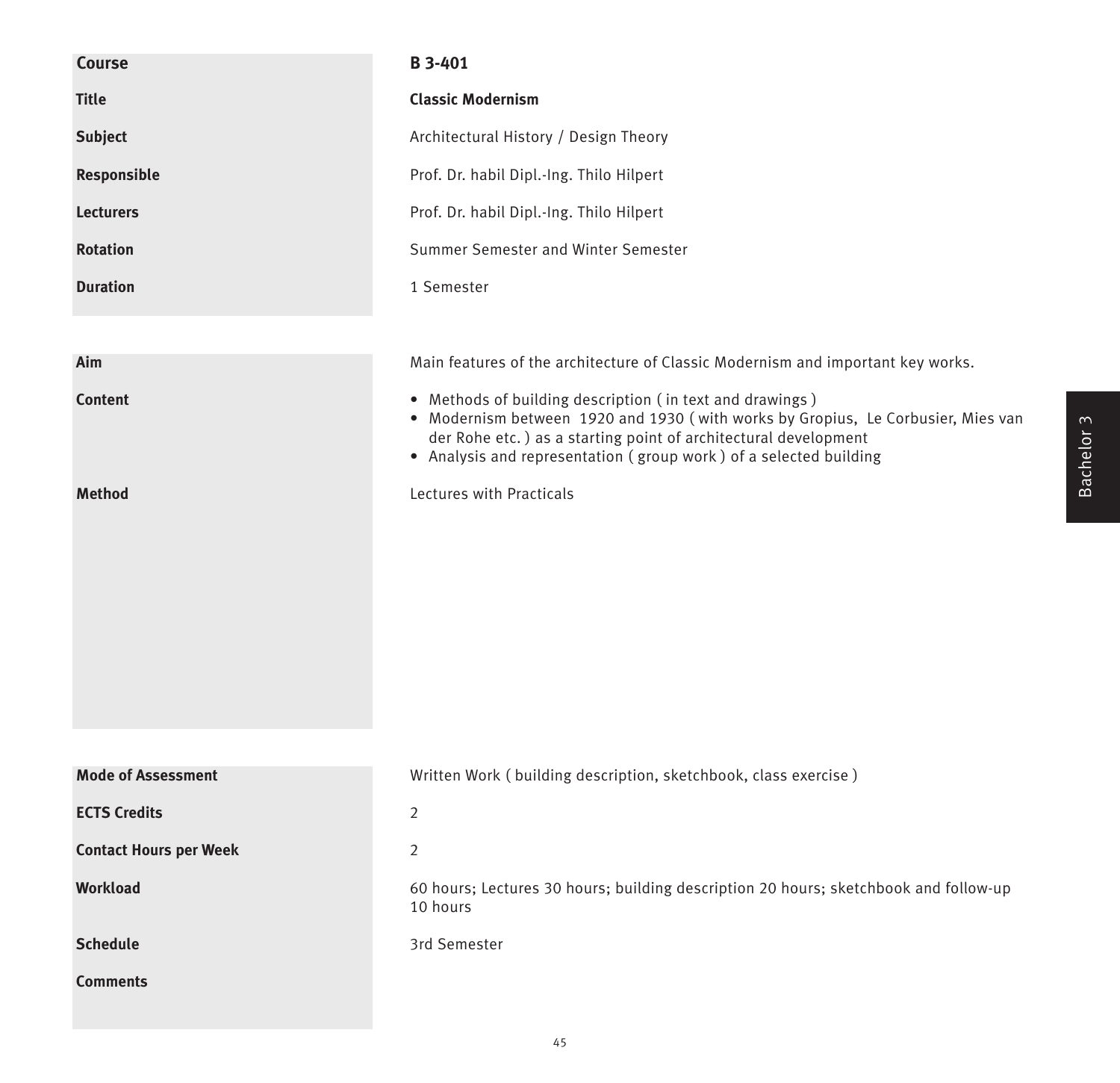| | |
|---|---|
| **Course** | **B 3-401** |
| **Title** | **Classic Modernism** |
| **Subject** | Architectural History / Design Theory |
| **Responsible** | Prof. Dr. habil Dipl.-Ing. Thilo Hilpert |
| **Lecturers** | Prof. Dr. habil Dipl.-Ing. Thilo Hilpert |
| **Rotation** | Summer Semester and Winter Semester |
| **Duration** | 1 Semester |

| | |
|---|---|
| **Aim** | Main features of the architecture of Classic Modernism and important key works. |
| **Content** | • Methods of building description ( in text and drawings )<br>• Modernism between 1920 and 1930 ( with works by Gropius, Le Corbusier, Mies van der Rohe etc. ) as a starting point of architectural development<br>• Analysis and representation ( group work ) of a selected building |
| **Method** | Lectures with Practicals |

| | |
|---|---|
| **Mode of Assessment** | Written Work ( building description, sketchbook, class exercise ) |
| **ECTS Credits** | 2 |
| **Contact Hours per Week** | 2 |
| **Workload** | 60 hours; Lectures 30 hours; building description 20 hours; sketchbook and follow-up 10 hours |
| **Schedule** | 3rd Semester |
| **Comments** | |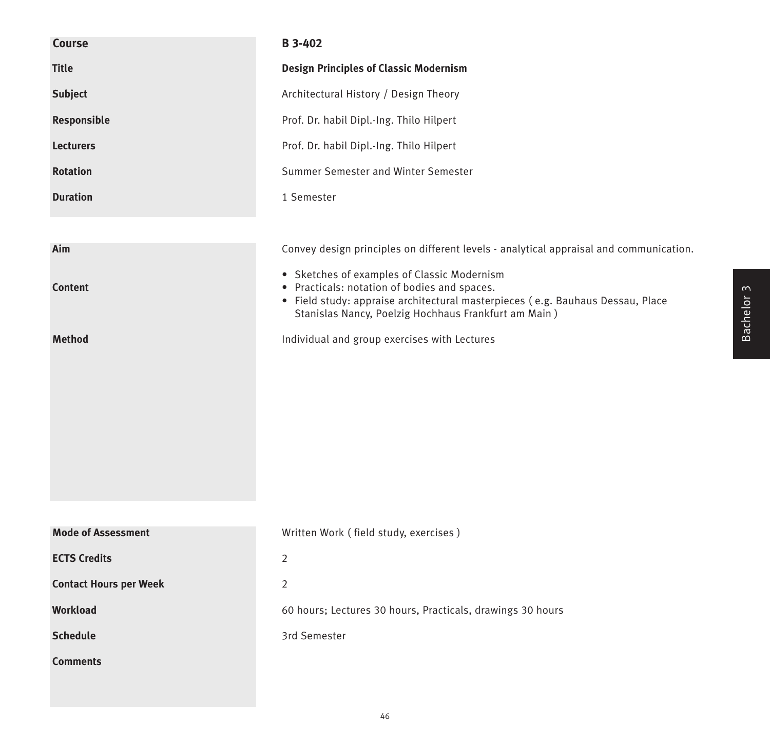| Course | B 3-402 |
| --- | --- |
| Title | **Design Principles of Classic Modernism** |
| Subject | Architectural History / Design Theory |
| Responsible | Prof. Dr. habil Dipl.-Ing. Thilo Hilpert |
| Lecturers | Prof. Dr. habil Dipl.-Ing. Thilo Hilpert |
| Rotation | Summer Semester and Winter Semester |
| Duration | 1 Semester |

| | |
| --- | --- |
| Aim | Convey design principles on different levels - analytical appraisal and communication. |
| Content | • Sketches of examples of Classic Modernism<br>• Practicals: notation of bodies and spaces.<br>• Field study: appraise architectural masterpieces ( e.g. Bauhaus Dessau, Place Stanislas Nancy, Poelzig Hochhaus Frankfurt am Main ) |
| Method | Individual and group exercises with Lectures |

| | |
| --- | --- |
| Mode of Assessment | Written Work ( field study, exercises ) |
| ECTS Credits | 2 |
| Contact Hours per Week | 2 |
| Workload | 60 hours; Lectures 30 hours, Practicals, drawings 30 hours |
| Schedule | 3rd Semester |
| Comments | |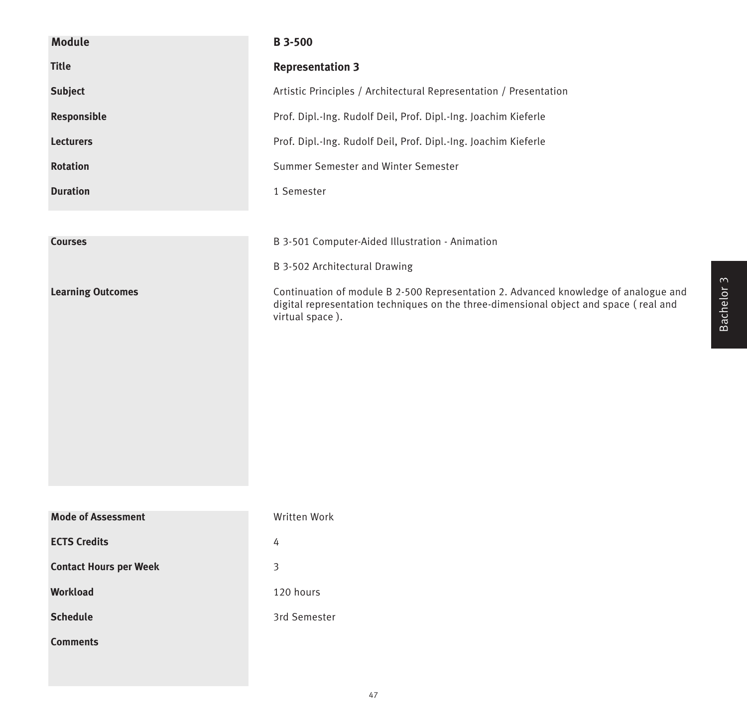| | |
|---|---|
| **Module** | **B 3-500** |
| **Title** | **Representation 3** |
| **Subject** | Artistic Principles / Architectural Representation / Presentation |
| **Responsible** | Prof. Dipl.-Ing. Rudolf Deil, Prof. Dipl.-Ing. Joachim Kieferle |
| **Lecturers** | Prof. Dipl.-Ing. Rudolf Deil, Prof. Dipl.-Ing. Joachim Kieferle |
| **Rotation** | Summer Semester and Winter Semester |
| **Duration** | 1 Semester |

| | |
|---|---|
| **Courses** | B 3-501 Computer-Aided Illustration - Animation<br><br>B 3-502 Architectural Drawing |
| **Learning Outcomes** | Continuation of module B 2-500 Representation 2. Advanced knowledge of analogue and digital representation techniques on the three-dimensional object and space ( real and virtual space ). |

| | |
|---|---|
| **Mode of Assessment** | Written Work |
| **ECTS Credits** | 4 |
| **Contact Hours per Week** | 3 |
| **Workload** | 120 hours |
| **Schedule** | 3rd Semester |
| **Comments** | |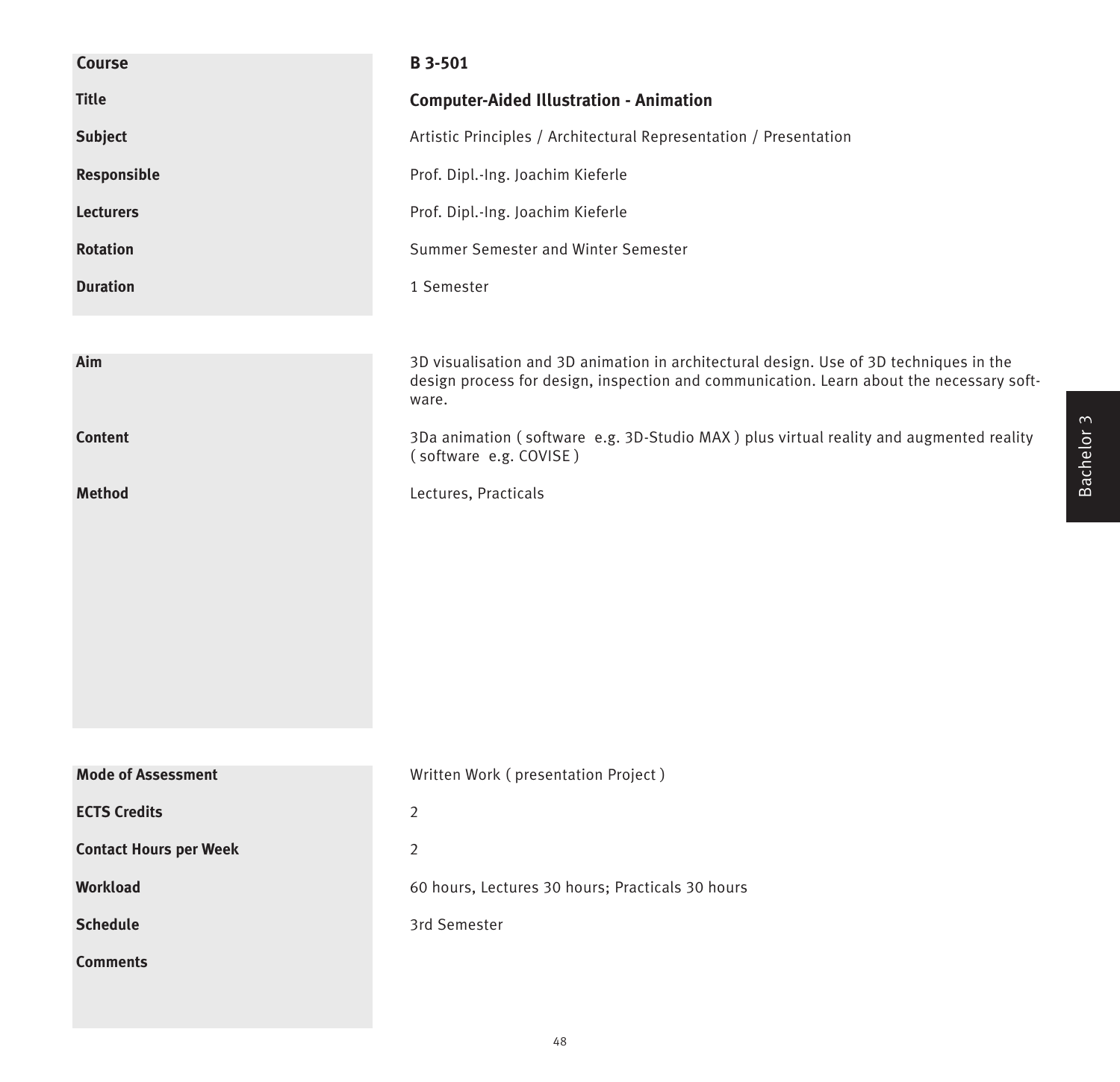| Course | B 3-501 |
|---|---|
| Title | **Computer-Aided Illustration - Animation** |
| Subject | Artistic Principles / Architectural Representation / Presentation |
| Responsible | Prof. Dipl.-Ing. Joachim Kieferle |
| Lecturers | Prof. Dipl.-Ing. Joachim Kieferle |
| Rotation | Summer Semester and Winter Semester |
| Duration | 1 Semester |

| Aim | 3D visualisation and 3D animation in architectural design. Use of 3D techniques in the design process for design, inspection and communication. Learn about the necessary software. |
|---|---|
| Content | 3Da animation ( software e.g. 3D-Studio MAX ) plus virtual reality and augmented reality ( software e.g. COVISE ) |
| Method | Lectures, Practicals |

| Mode of Assessment | Written Work ( presentation Project ) |
|---|---|
| ECTS Credits | 2 |
| Contact Hours per Week | 2 |
| Workload | 60 hours, Lectures 30 hours; Practicals 30 hours |
| Schedule | 3rd Semester |
| Comments | |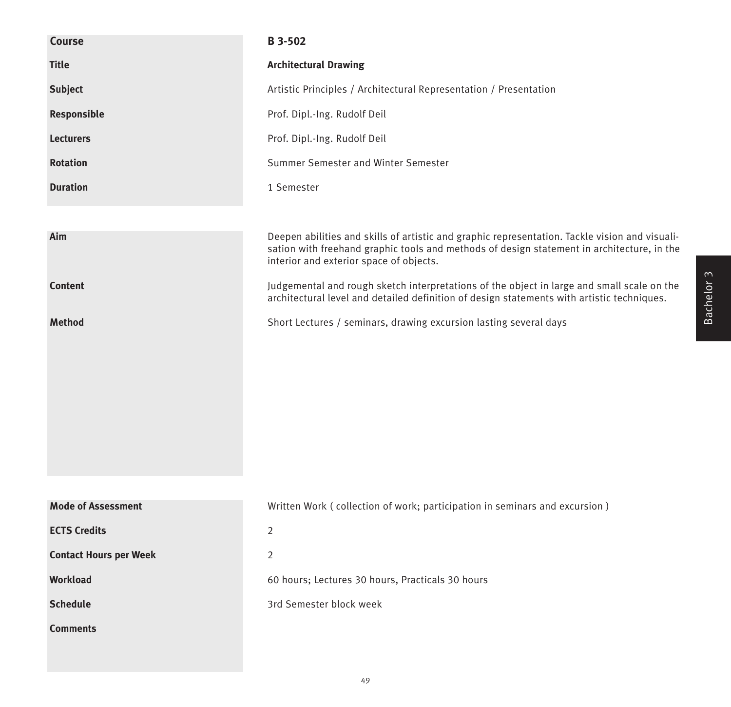| | |
|---|---|
| **Course** | **B 3-502** |
| **Title** | **Architectural Drawing** |
| **Subject** | Artistic Principles / Architectural Representation / Presentation |
| **Responsible** | Prof. Dipl.-Ing. Rudolf Deil |
| **Lecturers** | Prof. Dipl.-Ing. Rudolf Deil |
| **Rotation** | Summer Semester and Winter Semester |
| **Duration** | 1 Semester |

| | |
|---|---|
| **Aim** | Deepen abilities and skills of artistic and graphic representation. Tackle vision and visualisation with freehand graphic tools and methods of design statement in architecture, in the interior and exterior space of objects. |
| **Content** | Judgemental and rough sketch interpretations of the object in large and small scale on the architectural level and detailed definition of design statements with artistic techniques. |
| **Method** | Short Lectures / seminars, drawing excursion lasting several days |

| | |
|---|---|
| **Mode of Assessment** | Written Work ( collection of work; participation in seminars and excursion ) |
| **ECTS Credits** | 2 |
| **Contact Hours per Week** | 2 |
| **Workload** | 60 hours; Lectures 30 hours, Practicals 30 hours |
| **Schedule** | 3rd Semester block week |
| **Comments** | |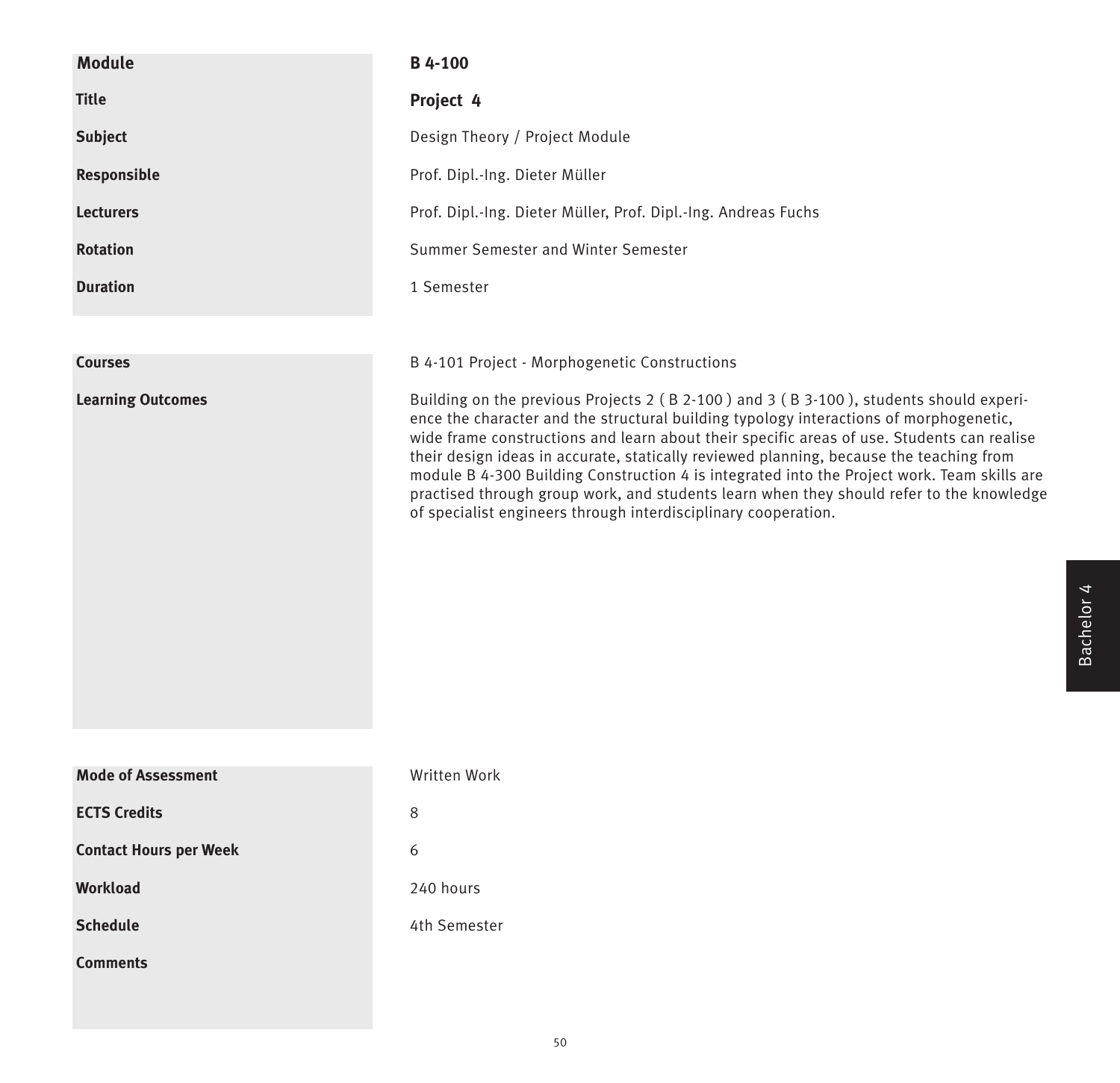| Module | B 4-100 |
| --- | --- |
| **Title** | **Project 4** |
| **Subject** | Design Theory / Project Module |
| **Responsible** | Prof. Dipl.-Ing. Dieter Müller |
| **Lecturers** | Prof. Dipl.-Ing. Dieter Müller, Prof. Dipl.-Ing. Andreas Fuchs |
| **Rotation** | Summer Semester and Winter Semester |
| **Duration** | 1 Semester |

| | |
| --- | --- |
| **Courses** | B 4-101 Project - Morphogenetic Constructions |
| **Learning Outcomes** | Building on the previous Projects 2 ( B 2-100 ) and 3 ( B 3-100 ), students should experience the character and the structural building typology interactions of morphogenetic, wide frame constructions and learn about their specific areas of use. Students can realise their design ideas in accurate, statically reviewed planning, because the teaching from module B 4-300 Building Construction 4 is integrated into the Project work. Team skills are practised through group work, and students learn when they should refer to the knowledge of specialist engineers through interdisciplinary cooperation. |

| | |
| --- | --- |
| **Mode of Assessment** | Written Work |
| **ECTS Credits** | 8 |
| **Contact Hours per Week** | 6 |
| **Workload** | 240 hours |
| **Schedule** | 4th Semester |
| **Comments** | |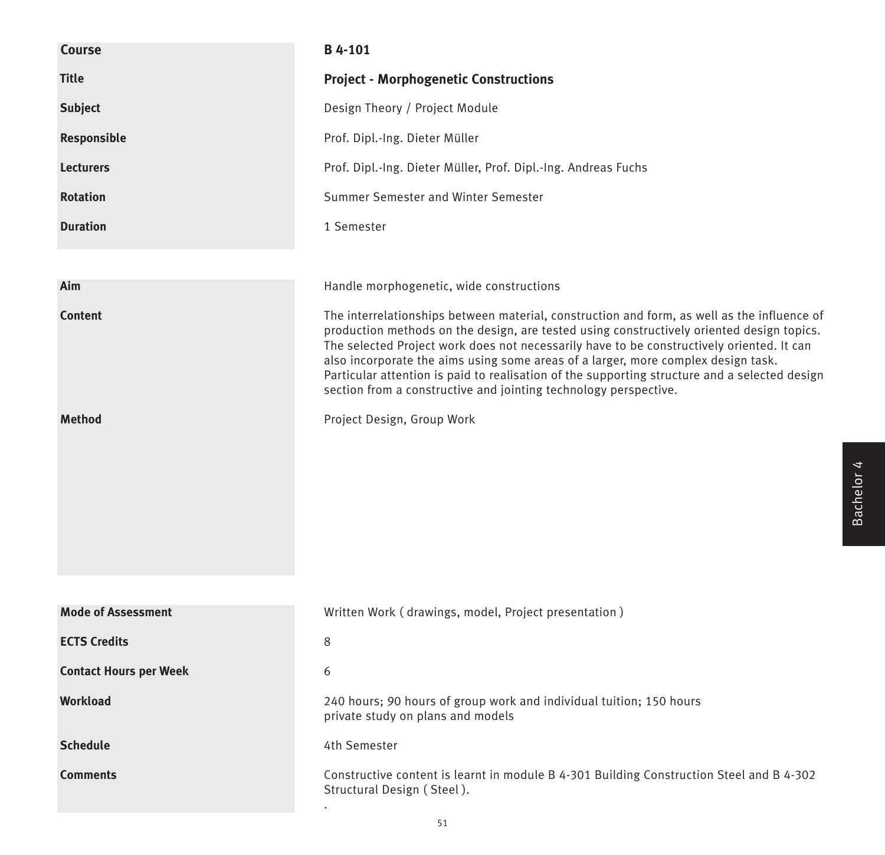| | |
|---|---|
| **Course** | **B 4-101** |
| **Title** | **Project - Morphogenetic Constructions** |
| **Subject** | Design Theory / Project Module |
| **Responsible** | Prof. Dipl.-Ing. Dieter Müller |
| **Lecturers** | Prof. Dipl.-Ing. Dieter Müller, Prof. Dipl.-Ing. Andreas Fuchs |
| **Rotation** | Summer Semester and Winter Semester |
| **Duration** | 1 Semester |

| | |
|---|---|
| **Aim** | Handle morphogenetic, wide constructions |
| **Content** | The interrelationships between material, construction and form, as well as the influence of production methods on the design, are tested using constructively oriented design topics. The selected Project work does not necessarily have to be constructively oriented. It can also incorporate the aims using some areas of a larger, more complex design task. Particular attention is paid to realisation of the supporting structure and a selected design section from a constructive and jointing technology perspective. |
| **Method** | Project Design, Group Work |

| | |
|---|---|
| **Mode of Assessment** | Written Work ( drawings, model, Project presentation ) |
| **ECTS Credits** | 8 |
| **Contact Hours per Week** | 6 |
| **Workload** | 240 hours; 90 hours of group work and individual tuition; 150 hours private study on plans and models |
| **Schedule** | 4th Semester |
| **Comments** | Constructive content is learnt in module B 4-301 Building Construction Steel and B 4-302 Structural Design ( Steel ). |

Bachelor 4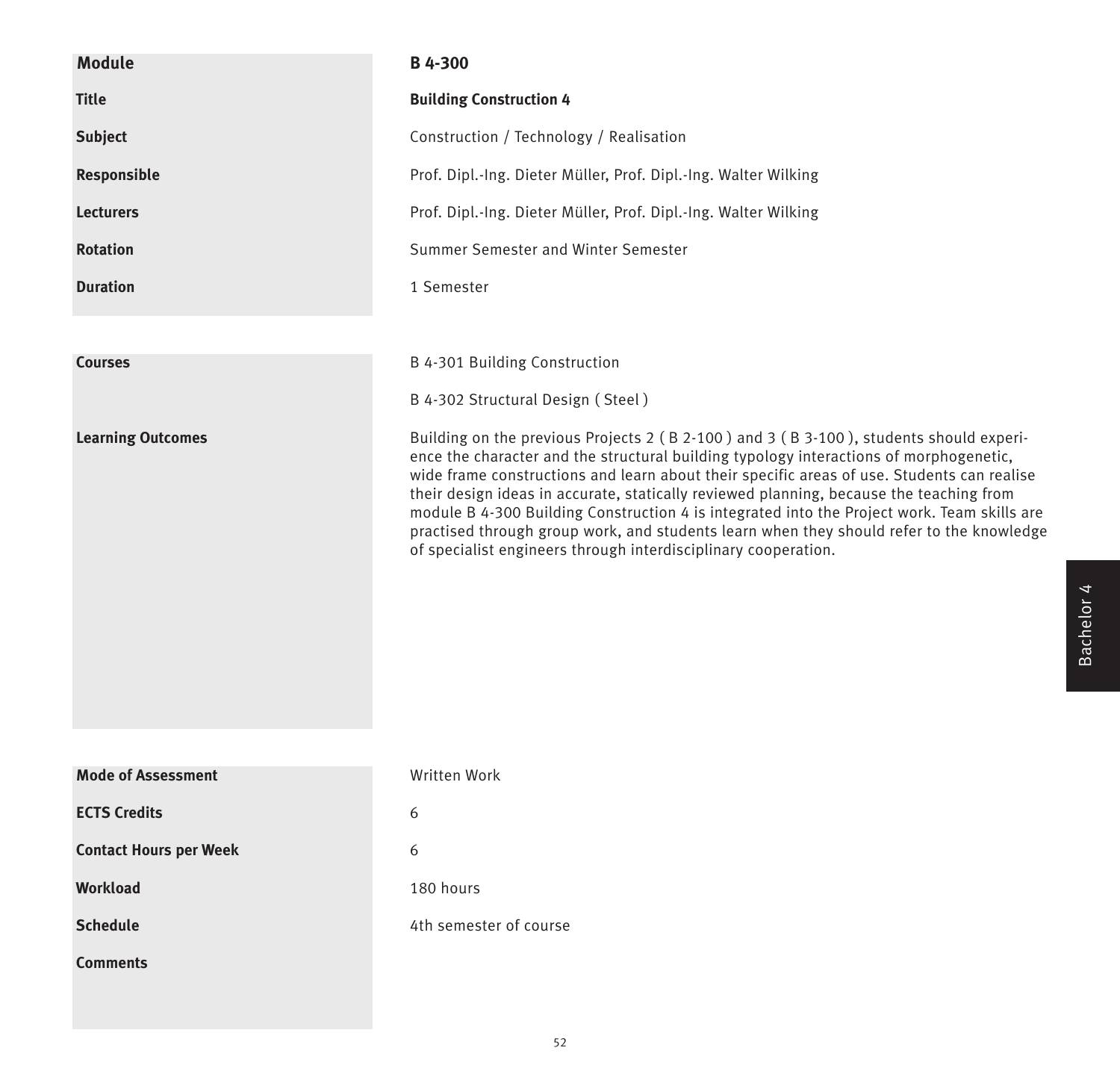| Module | B 4-300 |
| --- | --- |
| Title | **Building Construction 4** |
| Subject | Construction / Technology / Realisation |
| Responsible | Prof. Dipl.-Ing. Dieter Müller, Prof. Dipl.-Ing. Walter Wilking |
| Lecturers | Prof. Dipl.-Ing. Dieter Müller, Prof. Dipl.-Ing. Walter Wilking |
| Rotation | Summer Semester and Winter Semester |
| Duration | 1 Semester |

| | |
| --- | --- |
| Courses | B 4-301 Building Construction<br><br>B 4-302 Structural Design ( Steel ) |
| Learning Outcomes | Building on the previous Projects 2 ( B 2-100 ) and 3 ( B 3-100 ), students should experience the character and the structural building typology interactions of morphogenetic, wide frame constructions and learn about their specific areas of use. Students can realise their design ideas in accurate, statically reviewed planning, because the teaching from module B 4-300 Building Construction 4 is integrated into the Project work. Team skills are practised through group work, and students learn when they should refer to the knowledge of specialist engineers through interdisciplinary cooperation. |

| | |
| --- | --- |
| Mode of Assessment | Written Work |
| ECTS Credits | 6 |
| Contact Hours per Week | 6 |
| Workload | 180 hours |
| Schedule | 4th semester of course |
| Comments | |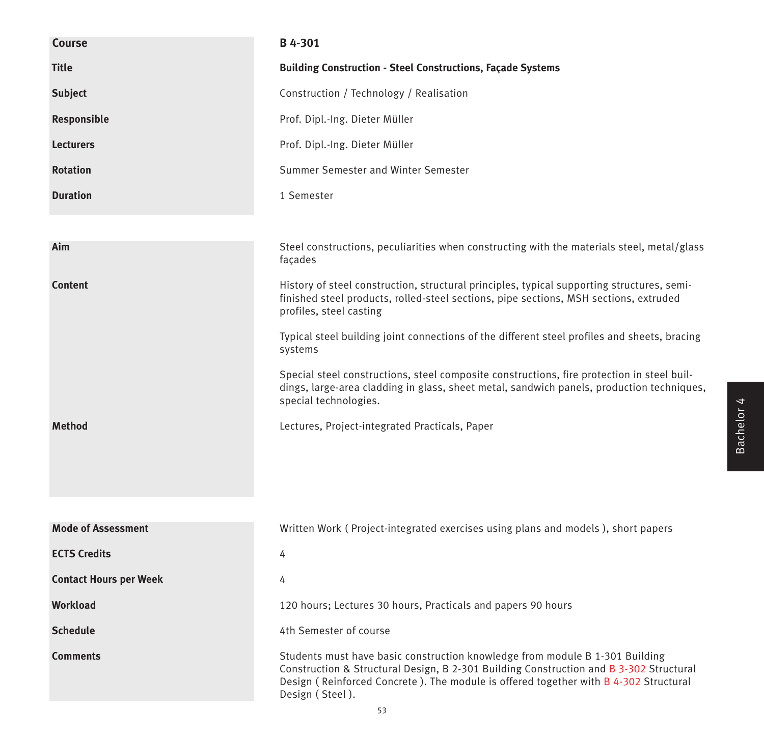| | |
|---|---|
| **Course** | **B 4-301** |
| **Title** | **Building Construction - Steel Constructions, Façade Systems** |
| **Subject** | Construction / Technology / Realisation |
| **Responsible** | Prof. Dipl.-Ing. Dieter Müller |
| **Lecturers** | Prof. Dipl.-Ing. Dieter Müller |
| **Rotation** | Summer Semester and Winter Semester |
| **Duration** | 1 Semester |

| | |
|---|---|
| **Aim** | Steel constructions, peculiarities when constructing with the materials steel, metal/glass façades |
| **Content** | History of steel construction, structural principles, typical supporting structures, semi-finished steel products, rolled-steel sections, pipe sections, MSH sections, extruded profiles, steel casting<br><br>Typical steel building joint connections of the different steel profiles and sheets, bracing systems<br><br>Special steel constructions, steel composite constructions, fire protection in steel buildings, large-area cladding in glass, sheet metal, sandwich panels, production techniques, special technologies. |
| **Method** | Lectures, Project-integrated Practicals, Paper |

| | |
|---|---|
| **Mode of Assessment** | Written Work ( Project-integrated exercises using plans and models ), short papers |
| **ECTS Credits** | 4 |
| **Contact Hours per Week** | 4 |
| **Workload** | 120 hours; Lectures 30 hours, Practicals and papers 90 hours |
| **Schedule** | 4th Semester of course |
| **Comments** | Students must have basic construction knowledge from module B 1-301 Building Construction & Structural Design, B 2-301 Building Construction and B 3-302 Structural Design ( Reinforced Concrete ). The module is offered together with B 4-302 Structural Design ( Steel ). |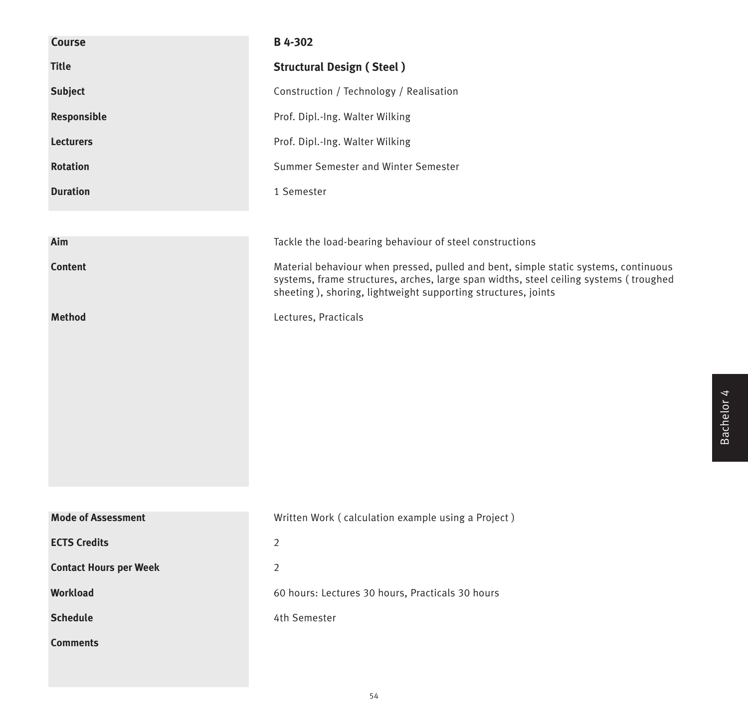| | |
|---|---|
| **Course** | **B 4-302** |
| **Title** | **Structural Design ( Steel )** |
| **Subject** | Construction / Technology / Realisation |
| **Responsible** | Prof. Dipl.-Ing. Walter Wilking |
| **Lecturers** | Prof. Dipl.-Ing. Walter Wilking |
| **Rotation** | Summer Semester and Winter Semester |
| **Duration** | 1 Semester |

| | |
|---|---|
| **Aim** | Tackle the load-bearing behaviour of steel constructions |
| **Content** | Material behaviour when pressed, pulled and bent, simple static systems, continuous systems, frame structures, arches, large span widths, steel ceiling systems ( troughed sheeting ), shoring, lightweight supporting structures, joints |
| **Method** | Lectures, Practicals |

| | |
|---|---|
| **Mode of Assessment** | Written Work ( calculation example using a Project ) |
| **ECTS Credits** | 2 |
| **Contact Hours per Week** | 2 |
| **Workload** | 60 hours: Lectures 30 hours, Practicals 30 hours |
| **Schedule** | 4th Semester |
| **Comments** | |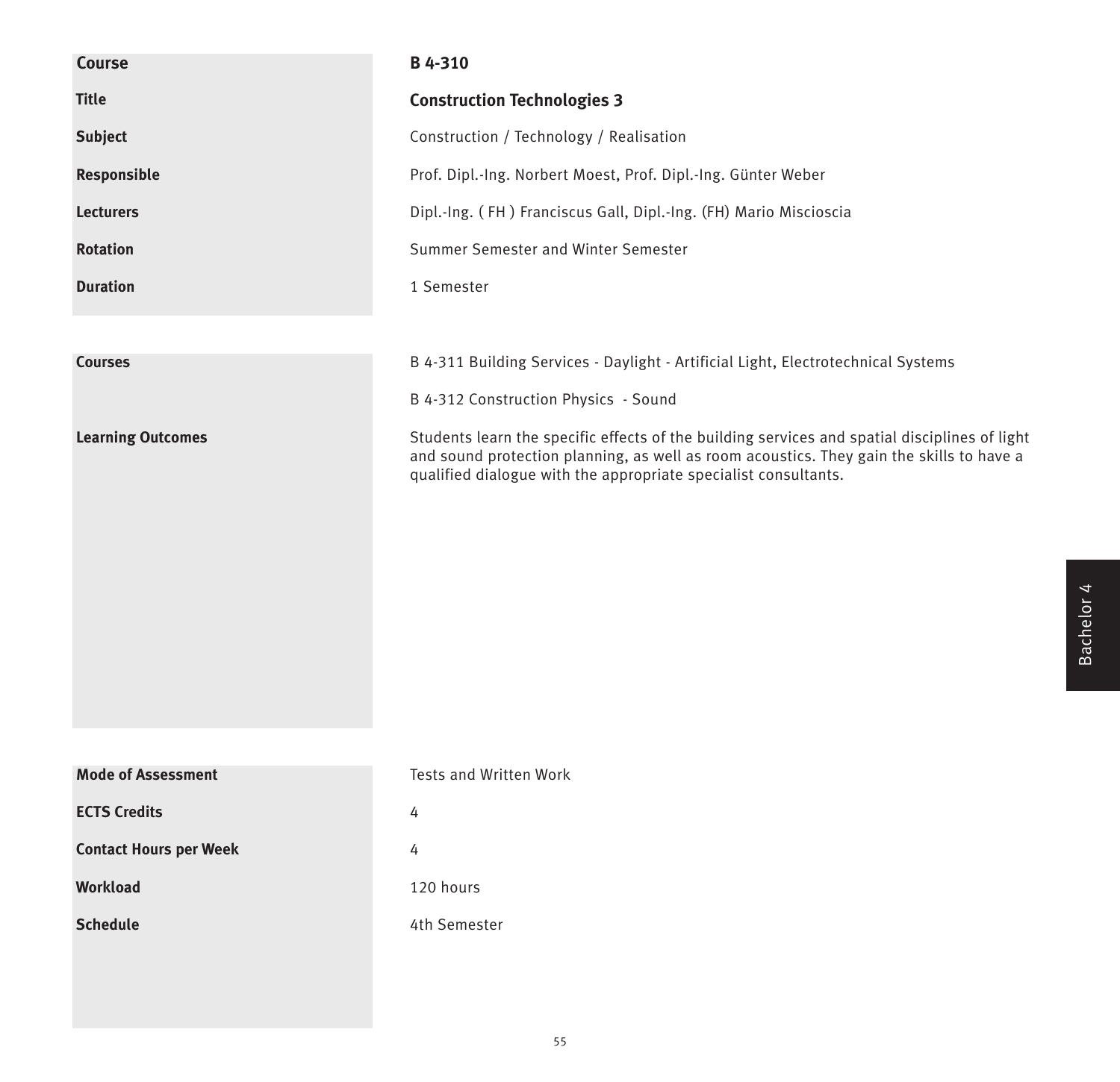| | |
|---|---|
| **Course** | **B 4-310** |
| **Title** | **Construction Technologies 3** |
| **Subject** | Construction / Technology / Realisation |
| **Responsible** | Prof. Dipl.-Ing. Norbert Moest, Prof. Dipl.-Ing. Günter Weber |
| **Lecturers** | Dipl.-Ing. ( FH ) Franciscus Gall, Dipl.-Ing. (FH) Mario Miscioscia |
| **Rotation** | Summer Semester and Winter Semester |
| **Duration** | 1 Semester |

| | |
|---|---|
| **Courses** | B 4-311 Building Services - Daylight - Artificial Light, Electrotechnical Systems<br><br>B 4-312 Construction Physics - Sound |
| **Learning Outcomes** | Students learn the specific effects of the building services and spatial disciplines of light and sound protection planning, as well as room acoustics. They gain the skills to have a qualified dialogue with the appropriate specialist consultants. |

| | |
|---|---|
| **Mode of Assessment** | Tests and Written Work |
| **ECTS Credits** | 4 |
| **Contact Hours per Week** | 4 |
| **Workload** | 120 hours |
| **Schedule** | 4th Semester |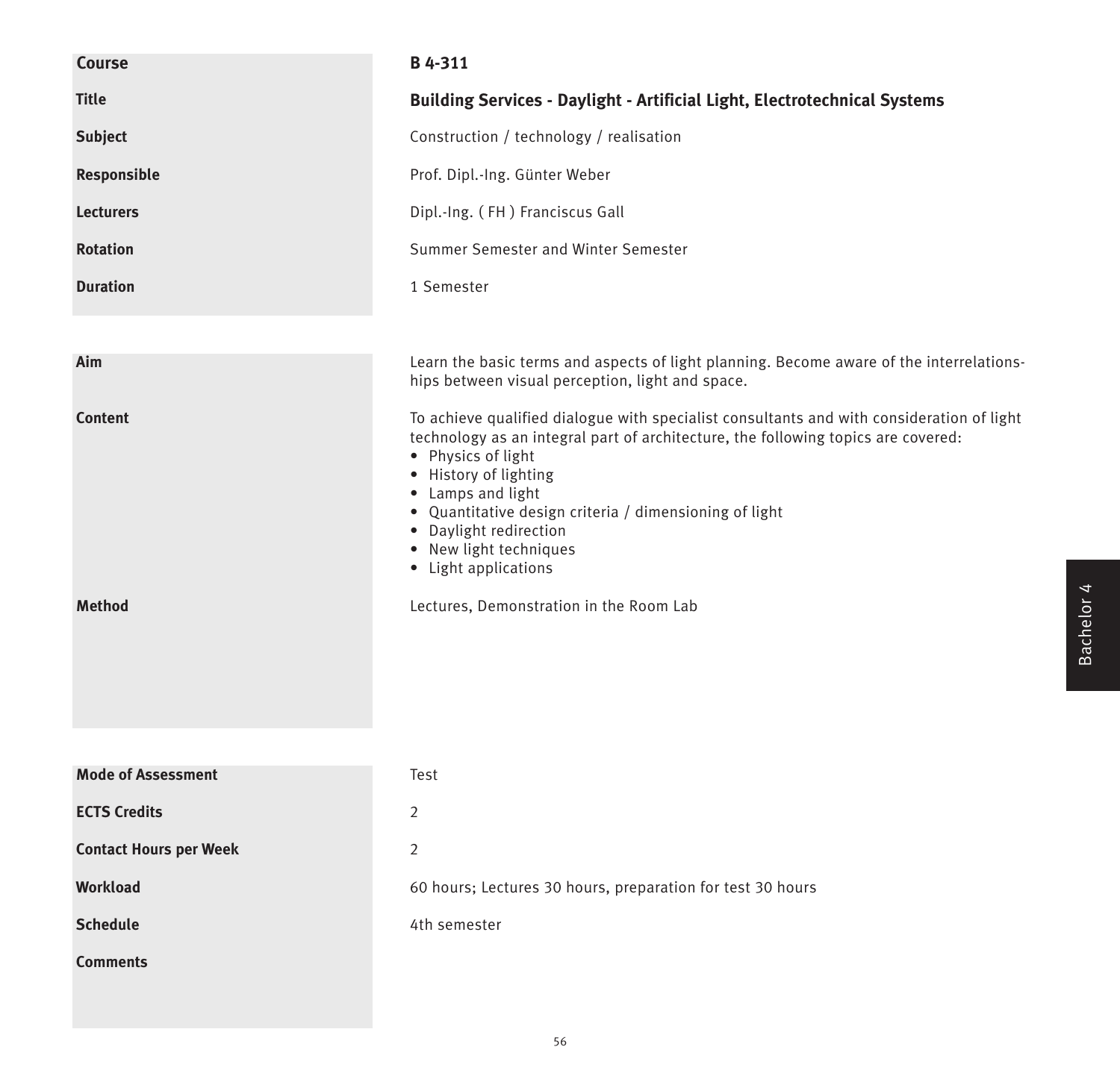| | |
|---|---|
| **Course** | **B 4-311** |
| **Title** | **Building Services - Daylight - Artificial Light, Electrotechnical Systems** |
| **Subject** | Construction / technology / realisation |
| **Responsible** | Prof. Dipl.-Ing. Günter Weber |
| **Lecturers** | Dipl.-Ing. ( FH ) Franciscus Gall |
| **Rotation** | Summer Semester and Winter Semester |
| **Duration** | 1 Semester |

| | |
|---|---|
| **Aim** | Learn the basic terms and aspects of light planning. Become aware of the interrelationships between visual perception, light and space. |
| **Content** | To achieve qualified dialogue with specialist consultants and with consideration of light technology as an integral part of architecture, the following topics are covered:<br>• Physics of light<br>• History of lighting<br>• Lamps and light<br>• Quantitative design criteria / dimensioning of light<br>• Daylight redirection<br>• New light techniques<br>• Light applications |
| **Method** | Lectures, Demonstration in the Room Lab |

| | |
|---|---|
| **Mode of Assessment** | Test |
| **ECTS Credits** | 2 |
| **Contact Hours per Week** | 2 |
| **Workload** | 60 hours; Lectures 30 hours, preparation for test 30 hours |
| **Schedule** | 4th semester |
| **Comments** | |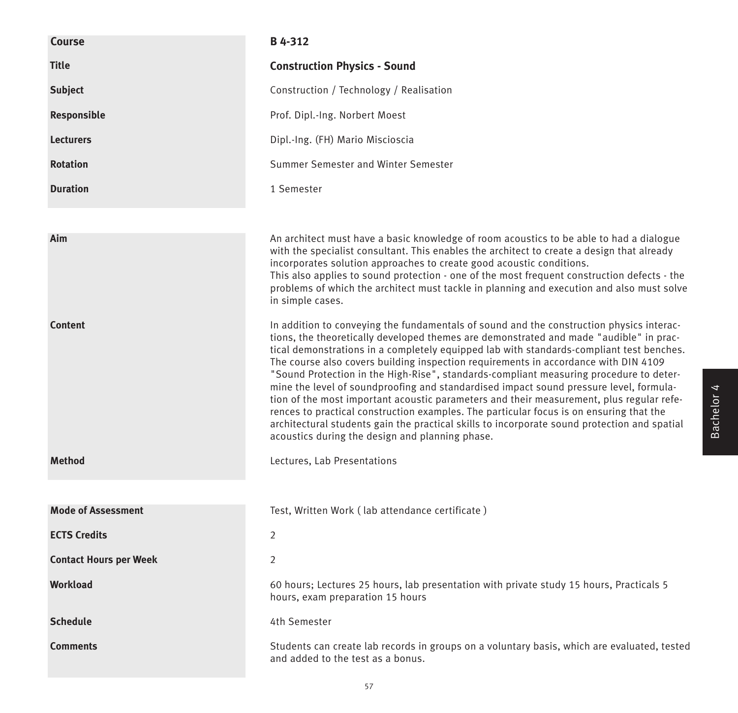| | |
|---|---|
| **Course** | **B 4-312** |
| **Title** | **Construction Physics - Sound** |
| **Subject** | Construction / Technology / Realisation |
| **Responsible** | Prof. Dipl.-Ing. Norbert Moest |
| **Lecturers** | Dipl.-Ing. (FH) Mario Miscioscia |
| **Rotation** | Summer Semester and Winter Semester |
| **Duration** | 1 Semester |

| | |
|---|---|
| **Aim** | An architect must have a basic knowledge of room acoustics to be able to had a dialogue with the specialist consultant. This enables the architect to create a design that already incorporates solution approaches to create good acoustic conditions.<br>This also applies to sound protection - one of the most frequent construction defects - the problems of which the architect must tackle in planning and execution and also must solve in simple cases. |
| **Content** | In addition to conveying the fundamentals of sound and the construction physics interactions, the theoretically developed themes are demonstrated and made "audible" in practical demonstrations in a completely equipped lab with standards-compliant test benches. The course also covers building inspection requirements in accordance with DIN 4109 "Sound Protection in the High-Rise", standards-compliant measuring procedure to determine the level of soundproofing and standardised impact sound pressure level, formulation of the most important acoustic parameters and their measurement, plus regular references to practical construction examples. The particular focus is on ensuring that the architectural students gain the practical skills to incorporate sound protection and spatial acoustics during the design and planning phase. |
| **Method** | Lectures, Lab Presentations |

| | |
|---|---|
| **Mode of Assessment** | Test, Written Work ( lab attendance certificate ) |
| **ECTS Credits** | 2 |
| **Contact Hours per Week** | 2 |
| **Workload** | 60 hours; Lectures 25 hours, lab presentation with private study 15 hours, Practicals 5 hours, exam preparation 15 hours |
| **Schedule** | 4th Semester |
| **Comments** | Students can create lab records in groups on a voluntary basis, which are evaluated, tested and added to the test as a bonus. |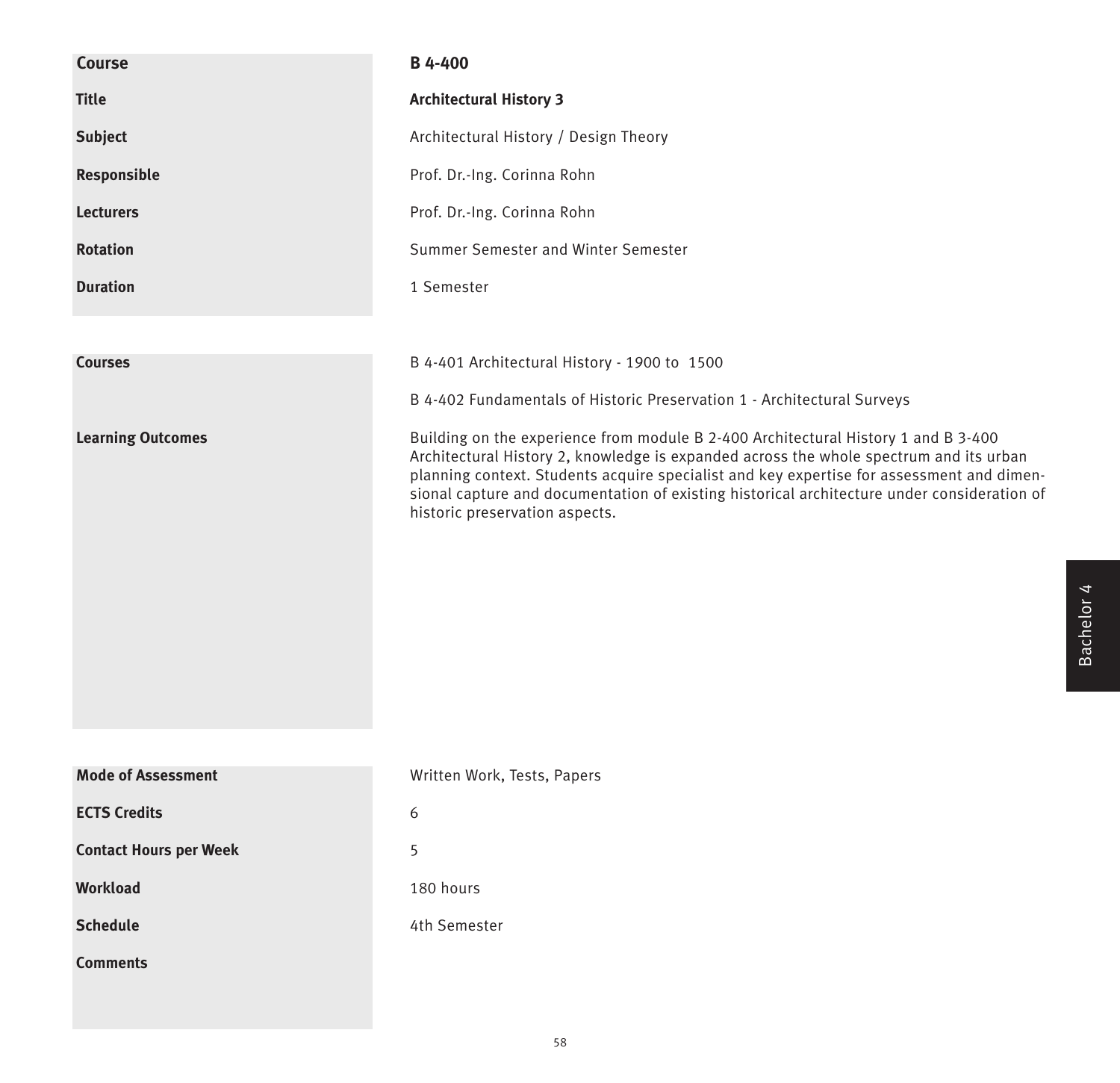| | |
|---|---|
| **Course** | **B 4-400** |
| **Title** | **Architectural History 3** |
| **Subject** | Architectural History / Design Theory |
| **Responsible** | Prof. Dr.-Ing. Corinna Rohn |
| **Lecturers** | Prof. Dr.-Ing. Corinna Rohn |
| **Rotation** | Summer Semester and Winter Semester |
| **Duration** | 1 Semester |

| | |
|---|---|
| **Courses** | B 4-401 Architectural History - 1900 to 1500<br><br>B 4-402 Fundamentals of Historic Preservation 1 - Architectural Surveys |
| **Learning Outcomes** | Building on the experience from module B 2-400 Architectural History 1 and B 3-400 Architectural History 2, knowledge is expanded across the whole spectrum and its urban planning context. Students acquire specialist and key expertise for assessment and dimensional capture and documentation of existing historical architecture under consideration of historic preservation aspects. |

| | |
|---|---|
| **Mode of Assessment** | Written Work, Tests, Papers |
| **ECTS Credits** | 6 |
| **Contact Hours per Week** | 5 |
| **Workload** | 180 hours |
| **Schedule** | 4th Semester |
| **Comments** | |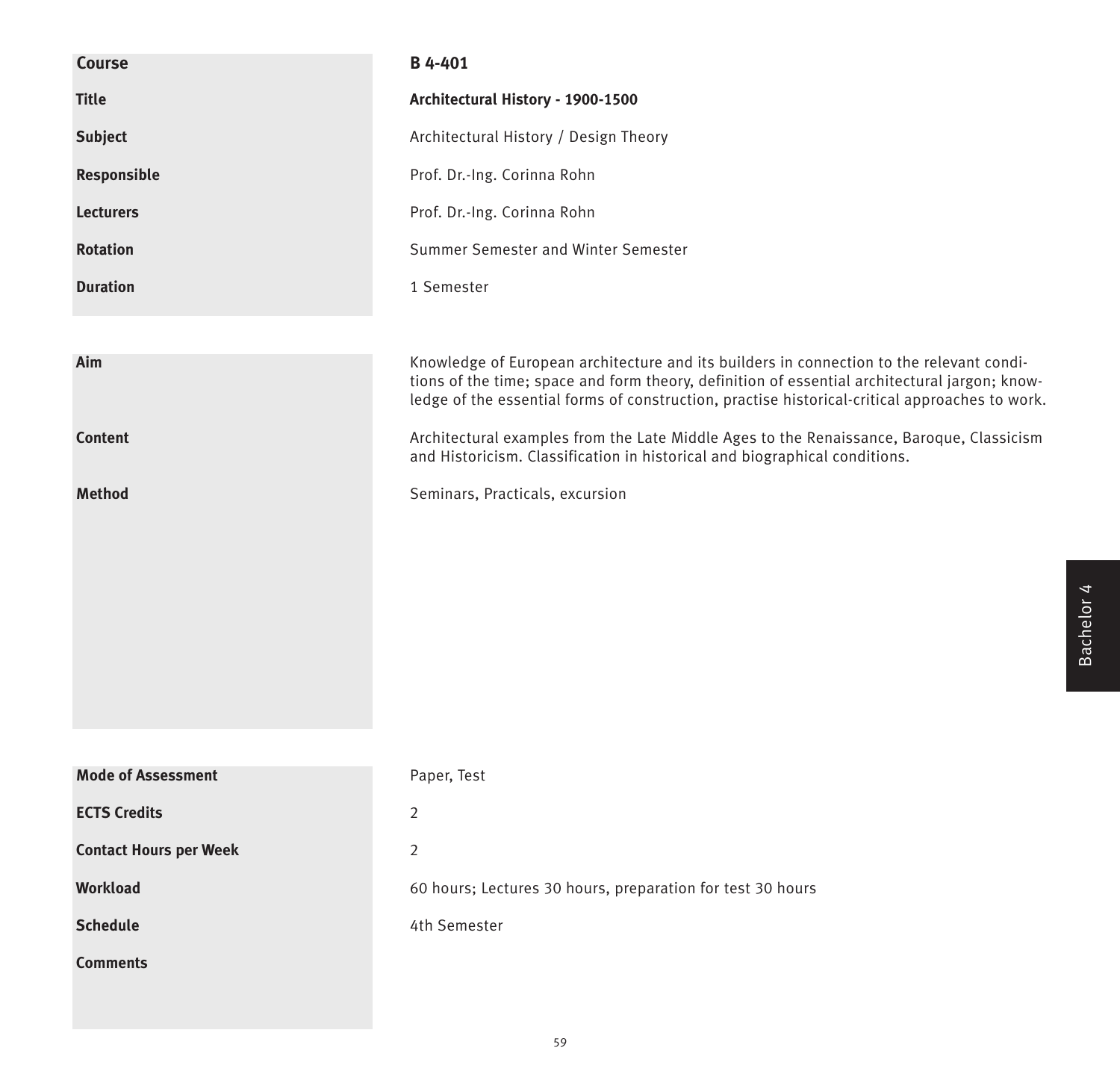| | |
|---|---|
| **Course** | **B 4-401** |
| **Title** | **Architectural History - 1900-1500** |
| **Subject** | Architectural History / Design Theory |
| **Responsible** | Prof. Dr.-Ing. Corinna Rohn |
| **Lecturers** | Prof. Dr.-Ing. Corinna Rohn |
| **Rotation** | Summer Semester and Winter Semester |
| **Duration** | 1 Semester |

| | |
|---|---|
| **Aim** | Knowledge of European architecture and its builders in connection to the relevant conditions of the time; space and form theory, definition of essential architectural jargon; knowledge of the essential forms of construction, practise historical-critical approaches to work. |
| **Content** | Architectural examples from the Late Middle Ages to the Renaissance, Baroque, Classicism and Historicism. Classification in historical and biographical conditions. |
| **Method** | Seminars, Practicals, excursion |

| | |
|---|---|
| **Mode of Assessment** | Paper, Test |
| **ECTS Credits** | 2 |
| **Contact Hours per Week** | 2 |
| **Workload** | 60 hours; Lectures 30 hours, preparation for test 30 hours |
| **Schedule** | 4th Semester |
| **Comments** | |

Bachelor 4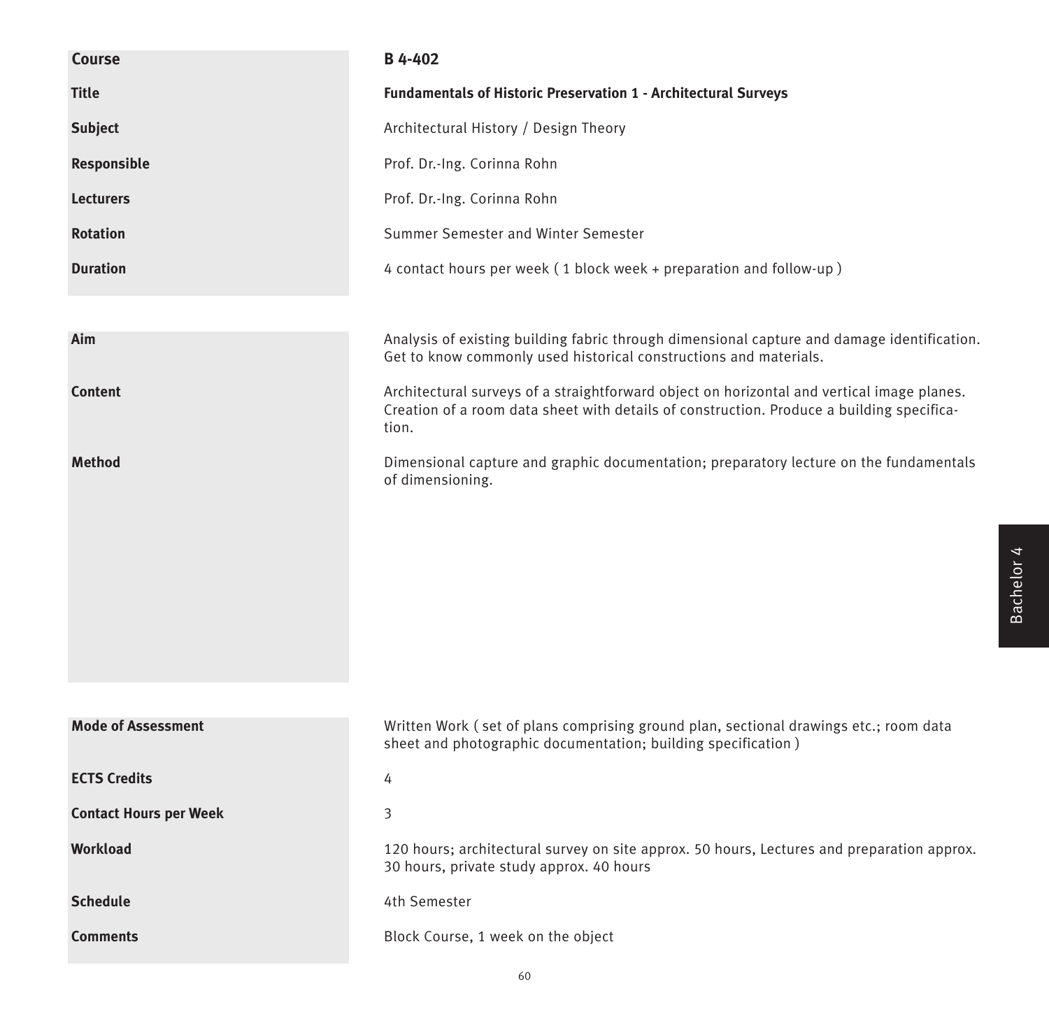| | |
|---|---|
| **Course** | **B 4-402** |
| **Title** | **Fundamentals of Historic Preservation 1 - Architectural Surveys** |
| **Subject** | Architectural History / Design Theory |
| **Responsible** | Prof. Dr.-Ing. Corinna Rohn |
| **Lecturers** | Prof. Dr.-Ing. Corinna Rohn |
| **Rotation** | Summer Semester and Winter Semester |
| **Duration** | 4 contact hours per week ( 1 block week + preparation and follow-up ) |

| | |
|---|---|
| **Aim** | Analysis of existing building fabric through dimensional capture and damage identification. Get to know commonly used historical constructions and materials. |
| **Content** | Architectural surveys of a straightforward object on horizontal and vertical image planes. Creation of a room data sheet with details of construction. Produce a building specification. |
| **Method** | Dimensional capture and graphic documentation; preparatory lecture on the fundamentals of dimensioning. |

| | |
|---|---|
| **Mode of Assessment** | Written Work ( set of plans comprising ground plan, sectional drawings etc.; room data sheet and photographic documentation; building specification ) |
| **ECTS Credits** | 4 |
| **Contact Hours per Week** | 3 |
| **Workload** | 120 hours; architectural survey on site approx. 50 hours, Lectures and preparation approx. 30 hours, private study approx. 40 hours |
| **Schedule** | 4th Semester |
| **Comments** | Block Course, 1 week on the object |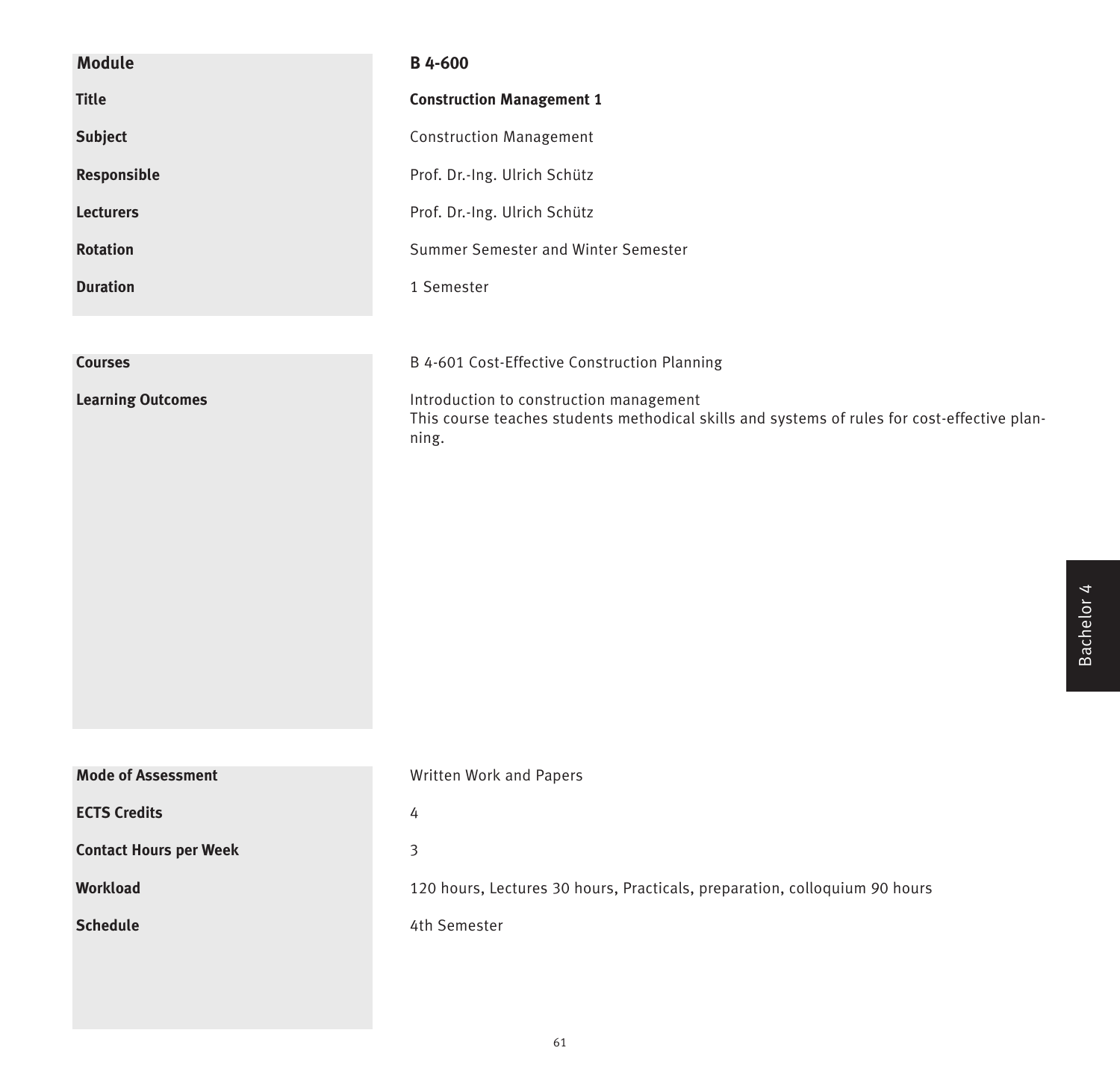| Module | B 4-600 |
|---|---|
| Title | **Construction Management 1** |
| Subject | Construction Management |
| Responsible | Prof. Dr.-Ing. Ulrich Schütz |
| Lecturers | Prof. Dr.-Ing. Ulrich Schütz |
| Rotation | Summer Semester and Winter Semester |
| Duration | 1 Semester |

| | |
|---|---|
| **Courses** | B 4-601 Cost-Effective Construction Planning |
| **Learning Outcomes** | Introduction to construction management<br>This course teaches students methodical skills and systems of rules for cost-effective planning. |

| | |
|---|---|
| **Mode of Assessment** | Written Work and Papers |
| **ECTS Credits** | 4 |
| **Contact Hours per Week** | 3 |
| **Workload** | 120 hours, Lectures 30 hours, Practicals, preparation, colloquium 90 hours |
| **Schedule** | 4th Semester |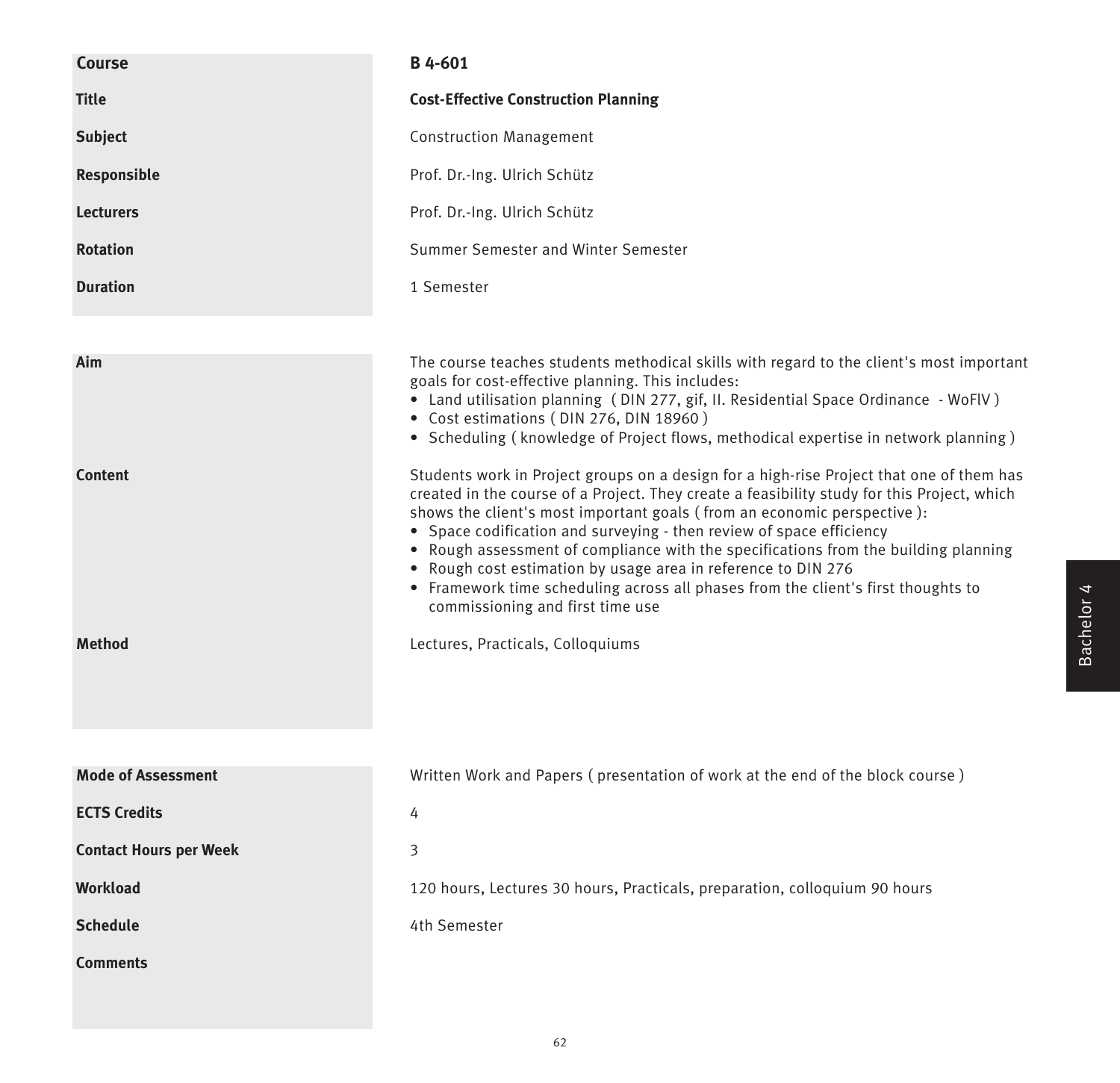| | |
|---|---|
| **Course** | **B 4-601** |
| **Title** | **Cost-Effective Construction Planning** |
| **Subject** | Construction Management |
| **Responsible** | Prof. Dr.-Ing. Ulrich Schütz |
| **Lecturers** | Prof. Dr.-Ing. Ulrich Schütz |
| **Rotation** | Summer Semester and Winter Semester |
| **Duration** | 1 Semester |

**Aim**

The course teaches students methodical skills with regard to the client's most important goals for cost-effective planning. This includes:

- Land utilisation planning ( DIN 277, gif, II. Residential Space Ordinance - WoFlV )
- Cost estimations ( DIN 276, DIN 18960 )
- Scheduling ( knowledge of Project flows, methodical expertise in network planning )

**Content**

Students work in Project groups on a design for a high-rise Project that one of them has created in the course of a Project. They create a feasibility study for this Project, which shows the client's most important goals ( from an economic perspective ):

- Space codification and surveying - then review of space efficiency
- Rough assessment of compliance with the specifications from the building planning
- Rough cost estimation by usage area in reference to DIN 276
- Framework time scheduling across all phases from the client's first thoughts to commissioning and first time use

**Method**

Lectures, Practicals, Colloquiums

| | |
|---|---|
| **Mode of Assessment** | Written Work and Papers ( presentation of work at the end of the block course ) |
| **ECTS Credits** | 4 |
| **Contact Hours per Week** | 3 |
| **Workload** | 120 hours, Lectures 30 hours, Practicals, preparation, colloquium 90 hours |
| **Schedule** | 4th Semester |
| **Comments** | |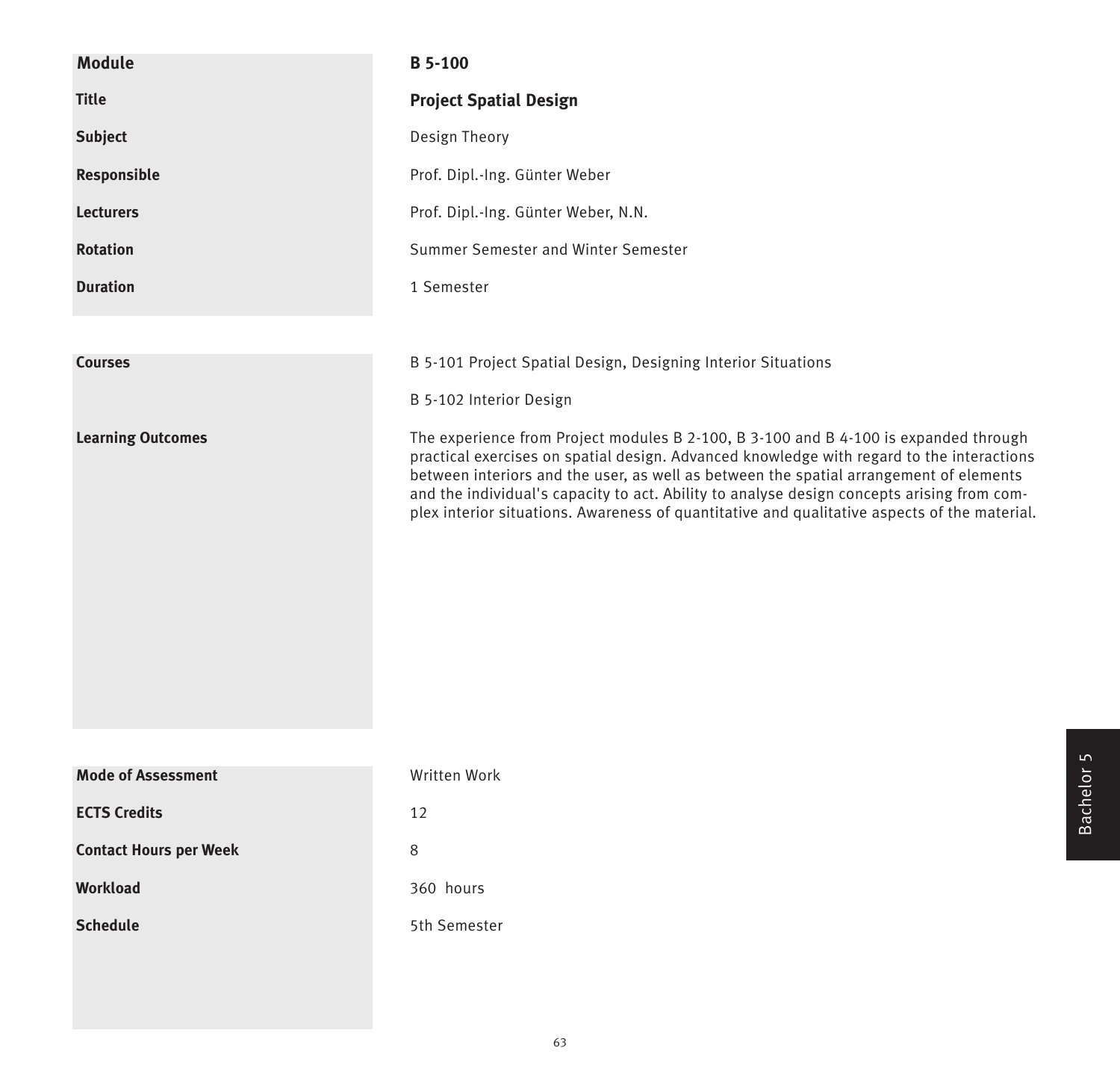| Module | B 5-100 |
|---|---|
| Title | **Project Spatial Design** |
| Subject | Design Theory |
| Responsible | Prof. Dipl.-Ing. Günter Weber |
| Lecturers | Prof. Dipl.-Ing. Günter Weber, N.N. |
| Rotation | Summer Semester and Winter Semester |
| Duration | 1 Semester |

| | |
|---|---|
| **Courses** | B 5-101 Project Spatial Design, Designing Interior Situations<br><br>B 5-102 Interior Design |
| **Learning Outcomes** | The experience from Project modules B 2-100, B 3-100 and B 4-100 is expanded through practical exercises on spatial design. Advanced knowledge with regard to the interactions between interiors and the user, as well as between the spatial arrangement of elements and the individual's capacity to act. Ability to analyse design concepts arising from complex interior situations. Awareness of quantitative and qualitative aspects of the material. |

| | |
|---|---|
| **Mode of Assessment** | Written Work |
| **ECTS Credits** | 12 |
| **Contact Hours per Week** | 8 |
| **Workload** | 360 hours |
| **Schedule** | 5th Semester |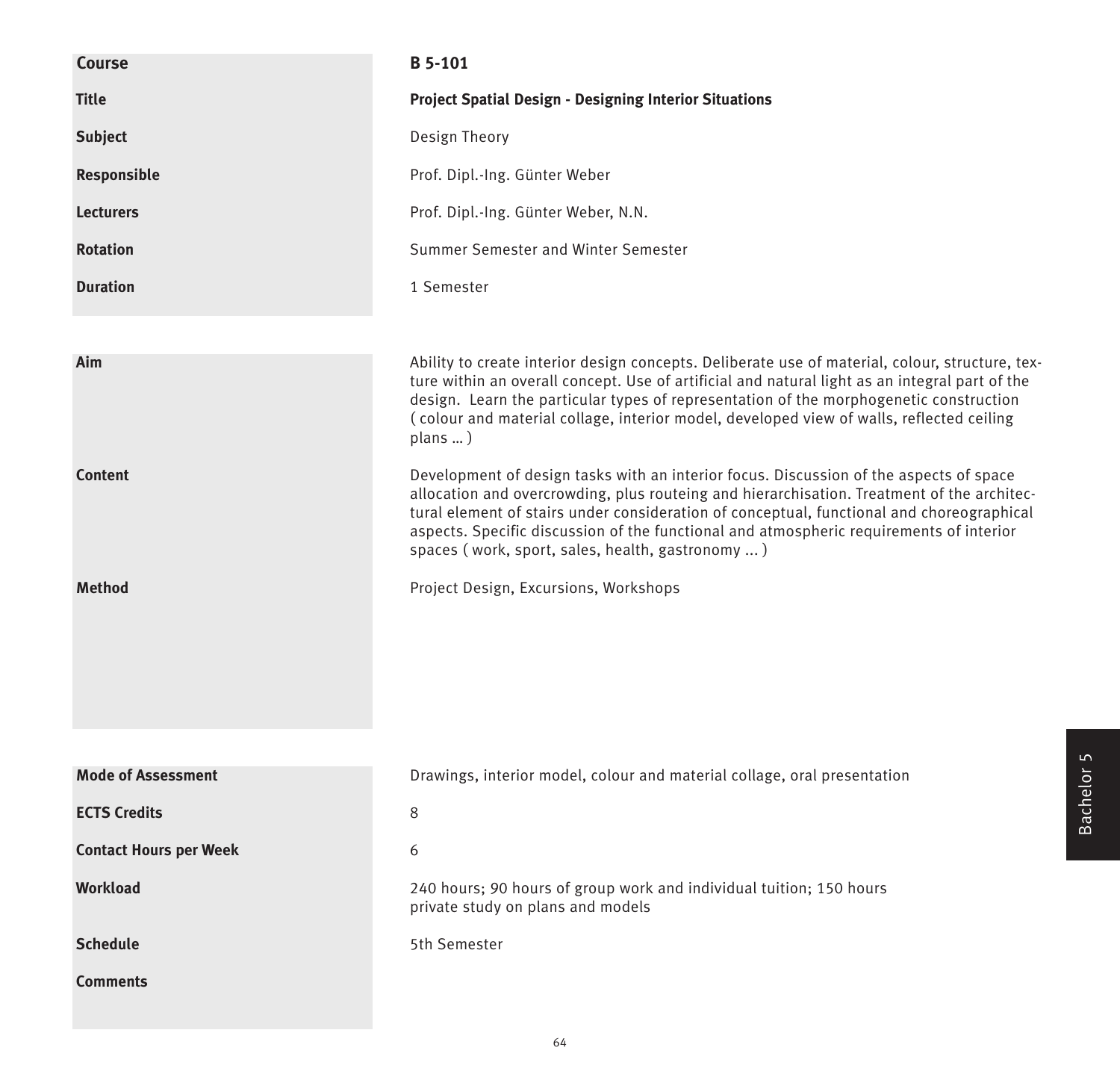| | |
|---|---|
| **Course** | **B 5-101** |
| **Title** | **Project Spatial Design - Designing Interior Situations** |
| **Subject** | Design Theory |
| **Responsible** | Prof. Dipl.-Ing. Günter Weber |
| **Lecturers** | Prof. Dipl.-Ing. Günter Weber, N.N. |
| **Rotation** | Summer Semester and Winter Semester |
| **Duration** | 1 Semester |

| | |
|---|---|
| **Aim** | Ability to create interior design concepts. Deliberate use of material, colour, structure, texture within an overall concept. Use of artificial and natural light as an integral part of the design. Learn the particular types of representation of the morphogenetic construction ( colour and material collage, interior model, developed view of walls, reflected ceiling plans … ) |
| **Content** | Development of design tasks with an interior focus. Discussion of the aspects of space allocation and overcrowding, plus routeing and hierarchisation. Treatment of the architectural element of stairs under consideration of conceptual, functional and choreographical aspects. Specific discussion of the functional and atmospheric requirements of interior spaces ( work, sport, sales, health, gastronomy ... ) |
| **Method** | Project Design, Excursions, Workshops |

| | |
|---|---|
| **Mode of Assessment** | Drawings, interior model, colour and material collage, oral presentation |
| **ECTS Credits** | 8 |
| **Contact Hours per Week** | 6 |
| **Workload** | 240 hours; 90 hours of group work and individual tuition; 150 hours private study on plans and models |
| **Schedule** | 5th Semester |
| **Comments** | |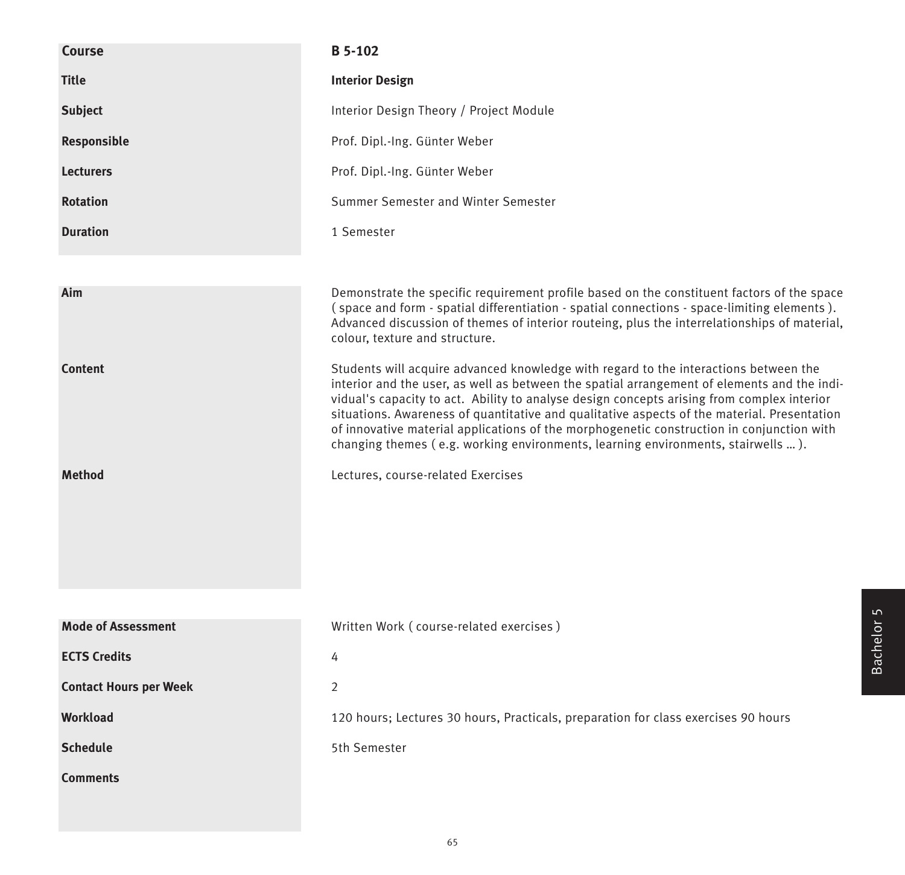| | |
|---|---|
| **Course** | **B 5-102** |
| **Title** | **Interior Design** |
| **Subject** | Interior Design Theory / Project Module |
| **Responsible** | Prof. Dipl.-Ing. Günter Weber |
| **Lecturers** | Prof. Dipl.-Ing. Günter Weber |
| **Rotation** | Summer Semester and Winter Semester |
| **Duration** | 1 Semester |

| | |
|---|---|
| **Aim** | Demonstrate the specific requirement profile based on the constituent factors of the space ( space and form - spatial differentiation - spatial connections - space-limiting elements ). Advanced discussion of themes of interior routeing, plus the interrelationships of material, colour, texture and structure. |
| **Content** | Students will acquire advanced knowledge with regard to the interactions between the interior and the user, as well as between the spatial arrangement of elements and the individual's capacity to act. Ability to analyse design concepts arising from complex interior situations. Awareness of quantitative and qualitative aspects of the material. Presentation of innovative material applications of the morphogenetic construction in conjunction with changing themes ( e.g. working environments, learning environments, stairwells … ). |
| **Method** | Lectures, course-related Exercises |

| | |
|---|---|
| **Mode of Assessment** | Written Work ( course-related exercises ) |
| **ECTS Credits** | 4 |
| **Contact Hours per Week** | 2 |
| **Workload** | 120 hours; Lectures 30 hours, Practicals, preparation for class exercises 90 hours |
| **Schedule** | 5th Semester |
| **Comments** | |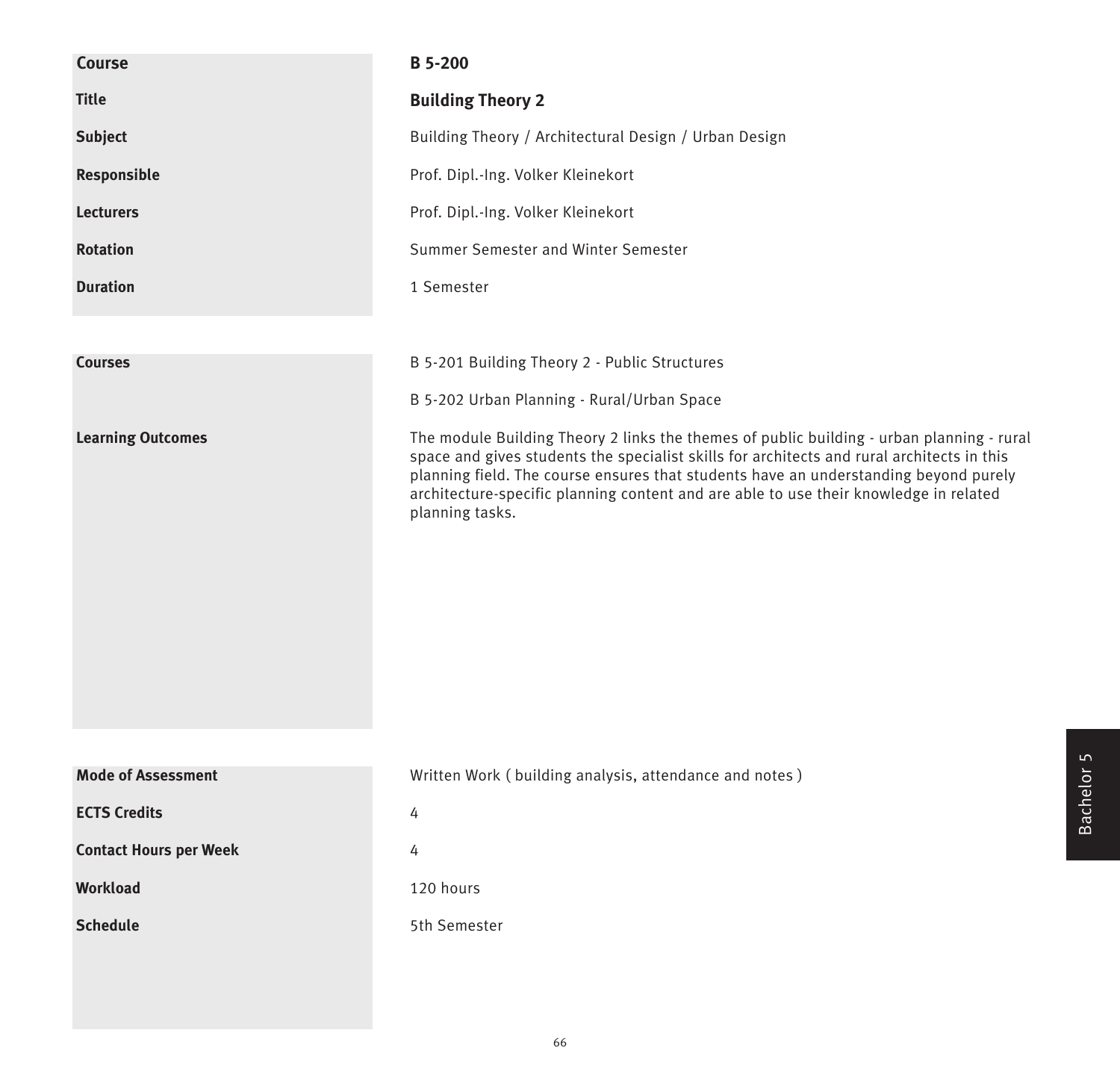| Course | B 5-200 |
|---|---|
| Title | **Building Theory 2** |
| Subject | Building Theory / Architectural Design / Urban Design |
| Responsible | Prof. Dipl.-Ing. Volker Kleinekort |
| Lecturers | Prof. Dipl.-Ing. Volker Kleinekort |
| Rotation | Summer Semester and Winter Semester |
| Duration | 1 Semester |

| | |
|---|---|
| Courses | B 5-201 Building Theory 2 - Public Structures<br><br>B 5-202 Urban Planning - Rural/Urban Space |
| Learning Outcomes | The module Building Theory 2 links the themes of public building - urban planning - rural space and gives students the specialist skills for architects and rural architects in this planning field. The course ensures that students have an understanding beyond purely architecture-specific planning content and are able to use their knowledge in related planning tasks. |

| | |
|---|---|
| Mode of Assessment | Written Work ( building analysis, attendance and notes ) |
| ECTS Credits | 4 |
| Contact Hours per Week | 4 |
| Workload | 120 hours |
| Schedule | 5th Semester |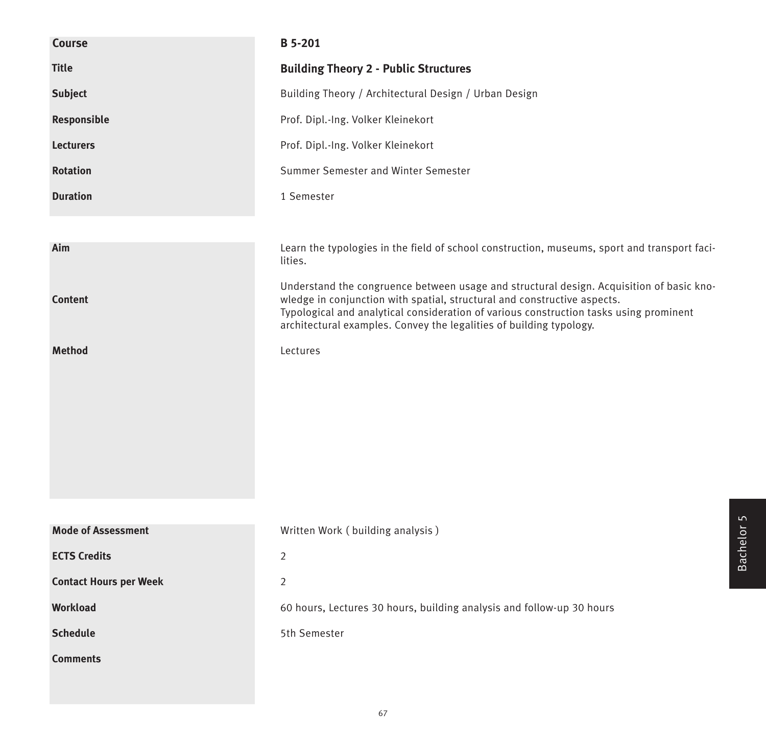| | |
|---|---|
| **Course** | **B 5-201** |
| **Title** | **Building Theory 2 - Public Structures** |
| **Subject** | Building Theory / Architectural Design / Urban Design |
| **Responsible** | Prof. Dipl.-Ing. Volker Kleinekort |
| **Lecturers** | Prof. Dipl.-Ing. Volker Kleinekort |
| **Rotation** | Summer Semester and Winter Semester |
| **Duration** | 1 Semester |

| | |
|---|---|
| **Aim** | Learn the typologies in the field of school construction, museums, sport and transport facilities. |
| **Content** | Understand the congruence between usage and structural design. Acquisition of basic knowledge in conjunction with spatial, structural and constructive aspects. Typological and analytical consideration of various construction tasks using prominent architectural examples. Convey the legalities of building typology. |
| **Method** | Lectures |

| | |
|---|---|
| **Mode of Assessment** | Written Work ( building analysis ) |
| **ECTS Credits** | 2 |
| **Contact Hours per Week** | 2 |
| **Workload** | 60 hours, Lectures 30 hours, building analysis and follow-up 30 hours |
| **Schedule** | 5th Semester |
| **Comments** | |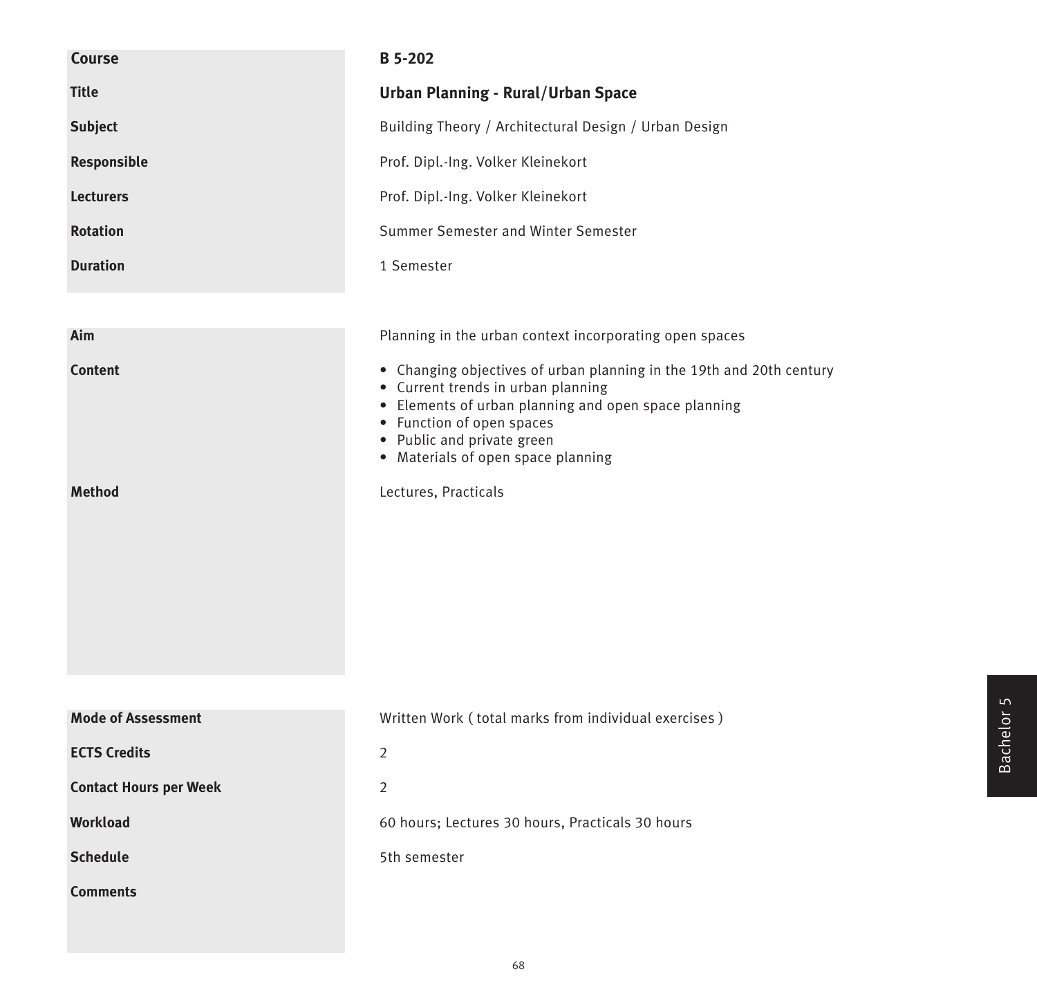| Course | B 5-202 |
|---|---|
| Title | **Urban Planning - Rural/Urban Space** |
| Subject | Building Theory / Architectural Design / Urban Design |
| Responsible | Prof. Dipl.-Ing. Volker Kleinekort |
| Lecturers | Prof. Dipl.-Ing. Volker Kleinekort |
| Rotation | Summer Semester and Winter Semester |
| Duration | 1 Semester |

| Aim | Planning in the urban context incorporating open spaces |
|---|---|
| Content | • Changing objectives of urban planning in the 19th and 20th century<br>• Current trends in urban planning<br>• Elements of urban planning and open space planning<br>• Function of open spaces<br>• Public and private green<br>• Materials of open space planning |
| Method | Lectures, Practicals |

| Mode of Assessment | Written Work ( total marks from individual exercises ) |
|---|---|
| ECTS Credits | 2 |
| Contact Hours per Week | 2 |
| Workload | 60 hours; Lectures 30 hours, Practicals 30 hours |
| Schedule | 5th semester |
| Comments | |

Bachelor 5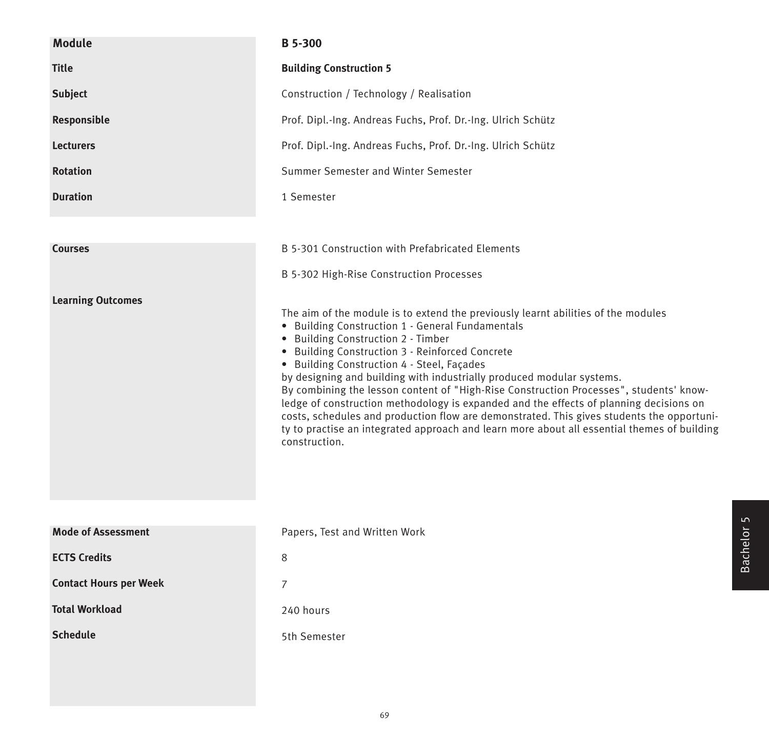| Module | B 5-300 |
|---|---|
| Title | **Building Construction 5** |
| Subject | Construction / Technology / Realisation |
| Responsible | Prof. Dipl.-Ing. Andreas Fuchs, Prof. Dr.-Ing. Ulrich Schütz |
| Lecturers | Prof. Dipl.-Ing. Andreas Fuchs, Prof. Dr.-Ing. Ulrich Schütz |
| Rotation | Summer Semester and Winter Semester |
| Duration | 1 Semester |

| | |
|---|---|
| **Courses** | B 5-301 Construction with Prefabricated Elements<br>B 5-302 High-Rise Construction Processes |
| **Learning Outcomes** | The aim of the module is to extend the previously learnt abilities of the modules<br>• Building Construction 1 - General Fundamentals<br>• Building Construction 2 - Timber<br>• Building Construction 3 - Reinforced Concrete<br>• Building Construction 4 - Steel, Façades<br>by designing and building with industrially produced modular systems.<br>By combining the lesson content of "High-Rise Construction Processes", students' knowledge of construction methodology is expanded and the effects of planning decisions on costs, schedules and production flow are demonstrated. This gives students the opportunity to practise an integrated approach and learn more about all essential themes of building construction. |

| | |
|---|---|
| **Mode of Assessment** | Papers, Test and Written Work |
| **ECTS Credits** | 8 |
| **Contact Hours per Week** | 7 |
| **Total Workload** | 240 hours |
| **Schedule** | 5th Semester |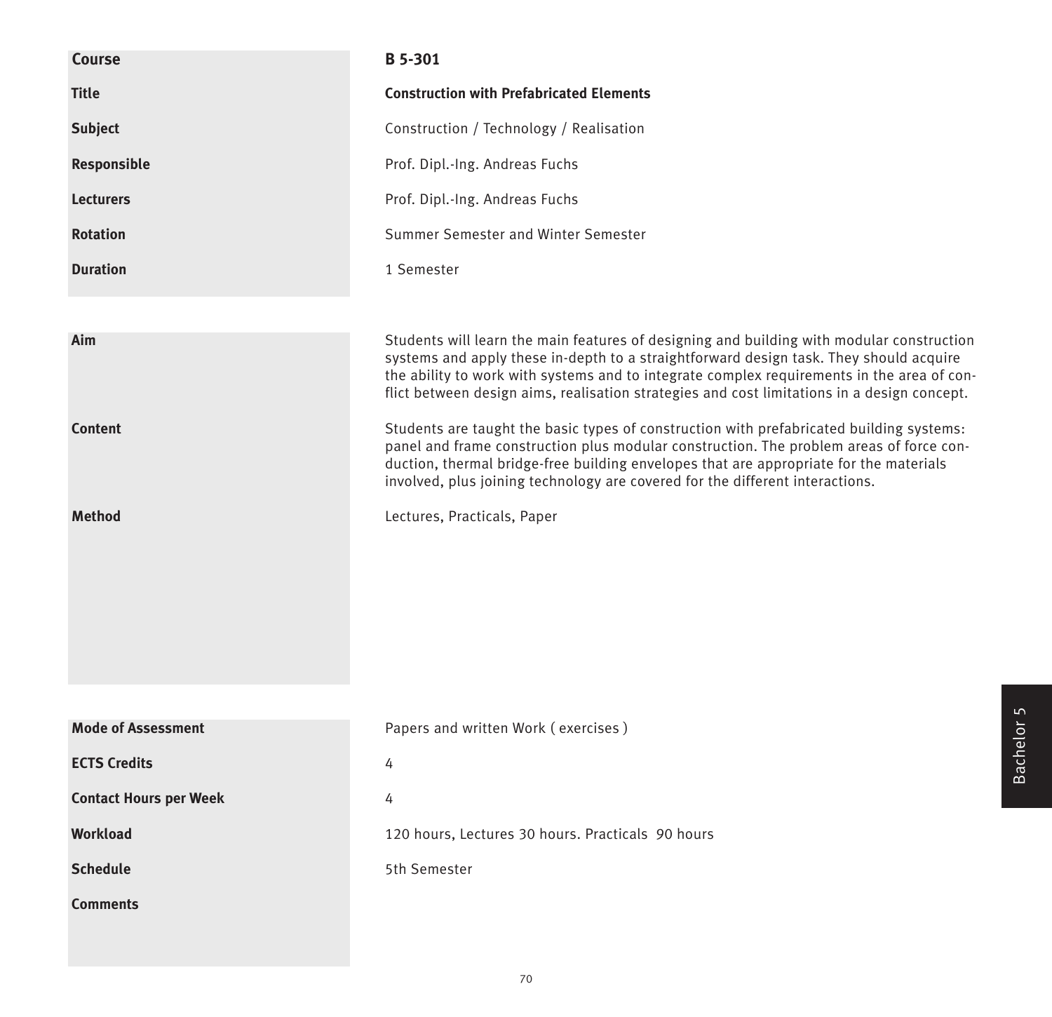| | |
|---|---|
| **Course** | **B 5-301** |
| **Title** | **Construction with Prefabricated Elements** |
| **Subject** | Construction / Technology / Realisation |
| **Responsible** | Prof. Dipl.-Ing. Andreas Fuchs |
| **Lecturers** | Prof. Dipl.-Ing. Andreas Fuchs |
| **Rotation** | Summer Semester and Winter Semester |
| **Duration** | 1 Semester |

| | |
|---|---|
| **Aim** | Students will learn the main features of designing and building with modular construction systems and apply these in-depth to a straightforward design task. They should acquire the ability to work with systems and to integrate complex requirements in the area of conflict between design aims, realisation strategies and cost limitations in a design concept. |
| **Content** | Students are taught the basic types of construction with prefabricated building systems: panel and frame construction plus modular construction. The problem areas of force conduction, thermal bridge-free building envelopes that are appropriate for the materials involved, plus joining technology are covered for the different interactions. |
| **Method** | Lectures, Practicals, Paper |

| | |
|---|---|
| **Mode of Assessment** | Papers and written Work ( exercises ) |
| **ECTS Credits** | 4 |
| **Contact Hours per Week** | 4 |
| **Workload** | 120 hours, Lectures 30 hours. Practicals 90 hours |
| **Schedule** | 5th Semester |
| **Comments** | |

Bachelor 5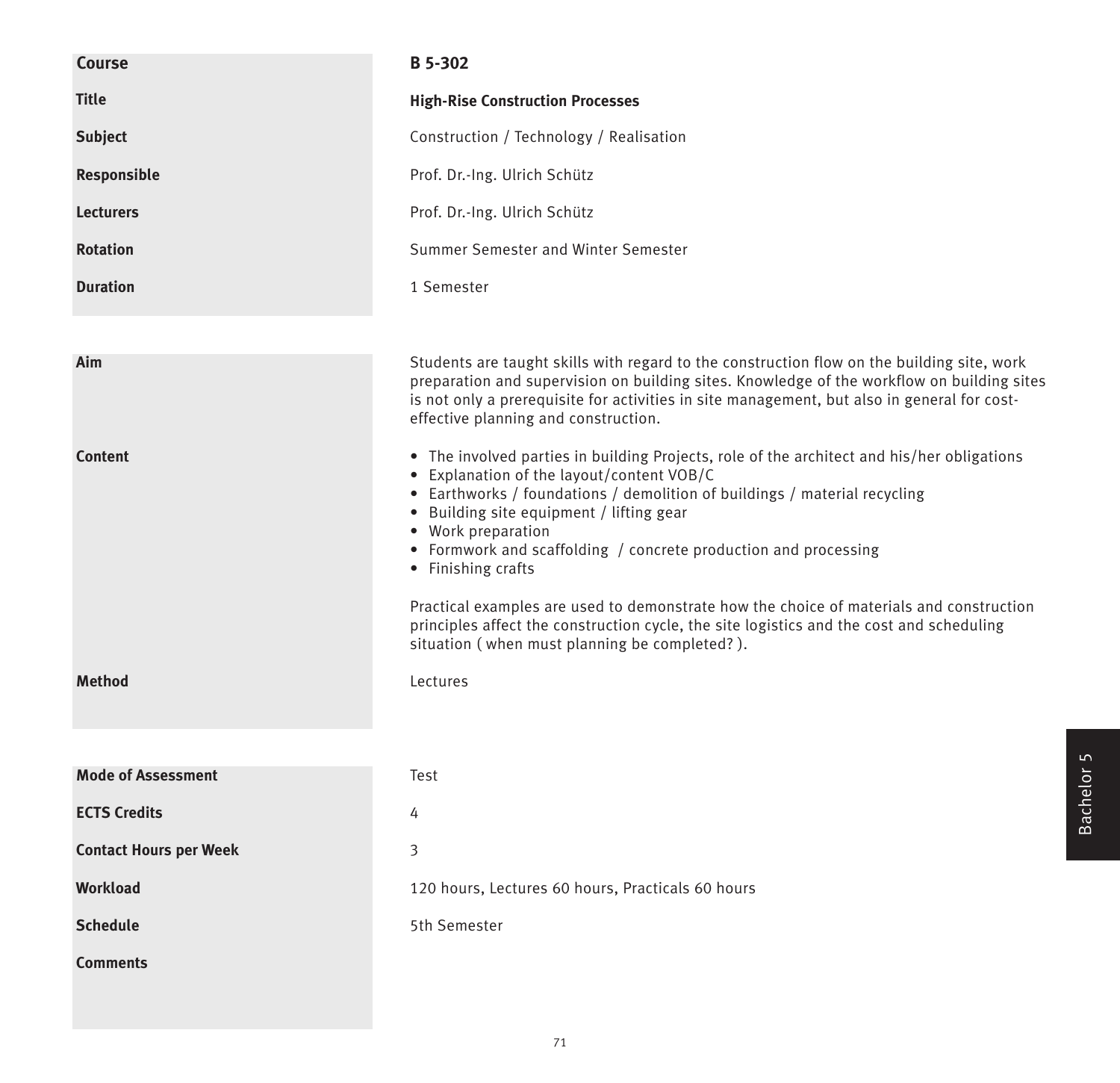| | |
|---|---|
| **Course** | **B 5-302** |
| **Title** | **High-Rise Construction Processes** |
| **Subject** | Construction / Technology / Realisation |
| **Responsible** | Prof. Dr.-Ing. Ulrich Schütz |
| **Lecturers** | Prof. Dr.-Ing. Ulrich Schütz |
| **Rotation** | Summer Semester and Winter Semester |
| **Duration** | 1 Semester |

**Aim**

Students are taught skills with regard to the construction flow on the building site, work preparation and supervision on building sites. Knowledge of the workflow on building sites is not only a prerequisite for activities in site management, but also in general for cost-effective planning and construction.

**Content**

- The involved parties in building Projects, role of the architect and his/her obligations
- Explanation of the layout/content VOB/C
- Earthworks / foundations / demolition of buildings / material recycling
- Building site equipment / lifting gear
- Work preparation
- Formwork and scaffolding / concrete production and processing
- Finishing crafts

Practical examples are used to demonstrate how the choice of materials and construction principles affect the construction cycle, the site logistics and the cost and scheduling situation ( when must planning be completed? ).

**Method**

Lectures

| | |
|---|---|
| **Mode of Assessment** | Test |
| **ECTS Credits** | 4 |
| **Contact Hours per Week** | 3 |
| **Workload** | 120 hours, Lectures 60 hours, Practicals 60 hours |
| **Schedule** | 5th Semester |
| **Comments** | |

Bachelor 5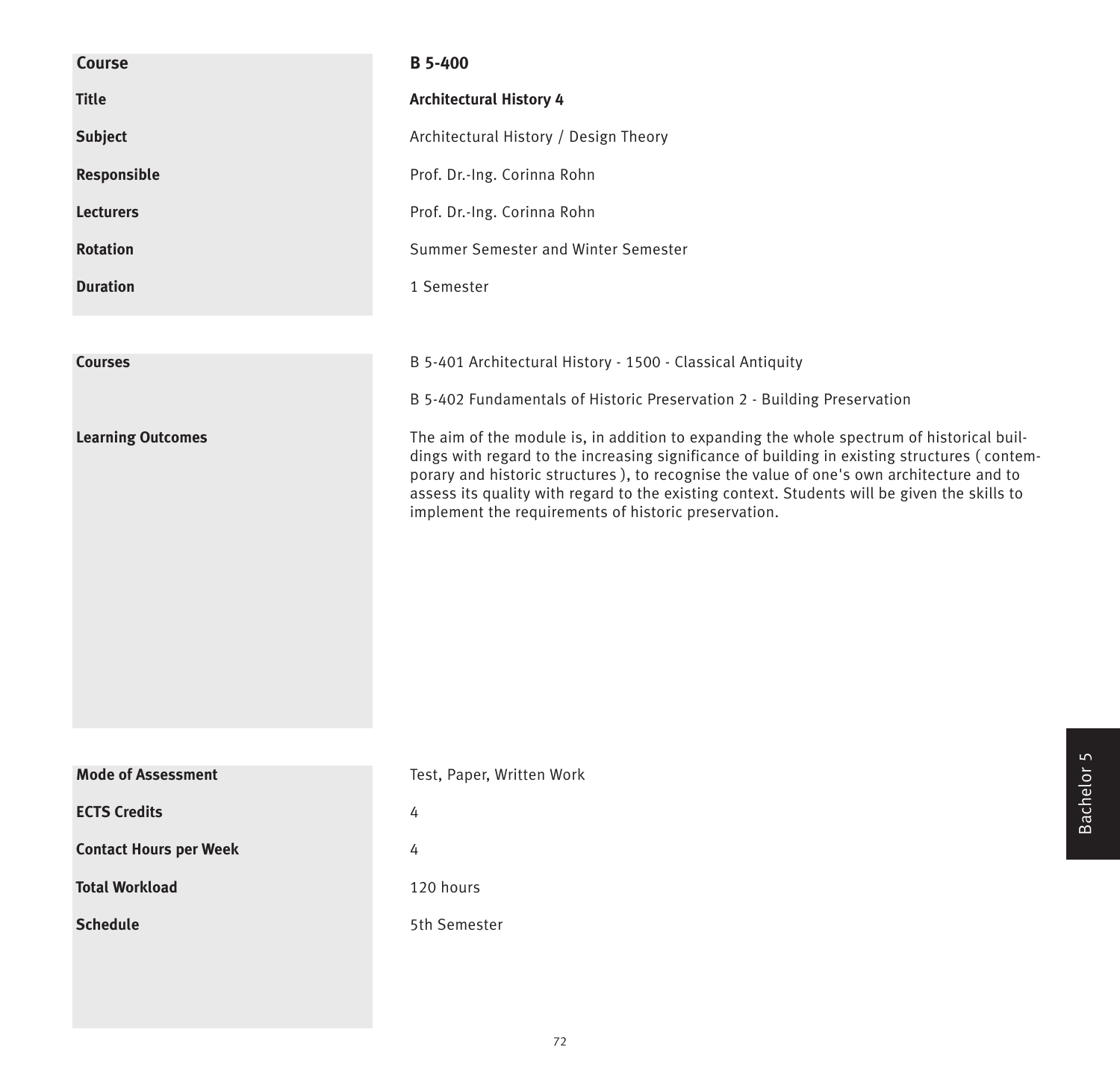| Course | B 5-400 |
| --- | --- |
| Title | **Architectural History 4** |
| Subject | Architectural History / Design Theory |
| Responsible | Prof. Dr.-Ing. Corinna Rohn |
| Lecturers | Prof. Dr.-Ing. Corinna Rohn |
| Rotation | Summer Semester and Winter Semester |
| Duration | 1 Semester |

| | |
| --- | --- |
| Courses | B 5-401 Architectural History - 1500 - Classical Antiquity<br><br>B 5-402 Fundamentals of Historic Preservation 2 - Building Preservation |
| Learning Outcomes | The aim of the module is, in addition to expanding the whole spectrum of historical buildings with regard to the increasing significance of building in existing structures ( contemporary and historic structures ), to recognise the value of one's own architecture and to assess its quality with regard to the existing context. Students will be given the skills to implement the requirements of historic preservation. |

| | |
| --- | --- |
| Mode of Assessment | Test, Paper, Written Work |
| ECTS Credits | 4 |
| Contact Hours per Week | 4 |
| Total Workload | 120 hours |
| Schedule | 5th Semester |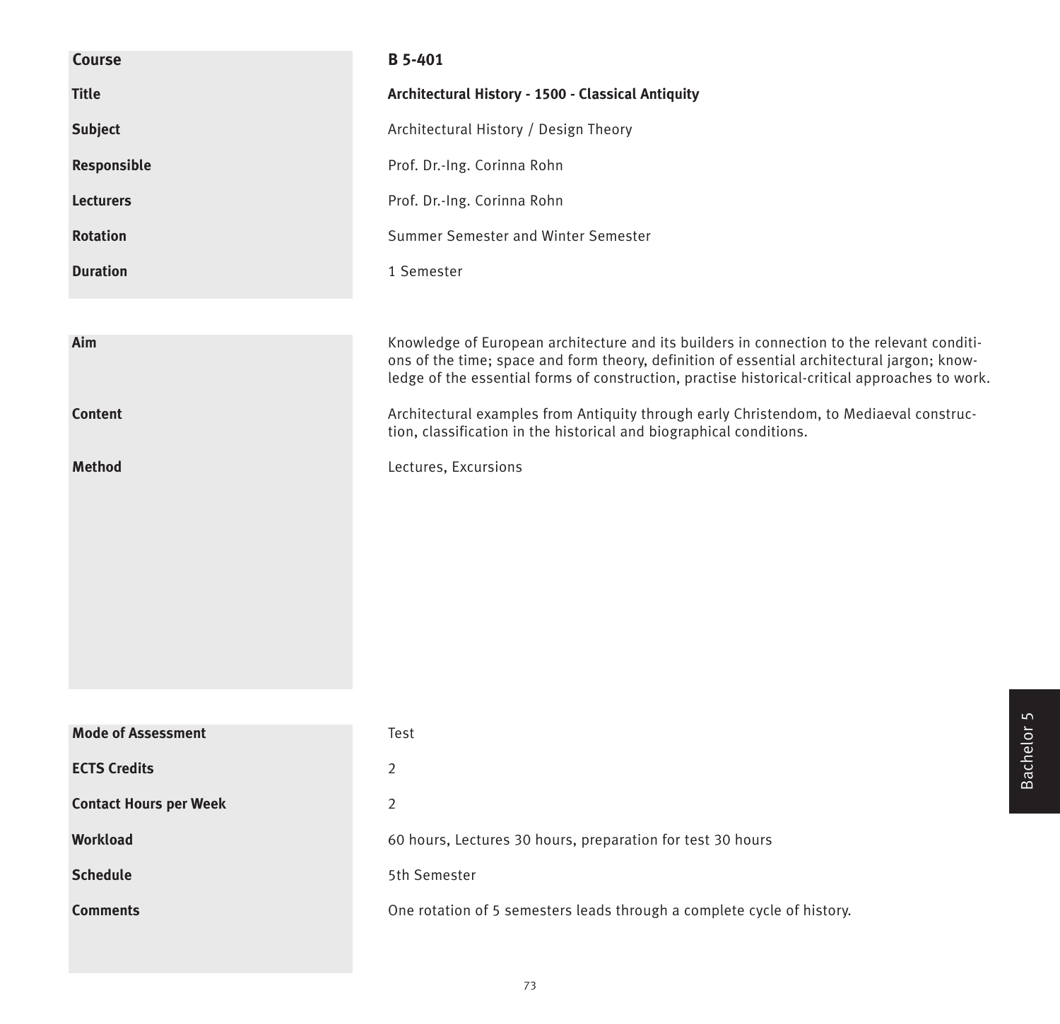| Course | B 5-401 |
| --- | --- |
| Title | **Architectural History - 1500 - Classical Antiquity** |
| Subject | Architectural History / Design Theory |
| Responsible | Prof. Dr.-Ing. Corinna Rohn |
| Lecturers | Prof. Dr.-Ing. Corinna Rohn |
| Rotation | Summer Semester and Winter Semester |
| Duration | 1 Semester |

| | |
| --- | --- |
| Aim | Knowledge of European architecture and its builders in connection to the relevant conditions of the time; space and form theory, definition of essential architectural jargon; knowledge of the essential forms of construction, practise historical-critical approaches to work. |
| Content | Architectural examples from Antiquity through early Christendom, to Mediaeval construction, classification in the historical and biographical conditions. |
| Method | Lectures, Excursions |

| | |
| --- | --- |
| Mode of Assessment | Test |
| ECTS Credits | 2 |
| Contact Hours per Week | 2 |
| Workload | 60 hours, Lectures 30 hours, preparation for test 30 hours |
| Schedule | 5th Semester |
| Comments | One rotation of 5 semesters leads through a complete cycle of history. |

Bachelor 5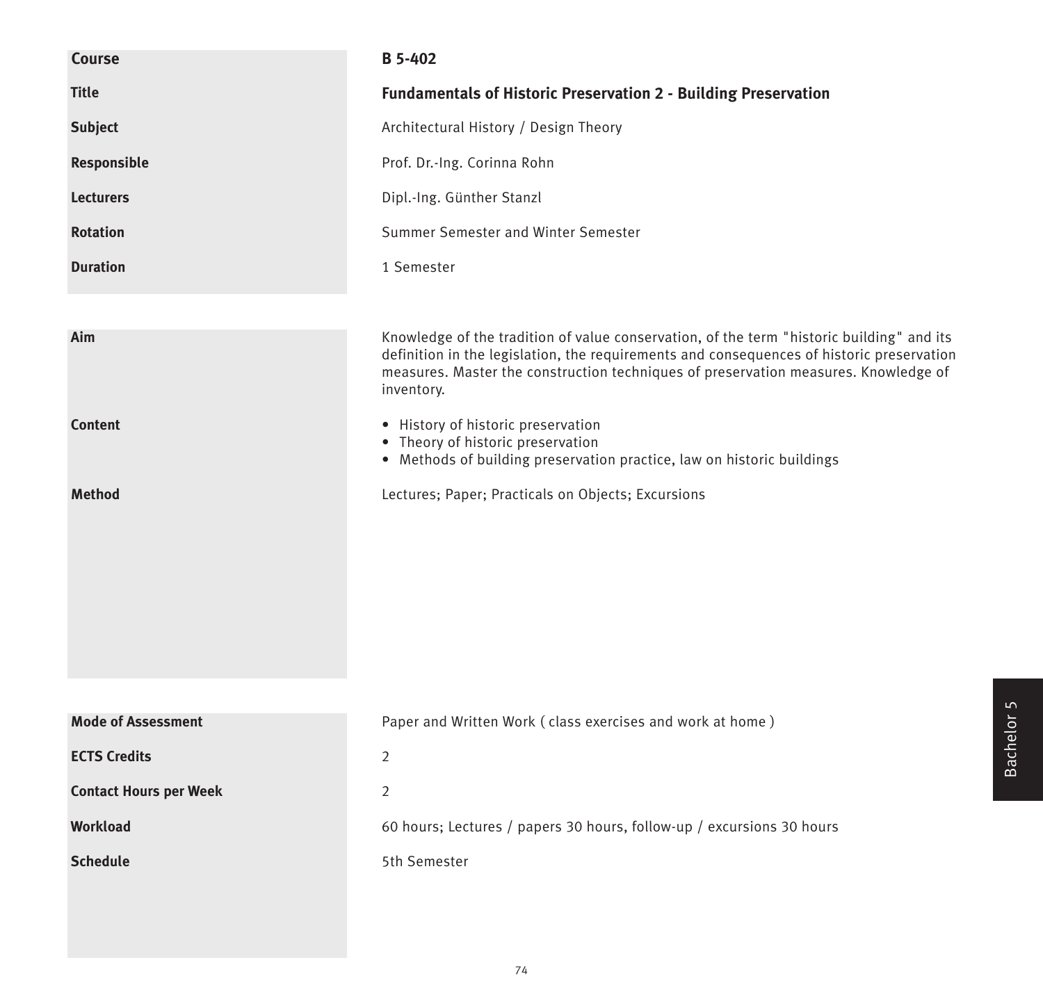| | |
|---|---|
| **Course** | **B 5-402** |
| **Title** | **Fundamentals of Historic Preservation 2 - Building Preservation** |
| **Subject** | Architectural History / Design Theory |
| **Responsible** | Prof. Dr.-Ing. Corinna Rohn |
| **Lecturers** | Dipl.-Ing. Günther Stanzl |
| **Rotation** | Summer Semester and Winter Semester |
| **Duration** | 1 Semester |

| | |
|---|---|
| **Aim** | Knowledge of the tradition of value conservation, of the term "historic building" and its definition in the legislation, the requirements and consequences of historic preservation measures. Master the construction techniques of preservation measures. Knowledge of inventory. |
| **Content** | • History of historic preservation<br>• Theory of historic preservation<br>• Methods of building preservation practice, law on historic buildings |
| **Method** | Lectures; Paper; Practicals on Objects; Excursions |

| | |
|---|---|
| **Mode of Assessment** | Paper and Written Work ( class exercises and work at home ) |
| **ECTS Credits** | 2 |
| **Contact Hours per Week** | 2 |
| **Workload** | 60 hours; Lectures / papers 30 hours, follow-up / excursions 30 hours |
| **Schedule** | 5th Semester |

Bachelor 5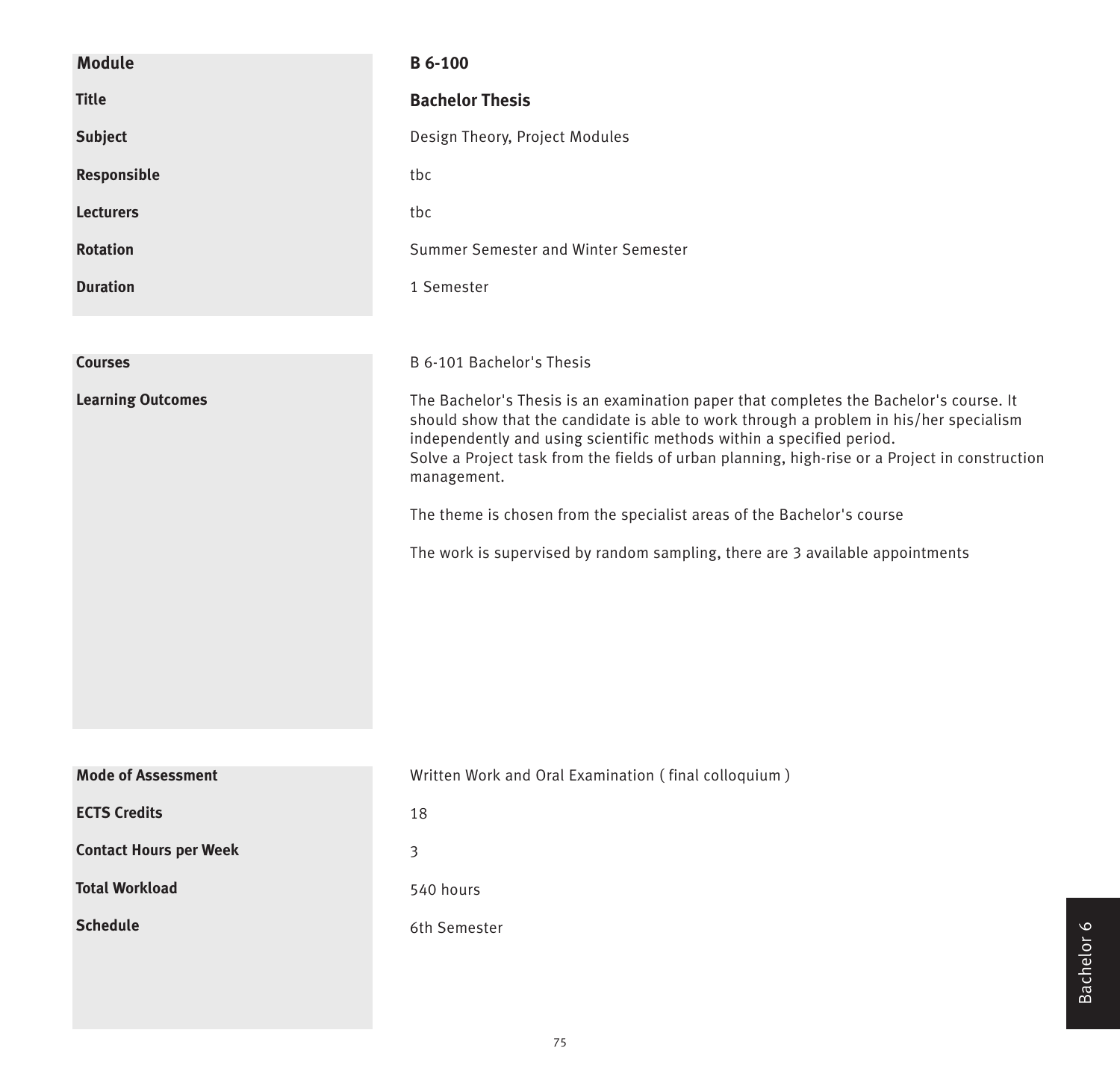| | |
|---|---|
| **Module** | **B 6-100** |
| **Title** | **Bachelor Thesis** |
| **Subject** | Design Theory, Project Modules |
| **Responsible** | tbc |
| **Lecturers** | tbc |
| **Rotation** | Summer Semester and Winter Semester |
| **Duration** | 1 Semester |

| | |
|---|---|
| **Courses** | B 6-101 Bachelor's Thesis |
| **Learning Outcomes** | The Bachelor's Thesis is an examination paper that completes the Bachelor's course. It should show that the candidate is able to work through a problem in his/her specialism independently and using scientific methods within a specified period.<br>Solve a Project task from the fields of urban planning, high-rise or a Project in construction management.<br><br>The theme is chosen from the specialist areas of the Bachelor's course<br><br>The work is supervised by random sampling, there are 3 available appointments |

| | |
|---|---|
| **Mode of Assessment** | Written Work and Oral Examination ( final colloquium ) |
| **ECTS Credits** | 18 |
| **Contact Hours per Week** | 3 |
| **Total Workload** | 540 hours |
| **Schedule** | 6th Semester |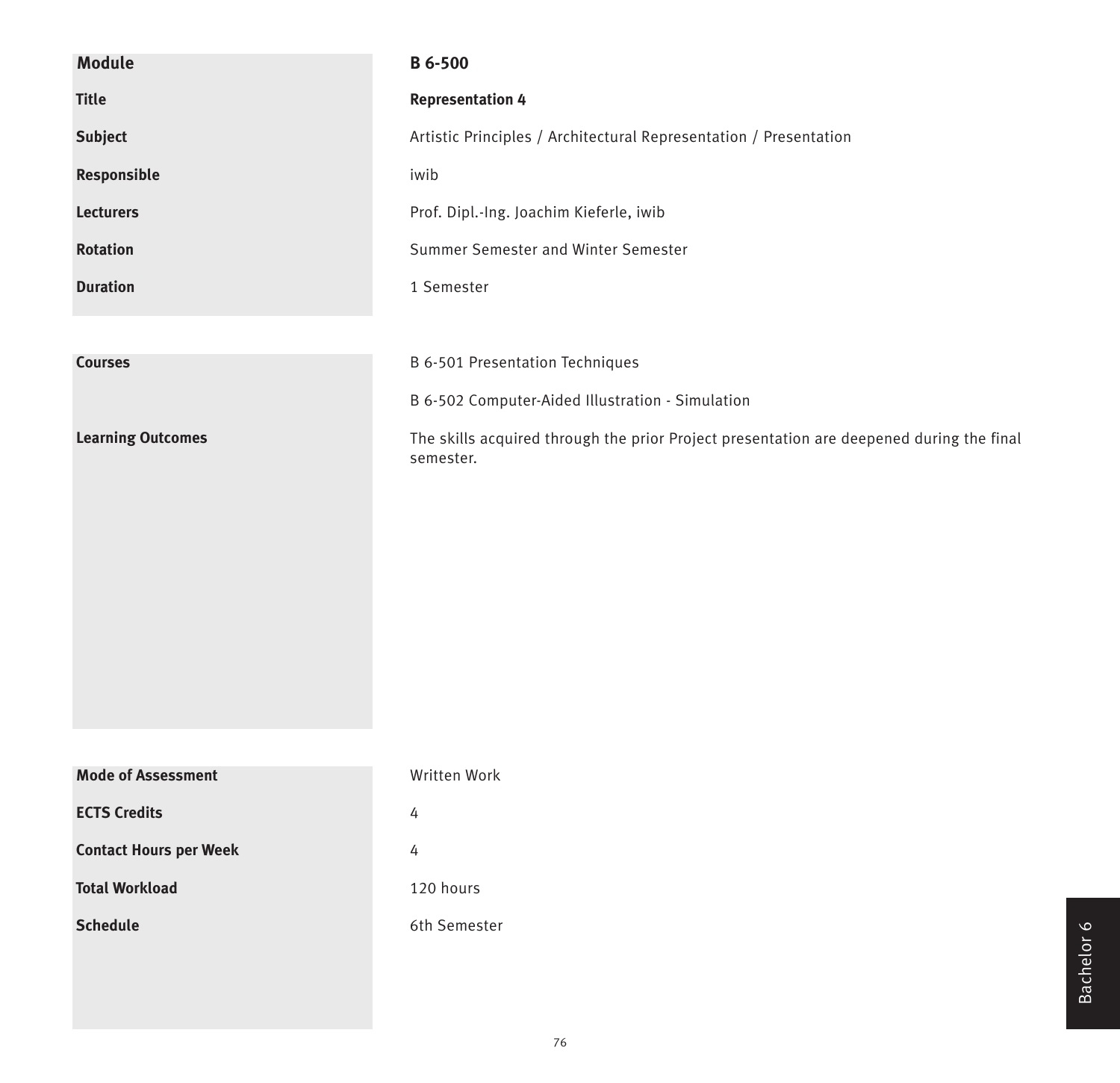| | |
|---|---|
| **Module** | **B 6-500** |
| **Title** | **Representation 4** |
| **Subject** | Artistic Principles / Architectural Representation / Presentation |
| **Responsible** | iwib |
| **Lecturers** | Prof. Dipl.-Ing. Joachim Kieferle, iwib |
| **Rotation** | Summer Semester and Winter Semester |
| **Duration** | 1 Semester |

| | |
|---|---|
| **Courses** | B 6-501 Presentation Techniques<br>B 6-502 Computer-Aided Illustration - Simulation |
| **Learning Outcomes** | The skills acquired through the prior Project presentation are deepened during the final semester. |

| | |
|---|---|
| **Mode of Assessment** | Written Work |
| **ECTS Credits** | 4 |
| **Contact Hours per Week** | 4 |
| **Total Workload** | 120 hours |
| **Schedule** | 6th Semester |

Bachelor 6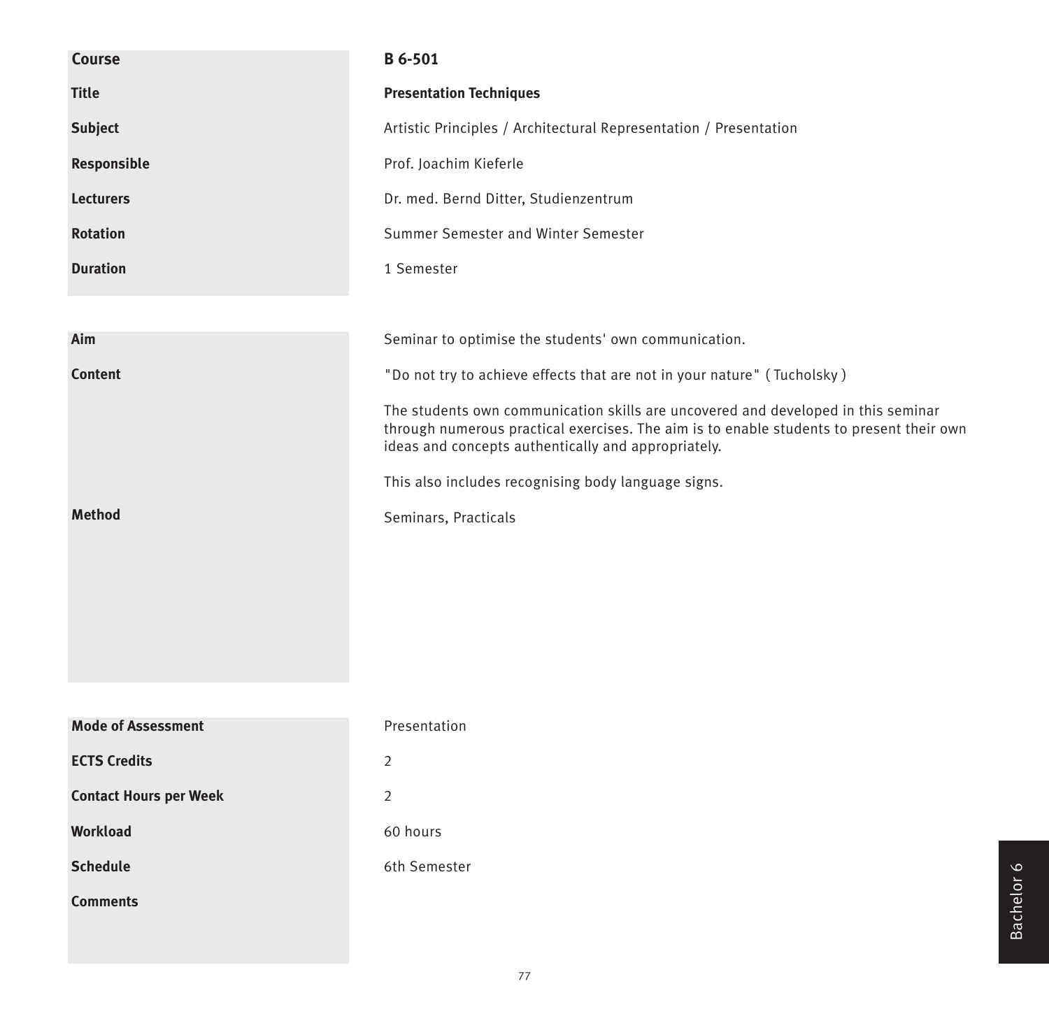| | |
|---|---|
| **Course** | **B 6-501** |
| **Title** | **Presentation Techniques** |
| **Subject** | Artistic Principles / Architectural Representation / Presentation |
| **Responsible** | Prof. Joachim Kieferle |
| **Lecturers** | Dr. med. Bernd Ditter, Studienzentrum |
| **Rotation** | Summer Semester and Winter Semester |
| **Duration** | 1 Semester |

| | |
|---|---|
| **Aim** | Seminar to optimise the students' own communication. |
| **Content** | "Do not try to achieve effects that are not in your nature" ( Tucholsky )<br><br>The students own communication skills are uncovered and developed in this seminar through numerous practical exercises. The aim is to enable students to present their own ideas and concepts authentically and appropriately.<br><br>This also includes recognising body language signs. |
| **Method** | Seminars, Practicals |

| | |
|---|---|
| **Mode of Assessment** | Presentation |
| **ECTS Credits** | 2 |
| **Contact Hours per Week** | 2 |
| **Workload** | 60 hours |
| **Schedule** | 6th Semester |
| **Comments** | |

Bachelor 6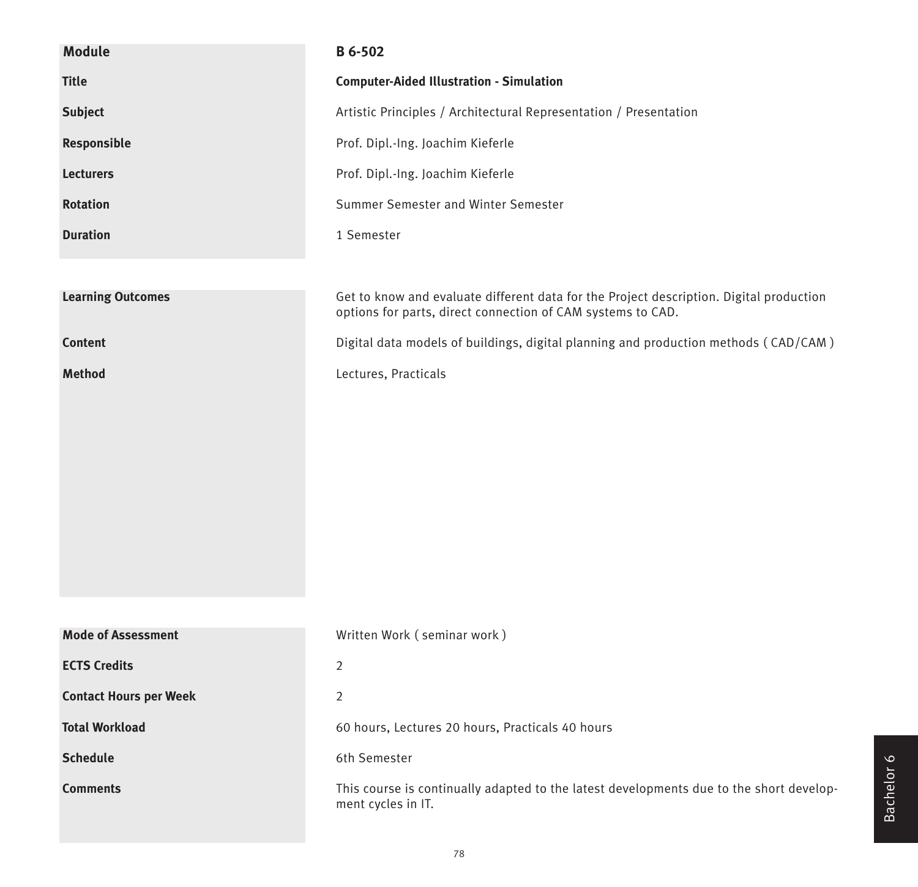| Module | B 6-502 |
|---|---|
| Title | **Computer-Aided Illustration - Simulation** |
| Subject | Artistic Principles / Architectural Representation / Presentation |
| Responsible | Prof. Dipl.-Ing. Joachim Kieferle |
| Lecturers | Prof. Dipl.-Ing. Joachim Kieferle |
| Rotation | Summer Semester and Winter Semester |
| Duration | 1 Semester |

| | |
|---|---|
| **Learning Outcomes** | Get to know and evaluate different data for the Project description. Digital production options for parts, direct connection of CAM systems to CAD. |
| **Content** | Digital data models of buildings, digital planning and production methods ( CAD/CAM ) |
| **Method** | Lectures, Practicals |

| | |
|---|---|
| **Mode of Assessment** | Written Work ( seminar work ) |
| **ECTS Credits** | 2 |
| **Contact Hours per Week** | 2 |
| **Total Workload** | 60 hours, Lectures 20 hours, Practicals 40 hours |
| **Schedule** | 6th Semester |
| **Comments** | This course is continually adapted to the latest developments due to the short development cycles in IT. |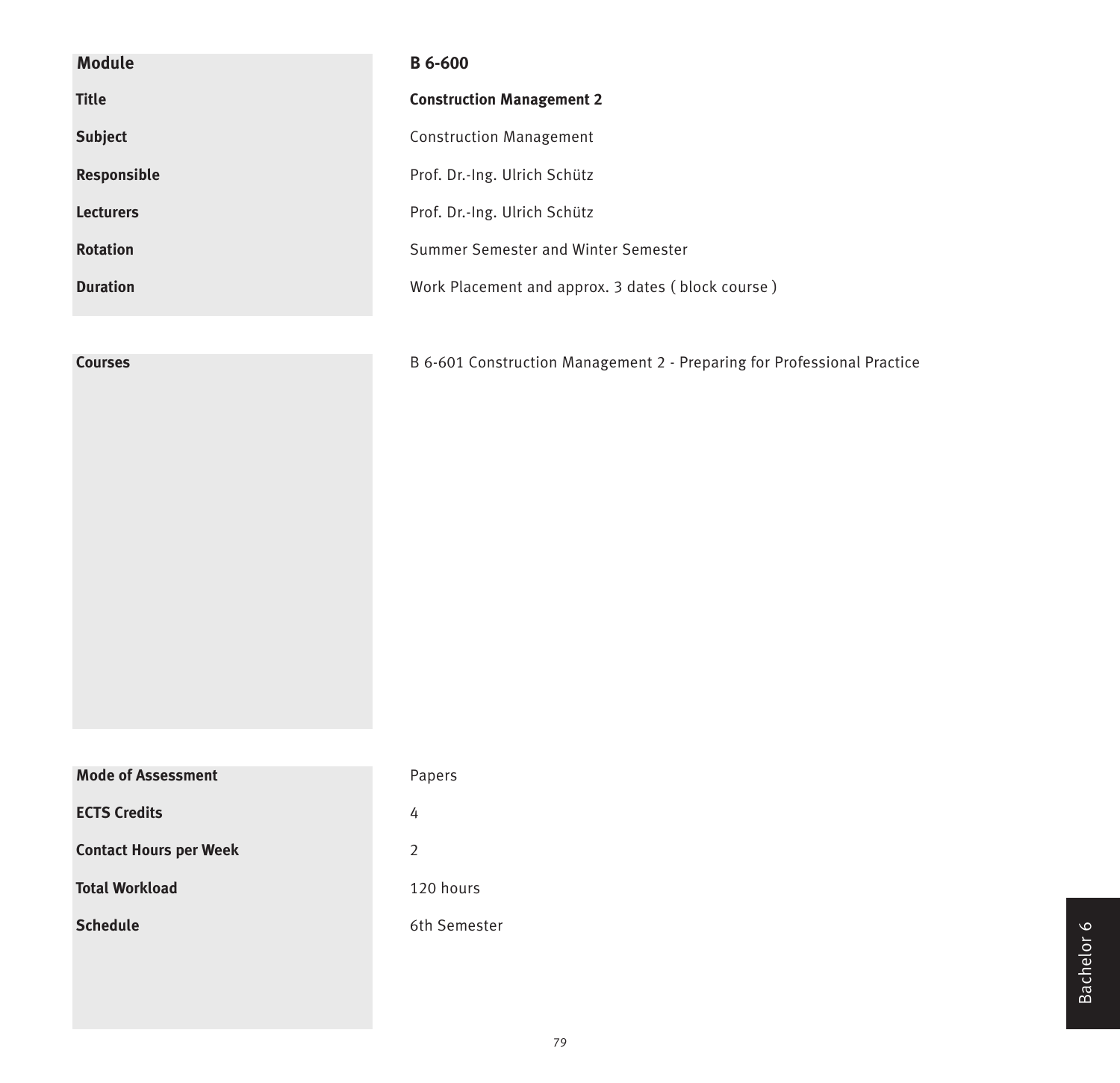| Module | B 6-600 |
|---|---|
| Title | **Construction Management 2** |
| Subject | Construction Management |
| Responsible | Prof. Dr.-Ing. Ulrich Schütz |
| Lecturers | Prof. Dr.-Ing. Ulrich Schütz |
| Rotation | Summer Semester and Winter Semester |
| Duration | Work Placement and approx. 3 dates ( block course ) |

| Courses | B 6-601 Construction Management 2 - Preparing for Professional Practice |
|---|---|

| Mode of Assessment | Papers |
|---|---|
| ECTS Credits | 4 |
| Contact Hours per Week | 2 |
| Total Workload | 120 hours |
| Schedule | 6th Semester |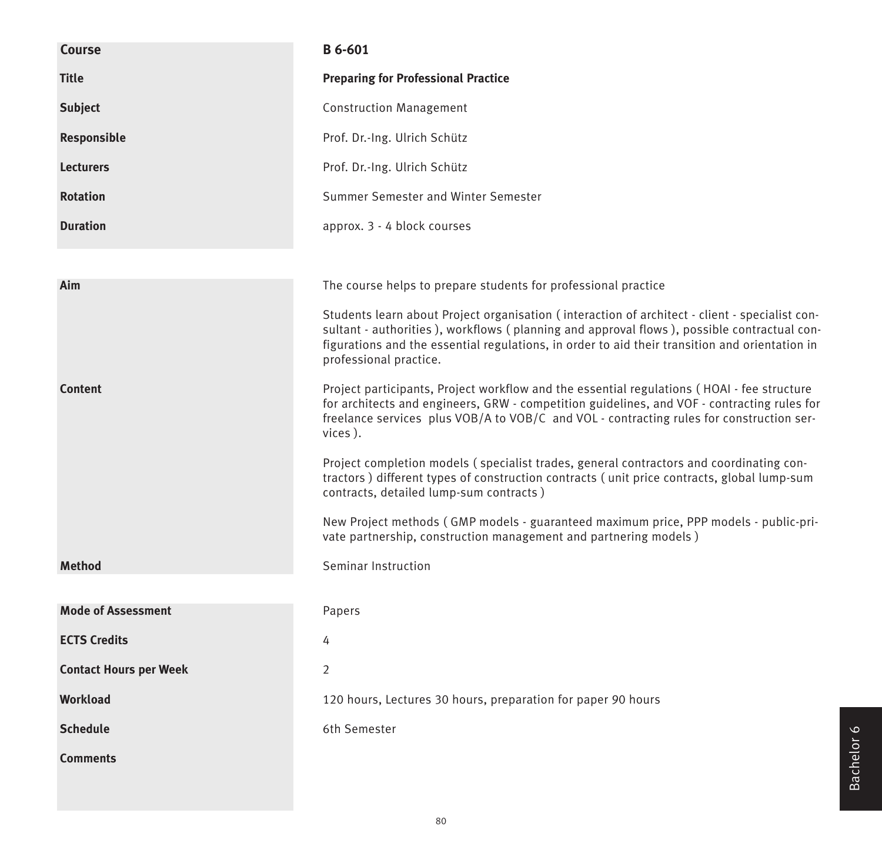| Course | B 6-601 |
| --- | --- |
| Title | **Preparing for Professional Practice** |
| Subject | Construction Management |
| Responsible | Prof. Dr.-Ing. Ulrich Schütz |
| Lecturers | Prof. Dr.-Ing. Ulrich Schütz |
| Rotation | Summer Semester and Winter Semester |
| Duration | approx. 3 - 4 block courses |
| Aim | The course helps to prepare students for professional practice<br><br>Students learn about Project organisation ( interaction of architect - client - specialist consultant - authorities ), workflows ( planning and approval flows ), possible contractual configurations and the essential regulations, in order to aid their transition and orientation in professional practice. |
| Content | Project participants, Project workflow and the essential regulations ( HOAI - fee structure for architects and engineers, GRW - competition guidelines, and VOF - contracting rules for freelance services plus VOB/A to VOB/C and VOL - contracting rules for construction services ).<br><br>Project completion models ( specialist trades, general contractors and coordinating contractors ) different types of construction contracts ( unit price contracts, global lump-sum contracts, detailed lump-sum contracts )<br><br>New Project methods ( GMP models - guaranteed maximum price, PPP models - public-private partnership, construction management and partnering models ) |
| Method | Seminar Instruction |
| Mode of Assessment | Papers |
| ECTS Credits | 4 |
| Contact Hours per Week | 2 |
| Workload | 120 hours, Lectures 30 hours, preparation for paper 90 hours |
| Schedule | 6th Semester |
| Comments | |

Bachelor 6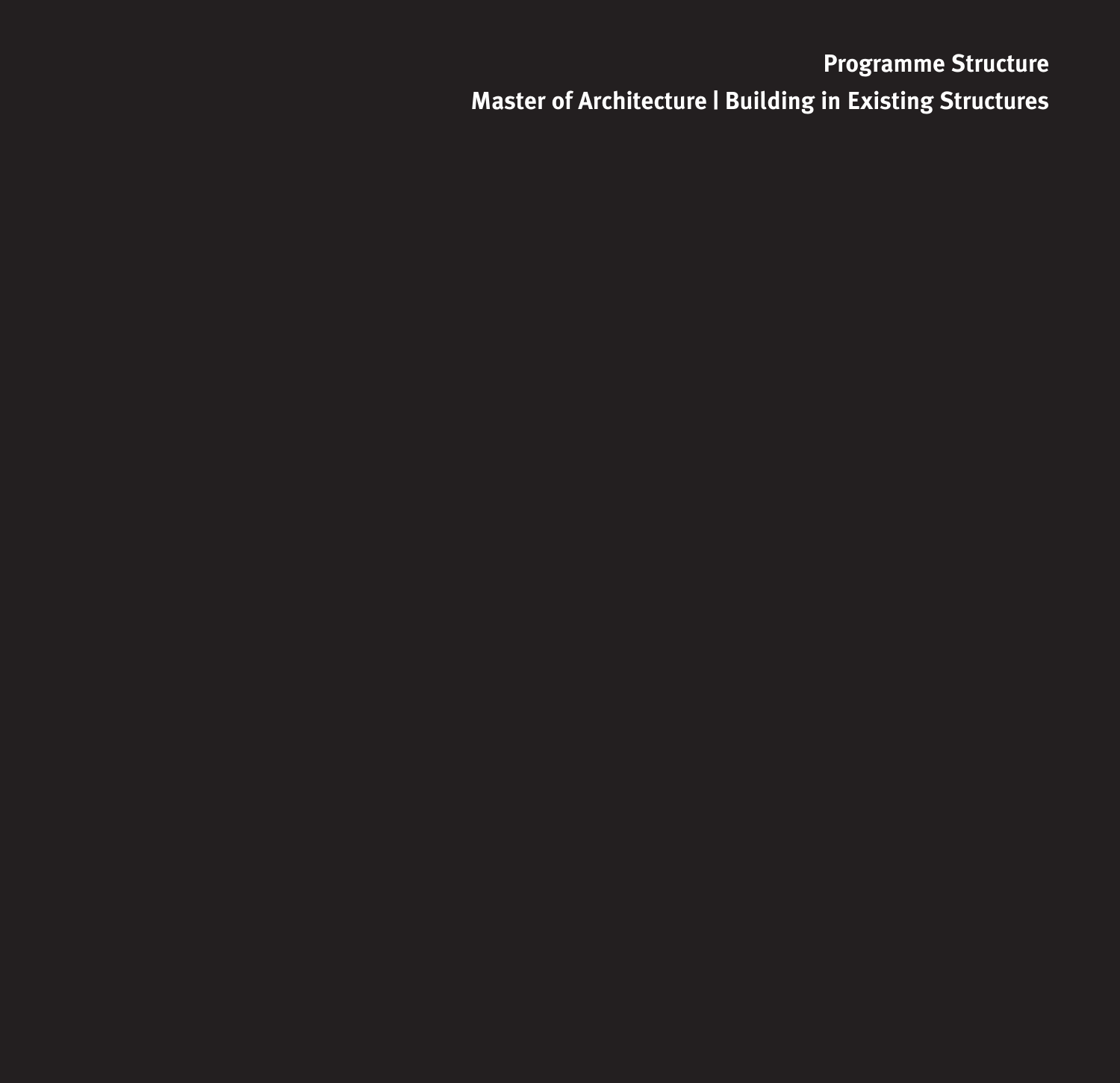# Programme Structure

## Master of Architecture | Building in Existing Structures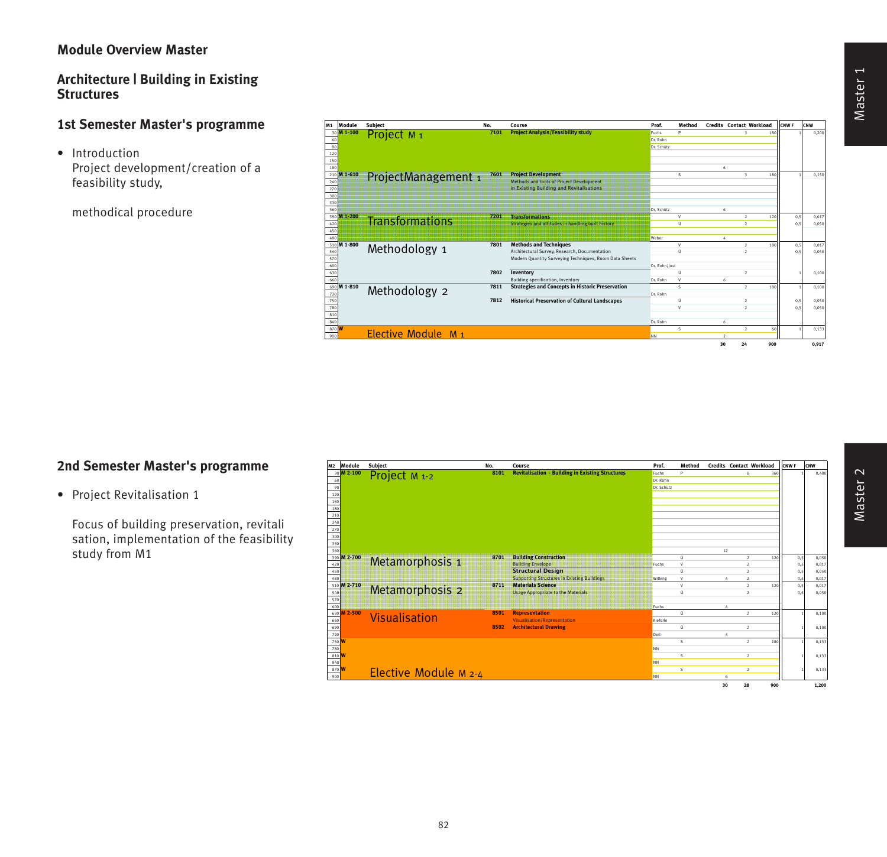## Module Overview Master

### Architecture | Building in Existing Structures

### 1st Semester Master's programme

- Introduction
  Project development/creation of a feasibility study,

  methodical procedure

| M1 | Module | Subject | No. | Course | Prof. | Method | Credits | Contact | Workload | CNW F | CNW |
|---|---|---|---|---|---|---|---|---|---|---|---|
| 30 | M 1-100 | Project M 1 | 7101 | Project Analysis/Feasibility study | Fuchs | P | | 3 | 180 | 1 | 0,200 |
| 60 | | | | | Dr. Rohn | | | | | | |
| 90 | | | | | Dr. Schütz | | | | | | |
| 120 | | | | | | | | | | | |
| 150 | | | | | | | | | | | |
| 180 | | | | | | | 6 | | | | |
| 210 | M 1-610 | ProjectManagement 1 | 7601 | Project Development | | S | | 3 | 180 | 1 | 0,150 |
| 240 | | | | Methods and tools of Project Development | | | | | | | |
| 270 | | | | in Existing Building and Revitalisations | | | | | | | |
| 300 | | | | | | | | | | | |
| 330 | | | | | | | | | | | |
| 360 | | | | | Dr. Schütz | | 6 | | | | |
| 390 | M 1-200 | Transformations | 7201 | Transformations | | V | | 2 | 120 | 0,5 | 0,017 |
| 420 | | | | Strategies and attitudes in handling built history | | Ü | | 2 | | 0,5 | 0,050 |
| 450 | | | | | | | | | | | |
| 480 | | | | | Weber | | 4 | | | | |
| 510 | M 1-800 | Methodology 1 | 7801 | Methods and Techniques | | V | | 2 | 180 | 0,5 | 0,017 |
| 540 | | | | Architectural Survey, Research, Documentation | | Ü | | 2 | | 0,5 | 0,050 |
| 570 | | | | Modern Quantity Surveying Techniques, Room Data Sheets | | | | | | | |
| 600 | | | | | Dr. Rohn/Jost | | | | | | |
| 630 | | | 7802 | Inventory | | Ü | | 2 | | 1 | 0,100 |
| 660 | | | | Building specification, Inventory | Dr. Rohn | V | 6 | | | | |
| 690 | M 1-810 | Methodology 2 | 7811 | Strategies and Concepts in Historic Preservation | | S | | 2 | 180 | 1 | 0,100 |
| 720 | | | | | Dr. Rohn | | | | | | |
| 750 | | | 7812 | Historical Preservation of Cultural Landscapes | | Ü | | 2 | | 0,5 | 0,050 |
| 780 | | | | | | V | | 2 | | 0,5 | 0,050 |
| 810 | | | | | | | | | | | |
| 840 | | | | | Dr. Rohn | | 6 | | | | |
| 870 | W | Elective Module M 1 | | | | S | | 2 | 60 | 1 | 0,133 |
| 900 | | | | | NN | | 2 | | | | |
| | | | | | | | 30 | 24 | 900 | | 0,917 |

### 2nd Semester Master's programme

- Project Revitalisation 1

  Focus of building preservation, revitali sation, implementation of the feasibility study from M1

| M2 | Module | Subject | No. | Course | Prof. | Method | Credits | Contact | Workload | CNW F | CNW |
|---|---|---|---|---|---|---|---|---|---|---|---|
| 30 | M 2-100 | Project M 1-2 | 8101 | Revitalisation - Building in Existing Structures | Fuchs | P | | 6 | 360 | 1 | 0,400 |
| 60 | | | | | Dr. Rohn | | | | | | |
| 90 | | | | | Dr. Schütz | | | | | | |
| 120 | | | | | | | | | | | |
| 150 | | | | | | | | | | | |
| 180 | | | | | | | | | | | |
| 210 | | | | | | | | | | | |
| 240 | | | | | | | | | | | |
| 270 | | | | | | | | | | | |
| 300 | | | | | | | | | | | |
| 330 | | | | | | | | | | | |
| 360 | | | | | | | 12 | | | | |
| 390 | M 2-700 | Metamorphosis 1 | 8701 | Building Construction | | Ü | | 2 | 120 | 0,5 | 0,050 |
| 420 | | | | Building Envelope | Fuchs | V | | 2 | | 0,5 | 0,017 |
| 450 | | | | Structural Design | | Ü | | 2 | | 0,5 | 0,050 |
| 480 | | | | Supporting Structures in Existing Buildings | Wilking | V | 4 | 2 | | 0,5 | 0,017 |
| 510 | M 2-710 | Metamorphosis 2 | 8711 | Materials Science | | V | | 2 | 120 | 0,5 | 0,017 |
| 540 | | | | Usage Appropriate to the Materials | | Ü | | 2 | | 0,5 | 0,050 |
| 570 | | | | | | | | | | | |
| 600 | | | | | Fuchs | | 4 | | | | |
| 630 | M 2-500 | Visualisation | 8501 | Representation | | Ü | | 2 | 120 | 1 | 0,100 |
| 660 | | | | Visualisation/Representation | Kieferle | | | | | | |
| 690 | | | 8502 | Architectural Drawing | | Ü | | 2 | | 1 | 0,100 |
| 720 | | | | | Deil | | 4 | | | | |
| 750 | W | Elective Module M 2-4 | | | | S | | 2 | 180 | 1 | 0,133 |
| 780 | | | | | NN | | | | | | |
| 810 | W | | | | | S | | 2 | | 1 | 0,133 |
| 840 | | | | | NN | | | | | | |
| 870 | W | | | | | S | | 2 | | 1 | 0,133 |
| 900 | | | | | NN | | 6 | | | | |
| | | | | | | | 30 | 28 | 900 | | 1,200 |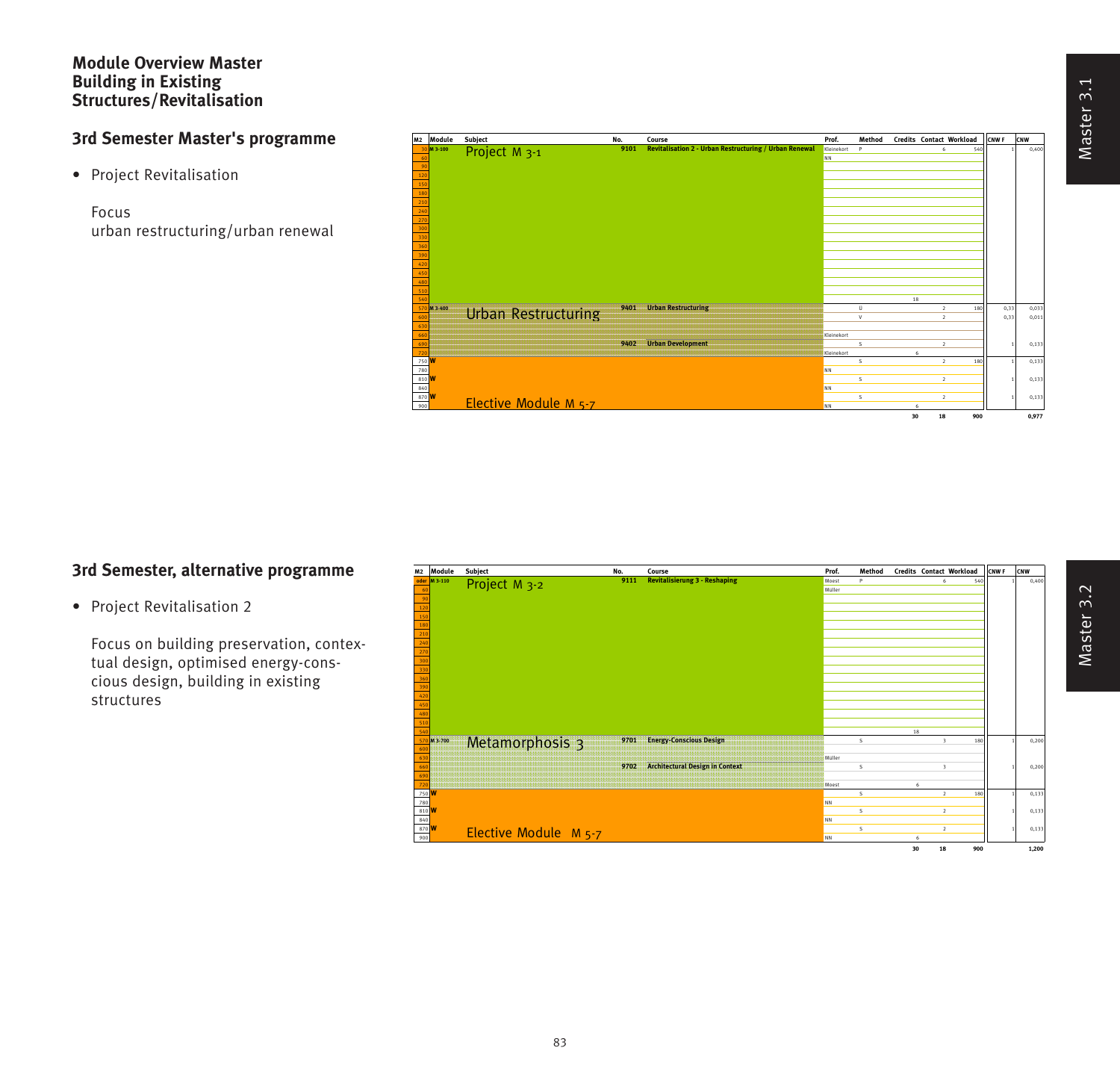# Module Overview Master Building in Existing Structures/Revitalisation

## 3rd Semester Master's programme

- Project Revitalisation

  Focus
  urban restructuring/urban renewal

| M2 | Module | Subject | No. | Course | Prof. | Method | Credits | Contact | Workload | CNW F | CNW |
|---|---|---|---|---|---|---|---|---|---|---|---|
| 30 | M 3-100 | Project M 3-1 | 9101 | Revitalisation 2 - Urban Restructuring / Urban Renewal | Kleinekort | P | | 6 | 540 | 1 | 0,400 |
| 60 | | | | | NN | | | | | | |
| 540 | | | | | | | 18 | | | | |
| 570 | M 3-400 | Urban Restructuring | 9401 | Urban Restructuring | | Ü | | 2 | 180 | 0,33 | 0,033 |
| 600 | | | | | | V | | 2 | | 0,33 | 0,011 |
| 660 | | | | | Kleinekort | | | | | | |
| 690 | | | 9402 | Urban Development | | S | | 2 | | 1 | 0,133 |
| 720 | | | | | Kleinekort | | 6 | | | | |
| 750 | W | | | | | S | | 2 | 180 | 1 | 0,133 |
| 780 | | | | | NN | | | | | | |
| 810 | W | | | | | S | | 2 | | 1 | 0,133 |
| 840 | | | | | NN | | | | | | |
| 870 | W | | | | | S | | 2 | | 1 | 0,133 |
| 900 | | Elective Module M 5-7 | | | NN | | 6 | | | | |
| | | | | | | | 30 | 18 | 900 | | 0,977 |

## 3rd Semester, alternative programme

- Project Revitalisation 2

  Focus on building preservation, contextual design, optimised energy-conscious design, building in existing structures

| M2 | Module | Subject | No. | Course | Prof. | Method | Credits | Contact | Workload | CNW F | CNW |
|---|---|---|---|---|---|---|---|---|---|---|---|
| oder | M 3-110 | Project M 3-2 | 9111 | Revitalisierung 3 - Reshaping | Moest | P | | 6 | 540 | 1 | 0,400 |
| 60 | | | | | Müller | | | | | | |
| 540 | | | | | | | 18 | | | | |
| 570 | M 3-700 | Metamorphosis 3 | 9701 | Energy-Conscious Design | | S | | 3 | 180 | 1 | 0,200 |
| 630 | | | | | Müller | | | | | | |
| 660 | | | 9702 | Architectural Design in Context | | S | | 3 | | 1 | 0,200 |
| 720 | | | | | Moest | | 6 | | | | |
| 750 | W | | | | | S | | 2 | 180 | 1 | 0,133 |
| 780 | | | | | NN | | | | | | |
| 810 | W | | | | | S | | 2 | | 1 | 0,133 |
| 840 | | | | | NN | | | | | | |
| 870 | W | | | | | S | | 2 | | 1 | 0,133 |
| 900 | | Elective Module M 5-7 | | | NN | | 6 | | | | |
| | | | | | | | 30 | 18 | 900 | | 1,200 |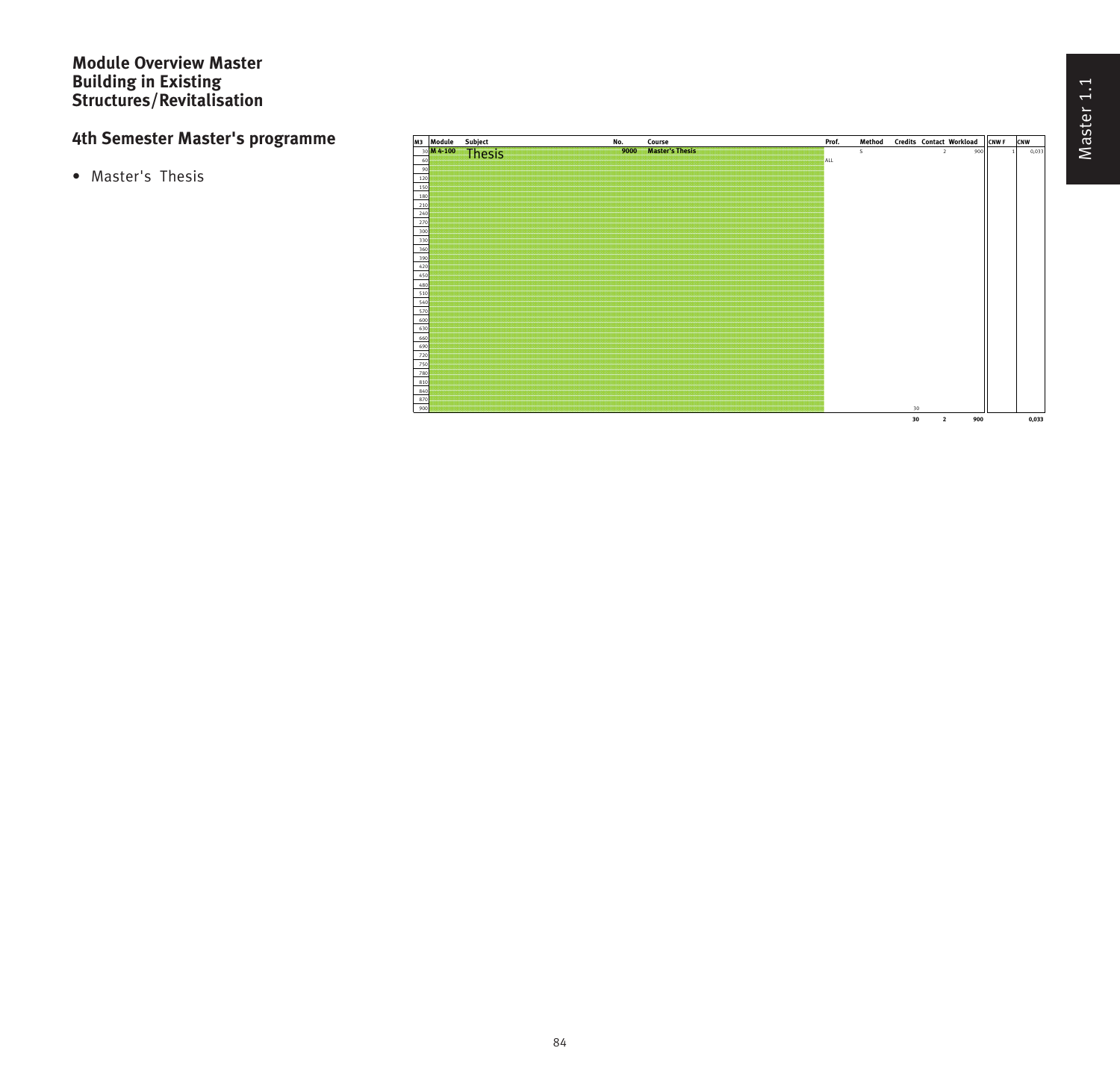# Module Overview Master Building in Existing Structures/Revitalisation

## 4th Semester Master's programme

- Master's Thesis

| M3 | Module | Subject | No. | Course | Prof. | Method | Credits | Contact | Workload | CNW F | CNW |
|---|---|---|---|---|---|---|---|---|---|---|---|
| 30 | M 4-100 | Thesis | 9000 | Master's Thesis | | S | | 2 | 900 | 1 | 0,033 |
| 60 | | | | | ALL | | | | | | |
| 90 | | | | | | | | | | | |
| 120 | | | | | | | | | | | |
| 150 | | | | | | | | | | | |
| 180 | | | | | | | | | | | |
| 210 | | | | | | | | | | | |
| 240 | | | | | | | | | | | |
| 270 | | | | | | | | | | | |
| 300 | | | | | | | | | | | |
| 330 | | | | | | | | | | | |
| 360 | | | | | | | | | | | |
| 390 | | | | | | | | | | | |
| 420 | | | | | | | | | | | |
| 450 | | | | | | | | | | | |
| 480 | | | | | | | | | | | |
| 510 | | | | | | | | | | | |
| 540 | | | | | | | | | | | |
| 570 | | | | | | | | | | | |
| 600 | | | | | | | | | | | |
| 630 | | | | | | | | | | | |
| 660 | | | | | | | | | | | |
| 690 | | | | | | | | | | | |
| 720 | | | | | | | | | | | |
| 750 | | | | | | | | | | | |
| 780 | | | | | | | | | | | |
| 810 | | | | | | | | | | | |
| 840 | | | | | | | | | | | |
| 870 | | | | | | | | | | | |
| 900 | | | | | | | 30 | | | | |
| | | | | | | | **30** | **2** | **900** | | **0,033** |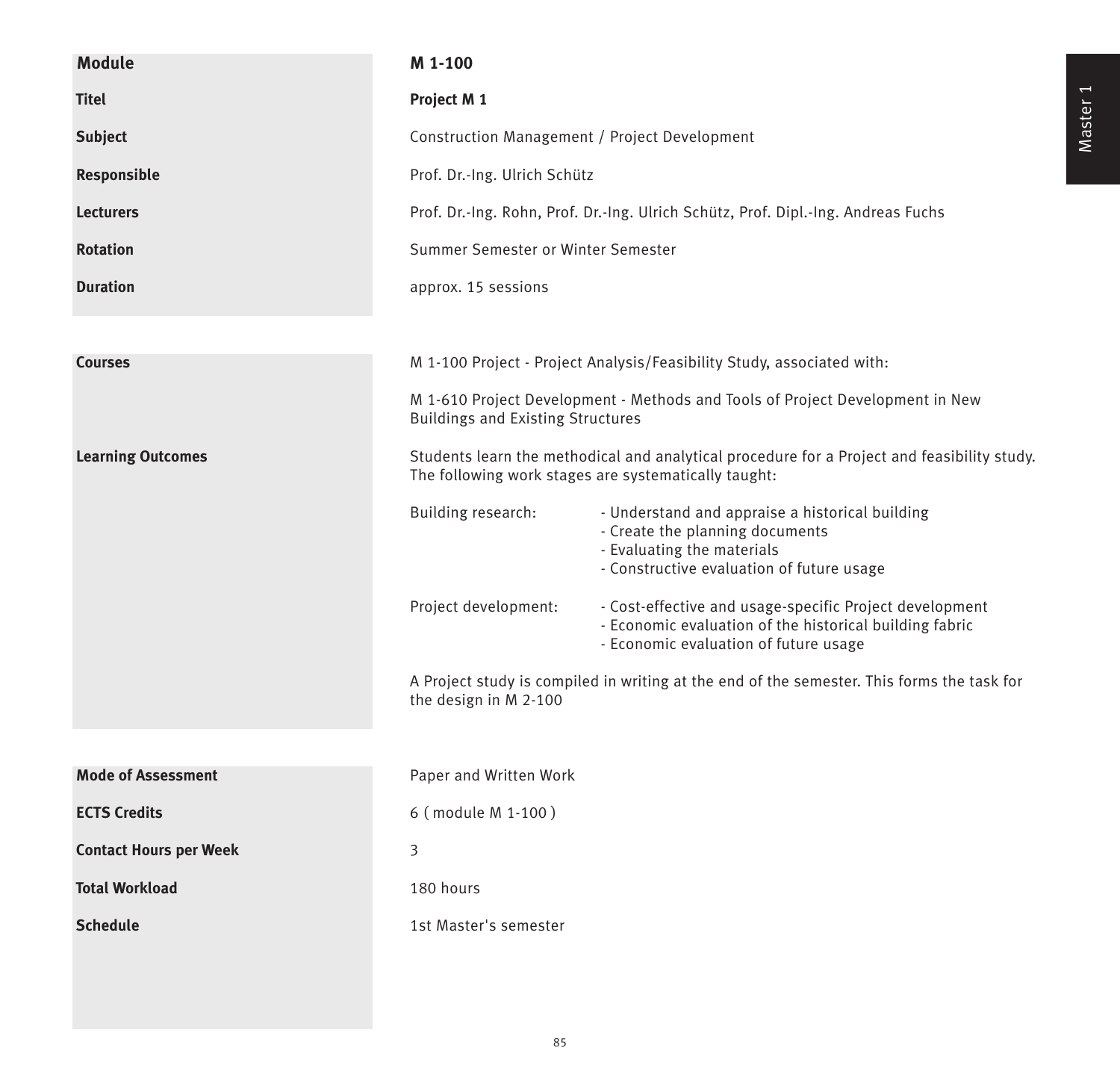| Module | M 1-100 |
|---|---|
| Titel | **Project M 1** |
| Subject | Construction Management / Project Development |
| Responsible | Prof. Dr.-Ing. Ulrich Schütz |
| Lecturers | Prof. Dr.-Ing. Rohn, Prof. Dr.-Ing. Ulrich Schütz, Prof. Dipl.-Ing. Andreas Fuchs |
| Rotation | Summer Semester or Winter Semester |
| Duration | approx. 15 sessions |

**Courses**

M 1-100 Project - Project Analysis/Feasibility Study, associated with:

M 1-610 Project Development - Methods and Tools of Project Development in New Buildings and Existing Structures

**Learning Outcomes**

Students learn the methodical and analytical procedure for a Project and feasibility study. The following work stages are systematically taught:

Building research:

- Understand and appraise a historical building
- Create the planning documents
- Evaluating the materials
- Constructive evaluation of future usage

Project development:

- Cost-effective and usage-specific Project development
- Economic evaluation of the historical building fabric
- Economic evaluation of future usage

A Project study is compiled in writing at the end of the semester. This forms the task for the design in M 2-100

| | |
|---|---|
| **Mode of Assessment** | Paper and Written Work |
| **ECTS Credits** | 6 ( module M 1-100 ) |
| **Contact Hours per Week** | 3 |
| **Total Workload** | 180 hours |
| **Schedule** | 1st Master's semester |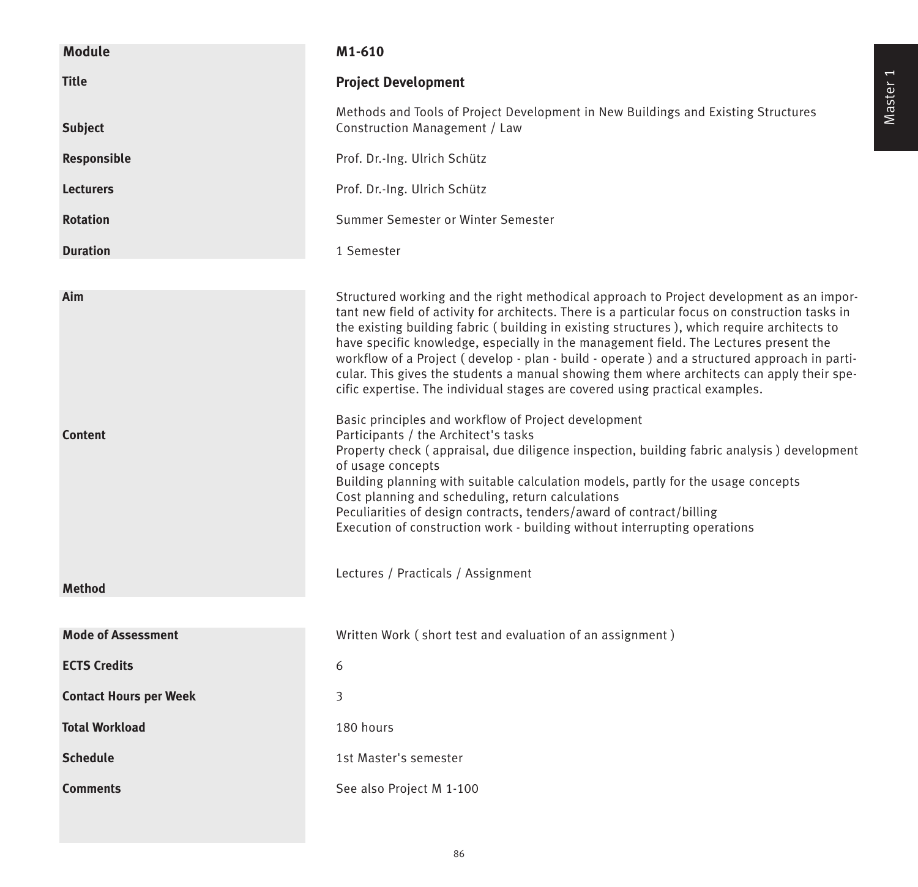| Module | M1-610 |
| --- | --- |
| Title | **Project Development** |
| | Methods and Tools of Project Development in New Buildings and Existing Structures |
| Subject | Construction Management / Law |
| Responsible | Prof. Dr.-Ing. Ulrich Schütz |
| Lecturers | Prof. Dr.-Ing. Ulrich Schütz |
| Rotation | Summer Semester or Winter Semester |
| Duration | 1 Semester |
| Aim | Structured working and the right methodical approach to Project development as an important new field of activity for architects. There is a particular focus on construction tasks in the existing building fabric ( building in existing structures ), which require architects to have specific knowledge, especially in the management field. The Lectures present the workflow of a Project ( develop - plan - build - operate ) and a structured approach in particular. This gives the students a manual showing them where architects can apply their specific expertise. The individual stages are covered using practical examples. |
| Content | Basic principles and workflow of Project development<br>Participants / the Architect's tasks<br>Property check ( appraisal, due diligence inspection, building fabric analysis ) development of usage concepts<br>Building planning with suitable calculation models, partly for the usage concepts<br>Cost planning and scheduling, return calculations<br>Peculiarities of design contracts, tenders/award of contract/billing<br>Execution of construction work - building without interrupting operations |
| Method | Lectures / Practicals / Assignment |
| Mode of Assessment | Written Work ( short test and evaluation of an assignment ) |
| ECTS Credits | 6 |
| Contact Hours per Week | 3 |
| Total Workload | 180 hours |
| Schedule | 1st Master's semester |
| Comments | See also Project M 1-100 |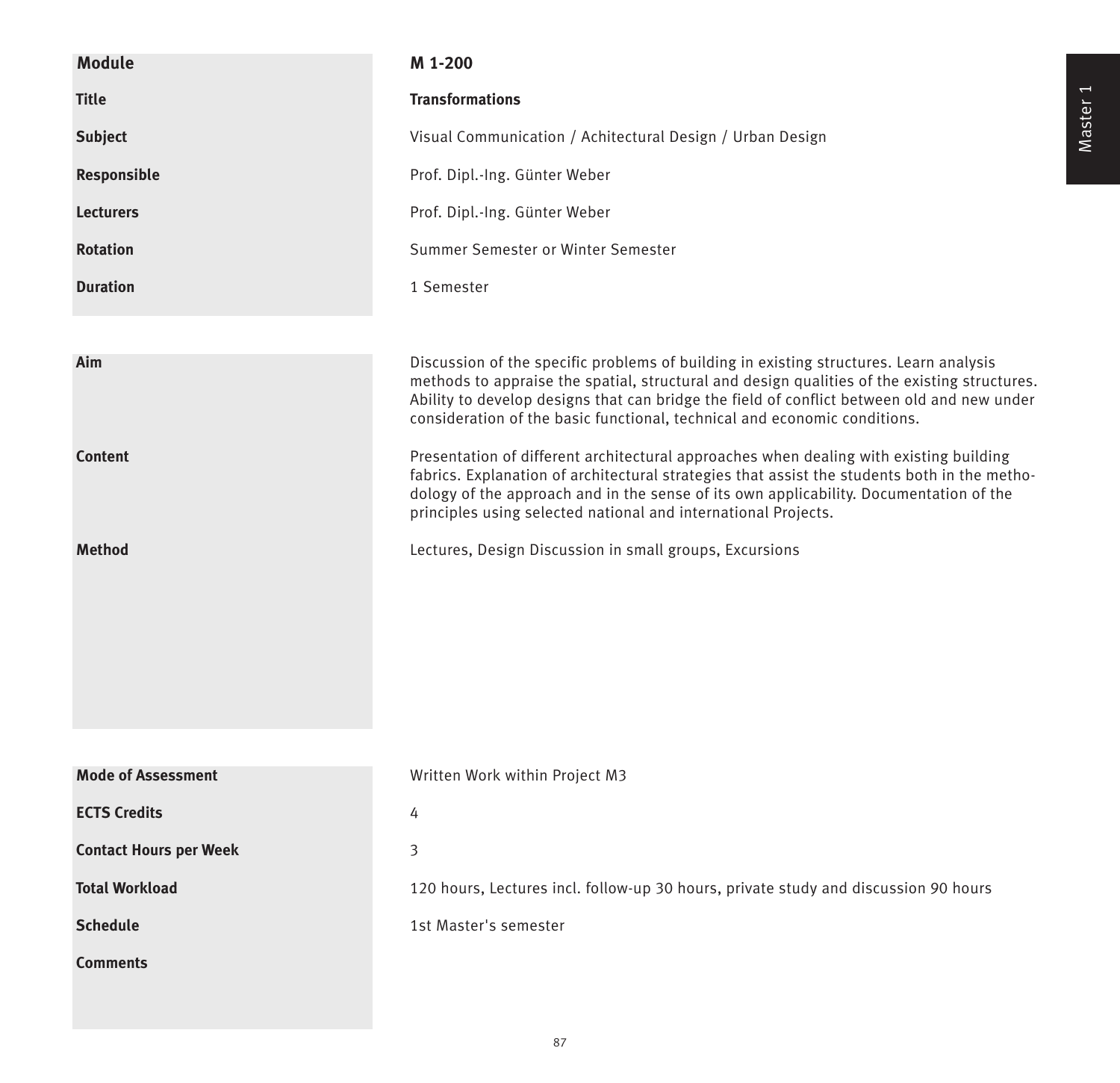| Module | M 1-200 |
|---|---|
| **Title** | **Transformations** |
| **Subject** | Visual Communication / Achitectural Design / Urban Design |
| **Responsible** | Prof. Dipl.-Ing. Günter Weber |
| **Lecturers** | Prof. Dipl.-Ing. Günter Weber |
| **Rotation** | Summer Semester or Winter Semester |
| **Duration** | 1 Semester |

| | |
|---|---|
| **Aim** | Discussion of the specific problems of building in existing structures. Learn analysis methods to appraise the spatial, structural and design qualities of the existing structures. Ability to develop designs that can bridge the field of conflict between old and new under consideration of the basic functional, technical and economic conditions. |
| **Content** | Presentation of different architectural approaches when dealing with existing building fabrics. Explanation of architectural strategies that assist the students both in the methodology of the approach and in the sense of its own applicability. Documentation of the principles using selected national and international Projects. |
| **Method** | Lectures, Design Discussion in small groups, Excursions |

| | |
|---|---|
| **Mode of Assessment** | Written Work within Project M3 |
| **ECTS Credits** | 4 |
| **Contact Hours per Week** | 3 |
| **Total Workload** | 120 hours, Lectures incl. follow-up 30 hours, private study and discussion 90 hours |
| **Schedule** | 1st Master's semester |
| **Comments** | |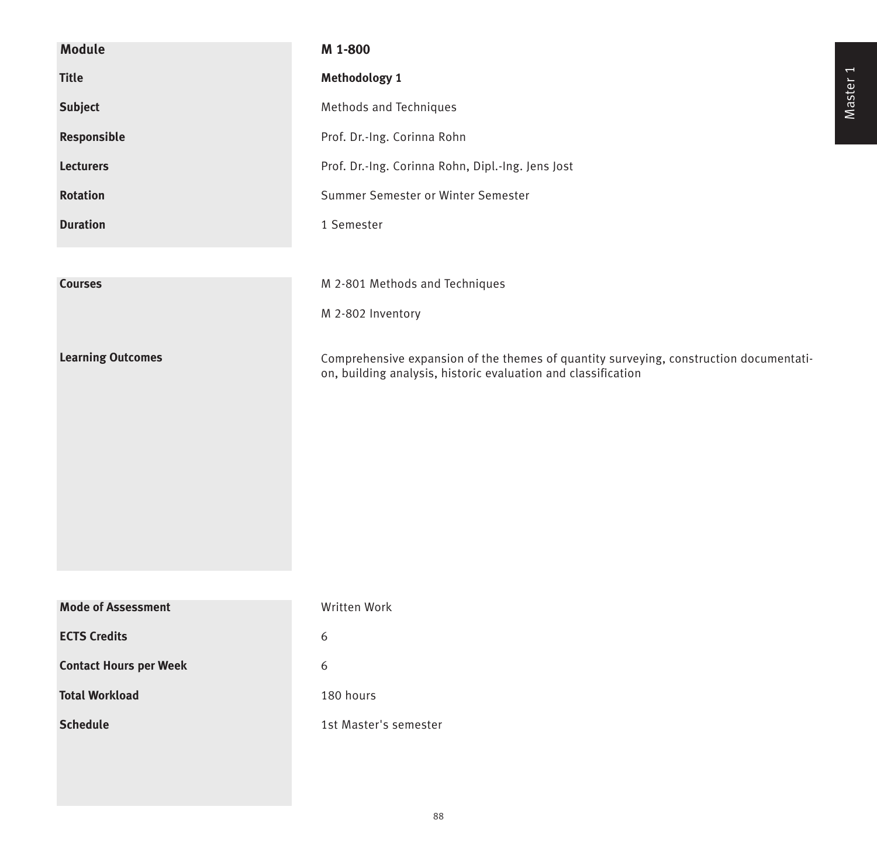| Module | M 1-800 |
|---|---|
| Title | **Methodology 1** |
| Subject | Methods and Techniques |
| Responsible | Prof. Dr.-Ing. Corinna Rohn |
| Lecturers | Prof. Dr.-Ing. Corinna Rohn, Dipl.-Ing. Jens Jost |
| Rotation | Summer Semester or Winter Semester |
| Duration | 1 Semester |

| | |
|---|---|
| Courses | M 2-801 Methods and Techniques<br>M 2-802 Inventory |
| Learning Outcomes | Comprehensive expansion of the themes of quantity surveying, construction documentation, building analysis, historic evaluation and classification |

| | |
|---|---|
| Mode of Assessment | Written Work |
| ECTS Credits | 6 |
| Contact Hours per Week | 6 |
| Total Workload | 180 hours |
| Schedule | 1st Master's semester |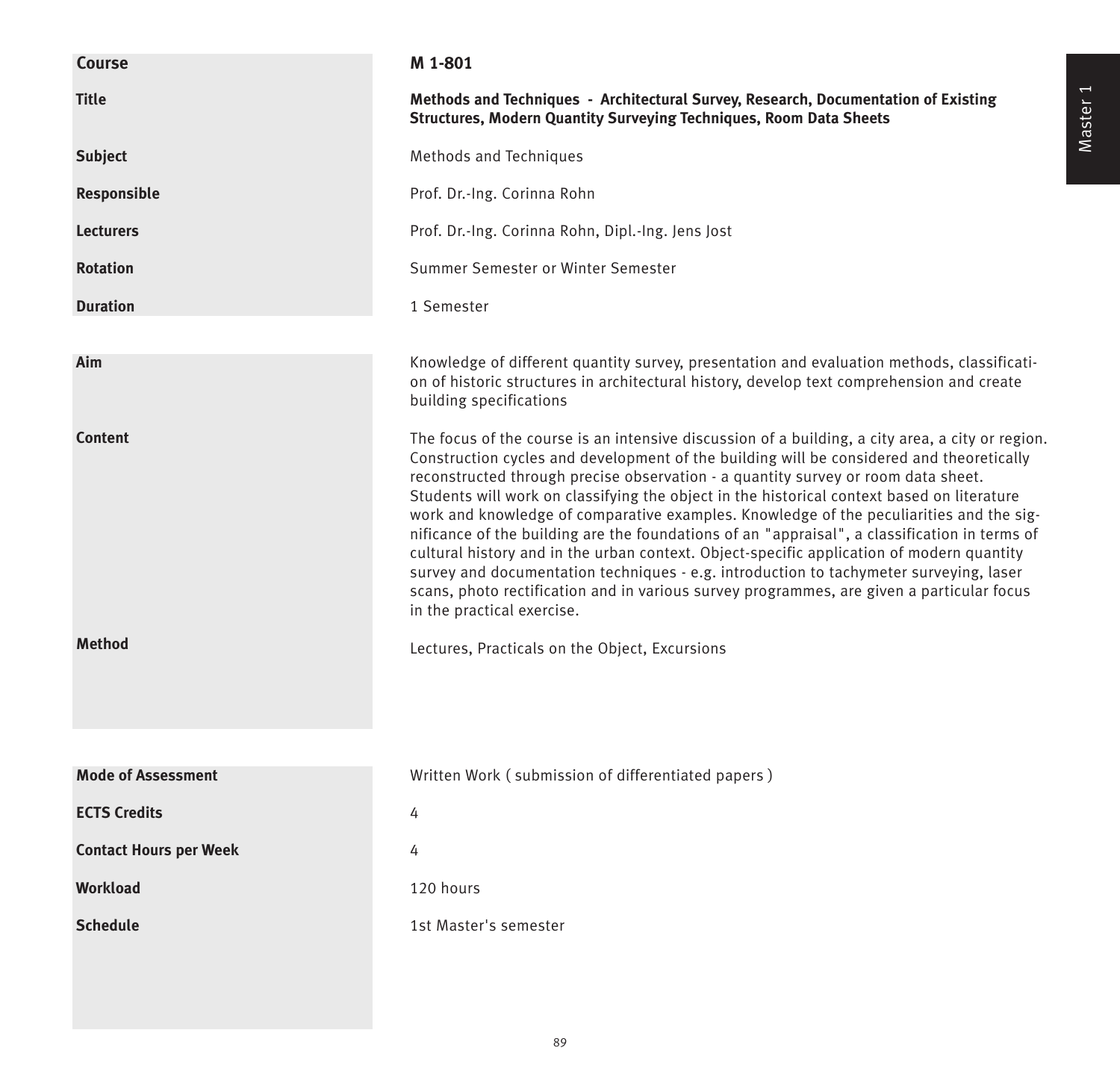| Course | M 1-801 |
| --- | --- |
| Title | **Methods and Techniques - Architectural Survey, Research, Documentation of Existing Structures, Modern Quantity Surveying Techniques, Room Data Sheets** |
| Subject | Methods and Techniques |
| Responsible | Prof. Dr.-Ing. Corinna Rohn |
| Lecturers | Prof. Dr.-Ing. Corinna Rohn, Dipl.-Ing. Jens Jost |
| Rotation | Summer Semester or Winter Semester |
| Duration | 1 Semester |
| Aim | Knowledge of different quantity survey, presentation and evaluation methods, classification of historic structures in architectural history, develop text comprehension and create building specifications |
| Content | The focus of the course is an intensive discussion of a building, a city area, a city or region. Construction cycles and development of the building will be considered and theoretically reconstructed through precise observation - a quantity survey or room data sheet. Students will work on classifying the object in the historical context based on literature work and knowledge of comparative examples. Knowledge of the peculiarities and the significance of the building are the foundations of an "appraisal", a classification in terms of cultural history and in the urban context. Object-specific application of modern quantity survey and documentation techniques - e.g. introduction to tachymeter surveying, laser scans, photo rectification and in various survey programmes, are given a particular focus in the practical exercise. |
| Method | Lectures, Practicals on the Object, Excursions |
| Mode of Assessment | Written Work ( submission of differentiated papers ) |
| ECTS Credits | 4 |
| Contact Hours per Week | 4 |
| Workload | 120 hours |
| Schedule | 1st Master's semester |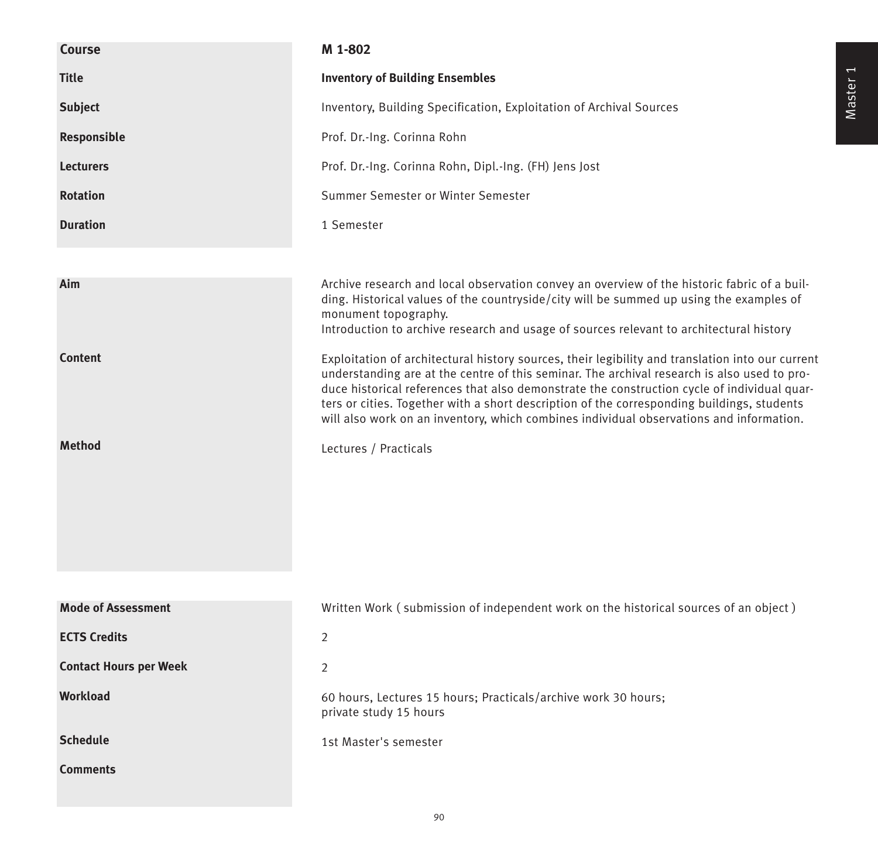| Course | M 1-802 |
|---|---|
| Title | **Inventory of Building Ensembles** |
| Subject | Inventory, Building Specification, Exploitation of Archival Sources |
| Responsible | Prof. Dr.-Ing. Corinna Rohn |
| Lecturers | Prof. Dr.-Ing. Corinna Rohn, Dipl.-Ing. (FH) Jens Jost |
| Rotation | Summer Semester or Winter Semester |
| Duration | 1 Semester |

| | |
|---|---|
| **Aim** | Archive research and local observation convey an overview of the historic fabric of a building. Historical values of the countryside/city will be summed up using the examples of monument topography.<br>Introduction to archive research and usage of sources relevant to architectural history |
| **Content** | Exploitation of architectural history sources, their legibility and translation into our current understanding are at the centre of this seminar. The archival research is also used to produce historical references that also demonstrate the construction cycle of individual quarters or cities. Together with a short description of the corresponding buildings, students will also work on an inventory, which combines individual observations and information. |
| **Method** | Lectures / Practicals |

| | |
|---|---|
| **Mode of Assessment** | Written Work ( submission of independent work on the historical sources of an object ) |
| **ECTS Credits** | 2 |
| **Contact Hours per Week** | 2 |
| **Workload** | 60 hours, Lectures 15 hours; Practicals/archive work 30 hours;<br>private study 15 hours |
| **Schedule** | 1st Master's semester |
| **Comments** | |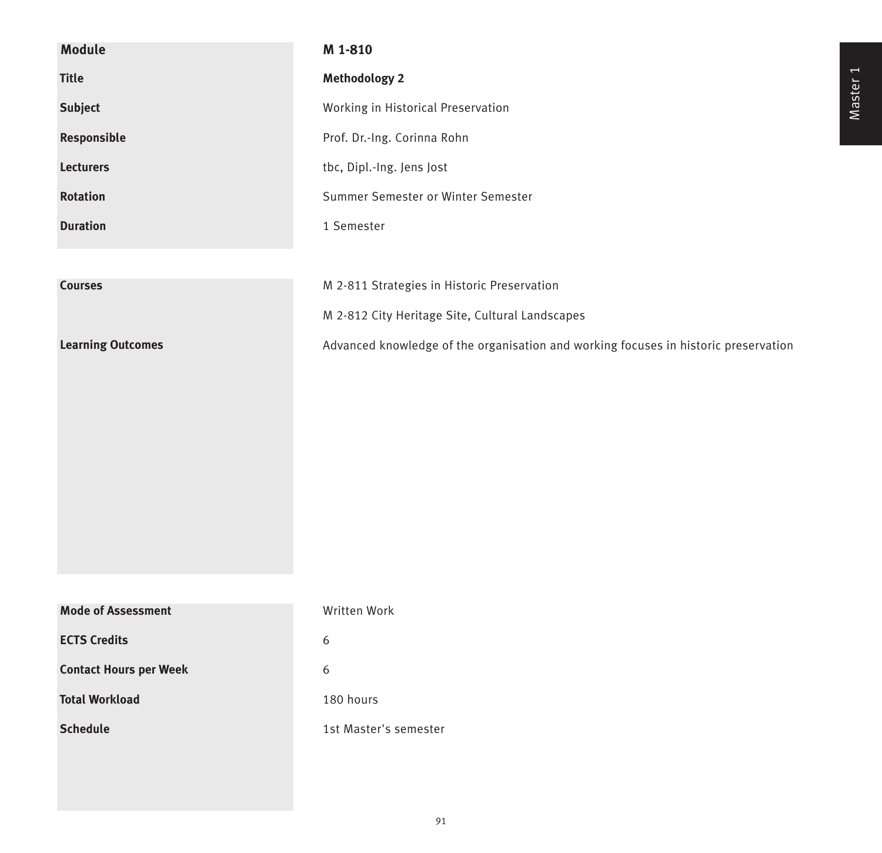| Module | M 1-810 |
|---|---|
| Title | **Methodology 2** |
| Subject | Working in Historical Preservation |
| Responsible | Prof. Dr.-Ing. Corinna Rohn |
| Lecturers | tbc, Dipl.-Ing. Jens Jost |
| Rotation | Summer Semester or Winter Semester |
| Duration | 1 Semester |

| Courses | M 2-811 Strategies in Historic Preservation<br>M 2-812 City Heritage Site, Cultural Landscapes |
|---|---|
| Learning Outcomes | Advanced knowledge of the organisation and working focuses in historic preservation |

| Mode of Assessment | Written Work |
|---|---|
| ECTS Credits | 6 |
| Contact Hours per Week | 6 |
| Total Workload | 180 hours |
| Schedule | 1st Master's semester |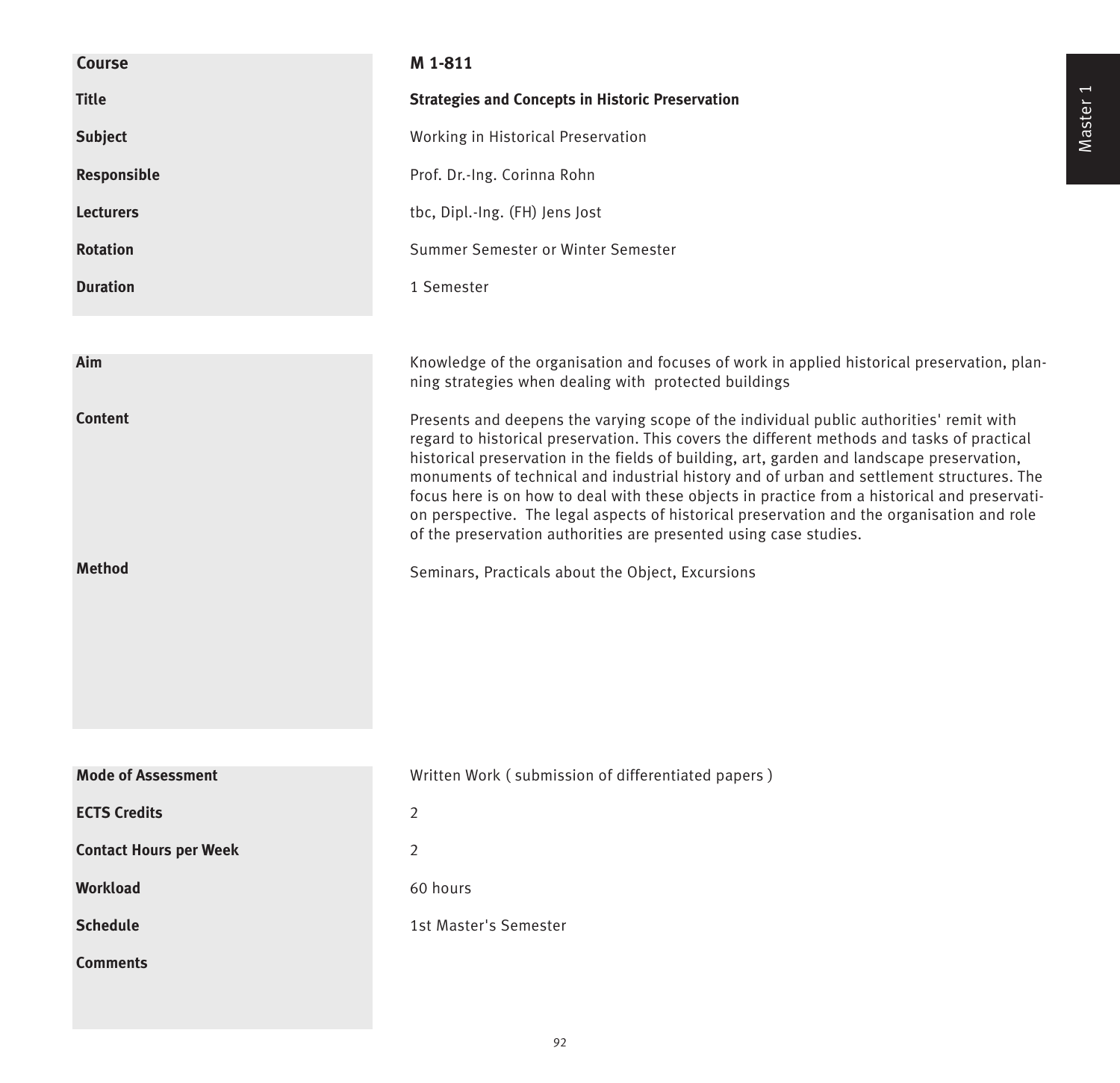| Course | M 1-811 |
|---|---|
| Title | **Strategies and Concepts in Historic Preservation** |
| Subject | Working in Historical Preservation |
| Responsible | Prof. Dr.-Ing. Corinna Rohn |
| Lecturers | tbc, Dipl.-Ing. (FH) Jens Jost |
| Rotation | Summer Semester or Winter Semester |
| Duration | 1 Semester |

| | |
|---|---|
| **Aim** | Knowledge of the organisation and focuses of work in applied historical preservation, planning strategies when dealing with protected buildings |
| **Content** | Presents and deepens the varying scope of the individual public authorities' remit with regard to historical preservation. This covers the different methods and tasks of practical historical preservation in the fields of building, art, garden and landscape preservation, monuments of technical and industrial history and of urban and settlement structures. The focus here is on how to deal with these objects in practice from a historical and preservation perspective. The legal aspects of historical preservation and the organisation and role of the preservation authorities are presented using case studies. |
| **Method** | Seminars, Practicals about the Object, Excursions |

| | |
|---|---|
| **Mode of Assessment** | Written Work ( submission of differentiated papers ) |
| **ECTS Credits** | 2 |
| **Contact Hours per Week** | 2 |
| **Workload** | 60 hours |
| **Schedule** | 1st Master's Semester |
| **Comments** | |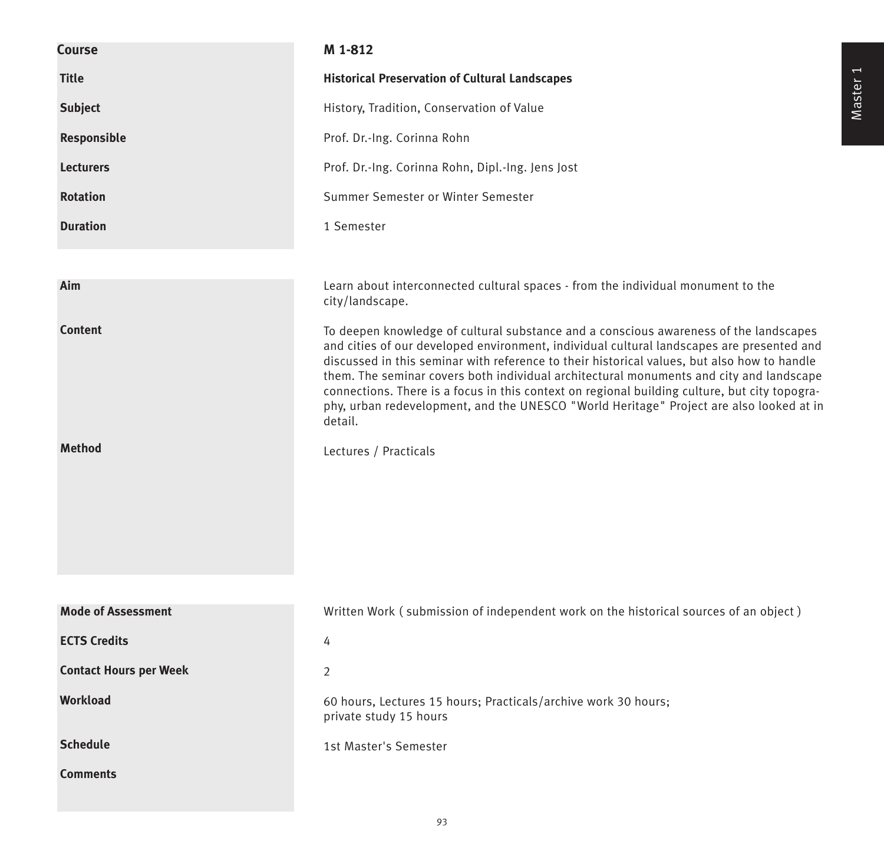| Course | M 1-812 |
|---|---|
| Title | **Historical Preservation of Cultural Landscapes** |
| Subject | History, Tradition, Conservation of Value |
| Responsible | Prof. Dr.-Ing. Corinna Rohn |
| Lecturers | Prof. Dr.-Ing. Corinna Rohn, Dipl.-Ing. Jens Jost |
| Rotation | Summer Semester or Winter Semester |
| Duration | 1 Semester |

| | |
|---|---|
| Aim | Learn about interconnected cultural spaces - from the individual monument to the city/landscape. |
| Content | To deepen knowledge of cultural substance and a conscious awareness of the landscapes and cities of our developed environment, individual cultural landscapes are presented and discussed in this seminar with reference to their historical values, but also how to handle them. The seminar covers both individual architectural monuments and city and landscape connections. There is a focus in this context on regional building culture, but city topography, urban redevelopment, and the UNESCO "World Heritage" Project are also looked at in detail. |
| Method | Lectures / Practicals |

| | |
|---|---|
| Mode of Assessment | Written Work ( submission of independent work on the historical sources of an object ) |
| ECTS Credits | 4 |
| Contact Hours per Week | 2 |
| Workload | 60 hours, Lectures 15 hours; Practicals/archive work 30 hours; private study 15 hours |
| Schedule | 1st Master's Semester |
| Comments | |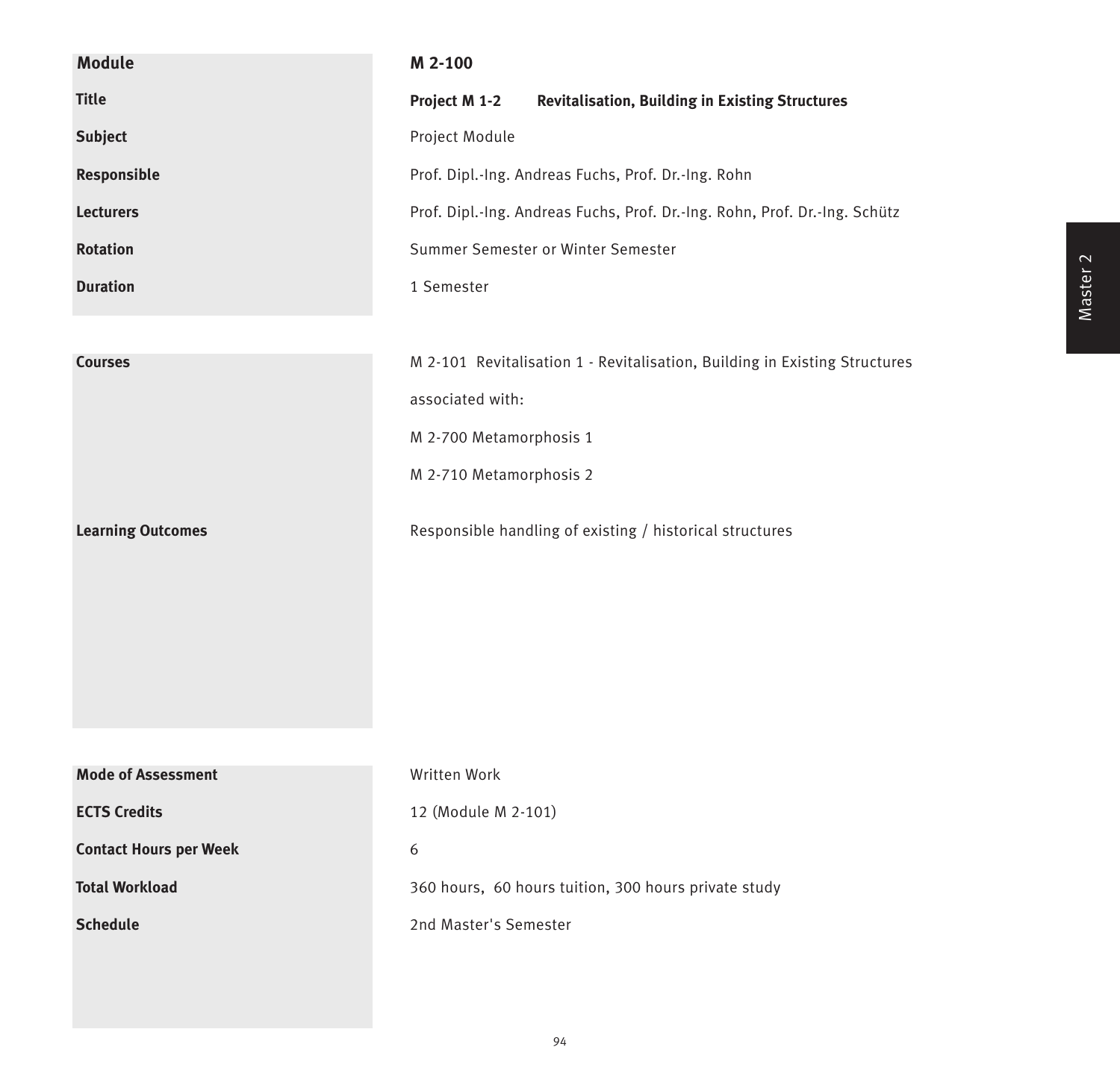| Module | M 2-100 |
|---|---|
| Title | **Project M 1-2 Revitalisation, Building in Existing Structures** |
| Subject | Project Module |
| Responsible | Prof. Dipl.-Ing. Andreas Fuchs, Prof. Dr.-Ing. Rohn |
| Lecturers | Prof. Dipl.-Ing. Andreas Fuchs, Prof. Dr.-Ing. Rohn, Prof. Dr.-Ing. Schütz |
| Rotation | Summer Semester or Winter Semester |
| Duration | 1 Semester |

| | |
|---|---|
| Courses | M 2-101 Revitalisation 1 - Revitalisation, Building in Existing Structures<br><br>associated with:<br><br>M 2-700 Metamorphosis 1<br><br>M 2-710 Metamorphosis 2 |
| Learning Outcomes | Responsible handling of existing / historical structures |

| | |
|---|---|
| Mode of Assessment | Written Work |
| ECTS Credits | 12 (Module M 2-101) |
| Contact Hours per Week | 6 |
| Total Workload | 360 hours, 60 hours tuition, 300 hours private study |
| Schedule | 2nd Master's Semester |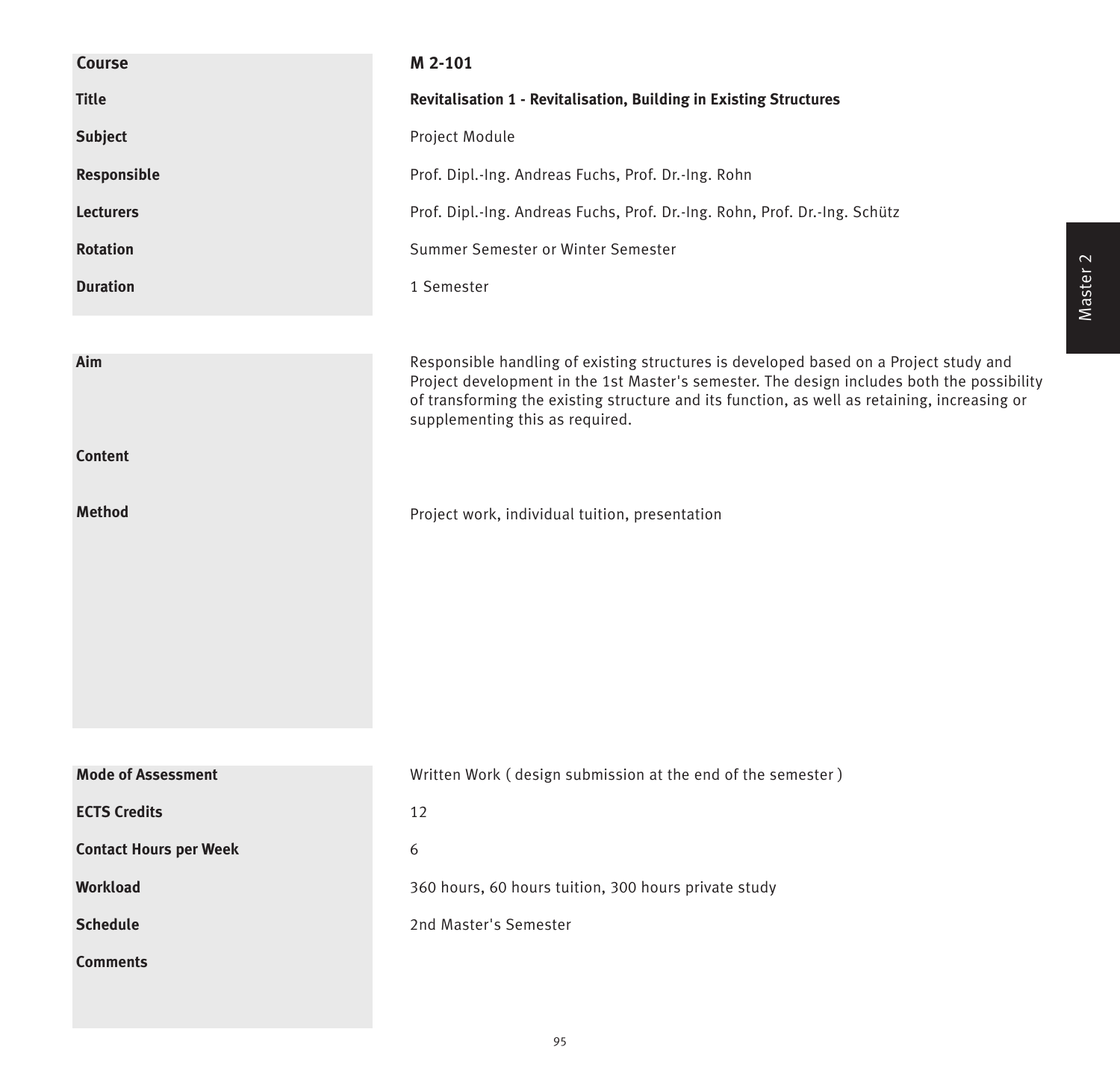| | |
|---|---|
| **Course** | **M 2-101** |
| **Title** | **Revitalisation 1 - Revitalisation, Building in Existing Structures** |
| **Subject** | Project Module |
| **Responsible** | Prof. Dipl.-Ing. Andreas Fuchs, Prof. Dr.-Ing. Rohn |
| **Lecturers** | Prof. Dipl.-Ing. Andreas Fuchs, Prof. Dr.-Ing. Rohn, Prof. Dr.-Ing. Schütz |
| **Rotation** | Summer Semester or Winter Semester |
| **Duration** | 1 Semester |

| | |
|---|---|
| **Aim** | Responsible handling of existing structures is developed based on a Project study and Project development in the 1st Master's semester. The design includes both the possibility of transforming the existing structure and its function, as well as retaining, increasing or supplementing this as required. |
| **Content** | |
| **Method** | Project work, individual tuition, presentation |

| | |
|---|---|
| **Mode of Assessment** | Written Work ( design submission at the end of the semester ) |
| **ECTS Credits** | 12 |
| **Contact Hours per Week** | 6 |
| **Workload** | 360 hours, 60 hours tuition, 300 hours private study |
| **Schedule** | 2nd Master's Semester |
| **Comments** | |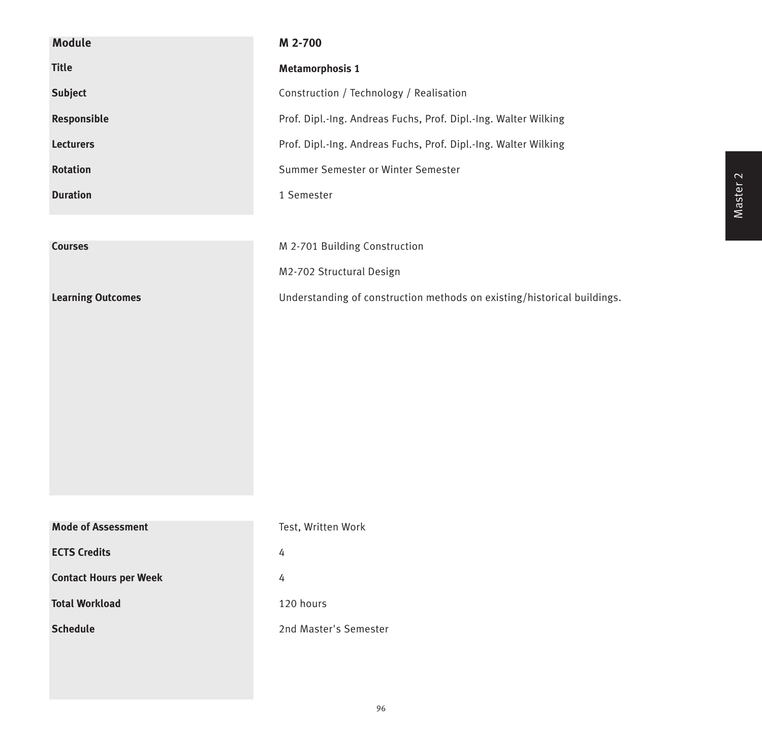| Module | M 2-700 |
| --- | --- |
| Title | **Metamorphosis 1** |
| Subject | Construction / Technology / Realisation |
| Responsible | Prof. Dipl.-Ing. Andreas Fuchs, Prof. Dipl.-Ing. Walter Wilking |
| Lecturers | Prof. Dipl.-Ing. Andreas Fuchs, Prof. Dipl.-Ing. Walter Wilking |
| Rotation | Summer Semester or Winter Semester |
| Duration | 1 Semester |

| | |
| --- | --- |
| Courses | M 2-701 Building Construction<br>M2-702 Structural Design |
| Learning Outcomes | Understanding of construction methods on existing/historical buildings. |

| | |
| --- | --- |
| Mode of Assessment | Test, Written Work |
| ECTS Credits | 4 |
| Contact Hours per Week | 4 |
| Total Workload | 120 hours |
| Schedule | 2nd Master's Semester |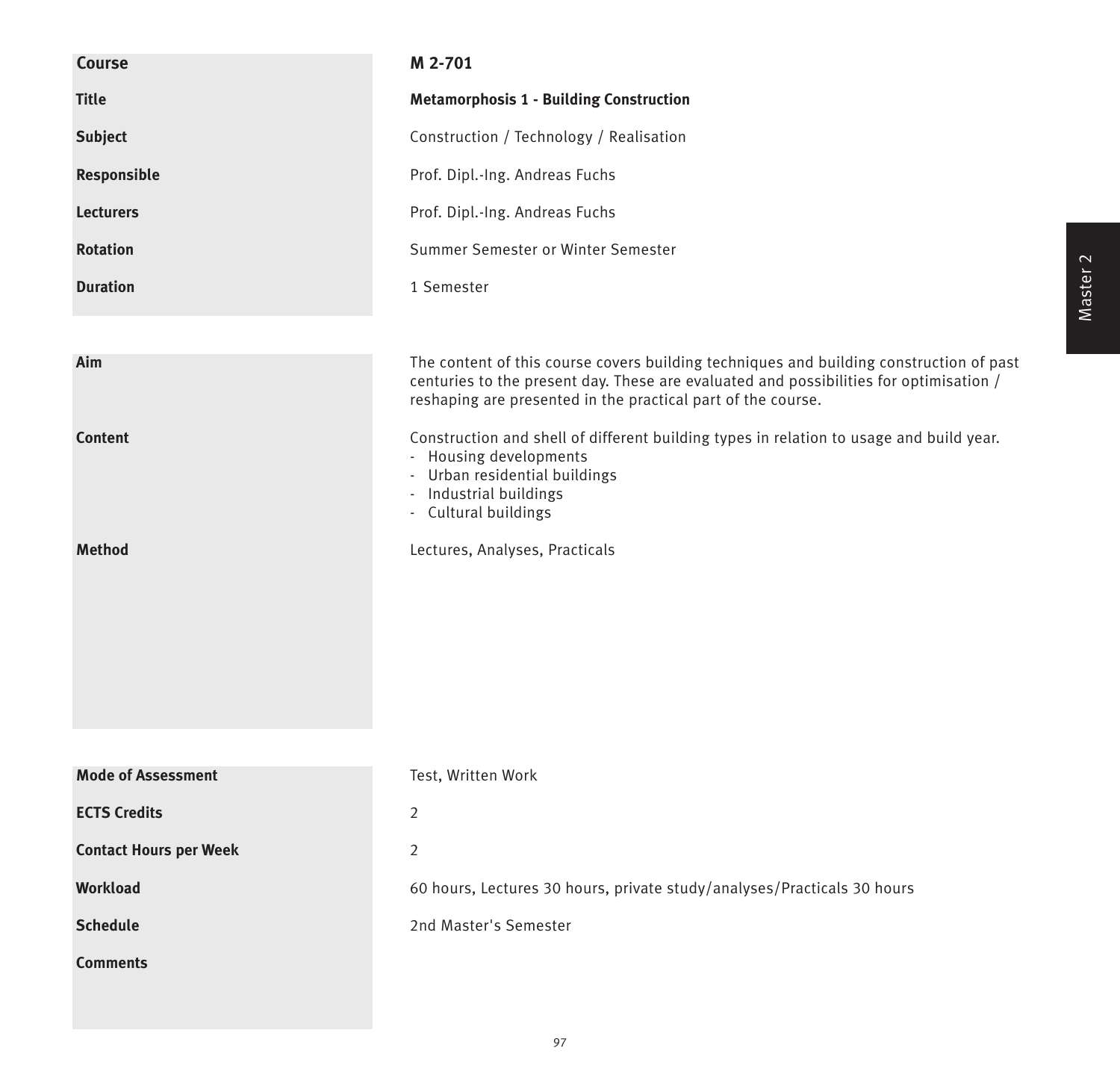| | |
|---|---|
| **Course** | **M 2-701** |
| **Title** | **Metamorphosis 1 - Building Construction** |
| **Subject** | Construction / Technology / Realisation |
| **Responsible** | Prof. Dipl.-Ing. Andreas Fuchs |
| **Lecturers** | Prof. Dipl.-Ing. Andreas Fuchs |
| **Rotation** | Summer Semester or Winter Semester |
| **Duration** | 1 Semester |

**Aim**

The content of this course covers building techniques and building construction of past centuries to the present day. These are evaluated and possibilities for optimisation / reshaping are presented in the practical part of the course.

**Content**

Construction and shell of different building types in relation to usage and build year.

- Housing developments
- Urban residential buildings
- Industrial buildings
- Cultural buildings

**Method**

Lectures, Analyses, Practicals

| | |
|---|---|
| **Mode of Assessment** | Test, Written Work |
| **ECTS Credits** | 2 |
| **Contact Hours per Week** | 2 |
| **Workload** | 60 hours, Lectures 30 hours, private study/analyses/Practicals 30 hours |
| **Schedule** | 2nd Master's Semester |
| **Comments** | |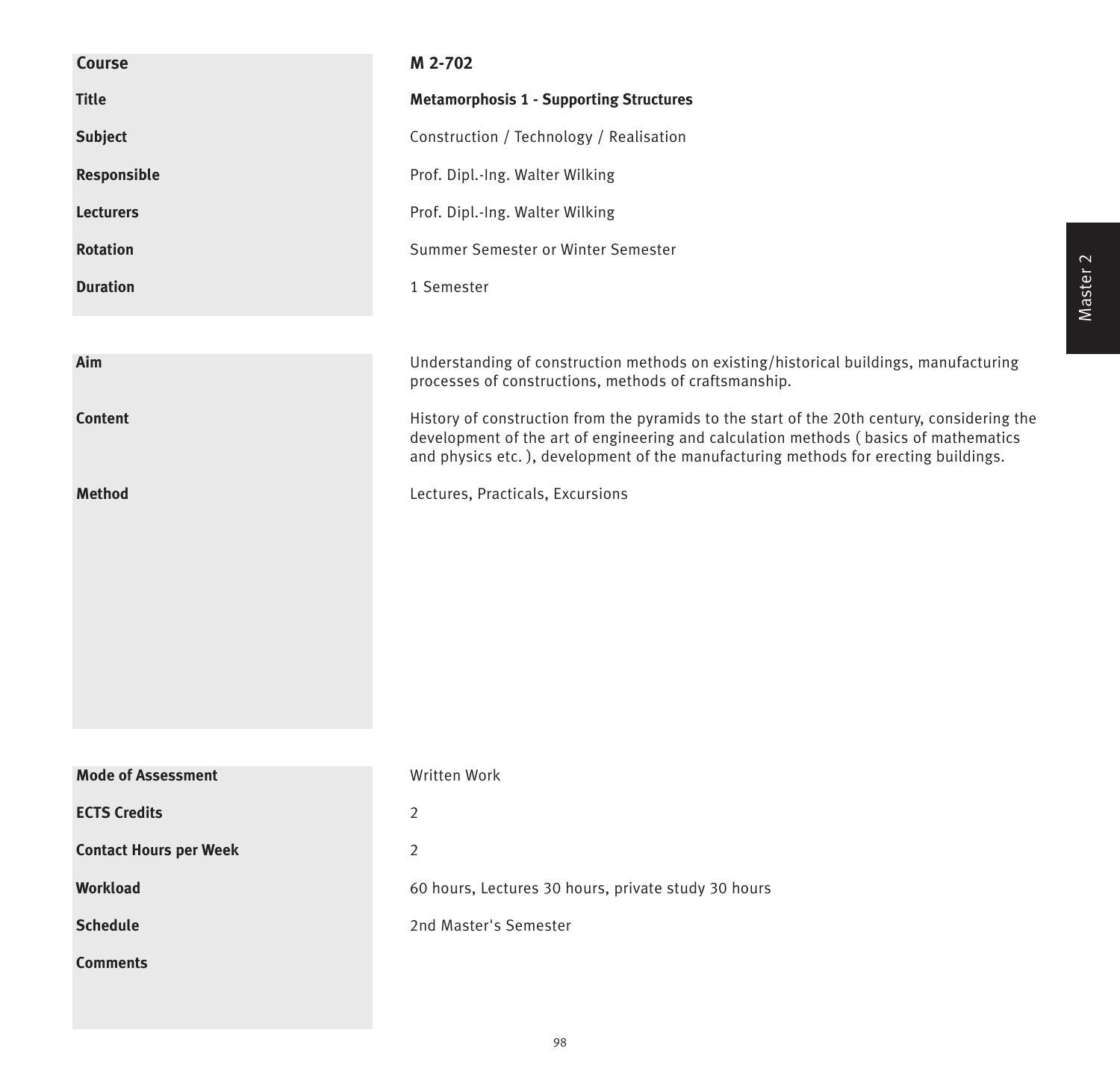| Course | M 2-702 |
| --- | --- |
| Title | **Metamorphosis 1 - Supporting Structures** |
| Subject | Construction / Technology / Realisation |
| Responsible | Prof. Dipl.-Ing. Walter Wilking |
| Lecturers | Prof. Dipl.-Ing. Walter Wilking |
| Rotation | Summer Semester or Winter Semester |
| Duration | 1 Semester |

| | |
| --- | --- |
| **Aim** | Understanding of construction methods on existing/historical buildings, manufacturing processes of constructions, methods of craftsmanship. |
| **Content** | History of construction from the pyramids to the start of the 20th century, considering the development of the art of engineering and calculation methods ( basics of mathematics and physics etc. ), development of the manufacturing methods for erecting buildings. |
| **Method** | Lectures, Practicals, Excursions |

| | |
| --- | --- |
| **Mode of Assessment** | Written Work |
| **ECTS Credits** | 2 |
| **Contact Hours per Week** | 2 |
| **Workload** | 60 hours, Lectures 30 hours, private study 30 hours |
| **Schedule** | 2nd Master's Semester |
| **Comments** | |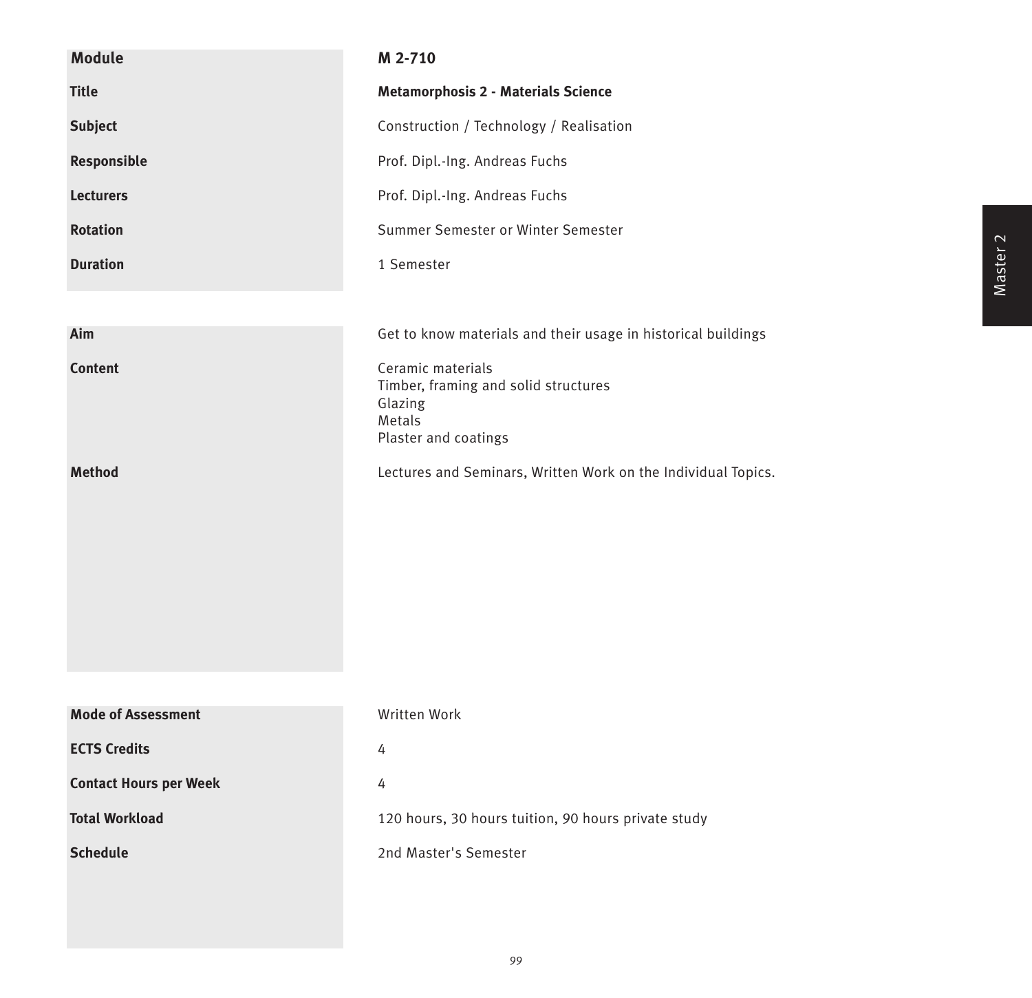| Module | M 2-710 |
|---|---|
| Title | **Metamorphosis 2 - Materials Science** |
| Subject | Construction / Technology / Realisation |
| Responsible | Prof. Dipl.-Ing. Andreas Fuchs |
| Lecturers | Prof. Dipl.-Ing. Andreas Fuchs |
| Rotation | Summer Semester or Winter Semester |
| Duration | 1 Semester |

| | |
|---|---|
| Aim | Get to know materials and their usage in historical buildings |
| Content | Ceramic materials<br>Timber, framing and solid structures<br>Glazing<br>Metals<br>Plaster and coatings |
| Method | Lectures and Seminars, Written Work on the Individual Topics. |

| | |
|---|---|
| Mode of Assessment | Written Work |
| ECTS Credits | 4 |
| Contact Hours per Week | 4 |
| Total Workload | 120 hours, 30 hours tuition, 90 hours private study |
| Schedule | 2nd Master's Semester |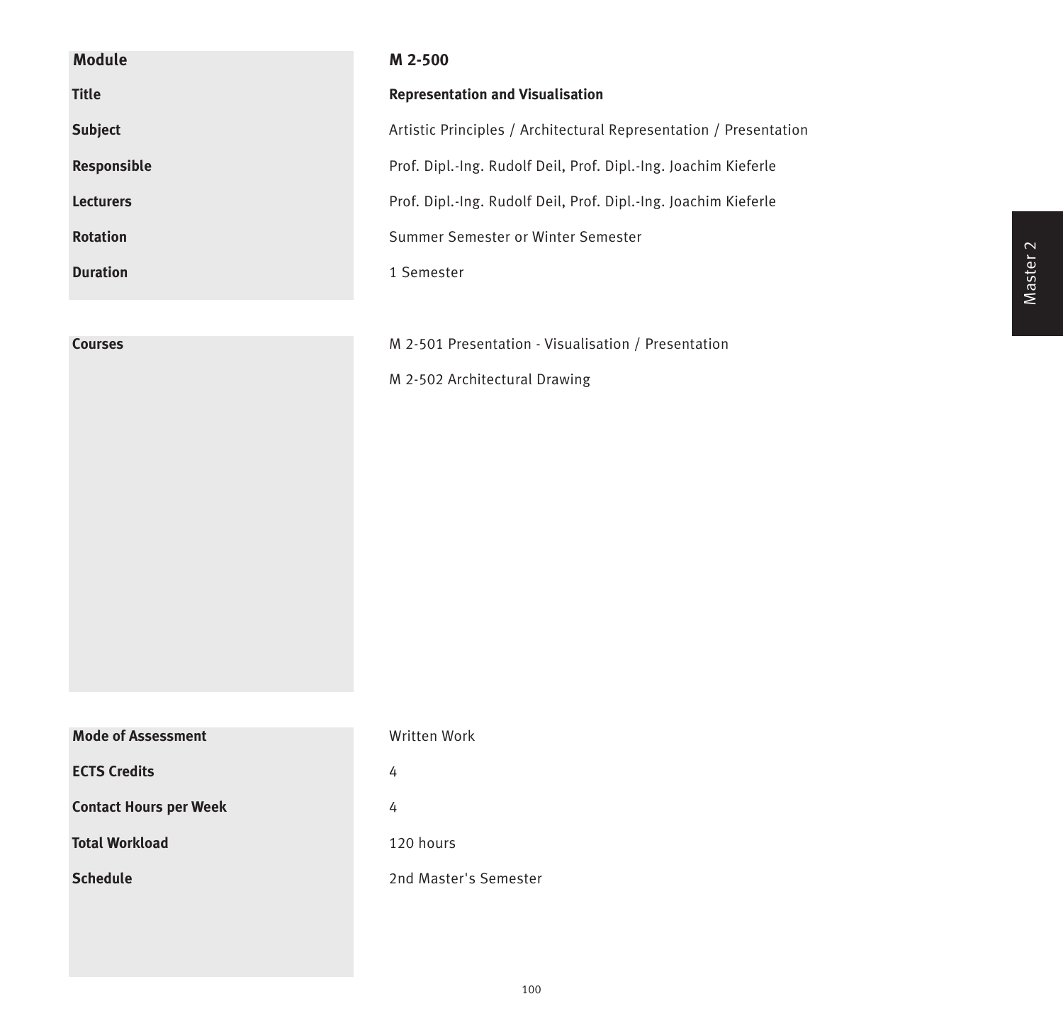| Module | M 2-500 |
|---|---|
| **Title** | **Representation and Visualisation** |
| **Subject** | Artistic Principles / Architectural Representation / Presentation |
| **Responsible** | Prof. Dipl.-Ing. Rudolf Deil, Prof. Dipl.-Ing. Joachim Kieferle |
| **Lecturers** | Prof. Dipl.-Ing. Rudolf Deil, Prof. Dipl.-Ing. Joachim Kieferle |
| **Rotation** | Summer Semester or Winter Semester |
| **Duration** | 1 Semester |

| | |
|---|---|
| **Courses** | M 2-501 Presentation - Visualisation / Presentation<br>M 2-502 Architectural Drawing |

| | |
|---|---|
| **Mode of Assessment** | Written Work |
| **ECTS Credits** | 4 |
| **Contact Hours per Week** | 4 |
| **Total Workload** | 120 hours |
| **Schedule** | 2nd Master's Semester |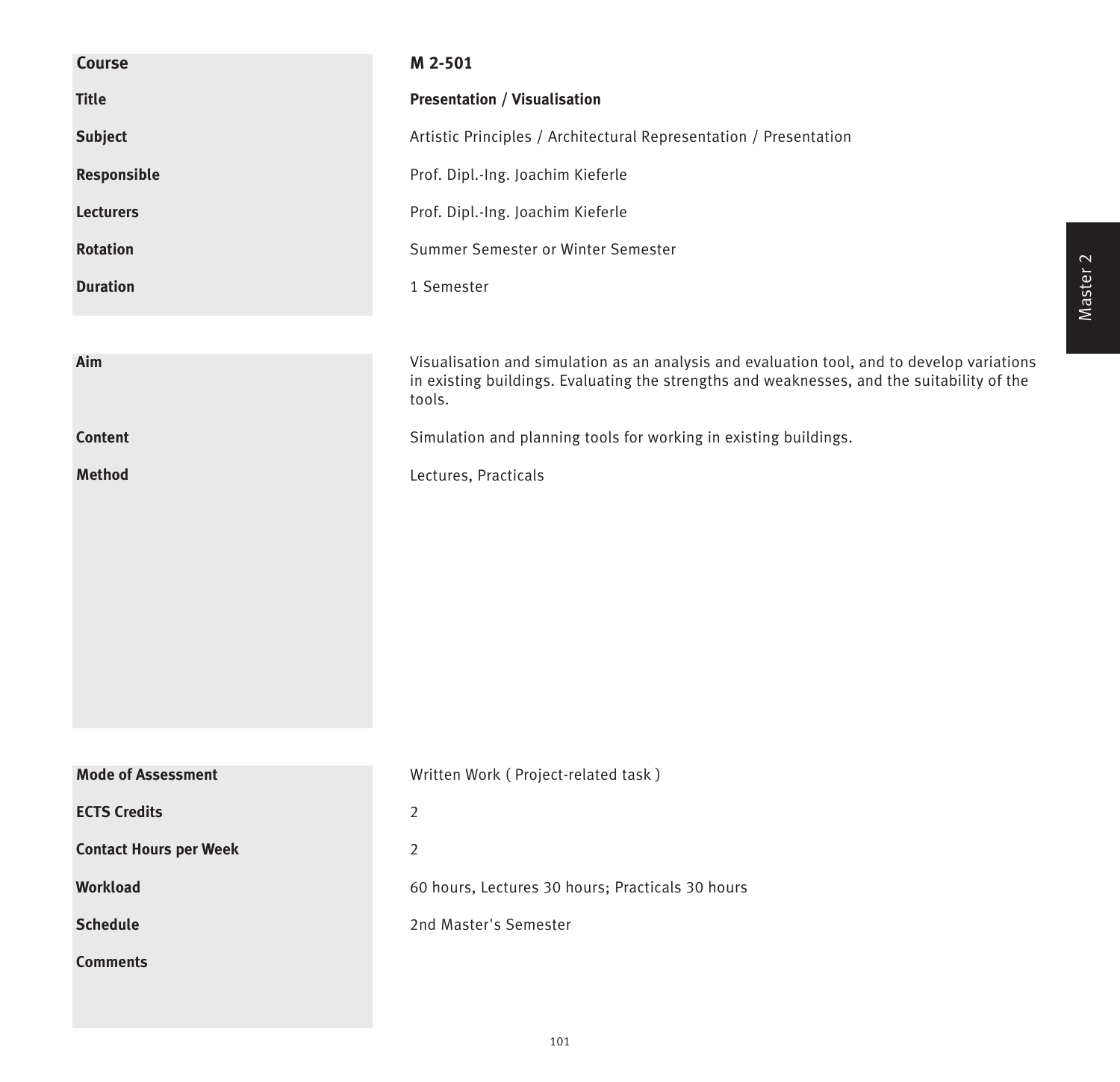| | |
|---|---|
| **Course** | **M 2-501** |
| **Title** | **Presentation / Visualisation** |
| **Subject** | Artistic Principles / Architectural Representation / Presentation |
| **Responsible** | Prof. Dipl.-Ing. Joachim Kieferle |
| **Lecturers** | Prof. Dipl.-Ing. Joachim Kieferle |
| **Rotation** | Summer Semester or Winter Semester |
| **Duration** | 1 Semester |

| | |
|---|---|
| **Aim** | Visualisation and simulation as an analysis and evaluation tool, and to develop variations in existing buildings. Evaluating the strengths and weaknesses, and the suitability of the tools. |
| **Content** | Simulation and planning tools for working in existing buildings. |
| **Method** | Lectures, Practicals |

| | |
|---|---|
| **Mode of Assessment** | Written Work ( Project-related task ) |
| **ECTS Credits** | 2 |
| **Contact Hours per Week** | 2 |
| **Workload** | 60 hours, Lectures 30 hours; Practicals 30 hours |
| **Schedule** | 2nd Master's Semester |
| **Comments** | |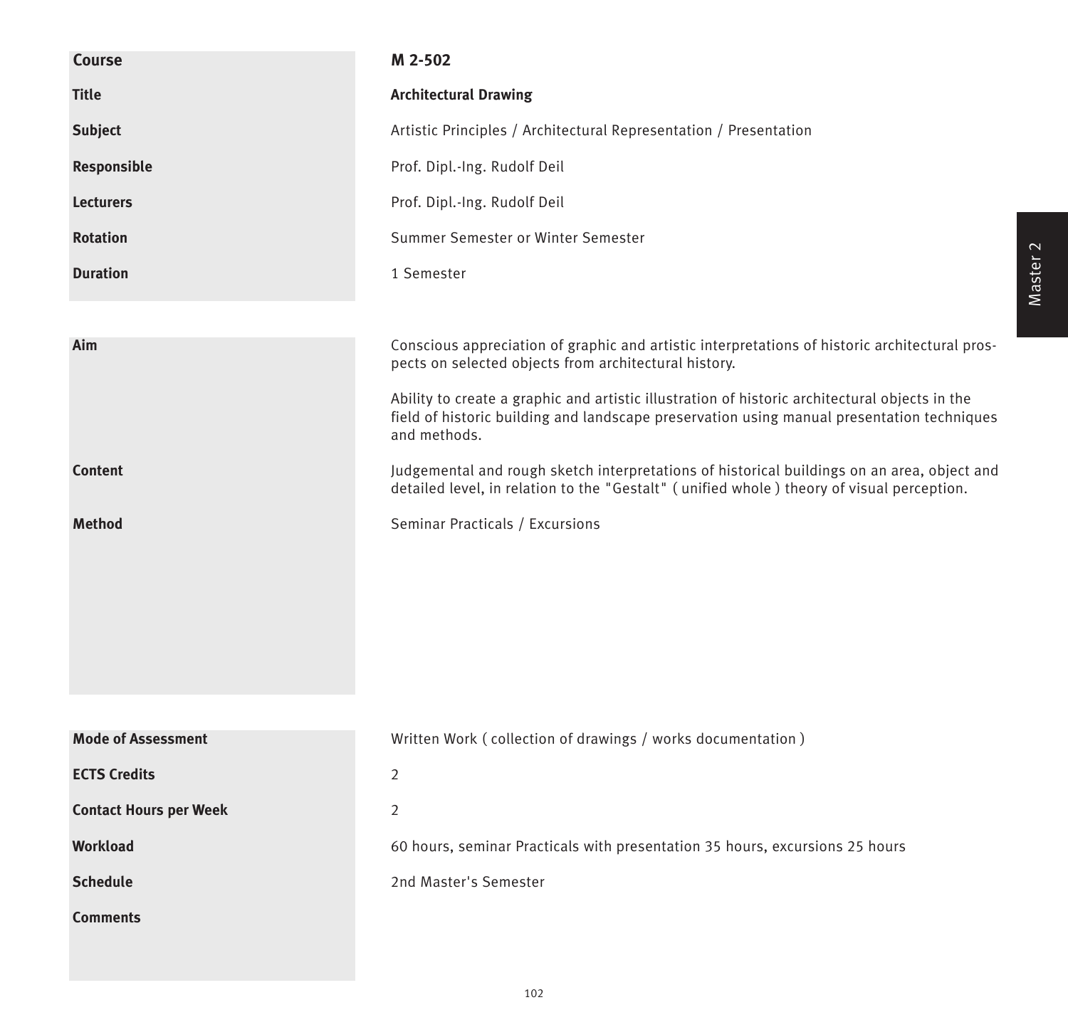| | |
|---|---|
| **Course** | **M 2-502** |
| **Title** | **Architectural Drawing** |
| **Subject** | Artistic Principles / Architectural Representation / Presentation |
| **Responsible** | Prof. Dipl.-Ing. Rudolf Deil |
| **Lecturers** | Prof. Dipl.-Ing. Rudolf Deil |
| **Rotation** | Summer Semester or Winter Semester |
| **Duration** | 1 Semester |

| | |
|---|---|
| **Aim** | Conscious appreciation of graphic and artistic interpretations of historic architectural prospects on selected objects from architectural history.<br><br>Ability to create a graphic and artistic illustration of historic architectural objects in the field of historic building and landscape preservation using manual presentation techniques and methods. |
| **Content** | Judgemental and rough sketch interpretations of historical buildings on an area, object and detailed level, in relation to the "Gestalt" ( unified whole ) theory of visual perception. |
| **Method** | Seminar Practicals / Excursions |

| | |
|---|---|
| **Mode of Assessment** | Written Work ( collection of drawings / works documentation ) |
| **ECTS Credits** | 2 |
| **Contact Hours per Week** | 2 |
| **Workload** | 60 hours, seminar Practicals with presentation 35 hours, excursions 25 hours |
| **Schedule** | 2nd Master's Semester |
| **Comments** | |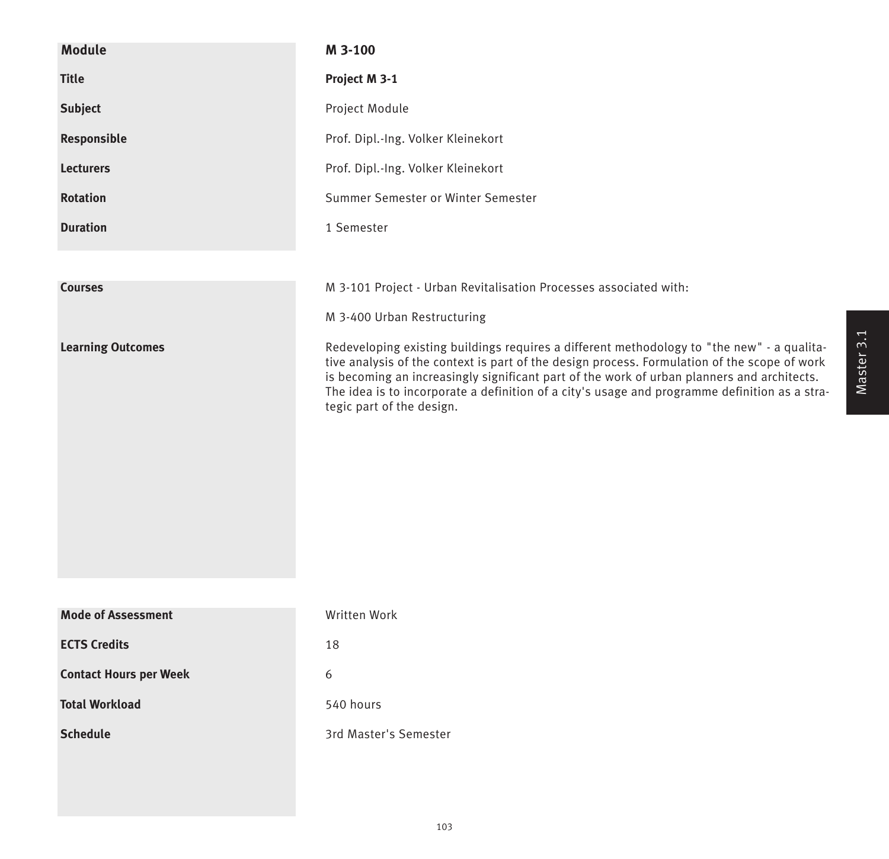| Module | M 3-100 |
|---|---|
| **Title** | **Project M 3-1** |
| **Subject** | Project Module |
| **Responsible** | Prof. Dipl.-Ing. Volker Kleinekort |
| **Lecturers** | Prof. Dipl.-Ing. Volker Kleinekort |
| **Rotation** | Summer Semester or Winter Semester |
| **Duration** | 1 Semester |

| | |
|---|---|
| **Courses** | M 3-101 Project - Urban Revitalisation Processes associated with:<br><br>M 3-400 Urban Restructuring |
| **Learning Outcomes** | Redeveloping existing buildings requires a different methodology to "the new" - a qualitative analysis of the context is part of the design process. Formulation of the scope of work is becoming an increasingly significant part of the work of urban planners and architects. The idea is to incorporate a definition of a city's usage and programme definition as a strategic part of the design. |

| | |
|---|---|
| **Mode of Assessment** | Written Work |
| **ECTS Credits** | 18 |
| **Contact Hours per Week** | 6 |
| **Total Workload** | 540 hours |
| **Schedule** | 3rd Master's Semester |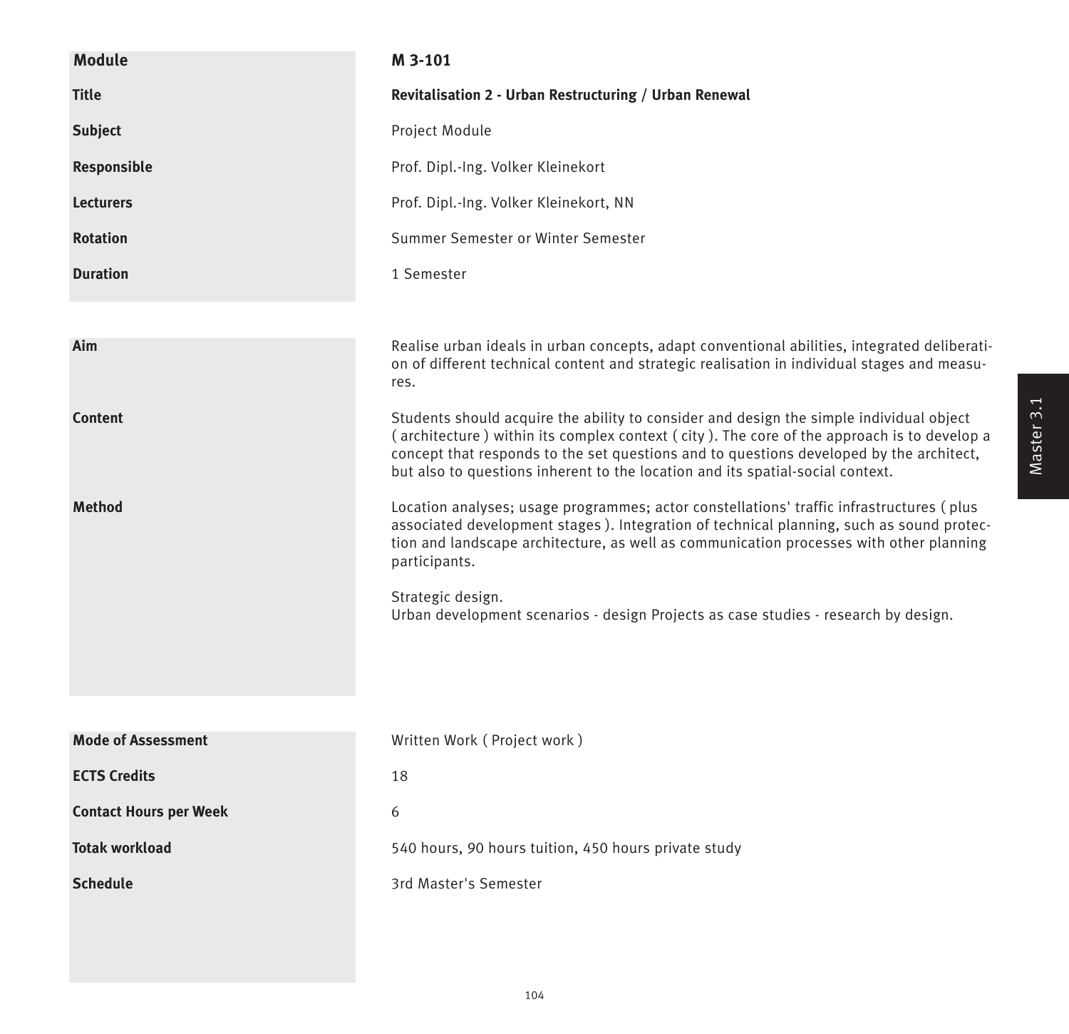| Module | M 3-101 |
|---|---|
| Title | **Revitalisation 2 - Urban Restructuring / Urban Renewal** |
| Subject | Project Module |
| Responsible | Prof. Dipl.-Ing. Volker Kleinekort |
| Lecturers | Prof. Dipl.-Ing. Volker Kleinekort, NN |
| Rotation | Summer Semester or Winter Semester |
| Duration | 1 Semester |

| | |
|---|---|
| **Aim** | Realise urban ideals in urban concepts, adapt conventional abilities, integrated deliberation of different technical content and strategic realisation in individual stages and measures. |
| **Content** | Students should acquire the ability to consider and design the simple individual object ( architecture ) within its complex context ( city ). The core of the approach is to develop a concept that responds to the set questions and to questions developed by the architect, but also to questions inherent to the location and its spatial-social context. |
| **Method** | Location analyses; usage programmes; actor constellations' traffic infrastructures ( plus associated development stages ). Integration of technical planning, such as sound protection and landscape architecture, as well as communication processes with other planning participants.<br><br>Strategic design.<br>Urban development scenarios - design Projects as case studies - research by design. |

| | |
|---|---|
| **Mode of Assessment** | Written Work ( Project work ) |
| **ECTS Credits** | 18 |
| **Contact Hours per Week** | 6 |
| **Totak workload** | 540 hours, 90 hours tuition, 450 hours private study |
| **Schedule** | 3rd Master's Semester |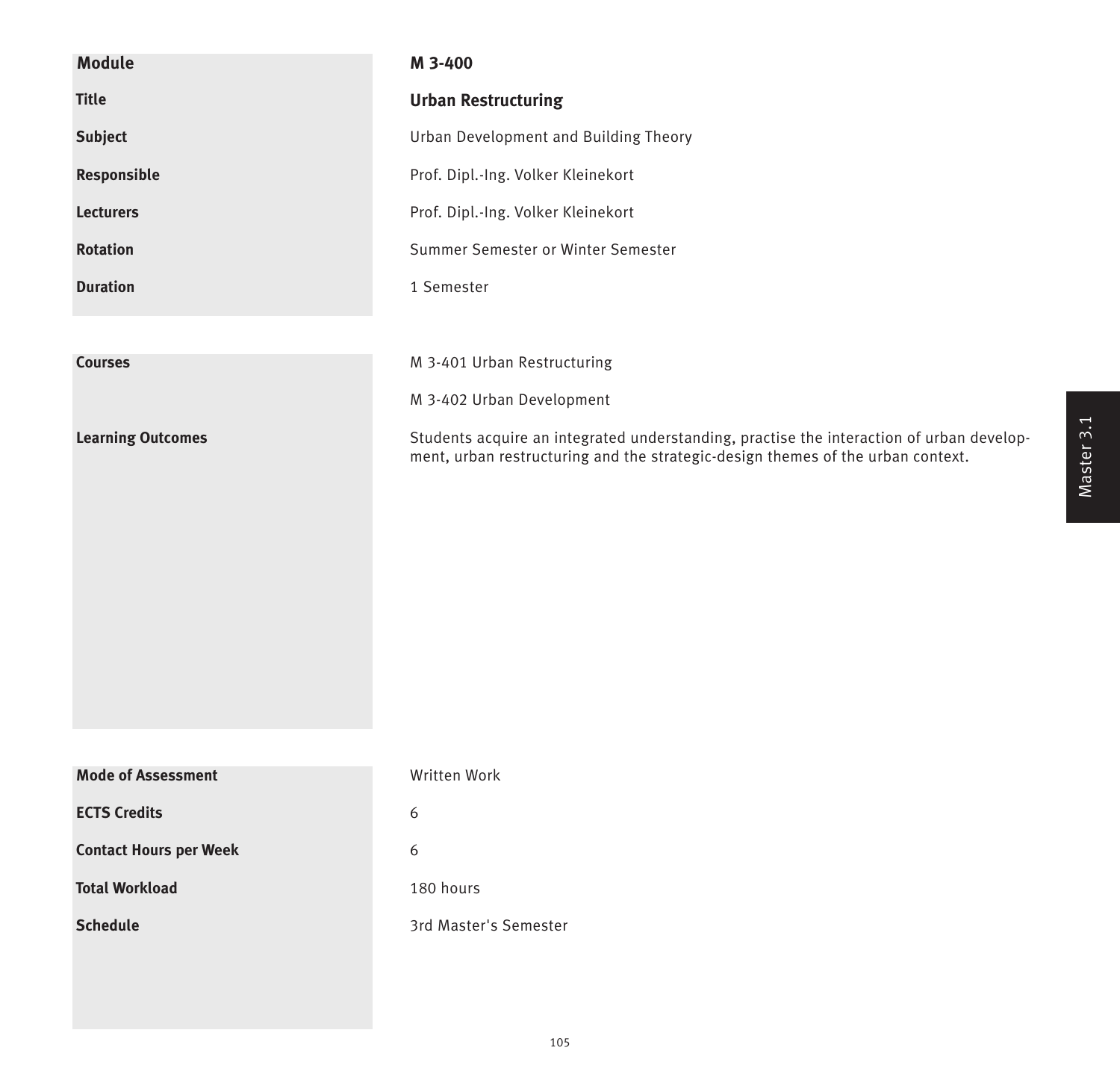| Module | M 3-400 |
|---|---|
| Title | **Urban Restructuring** |
| Subject | Urban Development and Building Theory |
| Responsible | Prof. Dipl.-Ing. Volker Kleinekort |
| Lecturers | Prof. Dipl.-Ing. Volker Kleinekort |
| Rotation | Summer Semester or Winter Semester |
| Duration | 1 Semester |

| Courses | M 3-401 Urban Restructuring<br>M 3-402 Urban Development |
|---|---|
| Learning Outcomes | Students acquire an integrated understanding, practise the interaction of urban development, urban restructuring and the strategic-design themes of the urban context. |

| Mode of Assessment | Written Work |
|---|---|
| ECTS Credits | 6 |
| Contact Hours per Week | 6 |
| Total Workload | 180 hours |
| Schedule | 3rd Master's Semester |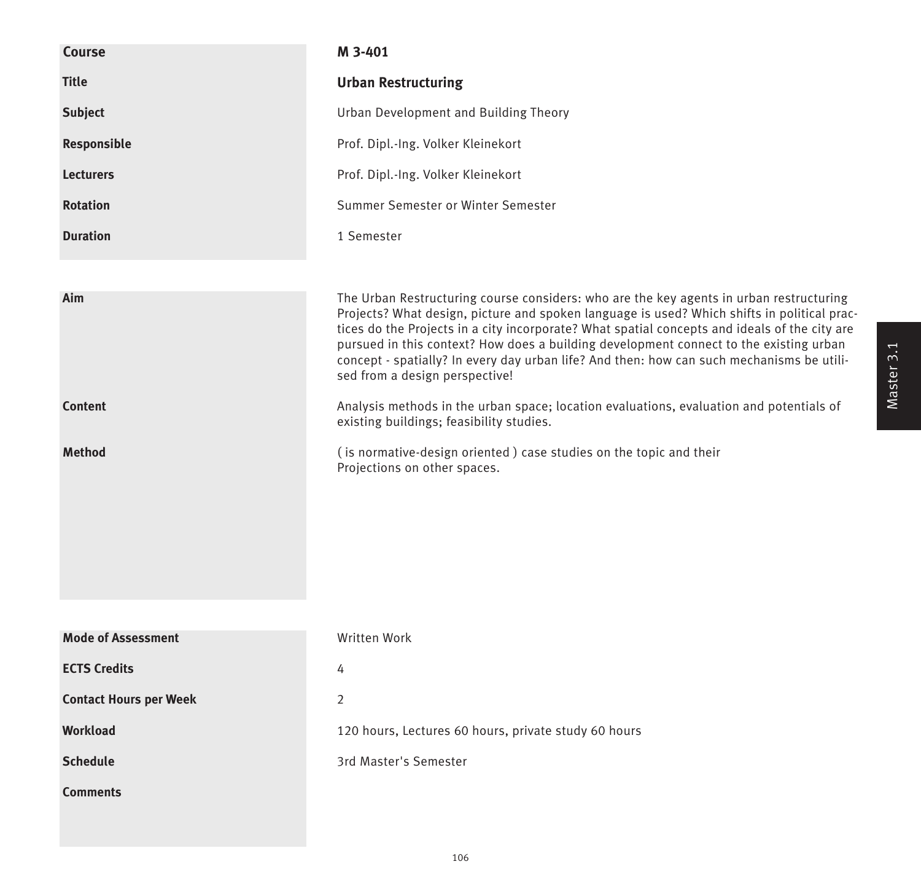| Course | M 3-401 |
|---|---|
| Title | **Urban Restructuring** |
| Subject | Urban Development and Building Theory |
| Responsible | Prof. Dipl.-Ing. Volker Kleinekort |
| Lecturers | Prof. Dipl.-Ing. Volker Kleinekort |
| Rotation | Summer Semester or Winter Semester |
| Duration | 1 Semester |

| | |
|---|---|
| Aim | The Urban Restructuring course considers: who are the key agents in urban restructuring Projects? What design, picture and spoken language is used? Which shifts in political practices do the Projects in a city incorporate? What spatial concepts and ideals of the city are pursued in this context? How does a building development connect to the existing urban concept - spatially? In every day urban life? And then: how can such mechanisms be utilised from a design perspective! |
| Content | Analysis methods in the urban space; location evaluations, evaluation and potentials of existing buildings; feasibility studies. |
| Method | ( is normative-design oriented ) case studies on the topic and their Projections on other spaces. |

| | |
|---|---|
| Mode of Assessment | Written Work |
| ECTS Credits | 4 |
| Contact Hours per Week | 2 |
| Workload | 120 hours, Lectures 60 hours, private study 60 hours |
| Schedule | 3rd Master's Semester |
| Comments | |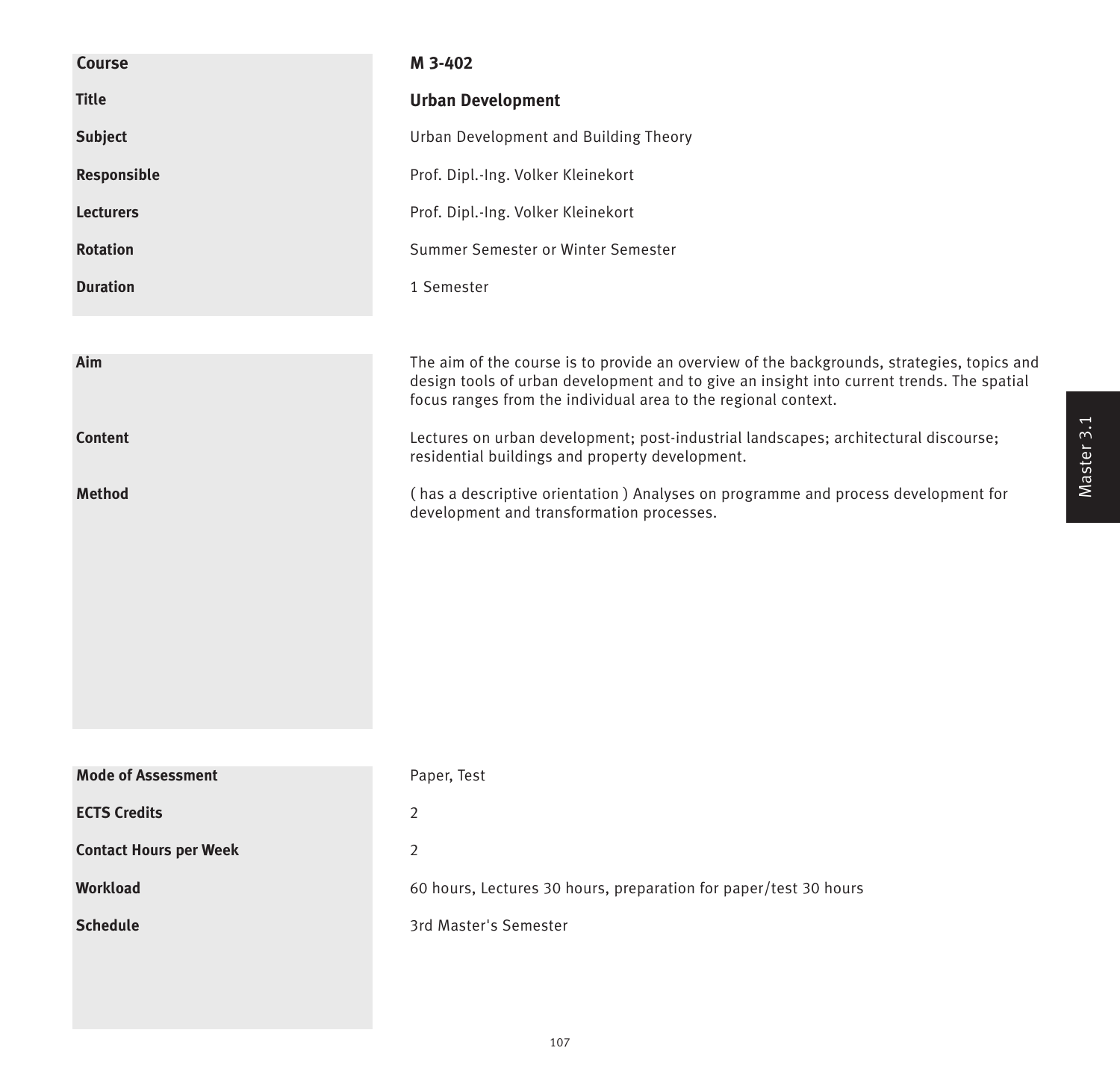| Course | M 3-402 |
|---|---|
| Title | **Urban Development** |
| Subject | Urban Development and Building Theory |
| Responsible | Prof. Dipl.-Ing. Volker Kleinekort |
| Lecturers | Prof. Dipl.-Ing. Volker Kleinekort |
| Rotation | Summer Semester or Winter Semester |
| Duration | 1 Semester |

| | |
|---|---|
| **Aim** | The aim of the course is to provide an overview of the backgrounds, strategies, topics and design tools of urban development and to give an insight into current trends. The spatial focus ranges from the individual area to the regional context. |
| **Content** | Lectures on urban development; post-industrial landscapes; architectural discourse; residential buildings and property development. |
| **Method** | ( has a descriptive orientation ) Analyses on programme and process development for development and transformation processes. |

| | |
|---|---|
| **Mode of Assessment** | Paper, Test |
| **ECTS Credits** | 2 |
| **Contact Hours per Week** | 2 |
| **Workload** | 60 hours, Lectures 30 hours, preparation for paper/test 30 hours |
| **Schedule** | 3rd Master's Semester |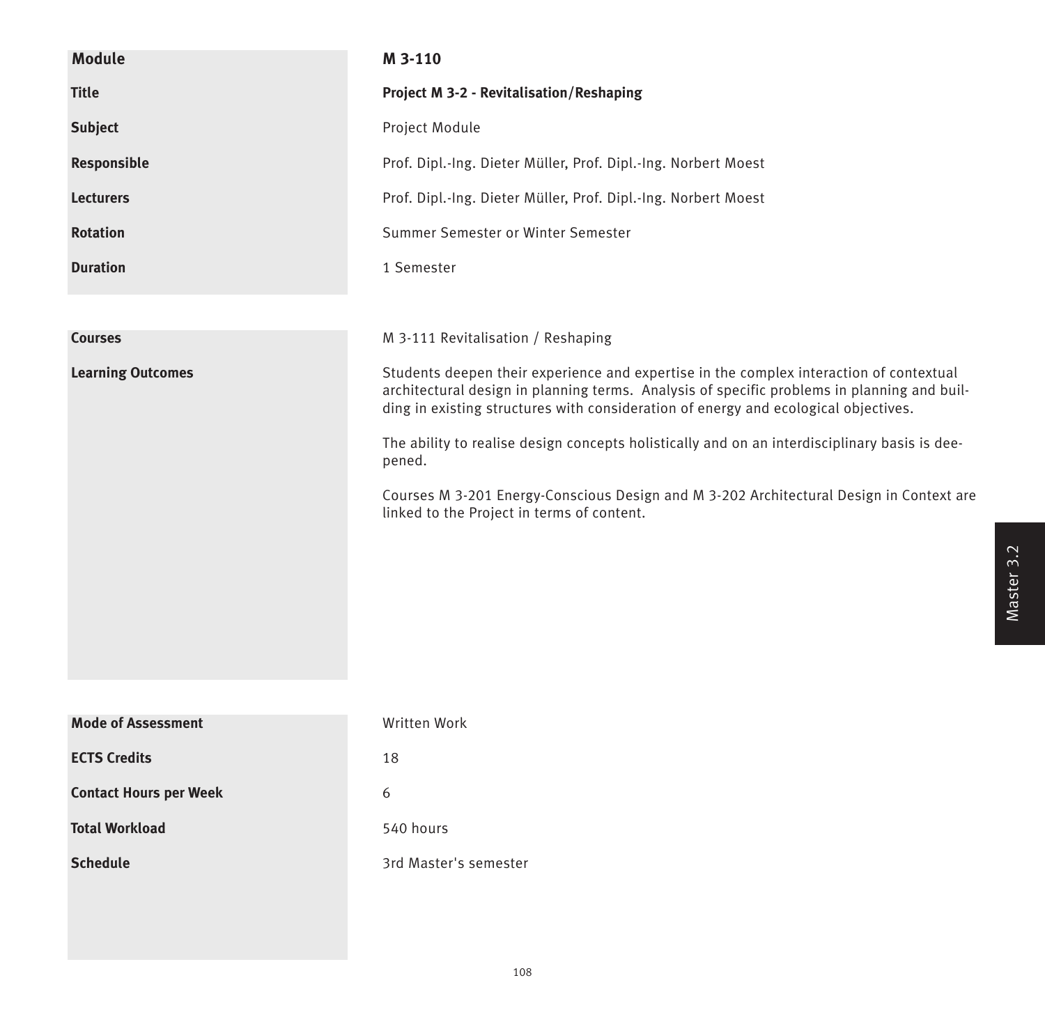| Module | M 3-110 |
| --- | --- |
| Title | **Project M 3-2 - Revitalisation/Reshaping** |
| Subject | Project Module |
| Responsible | Prof. Dipl.-Ing. Dieter Müller, Prof. Dipl.-Ing. Norbert Moest |
| Lecturers | Prof. Dipl.-Ing. Dieter Müller, Prof. Dipl.-Ing. Norbert Moest |
| Rotation | Summer Semester or Winter Semester |
| Duration | 1 Semester |

| | |
| --- | --- |
| Courses | M 3-111 Revitalisation / Reshaping |
| Learning Outcomes | Students deepen their experience and expertise in the complex interaction of contextual architectural design in planning terms. Analysis of specific problems in planning and building in existing structures with consideration of energy and ecological objectives.<br><br>The ability to realise design concepts holistically and on an interdisciplinary basis is deepened.<br><br>Courses M 3-201 Energy-Conscious Design and M 3-202 Architectural Design in Context are linked to the Project in terms of content. |

| | |
| --- | --- |
| Mode of Assessment | Written Work |
| ECTS Credits | 18 |
| Contact Hours per Week | 6 |
| Total Workload | 540 hours |
| Schedule | 3rd Master's semester |

Master 3.2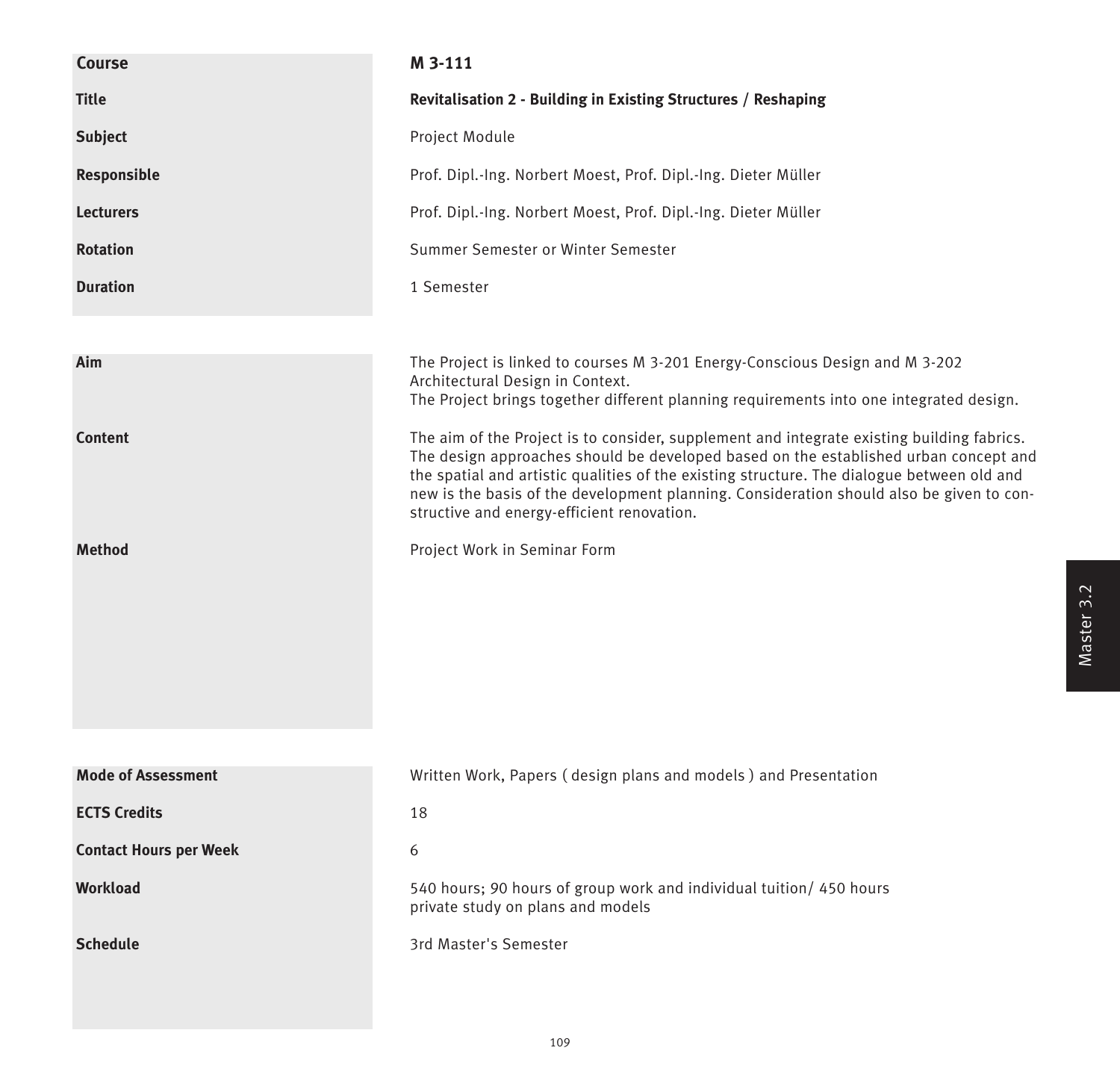| | |
|---|---|
| **Course** | **M 3-111** |
| **Title** | **Revitalisation 2 - Building in Existing Structures / Reshaping** |
| **Subject** | Project Module |
| **Responsible** | Prof. Dipl.-Ing. Norbert Moest, Prof. Dipl.-Ing. Dieter Müller |
| **Lecturers** | Prof. Dipl.-Ing. Norbert Moest, Prof. Dipl.-Ing. Dieter Müller |
| **Rotation** | Summer Semester or Winter Semester |
| **Duration** | 1 Semester |

| | |
|---|---|
| **Aim** | The Project is linked to courses M 3-201 Energy-Conscious Design and M 3-202 Architectural Design in Context. The Project brings together different planning requirements into one integrated design. |
| **Content** | The aim of the Project is to consider, supplement and integrate existing building fabrics. The design approaches should be developed based on the established urban concept and the spatial and artistic qualities of the existing structure. The dialogue between old and new is the basis of the development planning. Consideration should also be given to constructive and energy-efficient renovation. |
| **Method** | Project Work in Seminar Form |

| | |
|---|---|
| **Mode of Assessment** | Written Work, Papers ( design plans and models ) and Presentation |
| **ECTS Credits** | 18 |
| **Contact Hours per Week** | 6 |
| **Workload** | 540 hours; 90 hours of group work and individual tuition/ 450 hours private study on plans and models |
| **Schedule** | 3rd Master's Semester |

Master 3.2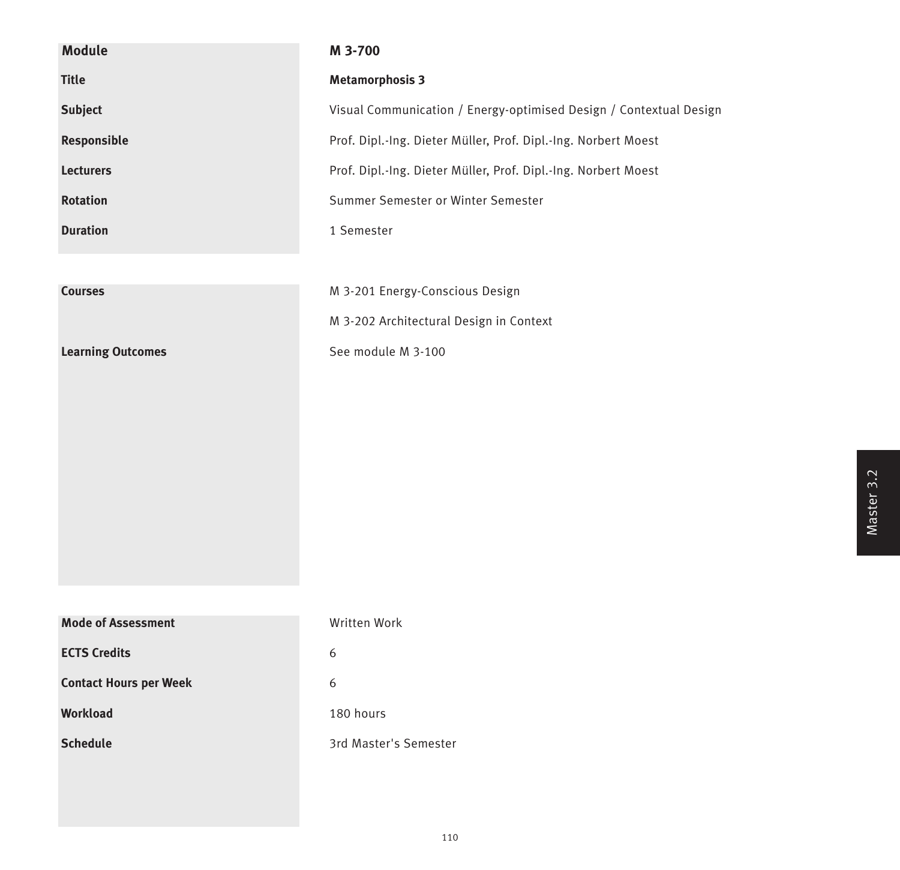| Module | M 3-700 |
| --- | --- |
| Title | **Metamorphosis 3** |
| Subject | Visual Communication / Energy-optimised Design / Contextual Design |
| Responsible | Prof. Dipl.-Ing. Dieter Müller, Prof. Dipl.-Ing. Norbert Moest |
| Lecturers | Prof. Dipl.-Ing. Dieter Müller, Prof. Dipl.-Ing. Norbert Moest |
| Rotation | Summer Semester or Winter Semester |
| Duration | 1 Semester |

| Courses | M 3-201 Energy-Conscious Design |
| --- | --- |
| | M 3-202 Architectural Design in Context |
| Learning Outcomes | See module M 3-100 |

| Mode of Assessment | Written Work |
| --- | --- |
| ECTS Credits | 6 |
| Contact Hours per Week | 6 |
| Workload | 180 hours |
| Schedule | 3rd Master's Semester |

Master 3.2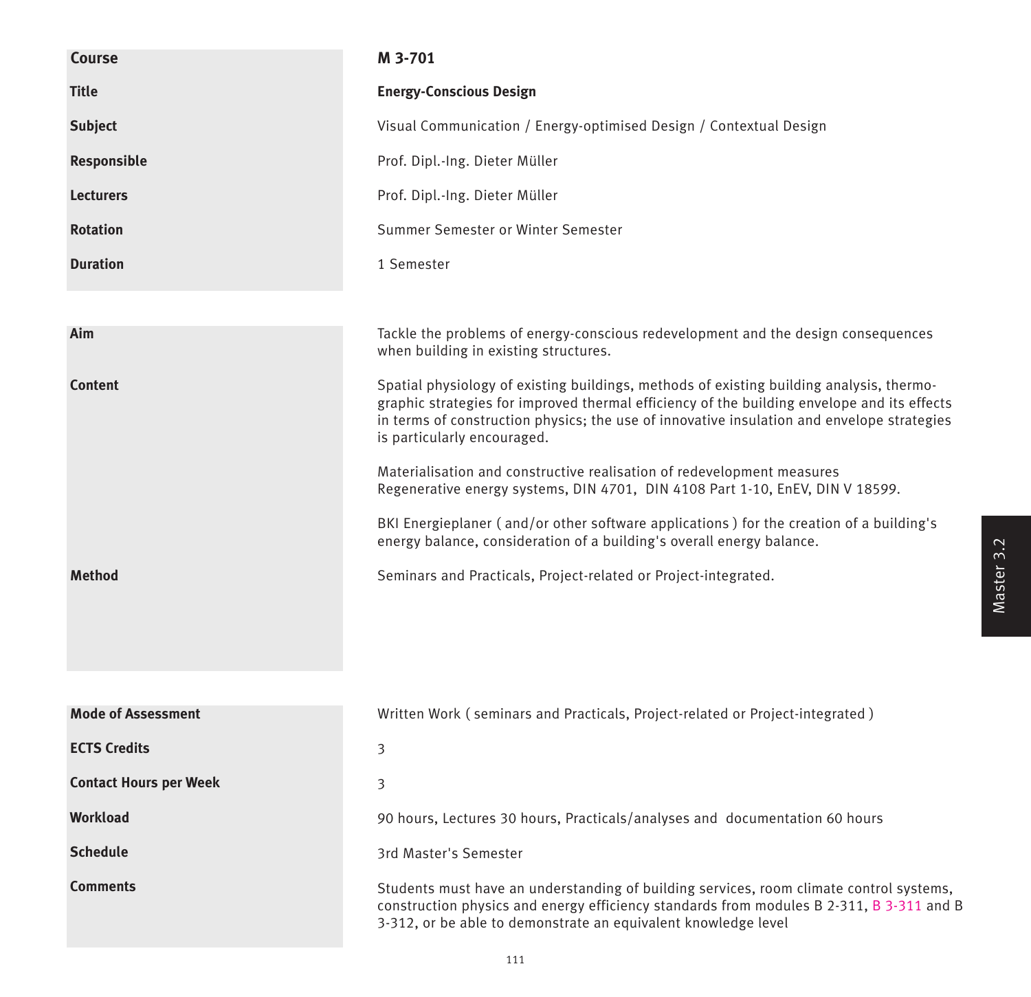| | |
|---|---|
| **Course** | **M 3-701** |
| **Title** | **Energy-Conscious Design** |
| **Subject** | Visual Communication / Energy-optimised Design / Contextual Design |
| **Responsible** | Prof. Dipl.-Ing. Dieter Müller |
| **Lecturers** | Prof. Dipl.-Ing. Dieter Müller |
| **Rotation** | Summer Semester or Winter Semester |
| **Duration** | 1 Semester |

| | |
|---|---|
| **Aim** | Tackle the problems of energy-conscious redevelopment and the design consequences when building in existing structures. |
| **Content** | Spatial physiology of existing buildings, methods of existing building analysis, thermographic strategies for improved thermal efficiency of the building envelope and its effects in terms of construction physics; the use of innovative insulation and envelope strategies is particularly encouraged.<br><br>Materialisation and constructive realisation of redevelopment measures<br>Regenerative energy systems, DIN 4701, DIN 4108 Part 1-10, EnEV, DIN V 18599.<br><br>BKI Energieplaner ( and/or other software applications ) for the creation of a building's energy balance, consideration of a building's overall energy balance. |
| **Method** | Seminars and Practicals, Project-related or Project-integrated. |

| | |
|---|---|
| **Mode of Assessment** | Written Work ( seminars and Practicals, Project-related or Project-integrated ) |
| **ECTS Credits** | 3 |
| **Contact Hours per Week** | 3 |
| **Workload** | 90 hours, Lectures 30 hours, Practicals/analyses and documentation 60 hours |
| **Schedule** | 3rd Master's Semester |
| **Comments** | Students must have an understanding of building services, room climate control systems, construction physics and energy efficiency standards from modules B 2-311, B 3-311 and B 3-312, or be able to demonstrate an equivalent knowledge level |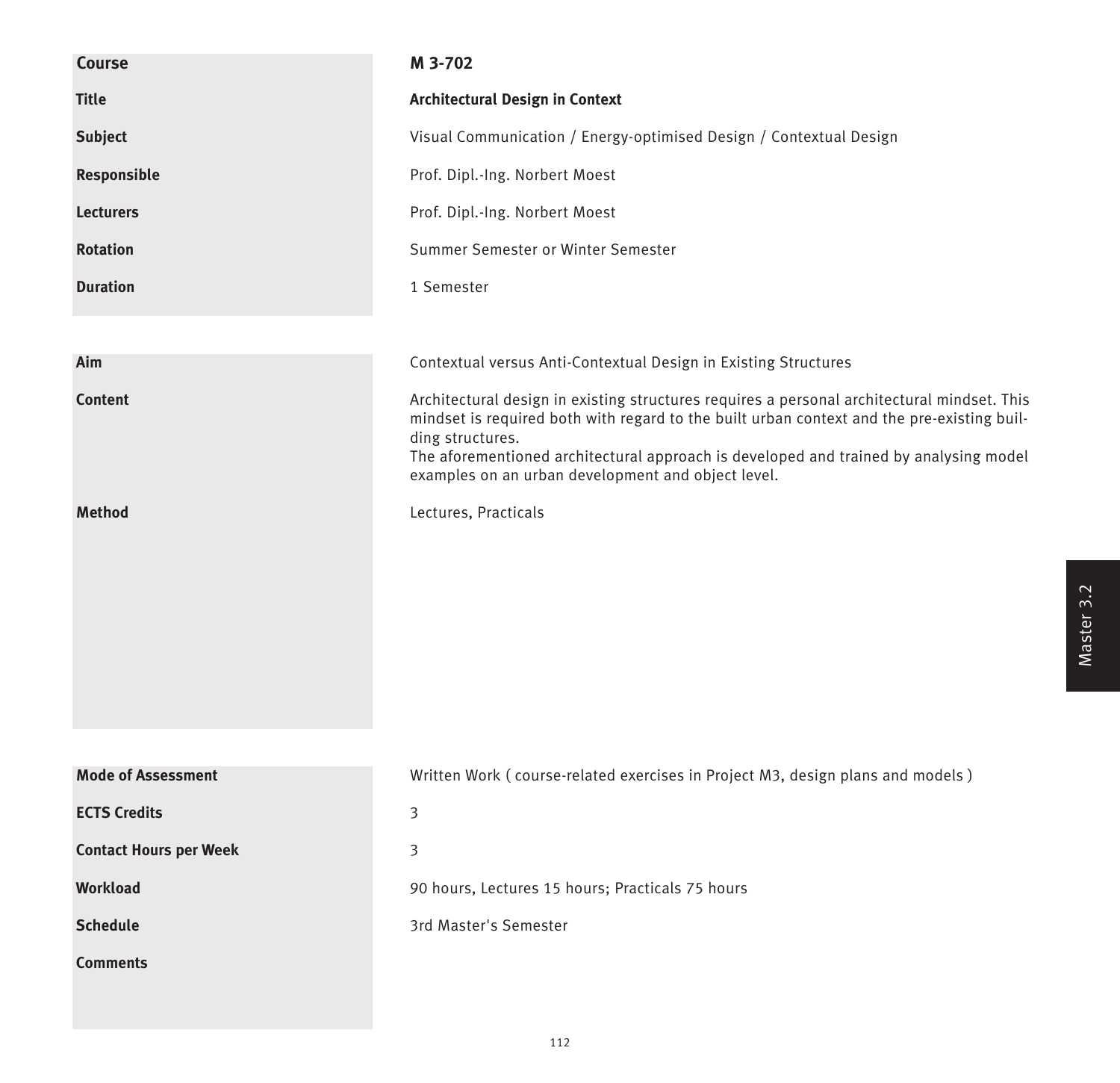| | |
|---|---|
| **Course** | **M 3-702** |
| **Title** | **Architectural Design in Context** |
| **Subject** | Visual Communication / Energy-optimised Design / Contextual Design |
| **Responsible** | Prof. Dipl.-Ing. Norbert Moest |
| **Lecturers** | Prof. Dipl.-Ing. Norbert Moest |
| **Rotation** | Summer Semester or Winter Semester |
| **Duration** | 1 Semester |

| | |
|---|---|
| **Aim** | Contextual versus Anti-Contextual Design in Existing Structures |
| **Content** | Architectural design in existing structures requires a personal architectural mindset. This mindset is required both with regard to the built urban context and the pre-existing building structures.<br>The aforementioned architectural approach is developed and trained by analysing model examples on an urban development and object level. |
| **Method** | Lectures, Practicals |

| | |
|---|---|
| **Mode of Assessment** | Written Work ( course-related exercises in Project M3, design plans and models ) |
| **ECTS Credits** | 3 |
| **Contact Hours per Week** | 3 |
| **Workload** | 90 hours, Lectures 15 hours; Practicals 75 hours |
| **Schedule** | 3rd Master's Semester |
| **Comments** | |

Master 3.2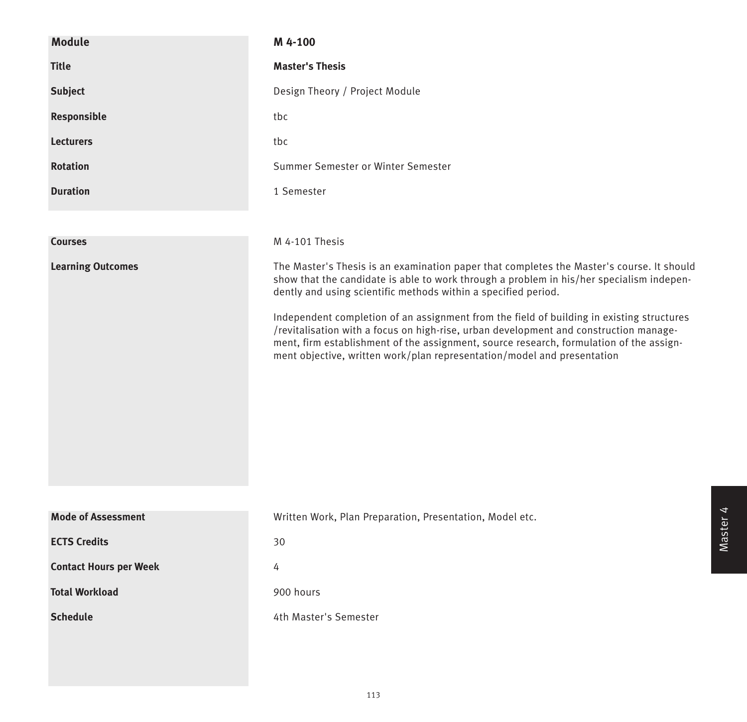| Module | M 4-100 |
| --- | --- |
| Title | **Master's Thesis** |
| Subject | Design Theory / Project Module |
| Responsible | tbc |
| Lecturers | tbc |
| Rotation | Summer Semester or Winter Semester |
| Duration | 1 Semester |

| Courses | M 4-101 Thesis |
| --- | --- |
| Learning Outcomes | The Master's Thesis is an examination paper that completes the Master's course. It should show that the candidate is able to work through a problem in his/her specialism independently and using scientific methods within a specified period.<br><br>Independent completion of an assignment from the field of building in existing structures /revitalisation with a focus on high-rise, urban development and construction management, firm establishment of the assignment, source research, formulation of the assignment objective, written work/plan representation/model and presentation |

| Mode of Assessment | Written Work, Plan Preparation, Presentation, Model etc. |
| --- | --- |
| ECTS Credits | 30 |
| Contact Hours per Week | 4 |
| Total Workload | 900 hours |
| Schedule | 4th Master's Semester |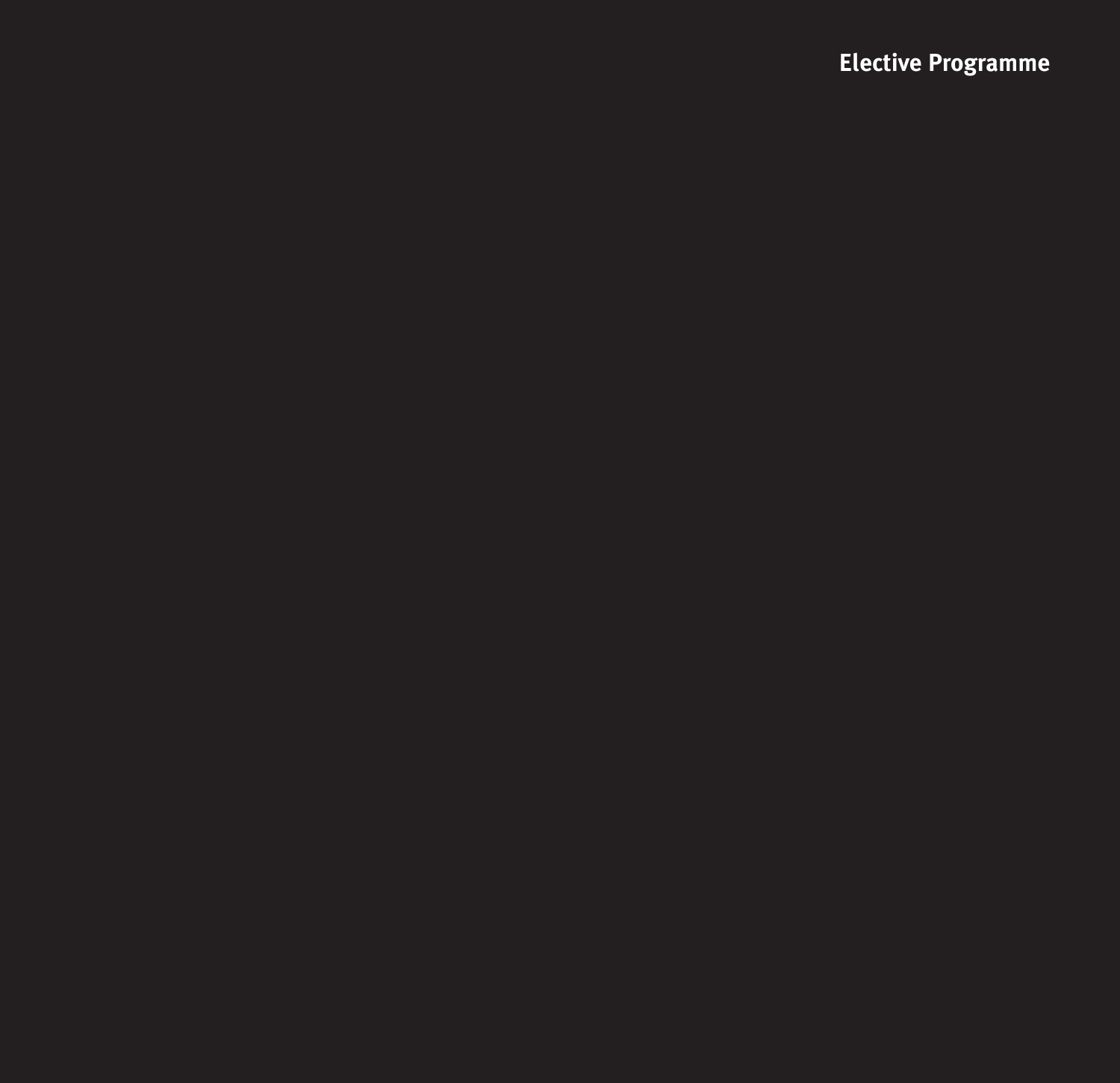# Elective Programme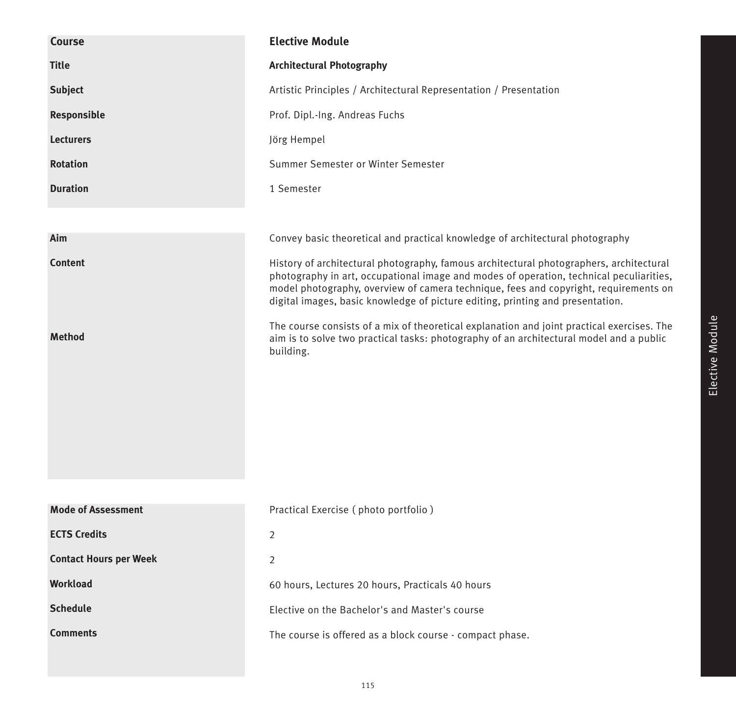| | |
|---|---|
| **Course** | **Elective Module** |
| **Title** | **Architectural Photography** |
| **Subject** | Artistic Principles / Architectural Representation / Presentation |
| **Responsible** | Prof. Dipl.-Ing. Andreas Fuchs |
| **Lecturers** | Jörg Hempel |
| **Rotation** | Summer Semester or Winter Semester |
| **Duration** | 1 Semester |

| | |
|---|---|
| **Aim** | Convey basic theoretical and practical knowledge of architectural photography |
| **Content** | History of architectural photography, famous architectural photographers, architectural photography in art, occupational image and modes of operation, technical peculiarities, model photography, overview of camera technique, fees and copyright, requirements on digital images, basic knowledge of picture editing, printing and presentation. |
| **Method** | The course consists of a mix of theoretical explanation and joint practical exercises. The aim is to solve two practical tasks: photography of an architectural model and a public building. |

| | |
|---|---|
| **Mode of Assessment** | Practical Exercise ( photo portfolio ) |
| **ECTS Credits** | 2 |
| **Contact Hours per Week** | 2 |
| **Workload** | 60 hours, Lectures 20 hours, Practicals 40 hours |
| **Schedule** | Elective on the Bachelor's and Master's course |
| **Comments** | The course is offered as a block course - compact phase. |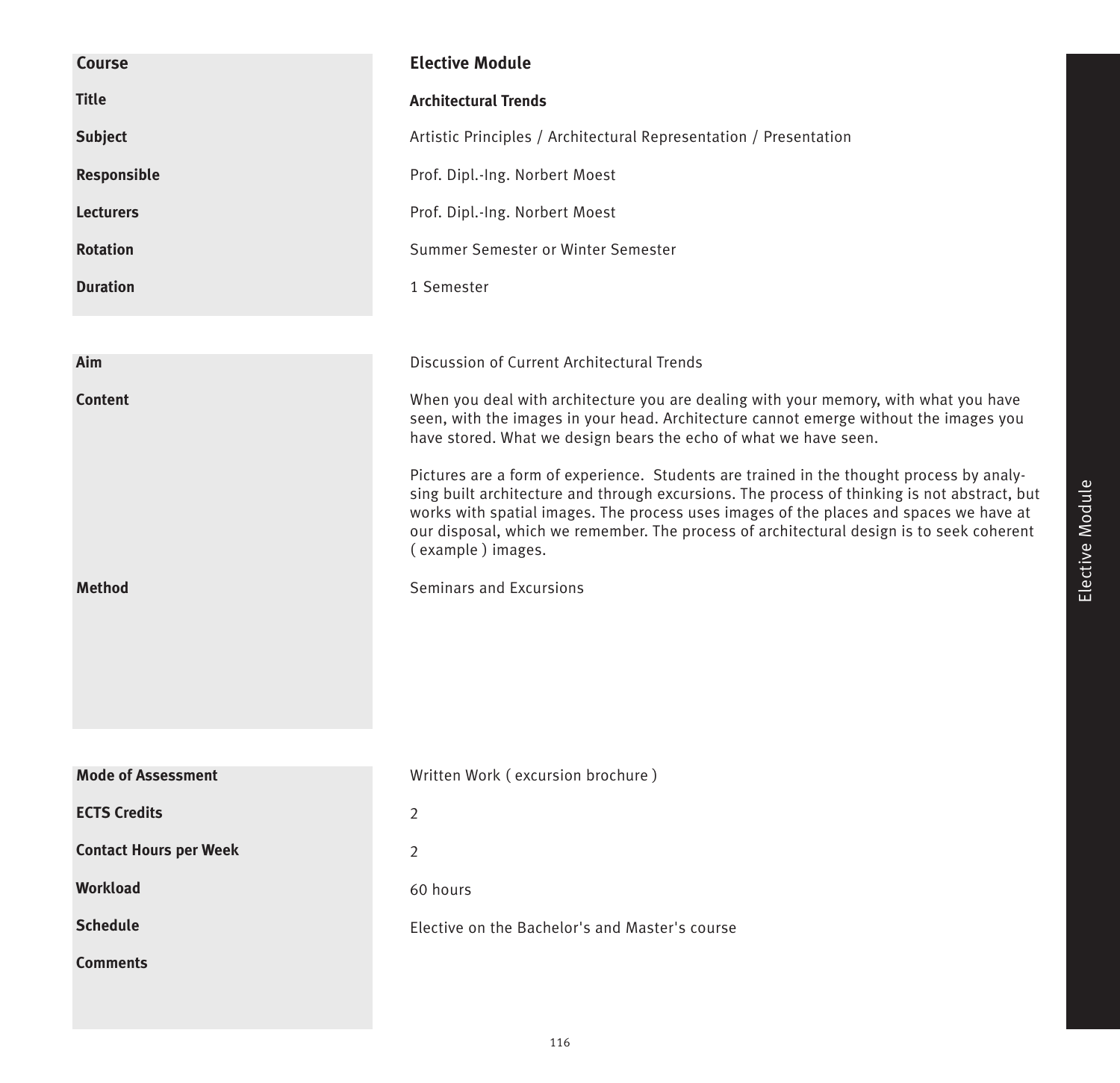| Course | **Elective Module** |
| --- | --- |
| **Title** | **Architectural Trends** |
| **Subject** | Artistic Principles / Architectural Representation / Presentation |
| **Responsible** | Prof. Dipl.-Ing. Norbert Moest |
| **Lecturers** | Prof. Dipl.-Ing. Norbert Moest |
| **Rotation** | Summer Semester or Winter Semester |
| **Duration** | 1 Semester |

| | |
| --- | --- |
| **Aim** | Discussion of Current Architectural Trends |
| **Content** | When you deal with architecture you are dealing with your memory, with what you have seen, with the images in your head. Architecture cannot emerge without the images you have stored. What we design bears the echo of what we have seen.<br><br>Pictures are a form of experience. Students are trained in the thought process by analysing built architecture and through excursions. The process of thinking is not abstract, but works with spatial images. The process uses images of the places and spaces we have at our disposal, which we remember. The process of architectural design is to seek coherent ( example ) images. |
| **Method** | Seminars and Excursions |

| | |
| --- | --- |
| **Mode of Assessment** | Written Work ( excursion brochure ) |
| **ECTS Credits** | 2 |
| **Contact Hours per Week** | 2 |
| **Workload** | 60 hours |
| **Schedule** | Elective on the Bachelor's and Master's course |
| **Comments** | |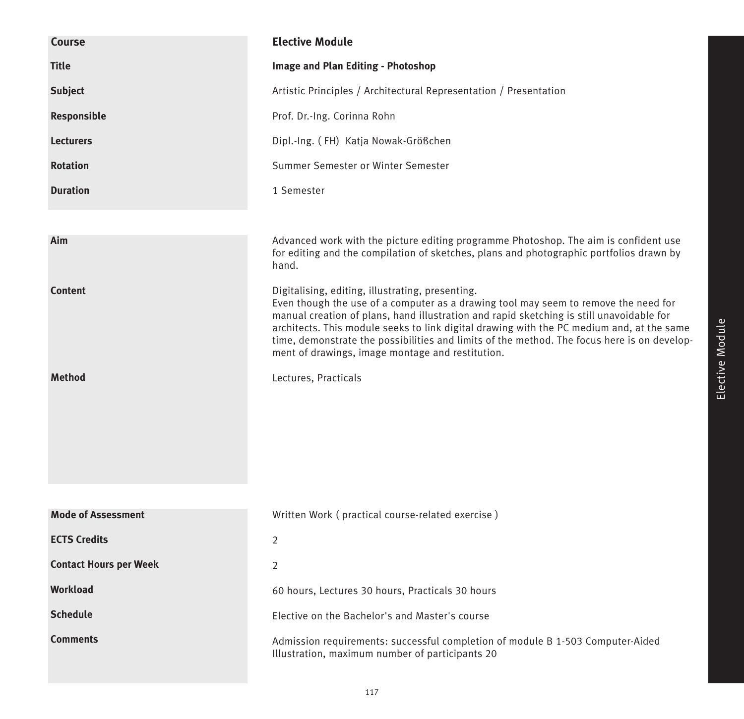| Course | **Elective Module** |
|---|---|
| **Title** | **Image and Plan Editing - Photoshop** |
| **Subject** | Artistic Principles / Architectural Representation / Presentation |
| **Responsible** | Prof. Dr.-Ing. Corinna Rohn |
| **Lecturers** | Dipl.-Ing. ( FH) Katja Nowak-Größchen |
| **Rotation** | Summer Semester or Winter Semester |
| **Duration** | 1 Semester |

| | |
|---|---|
| **Aim** | Advanced work with the picture editing programme Photoshop. The aim is confident use for editing and the compilation of sketches, plans and photographic portfolios drawn by hand. |
| **Content** | Digitalising, editing, illustrating, presenting.<br>Even though the use of a computer as a drawing tool may seem to remove the need for manual creation of plans, hand illustration and rapid sketching is still unavoidable for architects. This module seeks to link digital drawing with the PC medium and, at the same time, demonstrate the possibilities and limits of the method. The focus here is on development of drawings, image montage and restitution. |
| **Method** | Lectures, Practicals |

| | |
|---|---|
| **Mode of Assessment** | Written Work ( practical course-related exercise ) |
| **ECTS Credits** | 2 |
| **Contact Hours per Week** | 2 |
| **Workload** | 60 hours, Lectures 30 hours, Practicals 30 hours |
| **Schedule** | Elective on the Bachelor's and Master's course |
| **Comments** | Admission requirements: successful completion of module B 1-503 Computer-Aided Illustration, maximum number of participants 20 |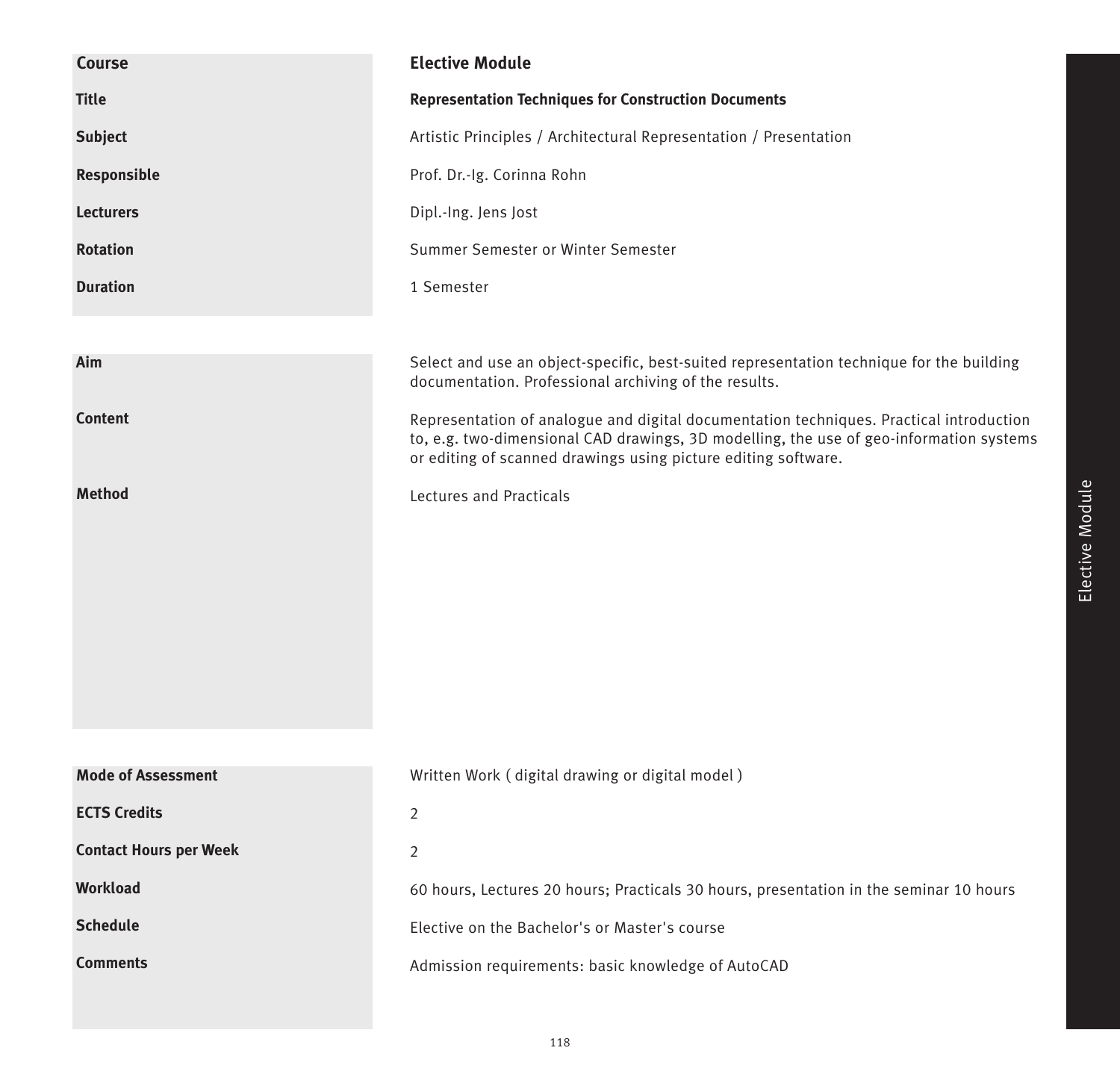| Course | Elective Module |
|---|---|
| Title | **Representation Techniques for Construction Documents** |
| Subject | Artistic Principles / Architectural Representation / Presentation |
| Responsible | Prof. Dr.-Ig. Corinna Rohn |
| Lecturers | Dipl.-Ing. Jens Jost |
| Rotation | Summer Semester or Winter Semester |
| Duration | 1 Semester |

| | |
|---|---|
| **Aim** | Select and use an object-specific, best-suited representation technique for the building documentation. Professional archiving of the results. |
| **Content** | Representation of analogue and digital documentation techniques. Practical introduction to, e.g. two-dimensional CAD drawings, 3D modelling, the use of geo-information systems or editing of scanned drawings using picture editing software. |
| **Method** | Lectures and Practicals |

| | |
|---|---|
| **Mode of Assessment** | Written Work ( digital drawing or digital model ) |
| **ECTS Credits** | 2 |
| **Contact Hours per Week** | 2 |
| **Workload** | 60 hours, Lectures 20 hours; Practicals 30 hours, presentation in the seminar 10 hours |
| **Schedule** | Elective on the Bachelor's or Master's course |
| **Comments** | Admission requirements: basic knowledge of AutoCAD |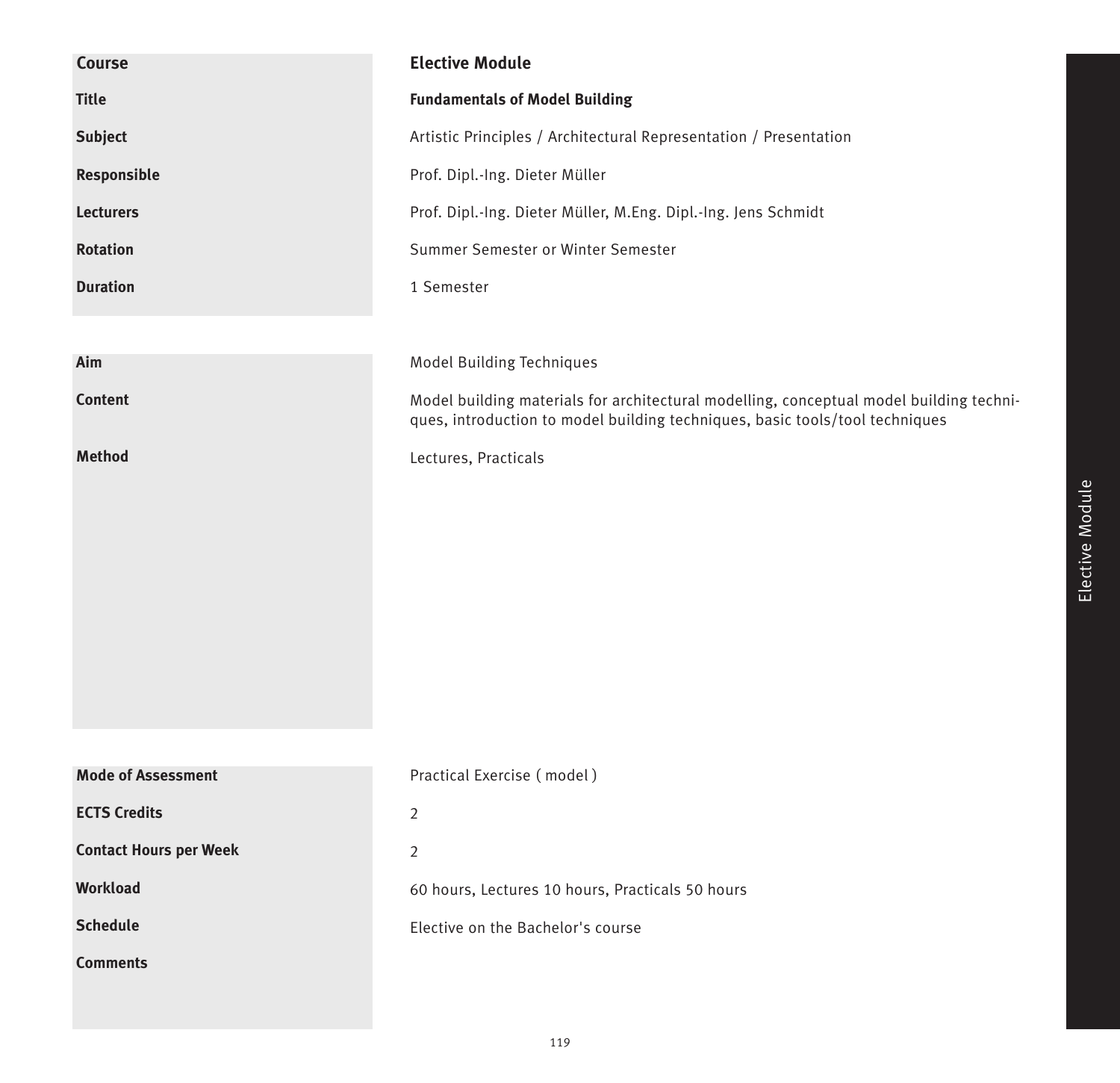| Course | **Elective Module** |
| --- | --- |
| **Title** | **Fundamentals of Model Building** |
| **Subject** | Artistic Principles / Architectural Representation / Presentation |
| **Responsible** | Prof. Dipl.-Ing. Dieter Müller |
| **Lecturers** | Prof. Dipl.-Ing. Dieter Müller, M.Eng. Dipl.-Ing. Jens Schmidt |
| **Rotation** | Summer Semester or Winter Semester |
| **Duration** | 1 Semester |

| | |
| --- | --- |
| **Aim** | Model Building Techniques |
| **Content** | Model building materials for architectural modelling, conceptual model building techniques, introduction to model building techniques, basic tools/tool techniques |
| **Method** | Lectures, Practicals |

| | |
| --- | --- |
| **Mode of Assessment** | Practical Exercise ( model ) |
| **ECTS Credits** | 2 |
| **Contact Hours per Week** | 2 |
| **Workload** | 60 hours, Lectures 10 hours, Practicals 50 hours |
| **Schedule** | Elective on the Bachelor's course |
| **Comments** | |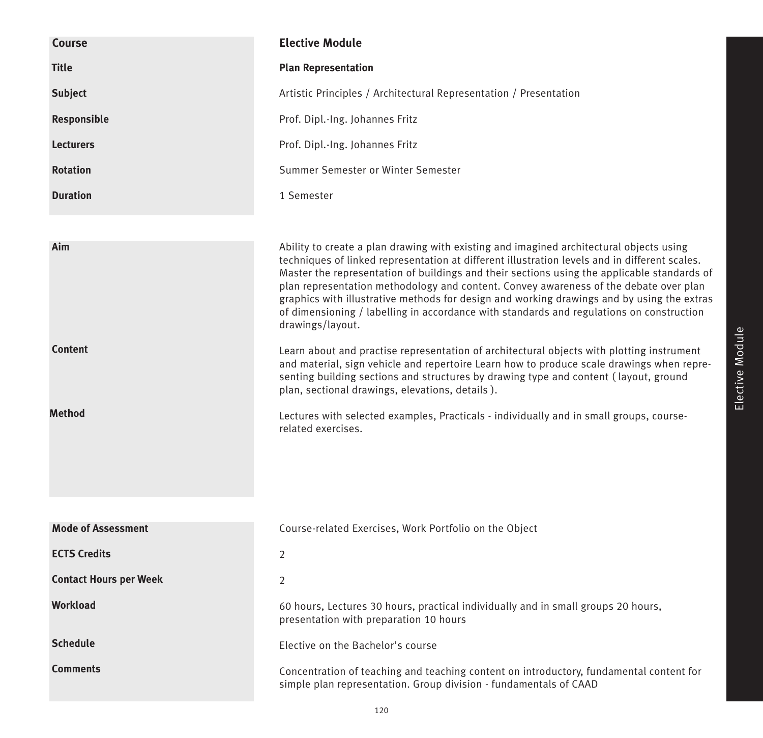| Course | Elective Module |
|---|---|
| **Title** | **Plan Representation** |
| **Subject** | Artistic Principles / Architectural Representation / Presentation |
| **Responsible** | Prof. Dipl.-Ing. Johannes Fritz |
| **Lecturers** | Prof. Dipl.-Ing. Johannes Fritz |
| **Rotation** | Summer Semester or Winter Semester |
| **Duration** | 1 Semester |

| | |
|---|---|
| **Aim** | Ability to create a plan drawing with existing and imagined architectural objects using techniques of linked representation at different illustration levels and in different scales. Master the representation of buildings and their sections using the applicable standards of plan representation methodology and content. Convey awareness of the debate over plan graphics with illustrative methods for design and working drawings and by using the extras of dimensioning / labelling in accordance with standards and regulations on construction drawings/layout. |
| **Content** | Learn about and practise representation of architectural objects with plotting instrument and material, sign vehicle and repertoire Learn how to produce scale drawings when representing building sections and structures by drawing type and content ( layout, ground plan, sectional drawings, elevations, details ). |
| **Method** | Lectures with selected examples, Practicals - individually and in small groups, course-related exercises. |

| | |
|---|---|
| **Mode of Assessment** | Course-related Exercises, Work Portfolio on the Object |
| **ECTS Credits** | 2 |
| **Contact Hours per Week** | 2 |
| **Workload** | 60 hours, Lectures 30 hours, practical individually and in small groups 20 hours, presentation with preparation 10 hours |
| **Schedule** | Elective on the Bachelor's course |
| **Comments** | Concentration of teaching and teaching content on introductory, fundamental content for simple plan representation. Group division - fundamentals of CAAD |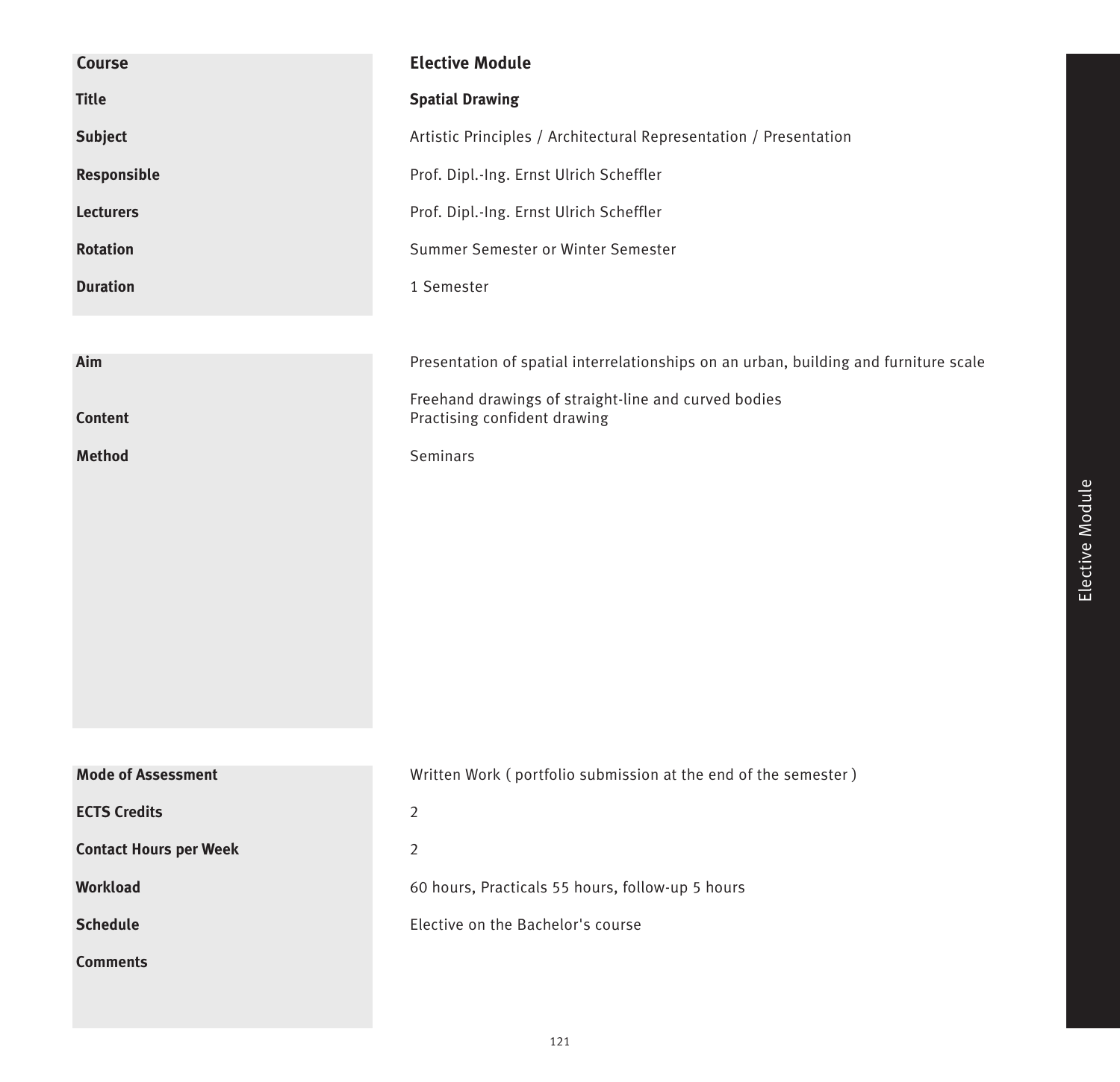| | |
|---|---|
| **Course** | **Elective Module** |
| **Title** | **Spatial Drawing** |
| **Subject** | Artistic Principles / Architectural Representation / Presentation |
| **Responsible** | Prof. Dipl.-Ing. Ernst Ulrich Scheffler |
| **Lecturers** | Prof. Dipl.-Ing. Ernst Ulrich Scheffler |
| **Rotation** | Summer Semester or Winter Semester |
| **Duration** | 1 Semester |

| | |
|---|---|
| **Aim** | Presentation of spatial interrelationships on an urban, building and furniture scale |
| **Content** | Freehand drawings of straight-line and curved bodies<br>Practising confident drawing |
| **Method** | Seminars |

| | |
|---|---|
| **Mode of Assessment** | Written Work ( portfolio submission at the end of the semester ) |
| **ECTS Credits** | 2 |
| **Contact Hours per Week** | 2 |
| **Workload** | 60 hours, Practicals 55 hours, follow-up 5 hours |
| **Schedule** | Elective on the Bachelor's course |
| **Comments** | |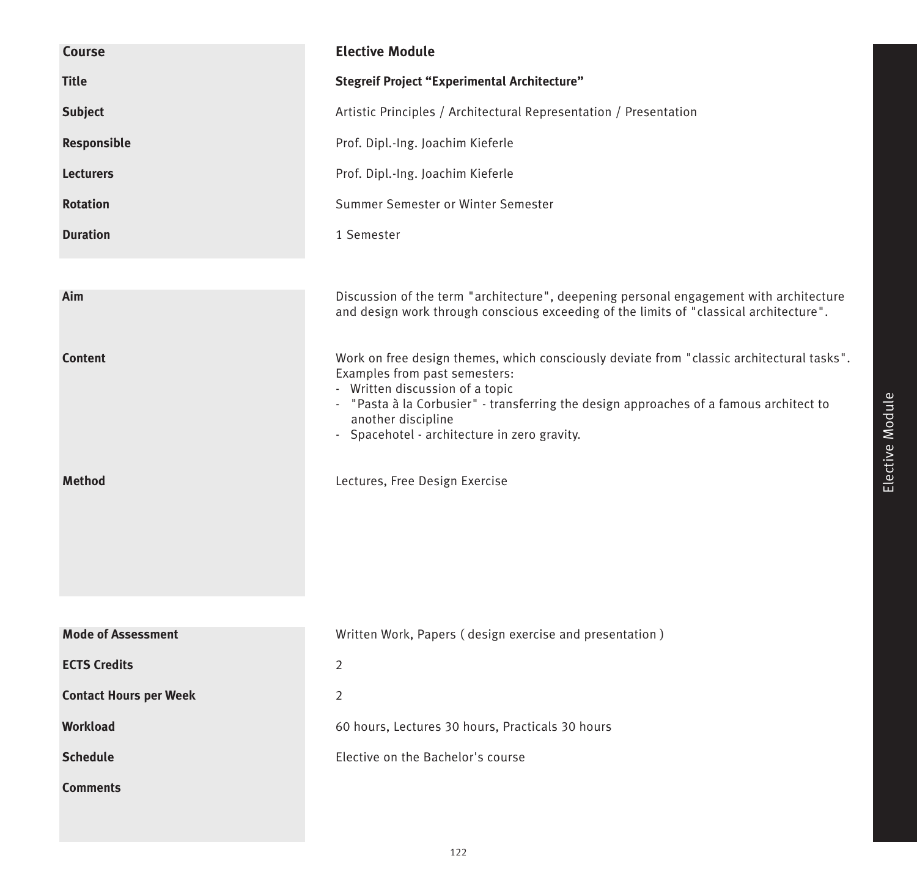| Course | Elective Module |
|---|---|
| Title | **Stegreif Project "Experimental Architecture"** |
| Subject | Artistic Principles / Architectural Representation / Presentation |
| Responsible | Prof. Dipl.-Ing. Joachim Kieferle |
| Lecturers | Prof. Dipl.-Ing. Joachim Kieferle |
| Rotation | Summer Semester or Winter Semester |
| Duration | 1 Semester |

| | |
|---|---|
| **Aim** | Discussion of the term "architecture", deepening personal engagement with architecture and design work through conscious exceeding of the limits of "classical architecture". |
| **Content** | Work on free design themes, which consciously deviate from "classic architectural tasks". Examples from past semesters:<br>- Written discussion of a topic<br>- "Pasta à la Corbusier" - transferring the design approaches of a famous architect to another discipline<br>- Spacehotel - architecture in zero gravity. |
| **Method** | Lectures, Free Design Exercise |

| | |
|---|---|
| **Mode of Assessment** | Written Work, Papers ( design exercise and presentation ) |
| **ECTS Credits** | 2 |
| **Contact Hours per Week** | 2 |
| **Workload** | 60 hours, Lectures 30 hours, Practicals 30 hours |
| **Schedule** | Elective on the Bachelor's course |
| **Comments** | |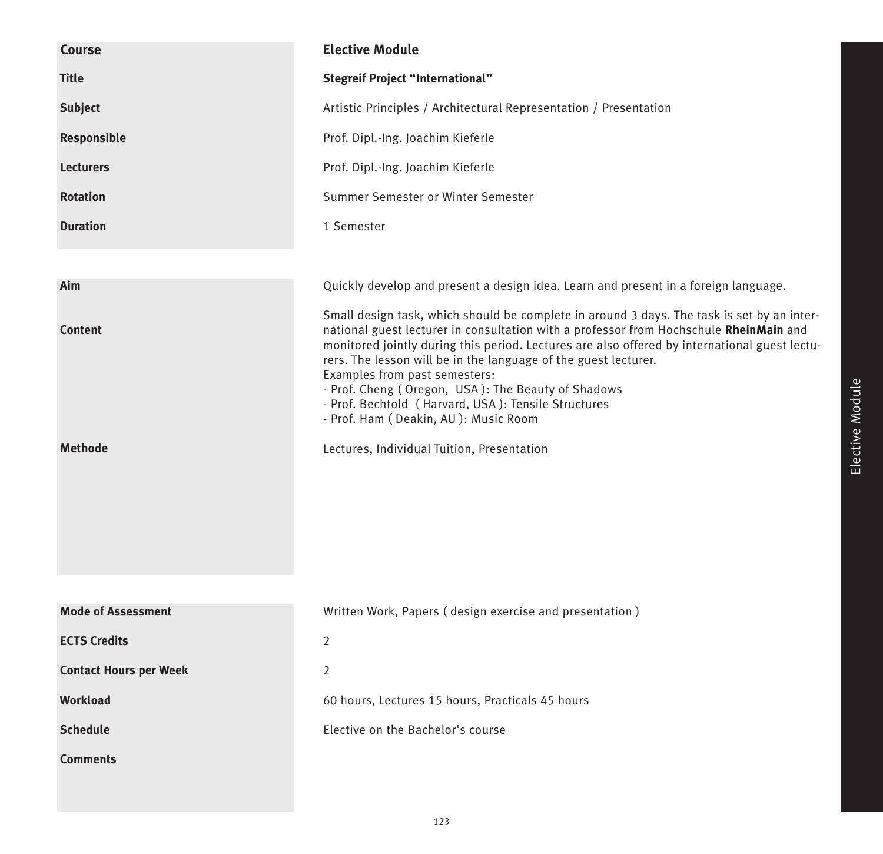| Course | Elective Module |
| --- | --- |
| Title | **Stegreif Project "International"** |
| Subject | Artistic Principles / Architectural Representation / Presentation |
| Responsible | Prof. Dipl.-Ing. Joachim Kieferle |
| Lecturers | Prof. Dipl.-Ing. Joachim Kieferle |
| Rotation | Summer Semester or Winter Semester |
| Duration | 1 Semester |

| | |
| --- | --- |
| **Aim** | Quickly develop and present a design idea. Learn and present in a foreign language. |
| **Content** | Small design task, which should be complete in around 3 days. The task is set by an international guest lecturer in consultation with a professor from Hochschule **RheinMain** and monitored jointly during this period. Lectures are also offered by international guest lecturers. The lesson will be in the language of the guest lecturer.<br>Examples from past semesters:<br>- Prof. Cheng ( Oregon, USA ): The Beauty of Shadows<br>- Prof. Bechtold ( Harvard, USA ): Tensile Structures<br>- Prof. Ham ( Deakin, AU ): Music Room |
| **Methode** | Lectures, Individual Tuition, Presentation |

| | |
| --- | --- |
| **Mode of Assessment** | Written Work, Papers ( design exercise and presentation ) |
| **ECTS Credits** | 2 |
| **Contact Hours per Week** | 2 |
| **Workload** | 60 hours, Lectures 15 hours, Practicals 45 hours |
| **Schedule** | Elective on the Bachelor's course |
| **Comments** | |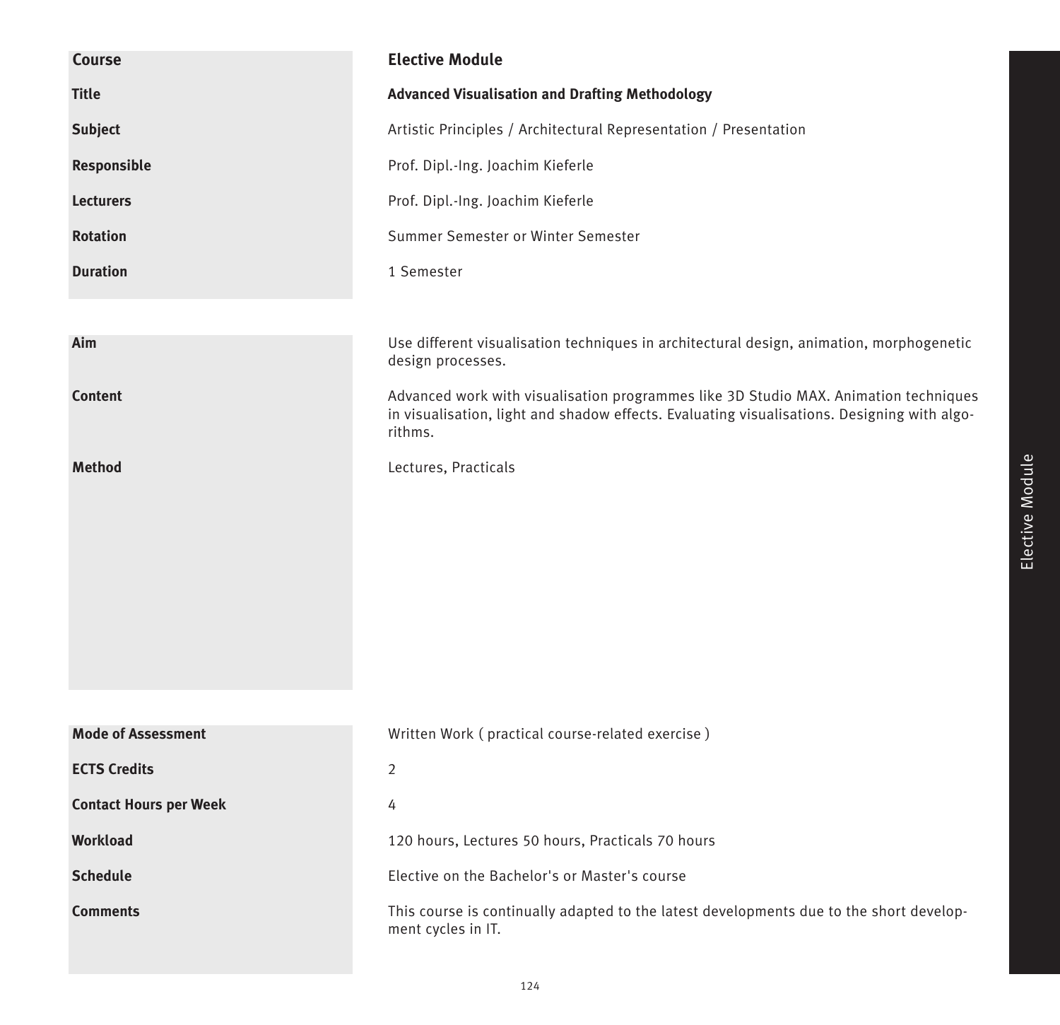| Course | Elective Module |
|---|---|
| Title | **Advanced Visualisation and Drafting Methodology** |
| Subject | Artistic Principles / Architectural Representation / Presentation |
| Responsible | Prof. Dipl.-Ing. Joachim Kieferle |
| Lecturers | Prof. Dipl.-Ing. Joachim Kieferle |
| Rotation | Summer Semester or Winter Semester |
| Duration | 1 Semester |

| | |
|---|---|
| Aim | Use different visualisation techniques in architectural design, animation, morphogenetic design processes. |
| Content | Advanced work with visualisation programmes like 3D Studio MAX. Animation techniques in visualisation, light and shadow effects. Evaluating visualisations. Designing with algorithms. |
| Method | Lectures, Practicals |

| | |
|---|---|
| Mode of Assessment | Written Work ( practical course-related exercise ) |
| ECTS Credits | 2 |
| Contact Hours per Week | 4 |
| Workload | 120 hours, Lectures 50 hours, Practicals 70 hours |
| Schedule | Elective on the Bachelor's or Master's course |
| Comments | This course is continually adapted to the latest developments due to the short development cycles in IT. |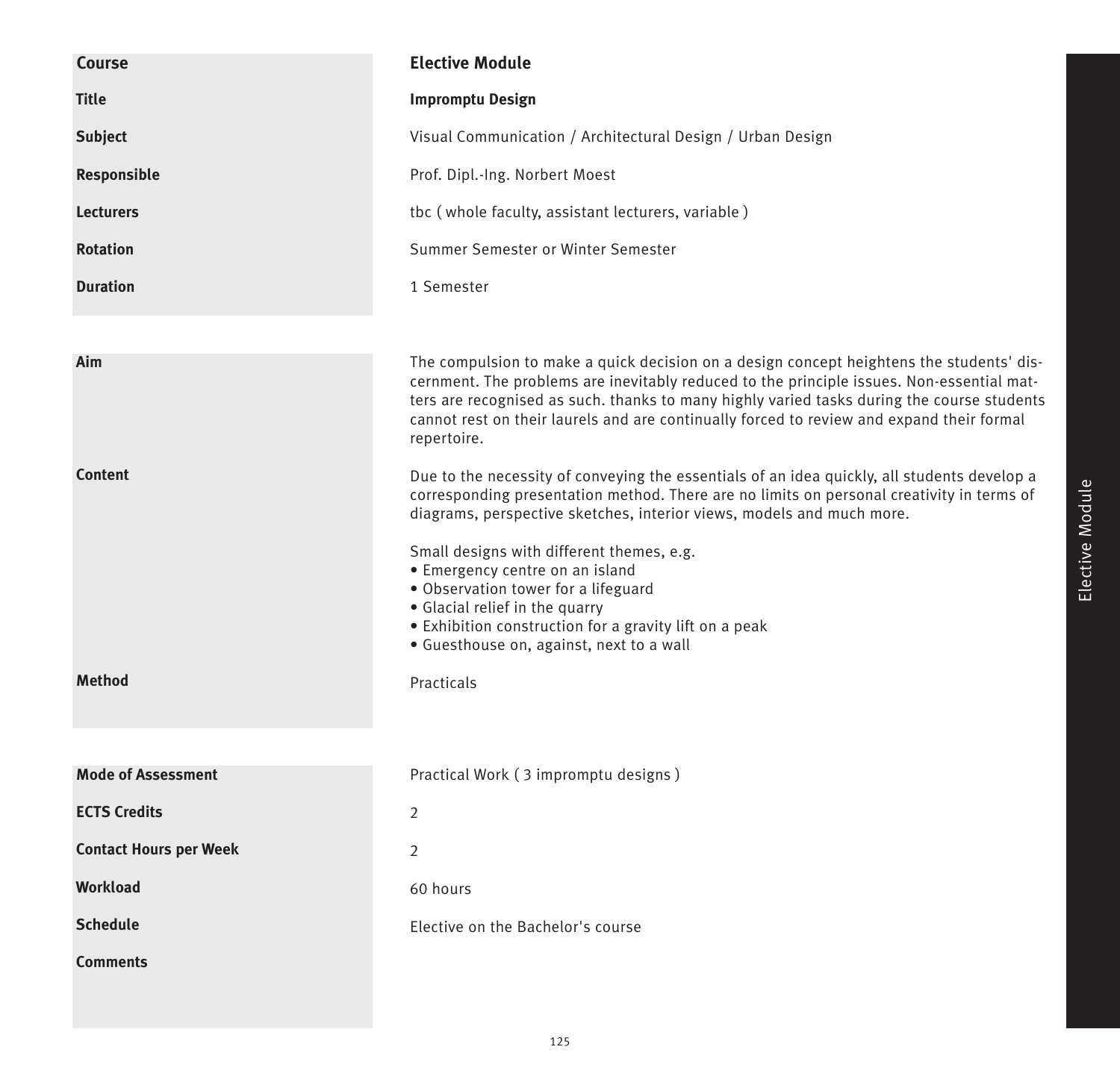| | |
|---|---|
| **Course** | **Elective Module** |
| **Title** | **Impromptu Design** |
| **Subject** | Visual Communication / Architectural Design / Urban Design |
| **Responsible** | Prof. Dipl.-Ing. Norbert Moest |
| **Lecturers** | tbc ( whole faculty, assistant lecturers, variable ) |
| **Rotation** | Summer Semester or Winter Semester |
| **Duration** | 1 Semester |

| | |
|---|---|
| **Aim** | The compulsion to make a quick decision on a design concept heightens the students' discernment. The problems are inevitably reduced to the principle issues. Non-essential matters are recognised as such. thanks to many highly varied tasks during the course students cannot rest on their laurels and are continually forced to review and expand their formal repertoire. |
| **Content** | Due to the necessity of conveying the essentials of an idea quickly, all students develop a corresponding presentation method. There are no limits on personal creativity in terms of diagrams, perspective sketches, interior views, models and much more.<br><br>Small designs with different themes, e.g.<br>• Emergency centre on an island<br>• Observation tower for a lifeguard<br>• Glacial relief in the quarry<br>• Exhibition construction for a gravity lift on a peak<br>• Guesthouse on, against, next to a wall |
| **Method** | Practicals |

| | |
|---|---|
| **Mode of Assessment** | Practical Work ( 3 impromptu designs ) |
| **ECTS Credits** | 2 |
| **Contact Hours per Week** | 2 |
| **Workload** | 60 hours |
| **Schedule** | Elective on the Bachelor's course |
| **Comments** | |

Elective Module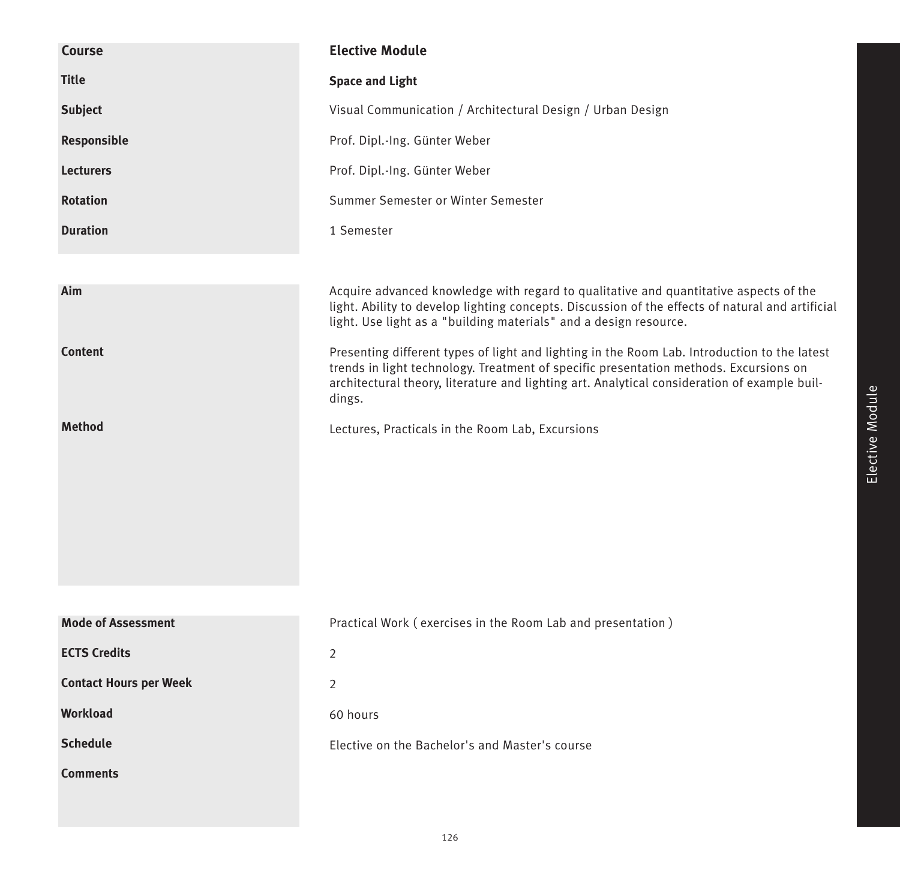| Course | Elective Module |
|---|---|
| **Title** | **Space and Light** |
| **Subject** | Visual Communication / Architectural Design / Urban Design |
| **Responsible** | Prof. Dipl.-Ing. Günter Weber |
| **Lecturers** | Prof. Dipl.-Ing. Günter Weber |
| **Rotation** | Summer Semester or Winter Semester |
| **Duration** | 1 Semester |

| | |
|---|---|
| **Aim** | Acquire advanced knowledge with regard to qualitative and quantitative aspects of the light. Ability to develop lighting concepts. Discussion of the effects of natural and artificial light. Use light as a "building materials" and a design resource. |
| **Content** | Presenting different types of light and lighting in the Room Lab. Introduction to the latest trends in light technology. Treatment of specific presentation methods. Excursions on architectural theory, literature and lighting art. Analytical consideration of example buildings. |
| **Method** | Lectures, Practicals in the Room Lab, Excursions |

| | |
|---|---|
| **Mode of Assessment** | Practical Work ( exercises in the Room Lab and presentation ) |
| **ECTS Credits** | 2 |
| **Contact Hours per Week** | 2 |
| **Workload** | 60 hours |
| **Schedule** | Elective on the Bachelor's and Master's course |
| **Comments** | |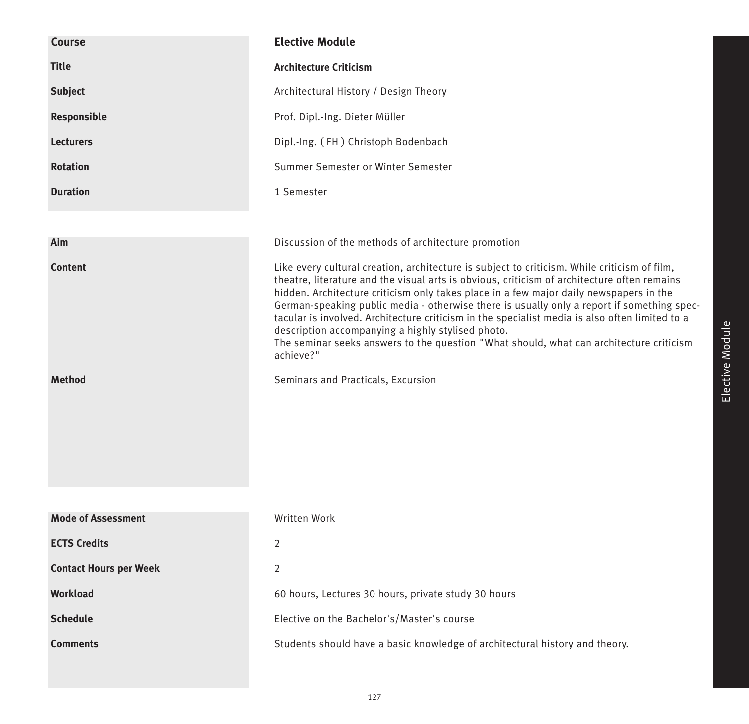| Course | **Elective Module** |
|---|---|
| **Title** | **Architecture Criticism** |
| **Subject** | Architectural History / Design Theory |
| **Responsible** | Prof. Dipl.-Ing. Dieter Müller |
| **Lecturers** | Dipl.-Ing. ( FH ) Christoph Bodenbach |
| **Rotation** | Summer Semester or Winter Semester |
| **Duration** | 1 Semester |

| | |
|---|---|
| **Aim** | Discussion of the methods of architecture promotion |
| **Content** | Like every cultural creation, architecture is subject to criticism. While criticism of film, theatre, literature and the visual arts is obvious, criticism of architecture often remains hidden. Architecture criticism only takes place in a few major daily newspapers in the German-speaking public media - otherwise there is usually only a report if something spectacular is involved. Architecture criticism in the specialist media is also often limited to a description accompanying a highly stylised photo. The seminar seeks answers to the question "What should, what can architecture criticism achieve?" |
| **Method** | Seminars and Practicals, Excursion |

| | |
|---|---|
| **Mode of Assessment** | Written Work |
| **ECTS Credits** | 2 |
| **Contact Hours per Week** | 2 |
| **Workload** | 60 hours, Lectures 30 hours, private study 30 hours |
| **Schedule** | Elective on the Bachelor's/Master's course |
| **Comments** | Students should have a basic knowledge of architectural history and theory. |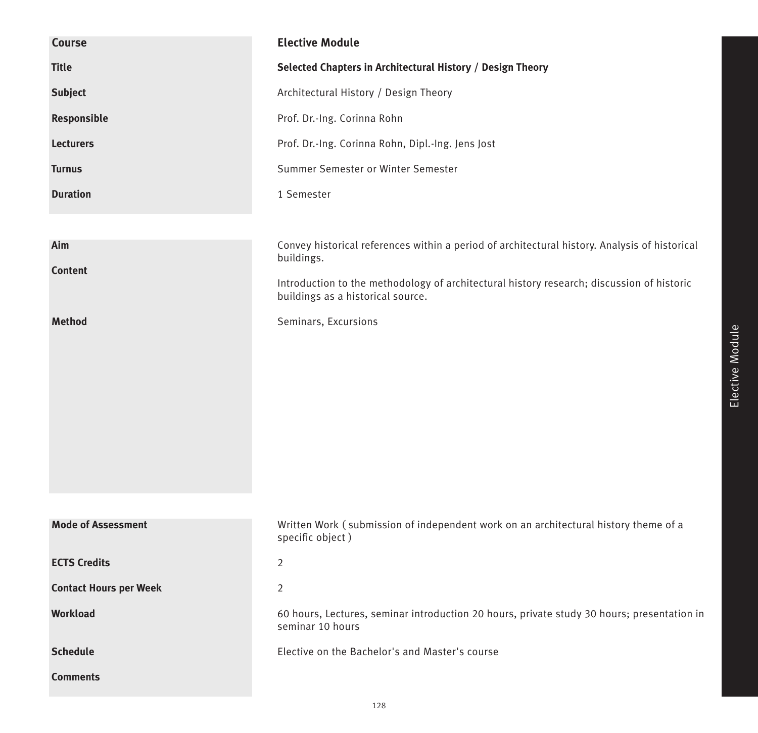| | |
|---|---|
| **Course** | **Elective Module** |
| **Title** | **Selected Chapters in Architectural History / Design Theory** |
| **Subject** | Architectural History / Design Theory |
| **Responsible** | Prof. Dr.-Ing. Corinna Rohn |
| **Lecturers** | Prof. Dr.-Ing. Corinna Rohn, Dipl.-Ing. Jens Jost |
| **Turnus** | Summer Semester or Winter Semester |
| **Duration** | 1 Semester |

| | |
|---|---|
| **Aim** | Convey historical references within a period of architectural history. Analysis of historical buildings. |
| **Content** | Introduction to the methodology of architectural history research; discussion of historic buildings as a historical source. |
| **Method** | Seminars, Excursions |

| | |
|---|---|
| **Mode of Assessment** | Written Work ( submission of independent work on an architectural history theme of a specific object ) |
| **ECTS Credits** | 2 |
| **Contact Hours per Week** | 2 |
| **Workload** | 60 hours, Lectures, seminar introduction 20 hours, private study 30 hours; presentation in seminar 10 hours |
| **Schedule** | Elective on the Bachelor's and Master's course |
| **Comments** | |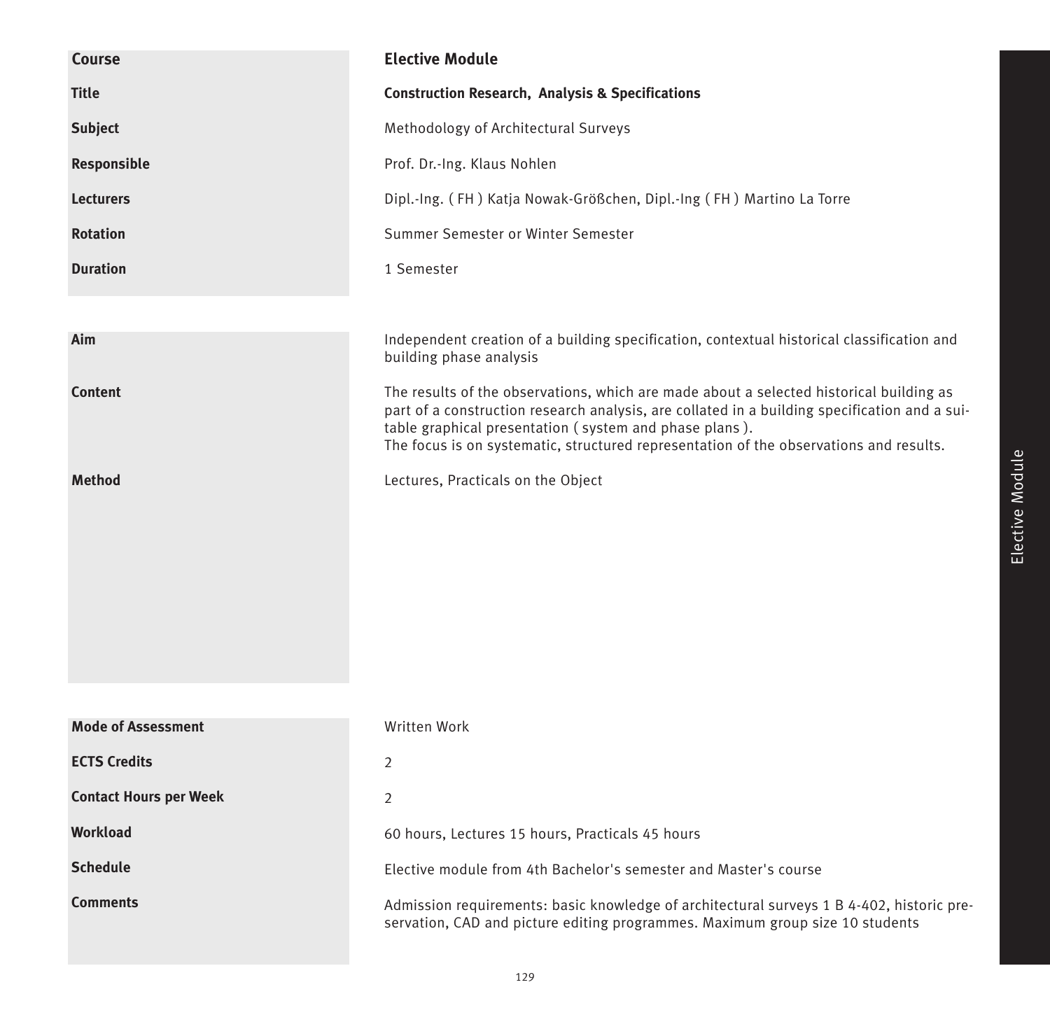| Course | **Elective Module** |
|---|---|
| **Title** | **Construction Research, Analysis & Specifications** |
| **Subject** | Methodology of Architectural Surveys |
| **Responsible** | Prof. Dr.-Ing. Klaus Nohlen |
| **Lecturers** | Dipl.-Ing. ( FH ) Katja Nowak-Größchen, Dipl.-Ing ( FH ) Martino La Torre |
| **Rotation** | Summer Semester or Winter Semester |
| **Duration** | 1 Semester |

| | |
|---|---|
| **Aim** | Independent creation of a building specification, contextual historical classification and building phase analysis |
| **Content** | The results of the observations, which are made about a selected historical building as part of a construction research analysis, are collated in a building specification and a suitable graphical presentation ( system and phase plans ).<br>The focus is on systematic, structured representation of the observations and results. |
| **Method** | Lectures, Practicals on the Object |

| | |
|---|---|
| **Mode of Assessment** | Written Work |
| **ECTS Credits** | 2 |
| **Contact Hours per Week** | 2 |
| **Workload** | 60 hours, Lectures 15 hours, Practicals 45 hours |
| **Schedule** | Elective module from 4th Bachelor's semester and Master's course |
| **Comments** | Admission requirements: basic knowledge of architectural surveys 1 B 4-402, historic preservation, CAD and picture editing programmes. Maximum group size 10 students |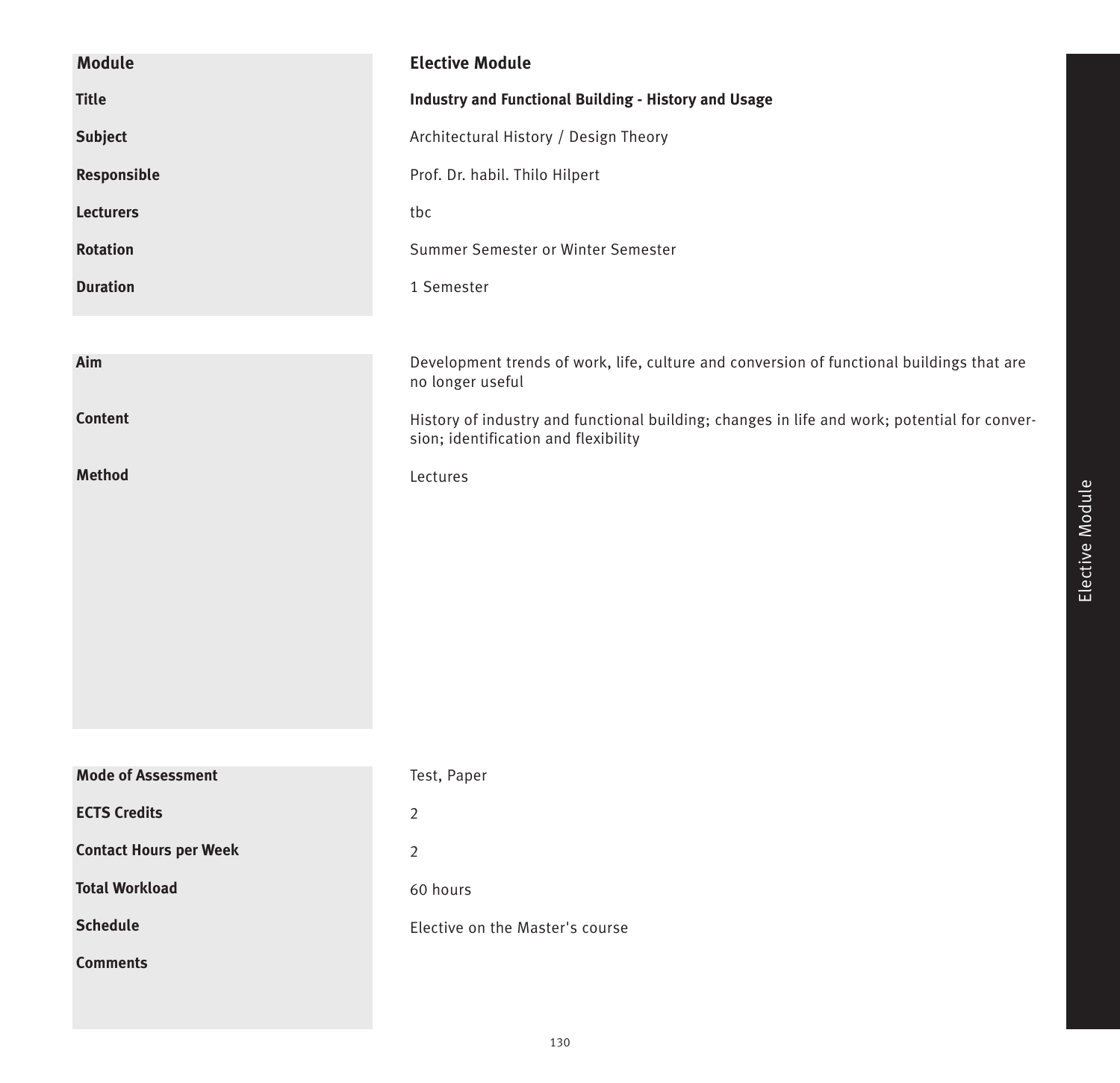| Module | Elective Module |
|---|---|
| **Title** | **Industry and Functional Building - History and Usage** |
| **Subject** | Architectural History / Design Theory |
| **Responsible** | Prof. Dr. habil. Thilo Hilpert |
| **Lecturers** | tbc |
| **Rotation** | Summer Semester or Winter Semester |
| **Duration** | 1 Semester |

| | |
|---|---|
| **Aim** | Development trends of work, life, culture and conversion of functional buildings that are no longer useful |
| **Content** | History of industry and functional building; changes in life and work; potential for conversion; identification and flexibility |
| **Method** | Lectures |

| | |
|---|---|
| **Mode of Assessment** | Test, Paper |
| **ECTS Credits** | 2 |
| **Contact Hours per Week** | 2 |
| **Total Workload** | 60 hours |
| **Schedule** | Elective on the Master's course |
| **Comments** | |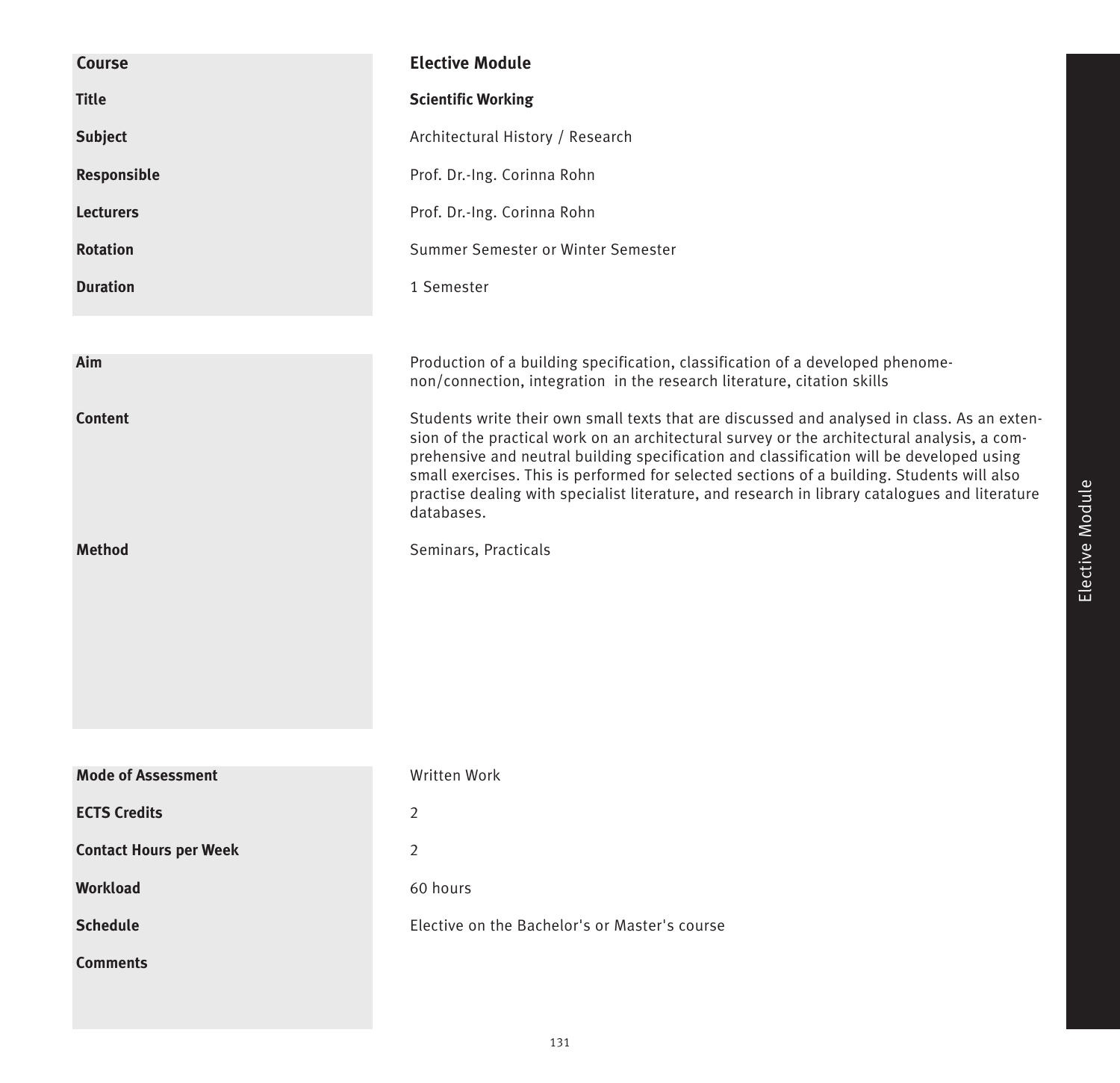| | |
|---|---|
| **Course** | **Elective Module** |
| **Title** | **Scientific Working** |
| **Subject** | Architectural History / Research |
| **Responsible** | Prof. Dr.-Ing. Corinna Rohn |
| **Lecturers** | Prof. Dr.-Ing. Corinna Rohn |
| **Rotation** | Summer Semester or Winter Semester |
| **Duration** | 1 Semester |

| | |
|---|---|
| **Aim** | Production of a building specification, classification of a developed phenomenon/connection, integration in the research literature, citation skills |
| **Content** | Students write their own small texts that are discussed and analysed in class. As an extension of the practical work on an architectural survey or the architectural analysis, a comprehensive and neutral building specification and classification will be developed using small exercises. This is performed for selected sections of a building. Students will also practise dealing with specialist literature, and research in library catalogues and literature databases. |
| **Method** | Seminars, Practicals |

| | |
|---|---|
| **Mode of Assessment** | Written Work |
| **ECTS Credits** | 2 |
| **Contact Hours per Week** | 2 |
| **Workload** | 60 hours |
| **Schedule** | Elective on the Bachelor's or Master's course |
| **Comments** | |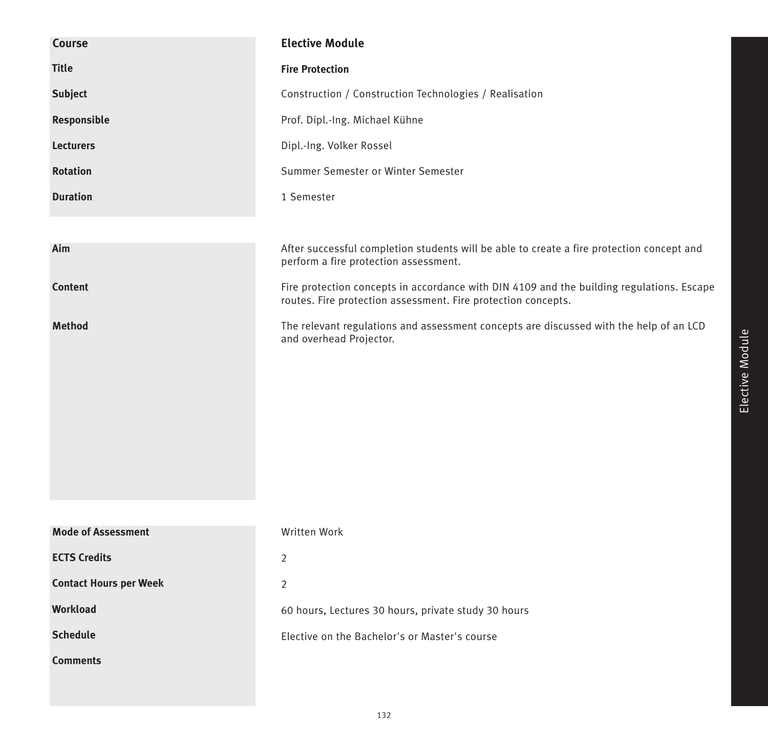| Course | Elective Module |
|---|---|
| Title | **Fire Protection** |
| Subject | Construction / Construction Technologies / Realisation |
| Responsible | Prof. Dipl.-Ing. Michael Kühne |
| Lecturers | Dipl.-Ing. Volker Rossel |
| Rotation | Summer Semester or Winter Semester |
| Duration | 1 Semester |

| | |
|---|---|
| **Aim** | After successful completion students will be able to create a fire protection concept and perform a fire protection assessment. |
| **Content** | Fire protection concepts in accordance with DIN 4109 and the building regulations. Escape routes. Fire protection assessment. Fire protection concepts. |
| **Method** | The relevant regulations and assessment concepts are discussed with the help of an LCD and overhead Projector. |

| | |
|---|---|
| **Mode of Assessment** | Written Work |
| **ECTS Credits** | 2 |
| **Contact Hours per Week** | 2 |
| **Workload** | 60 hours, Lectures 30 hours, private study 30 hours |
| **Schedule** | Elective on the Bachelor's or Master's course |
| **Comments** | |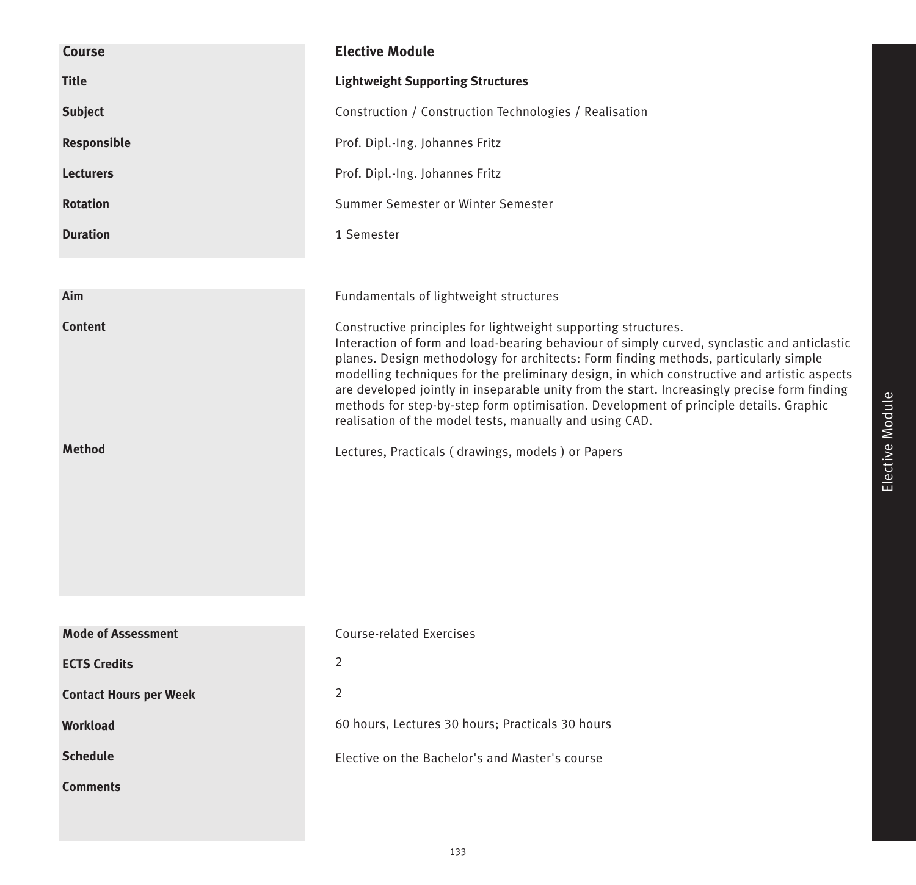| Course | Elective Module |
|---|---|
| Title | **Lightweight Supporting Structures** |
| Subject | Construction / Construction Technologies / Realisation |
| Responsible | Prof. Dipl.-Ing. Johannes Fritz |
| Lecturers | Prof. Dipl.-Ing. Johannes Fritz |
| Rotation | Summer Semester or Winter Semester |
| Duration | 1 Semester |

| | |
|---|---|
| Aim | Fundamentals of lightweight structures |
| Content | Constructive principles for lightweight supporting structures. Interaction of form and load-bearing behaviour of simply curved, synclastic and anticlastic planes. Design methodology for architects: Form finding methods, particularly simple modelling techniques for the preliminary design, in which constructive and artistic aspects are developed jointly in inseparable unity from the start. Increasingly precise form finding methods for step-by-step form optimisation. Development of principle details. Graphic realisation of the model tests, manually and using CAD. |
| Method | Lectures, Practicals ( drawings, models ) or Papers |

| | |
|---|---|
| Mode of Assessment | Course-related Exercises |
| ECTS Credits | 2 |
| Contact Hours per Week | 2 |
| Workload | 60 hours, Lectures 30 hours; Practicals 30 hours |
| Schedule | Elective on the Bachelor's and Master's course |
| Comments | |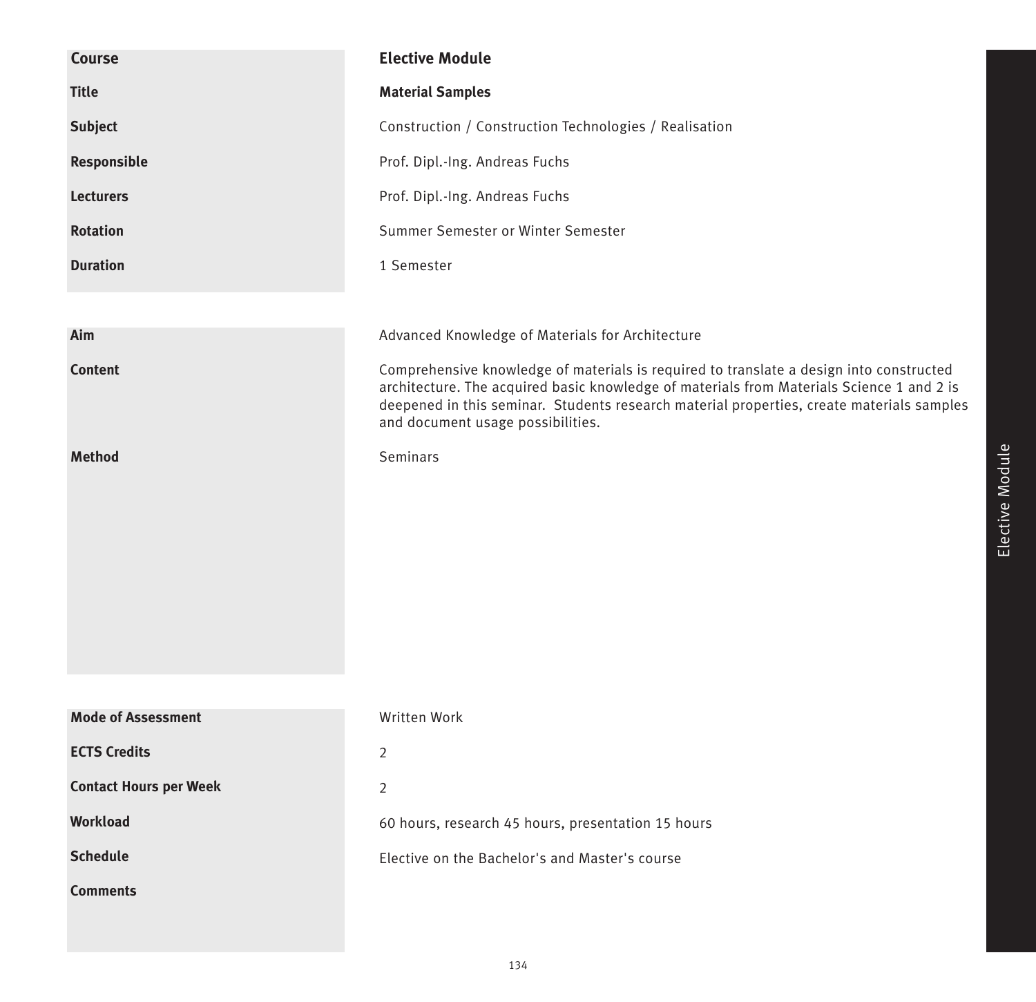| Course | Elective Module |
|---|---|
| Title | **Material Samples** |
| Subject | Construction / Construction Technologies / Realisation |
| Responsible | Prof. Dipl.-Ing. Andreas Fuchs |
| Lecturers | Prof. Dipl.-Ing. Andreas Fuchs |
| Rotation | Summer Semester or Winter Semester |
| Duration | 1 Semester |

| | |
|---|---|
| Aim | Advanced Knowledge of Materials for Architecture |
| Content | Comprehensive knowledge of materials is required to translate a design into constructed architecture. The acquired basic knowledge of materials from Materials Science 1 and 2 is deepened in this seminar. Students research material properties, create materials samples and document usage possibilities. |
| Method | Seminars |

| | |
|---|---|
| Mode of Assessment | Written Work |
| ECTS Credits | 2 |
| Contact Hours per Week | 2 |
| Workload | 60 hours, research 45 hours, presentation 15 hours |
| Schedule | Elective on the Bachelor's and Master's course |
| Comments | |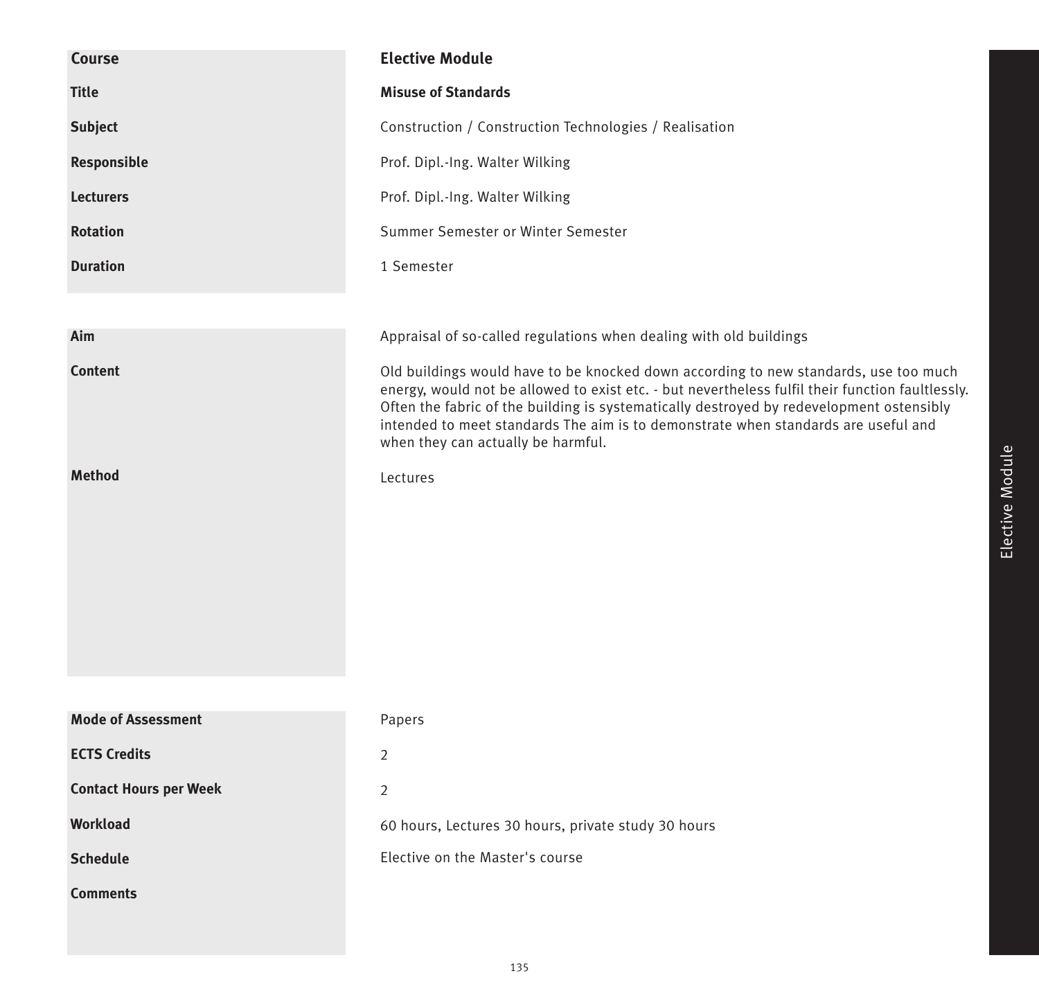| | |
|---|---|
| **Course** | **Elective Module** |
| **Title** | **Misuse of Standards** |
| **Subject** | Construction / Construction Technologies / Realisation |
| **Responsible** | Prof. Dipl.-Ing. Walter Wilking |
| **Lecturers** | Prof. Dipl.-Ing. Walter Wilking |
| **Rotation** | Summer Semester or Winter Semester |
| **Duration** | 1 Semester |

| | |
|---|---|
| **Aim** | Appraisal of so-called regulations when dealing with old buildings |
| **Content** | Old buildings would have to be knocked down according to new standards, use too much energy, would not be allowed to exist etc. - but nevertheless fulfil their function faultlessly. Often the fabric of the building is systematically destroyed by redevelopment ostensibly intended to meet standards The aim is to demonstrate when standards are useful and when they can actually be harmful. |
| **Method** | Lectures |

| | |
|---|---|
| **Mode of Assessment** | Papers |
| **ECTS Credits** | 2 |
| **Contact Hours per Week** | 2 |
| **Workload** | 60 hours, Lectures 30 hours, private study 30 hours |
| **Schedule** | Elective on the Master's course |
| **Comments** | |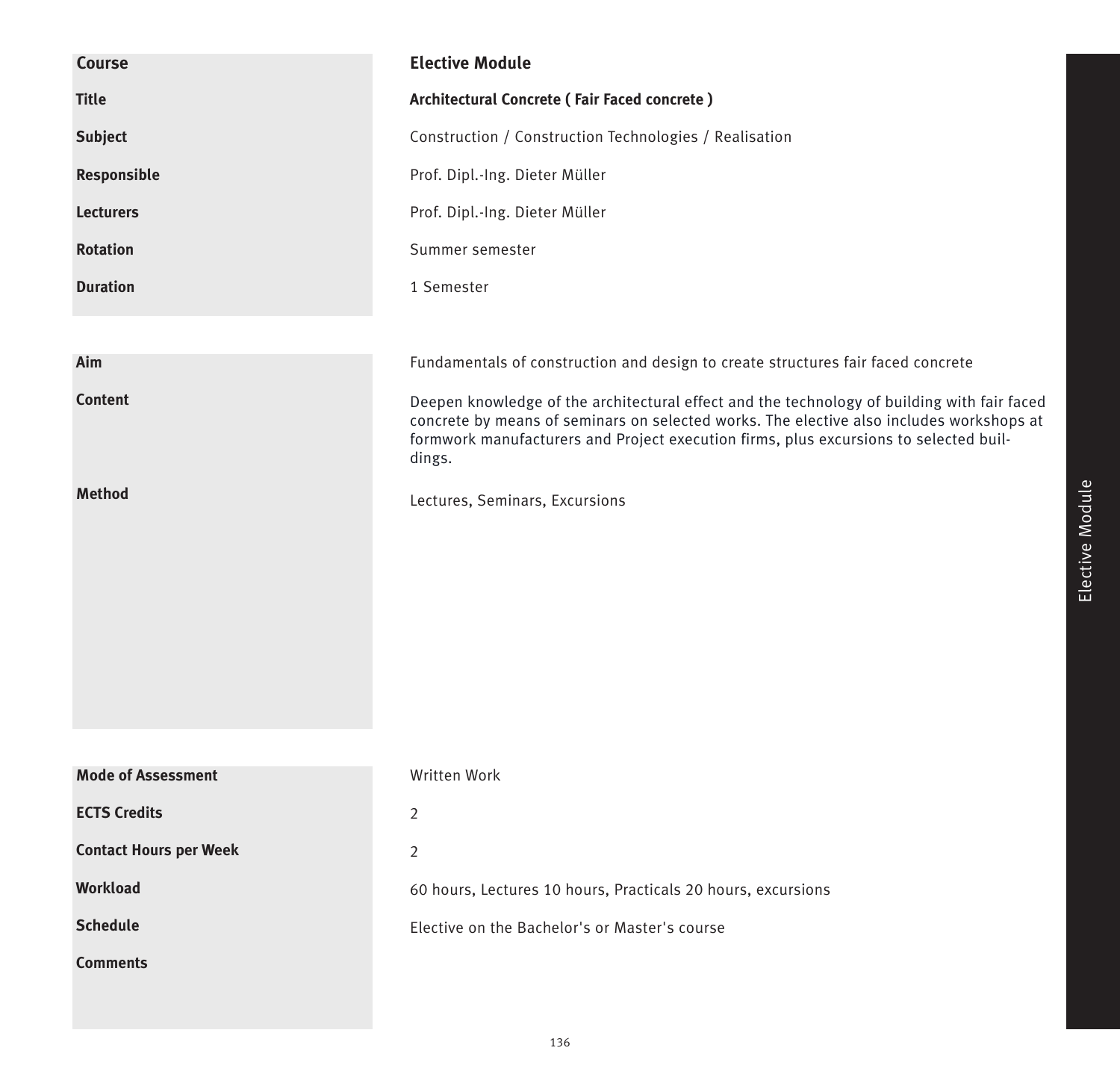| Course | **Elective Module** |
|---|---|
| **Title** | **Architectural Concrete ( Fair Faced concrete )** |
| **Subject** | Construction / Construction Technologies / Realisation |
| **Responsible** | Prof. Dipl.-Ing. Dieter Müller |
| **Lecturers** | Prof. Dipl.-Ing. Dieter Müller |
| **Rotation** | Summer semester |
| **Duration** | 1 Semester |

| | |
|---|---|
| **Aim** | Fundamentals of construction and design to create structures fair faced concrete |
| **Content** | Deepen knowledge of the architectural effect and the technology of building with fair faced concrete by means of seminars on selected works. The elective also includes workshops at formwork manufacturers and Project execution firms, plus excursions to selected buildings. |
| **Method** | Lectures, Seminars, Excursions |

| | |
|---|---|
| **Mode of Assessment** | Written Work |
| **ECTS Credits** | 2 |
| **Contact Hours per Week** | 2 |
| **Workload** | 60 hours, Lectures 10 hours, Practicals 20 hours, excursions |
| **Schedule** | Elective on the Bachelor's or Master's course |
| **Comments** | |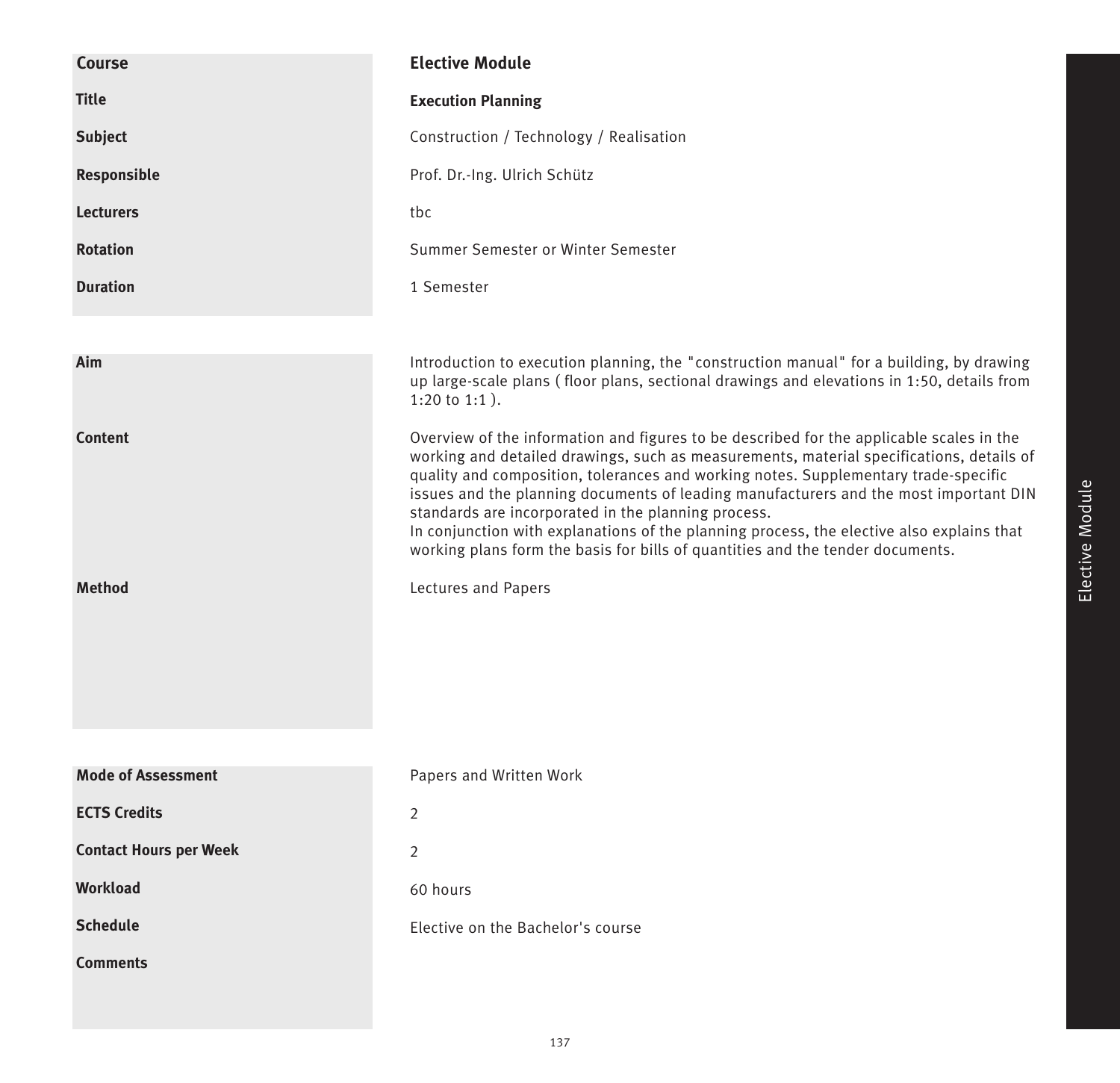| Course | Elective Module |
| --- | --- |
| Title | **Execution Planning** |
| Subject | Construction / Technology / Realisation |
| Responsible | Prof. Dr.-Ing. Ulrich Schütz |
| Lecturers | tbc |
| Rotation | Summer Semester or Winter Semester |
| Duration | 1 Semester |

| | |
| --- | --- |
| Aim | Introduction to execution planning, the "construction manual" for a building, by drawing up large-scale plans ( floor plans, sectional drawings and elevations in 1:50, details from 1:20 to 1:1 ). |
| Content | Overview of the information and figures to be described for the applicable scales in the working and detailed drawings, such as measurements, material specifications, details of quality and composition, tolerances and working notes. Supplementary trade-specific issues and the planning documents of leading manufacturers and the most important DIN standards are incorporated in the planning process.<br>In conjunction with explanations of the planning process, the elective also explains that working plans form the basis for bills of quantities and the tender documents. |
| Method | Lectures and Papers |

| | |
| --- | --- |
| Mode of Assessment | Papers and Written Work |
| ECTS Credits | 2 |
| Contact Hours per Week | 2 |
| Workload | 60 hours |
| Schedule | Elective on the Bachelor's course |
| Comments | |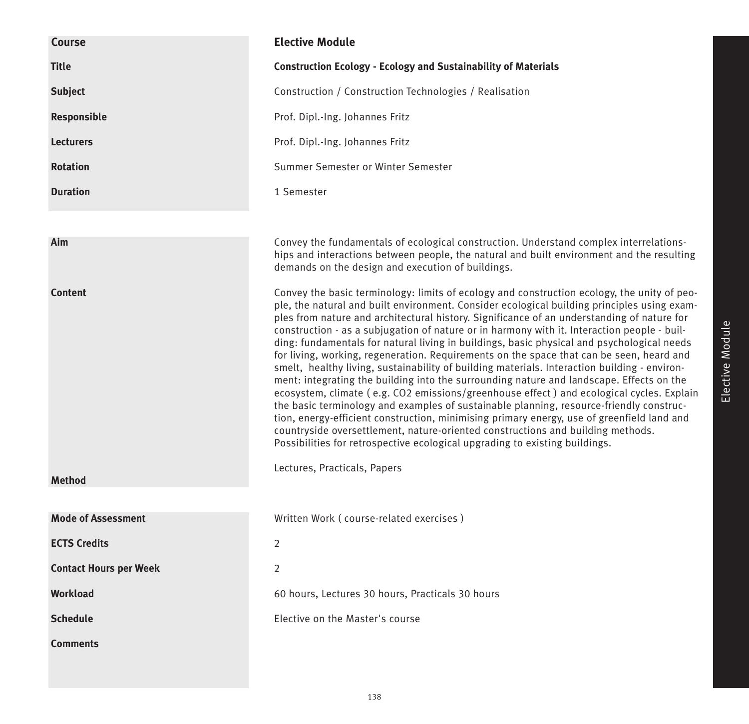| | |
|---|---|
| **Course** | **Elective Module** |
| **Title** | **Construction Ecology - Ecology and Sustainability of Materials** |
| **Subject** | Construction / Construction Technologies / Realisation |
| **Responsible** | Prof. Dipl.-Ing. Johannes Fritz |
| **Lecturers** | Prof. Dipl.-Ing. Johannes Fritz |
| **Rotation** | Summer Semester or Winter Semester |
| **Duration** | 1 Semester |

| | |
|---|---|
| **Aim** | Convey the fundamentals of ecological construction. Understand complex interrelationships and interactions between people, the natural and built environment and the resulting demands on the design and execution of buildings. |
| **Content** | Convey the basic terminology: limits of ecology and construction ecology, the unity of people, the natural and built environment. Consider ecological building principles using examples from nature and architectural history. Significance of an understanding of nature for construction - as a subjugation of nature or in harmony with it. Interaction people - building: fundamentals for natural living in buildings, basic physical and psychological needs for living, working, regeneration. Requirements on the space that can be seen, heard and smelt, healthy living, sustainability of building materials. Interaction building - environment: integrating the building into the surrounding nature and landscape. Effects on the ecosystem, climate ( e.g. $CO_2$ emissions/greenhouse effect ) and ecological cycles. Explain the basic terminology and examples of sustainable planning, resource-friendly construction, energy-efficient construction, minimising primary energy, use of greenfield land and countryside oversettlement, nature-oriented constructions and building methods. Possibilities for retrospective ecological upgrading to existing buildings. |
| **Method** | Lectures, Practicals, Papers |

| | |
|---|---|
| **Mode of Assessment** | Written Work ( course-related exercises ) |
| **ECTS Credits** | 2 |
| **Contact Hours per Week** | 2 |
| **Workload** | 60 hours, Lectures 30 hours, Practicals 30 hours |
| **Schedule** | Elective on the Master's course |
| **Comments** | |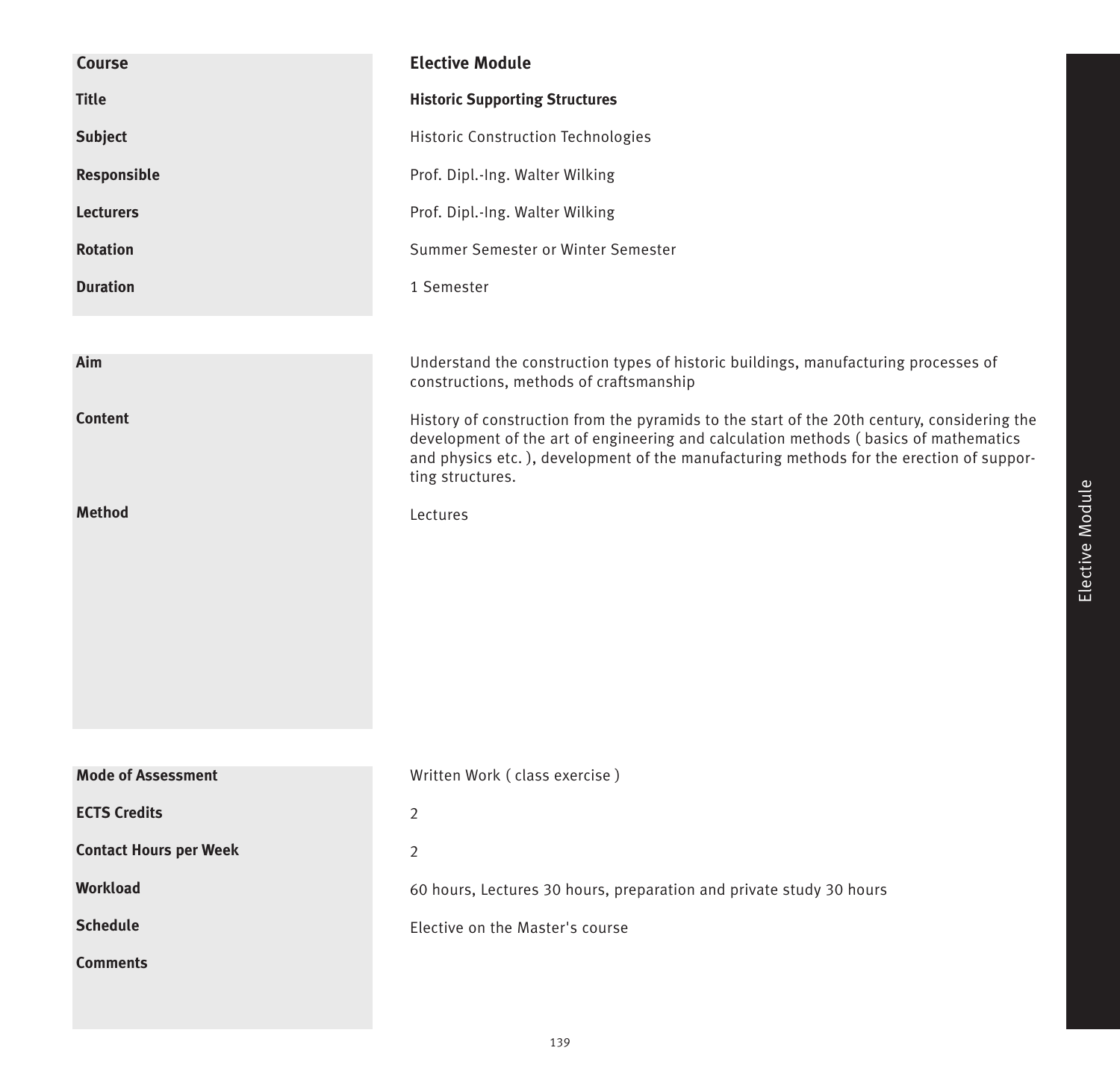| | |
|---|---|
| **Course** | **Elective Module** |
| **Title** | **Historic Supporting Structures** |
| **Subject** | Historic Construction Technologies |
| **Responsible** | Prof. Dipl.-Ing. Walter Wilking |
| **Lecturers** | Prof. Dipl.-Ing. Walter Wilking |
| **Rotation** | Summer Semester or Winter Semester |
| **Duration** | 1 Semester |

| | |
|---|---|
| **Aim** | Understand the construction types of historic buildings, manufacturing processes of constructions, methods of craftsmanship |
| **Content** | History of construction from the pyramids to the start of the 20th century, considering the development of the art of engineering and calculation methods ( basics of mathematics and physics etc. ), development of the manufacturing methods for the erection of supporting structures. |
| **Method** | Lectures |

| | |
|---|---|
| **Mode of Assessment** | Written Work ( class exercise ) |
| **ECTS Credits** | 2 |
| **Contact Hours per Week** | 2 |
| **Workload** | 60 hours, Lectures 30 hours, preparation and private study 30 hours |
| **Schedule** | Elective on the Master's course |
| **Comments** | |

Elective Module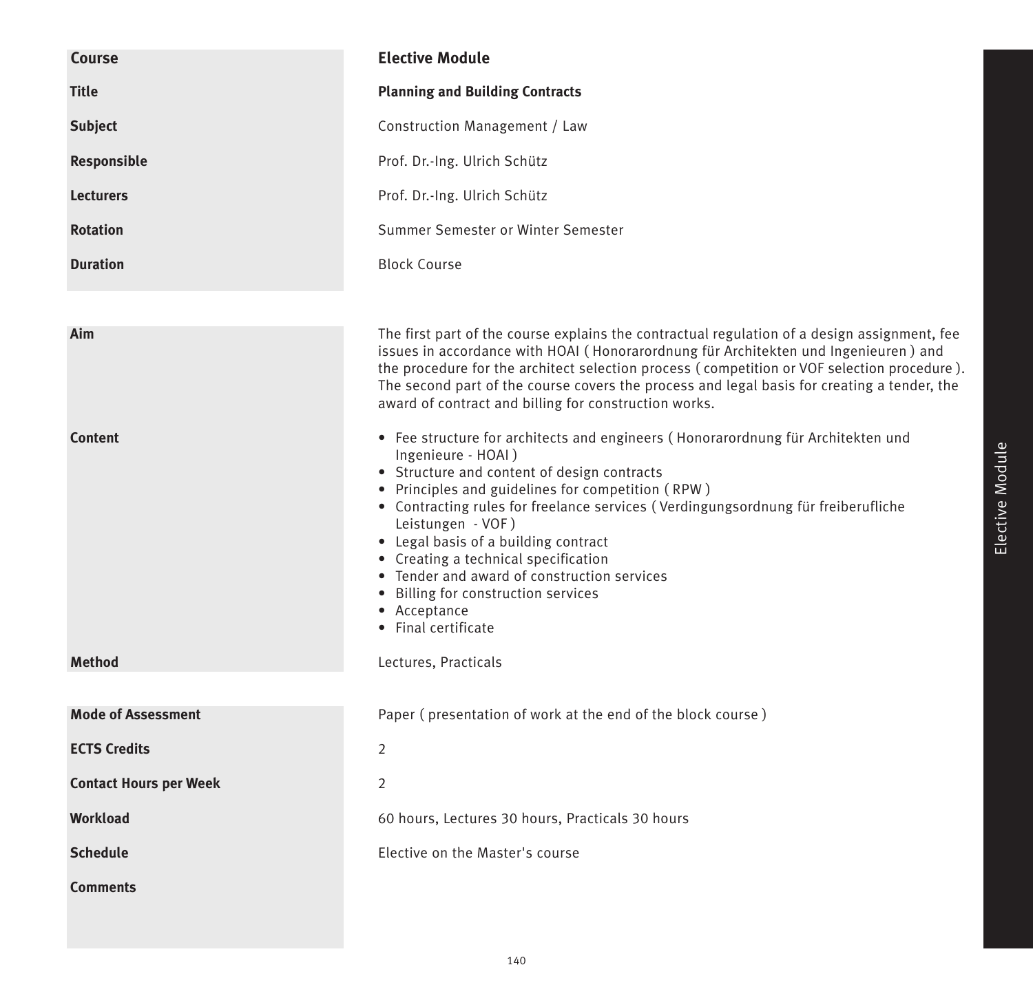| Course | Elective Module |
|---|---|
| **Title** | **Planning and Building Contracts** |
| **Subject** | Construction Management / Law |
| **Responsible** | Prof. Dr.-Ing. Ulrich Schütz |
| **Lecturers** | Prof. Dr.-Ing. Ulrich Schütz |
| **Rotation** | Summer Semester or Winter Semester |
| **Duration** | Block Course |

| | |
|---|---|
| **Aim** | The first part of the course explains the contractual regulation of a design assignment, fee issues in accordance with HOAI ( Honorarordnung für Architekten und Ingenieuren ) and the procedure for the architect selection process ( competition or VOF selection procedure ). The second part of the course covers the process and legal basis for creating a tender, the award of contract and billing for construction works. |
| **Content** | • Fee structure for architects and engineers ( Honorarordnung für Architekten und Ingenieure - HOAI )<br>• Structure and content of design contracts<br>• Principles and guidelines for competition ( RPW )<br>• Contracting rules for freelance services ( Verdingungsordnung für freiberufliche Leistungen - VOF )<br>• Legal basis of a building contract<br>• Creating a technical specification<br>• Tender and award of construction services<br>• Billing for construction services<br>• Acceptance<br>• Final certificate |
| **Method** | Lectures, Practicals |

| | |
|---|---|
| **Mode of Assessment** | Paper ( presentation of work at the end of the block course ) |
| **ECTS Credits** | 2 |
| **Contact Hours per Week** | 2 |
| **Workload** | 60 hours, Lectures 30 hours, Practicals 30 hours |
| **Schedule** | Elective on the Master's course |
| **Comments** | |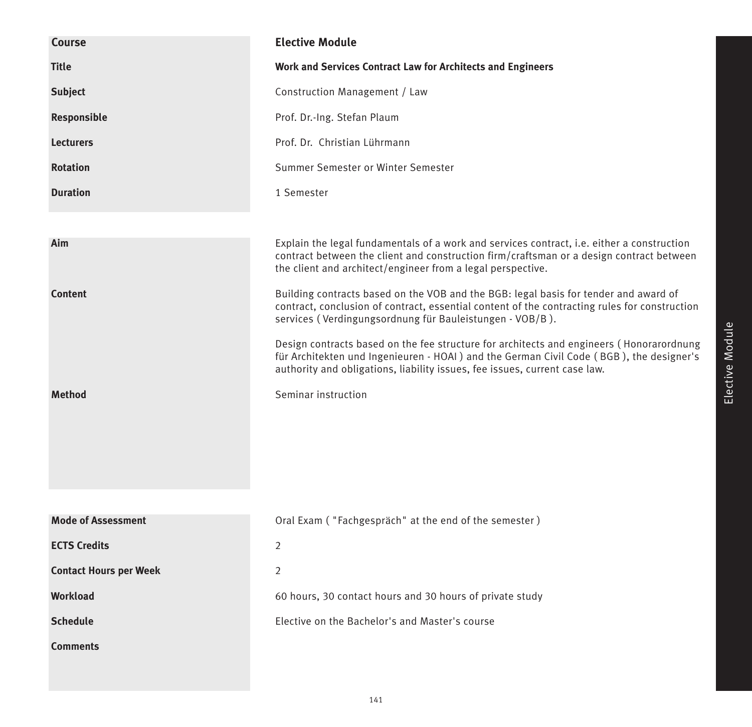| Course | Elective Module |
| --- | --- |
| **Title** | **Work and Services Contract Law for Architects and Engineers** |
| **Subject** | Construction Management / Law |
| **Responsible** | Prof. Dr.-Ing. Stefan Plaum |
| **Lecturers** | Prof. Dr. Christian Lührmann |
| **Rotation** | Summer Semester or Winter Semester |
| **Duration** | 1 Semester |

| | |
| --- | --- |
| **Aim** | Explain the legal fundamentals of a work and services contract, i.e. either a construction contract between the client and construction firm/craftsman or a design contract between the client and architect/engineer from a legal perspective. |
| **Content** | Building contracts based on the VOB and the BGB: legal basis for tender and award of contract, conclusion of contract, essential content of the contracting rules for construction services ( Verdingungsordnung für Bauleistungen - VOB/B ).<br><br>Design contracts based on the fee structure for architects and engineers ( Honorarordnung für Architekten und Ingenieuren - HOAI ) and the German Civil Code ( BGB ), the designer's authority and obligations, liability issues, fee issues, current case law. |
| **Method** | Seminar instruction |

| | |
| --- | --- |
| **Mode of Assessment** | Oral Exam ( "Fachgespräch" at the end of the semester ) |
| **ECTS Credits** | 2 |
| **Contact Hours per Week** | 2 |
| **Workload** | 60 hours, 30 contact hours and 30 hours of private study |
| **Schedule** | Elective on the Bachelor's and Master's course |
| **Comments** | |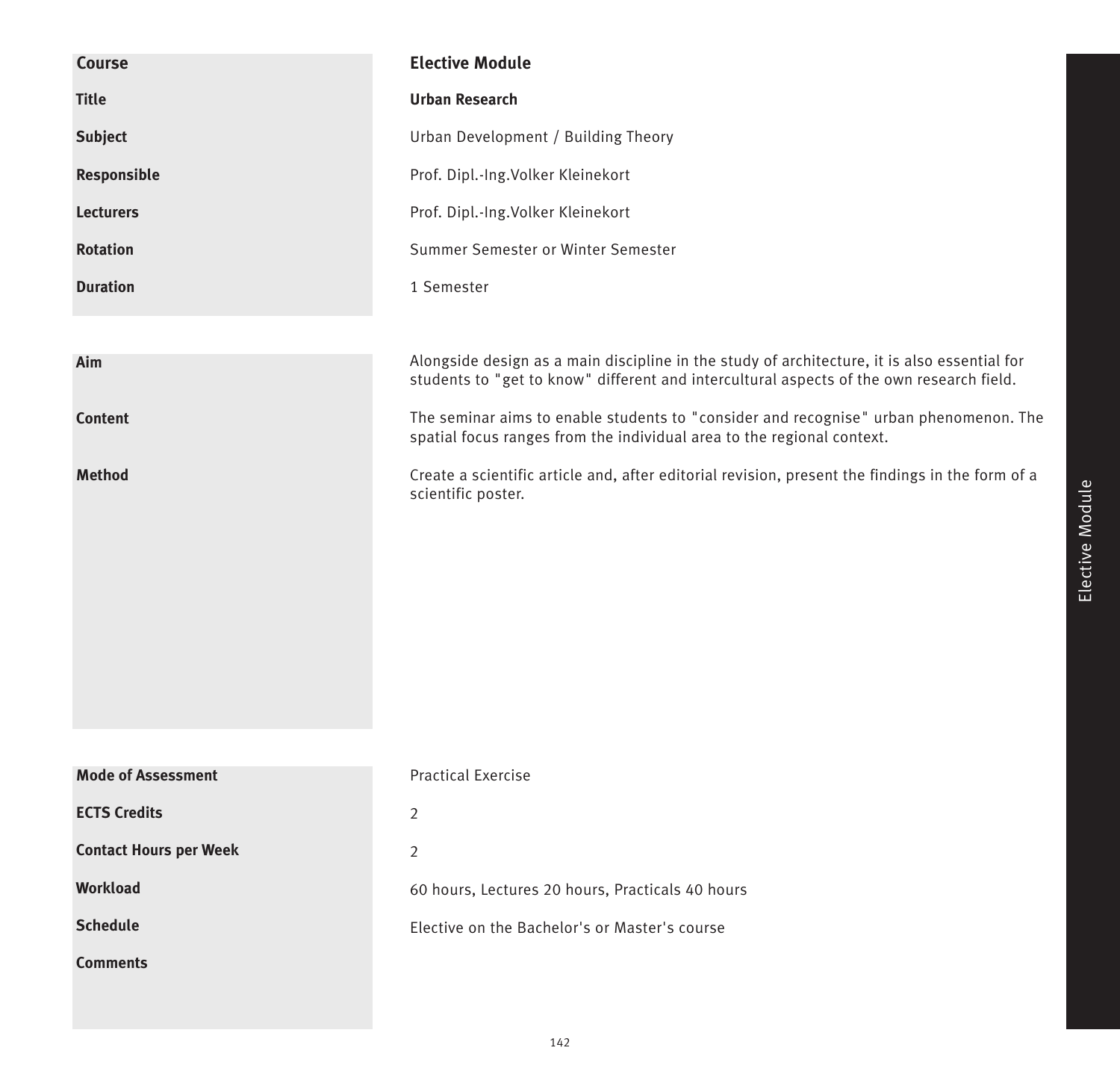| Course | Elective Module |
|---|---|
| Title | **Urban Research** |
| Subject | Urban Development / Building Theory |
| Responsible | Prof. Dipl.-Ing.Volker Kleinekort |
| Lecturers | Prof. Dipl.-Ing.Volker Kleinekort |
| Rotation | Summer Semester or Winter Semester |
| Duration | 1 Semester |

| | |
|---|---|
| Aim | Alongside design as a main discipline in the study of architecture, it is also essential for students to "get to know" different and intercultural aspects of the own research field. |
| Content | The seminar aims to enable students to "consider and recognise" urban phenomenon. The spatial focus ranges from the individual area to the regional context. |
| Method | Create a scientific article and, after editorial revision, present the findings in the form of a scientific poster. |

| | |
|---|---|
| Mode of Assessment | Practical Exercise |
| ECTS Credits | 2 |
| Contact Hours per Week | 2 |
| Workload | 60 hours, Lectures 20 hours, Practicals 40 hours |
| Schedule | Elective on the Bachelor's or Master's course |
| Comments | |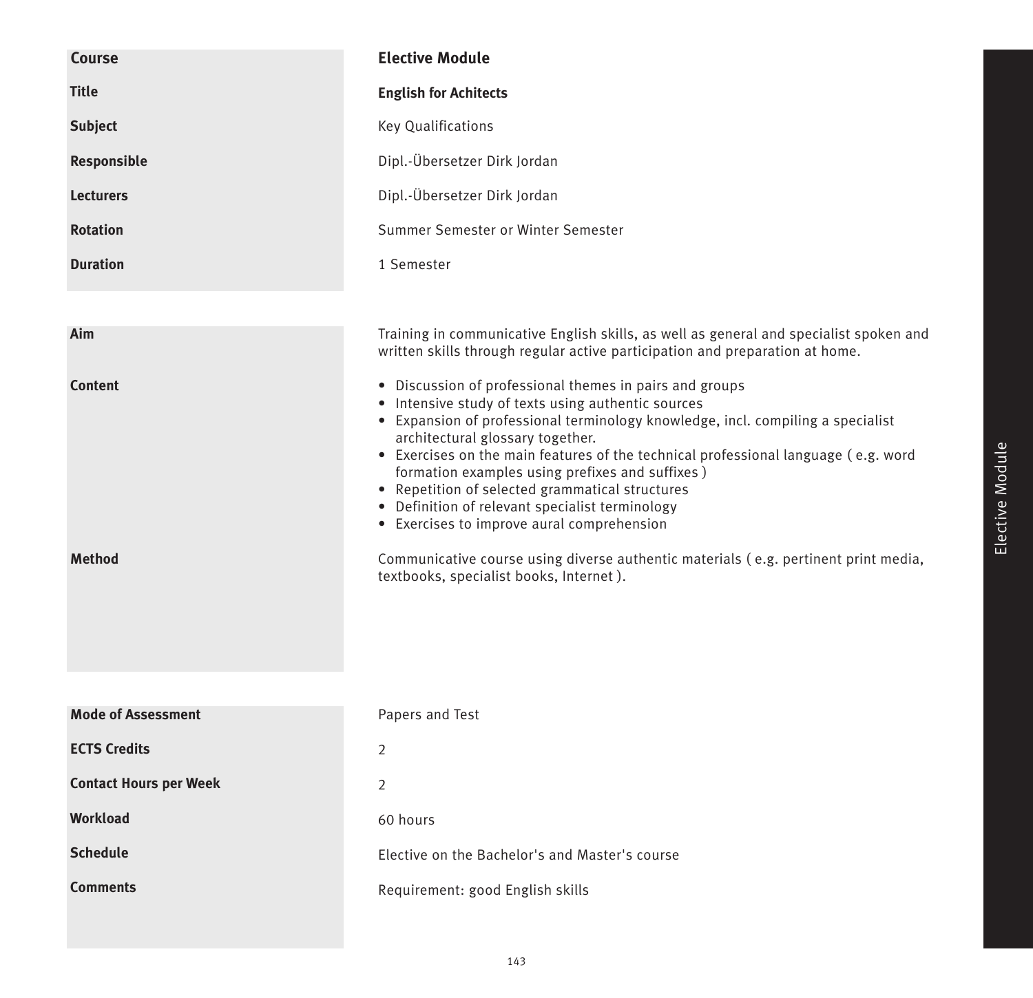| | |
|---|---|
| **Course** | **Elective Module** |
| **Title** | **English for Achitects** |
| **Subject** | Key Qualifications |
| **Responsible** | Dipl.-Übersetzer Dirk Jordan |
| **Lecturers** | Dipl.-Übersetzer Dirk Jordan |
| **Rotation** | Summer Semester or Winter Semester |
| **Duration** | 1 Semester |

**Aim**

Training in communicative English skills, as well as general and specialist spoken and written skills through regular active participation and preparation at home.

**Content**

- Discussion of professional themes in pairs and groups
- Intensive study of texts using authentic sources
- Expansion of professional terminology knowledge, incl. compiling a specialist architectural glossary together.
- Exercises on the main features of the technical professional language ( e.g. word formation examples using prefixes and suffixes )
- Repetition of selected grammatical structures
- Definition of relevant specialist terminology
- Exercises to improve aural comprehension

**Method**

Communicative course using diverse authentic materials ( e.g. pertinent print media, textbooks, specialist books, Internet ).

| | |
|---|---|
| **Mode of Assessment** | Papers and Test |
| **ECTS Credits** | 2 |
| **Contact Hours per Week** | 2 |
| **Workload** | 60 hours |
| **Schedule** | Elective on the Bachelor's and Master's course |
| **Comments** | Requirement: good English skills |

Elective Module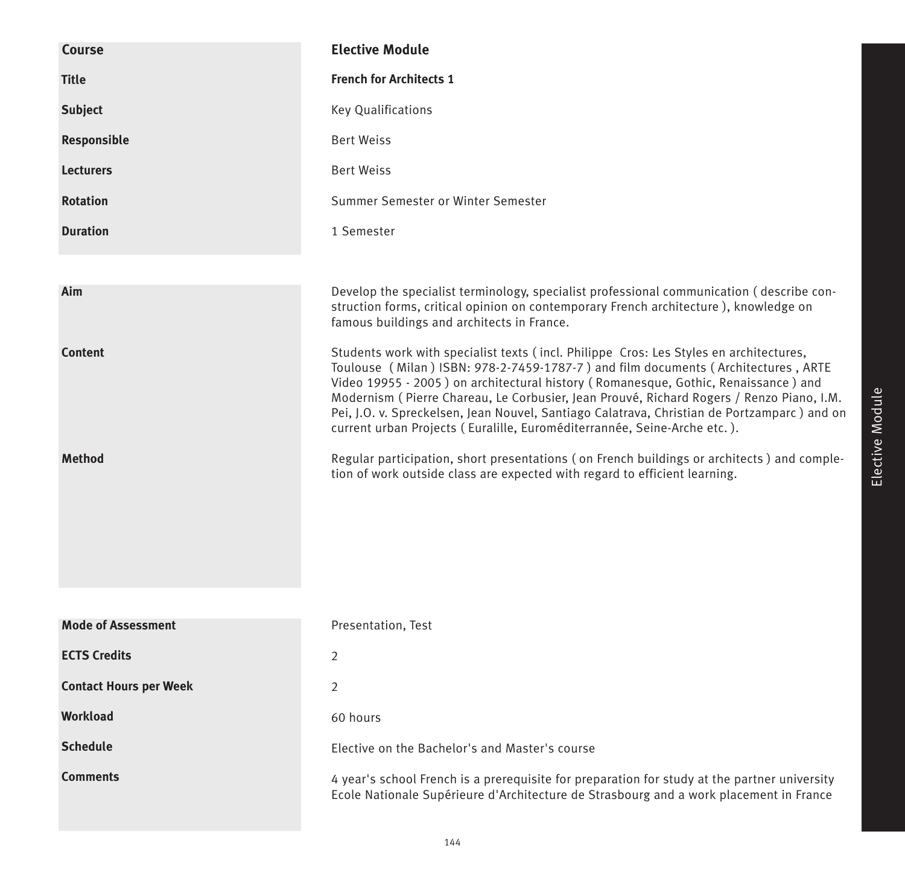| Course | Elective Module |
|---|---|
| **Title** | **French for Architects 1** |
| **Subject** | Key Qualifications |
| **Responsible** | Bert Weiss |
| **Lecturers** | Bert Weiss |
| **Rotation** | Summer Semester or Winter Semester |
| **Duration** | 1 Semester |

| | |
|---|---|
| **Aim** | Develop the specialist terminology, specialist professional communication ( describe construction forms, critical opinion on contemporary French architecture ), knowledge on famous buildings and architects in France. |
| **Content** | Students work with specialist texts ( incl. Philippe Cros: Les Styles en architectures, Toulouse ( Milan ) ISBN: 978-2-7459-1787-7 ) and film documents ( Architectures , ARTE Video 19955 - 2005 ) on architectural history ( Romanesque, Gothic, Renaissance ) and Modernism ( Pierre Chareau, Le Corbusier, Jean Prouvé, Richard Rogers / Renzo Piano, I.M. Pei, J.O. v. Spreckelsen, Jean Nouvel, Santiago Calatrava, Christian de Portzamparc ) and on current urban Projects ( Euralille, Euroméditerrannée, Seine-Arche etc. ). |
| **Method** | Regular participation, short presentations ( on French buildings or architects ) and completion of work outside class are expected with regard to efficient learning. |

| | |
|---|---|
| **Mode of Assessment** | Presentation, Test |
| **ECTS Credits** | 2 |
| **Contact Hours per Week** | 2 |
| **Workload** | 60 hours |
| **Schedule** | Elective on the Bachelor's and Master's course |
| **Comments** | 4 year's school French is a prerequisite for preparation for study at the partner university Ecole Nationale Supérieure d'Architecture de Strasbourg and a work placement in France |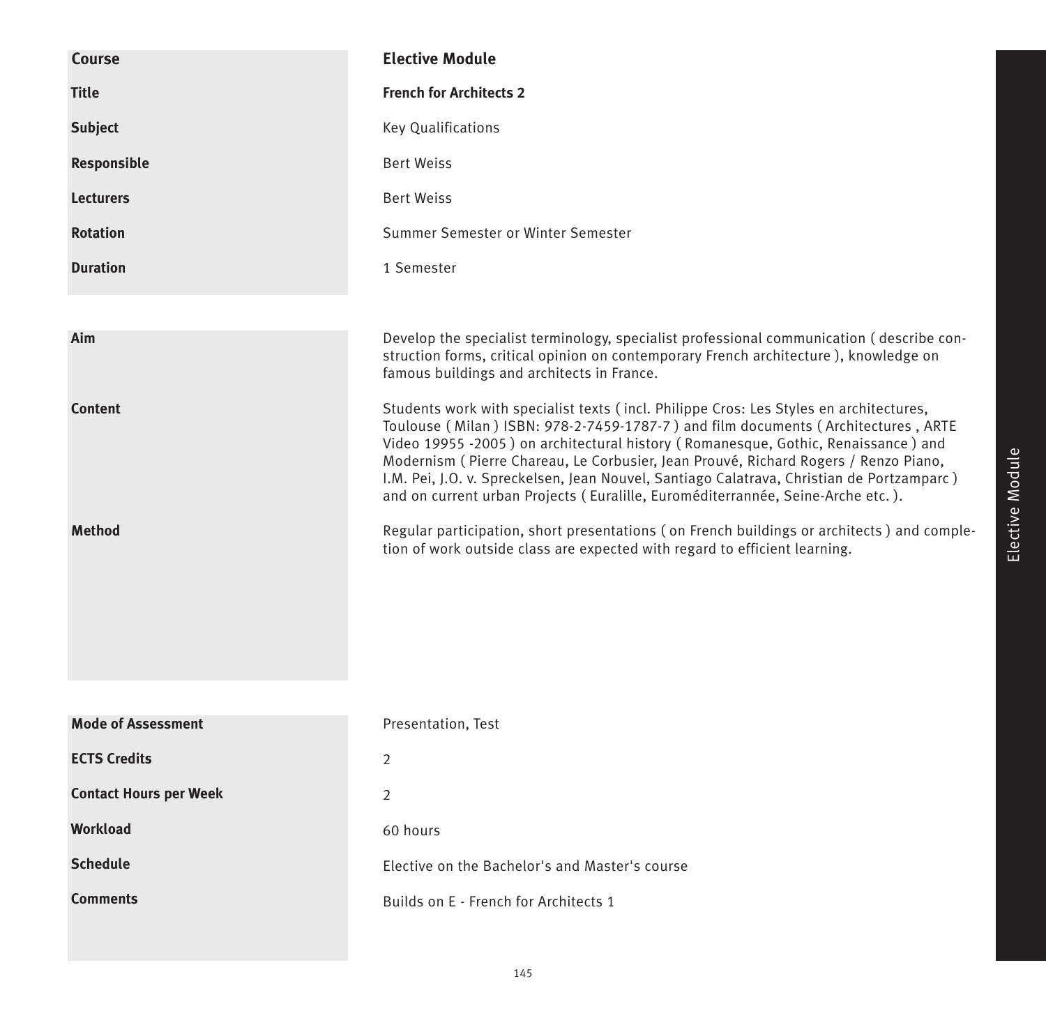| Course | Elective Module |
| --- | --- |
| Title | **French for Architects 2** |
| Subject | Key Qualifications |
| Responsible | Bert Weiss |
| Lecturers | Bert Weiss |
| Rotation | Summer Semester or Winter Semester |
| Duration | 1 Semester |

| | |
| --- | --- |
| **Aim** | Develop the specialist terminology, specialist professional communication ( describe construction forms, critical opinion on contemporary French architecture ), knowledge on famous buildings and architects in France. |
| **Content** | Students work with specialist texts ( incl. Philippe Cros: Les Styles en architectures, Toulouse ( Milan ) ISBN: 978-2-7459-1787-7 ) and film documents ( Architectures , ARTE Video 19955 -2005 ) on architectural history ( Romanesque, Gothic, Renaissance ) and Modernism ( Pierre Chareau, Le Corbusier, Jean Prouvé, Richard Rogers / Renzo Piano, I.M. Pei, J.O. v. Spreckelsen, Jean Nouvel, Santiago Calatrava, Christian de Portzamparc ) and on current urban Projects ( Euralille, Euroméditerrannée, Seine-Arche etc. ). |
| **Method** | Regular participation, short presentations ( on French buildings or architects ) and completion of work outside class are expected with regard to efficient learning. |

| | |
| --- | --- |
| **Mode of Assessment** | Presentation, Test |
| **ECTS Credits** | 2 |
| **Contact Hours per Week** | 2 |
| **Workload** | 60 hours |
| **Schedule** | Elective on the Bachelor's and Master's course |
| **Comments** | Builds on E - French for Architects 1 |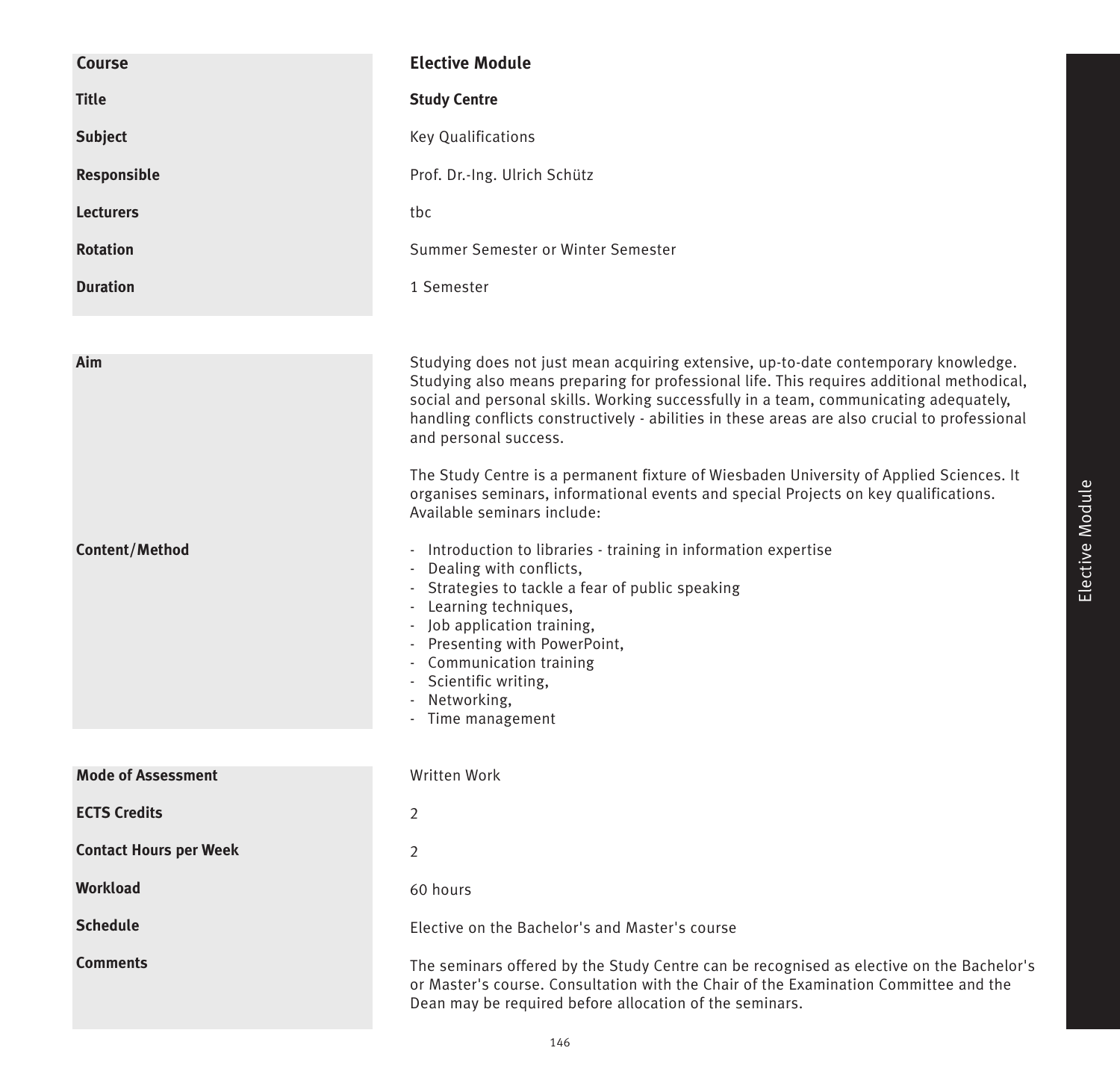| | |
|---|---|
| **Course** | **Elective Module** |
| **Title** | **Study Centre** |
| **Subject** | Key Qualifications |
| **Responsible** | Prof. Dr.-Ing. Ulrich Schütz |
| **Lecturers** | tbc |
| **Rotation** | Summer Semester or Winter Semester |
| **Duration** | 1 Semester |

**Aim**

Studying does not just mean acquiring extensive, up-to-date contemporary knowledge. Studying also means preparing for professional life. This requires additional methodical, social and personal skills. Working successfully in a team, communicating adequately, handling conflicts constructively - abilities in these areas are also crucial to professional and personal success.

The Study Centre is a permanent fixture of Wiesbaden University of Applied Sciences. It organises seminars, informational events and special Projects on key qualifications. Available seminars include:

**Content/Method**

- Introduction to libraries - training in information expertise
- Dealing with conflicts,
- Strategies to tackle a fear of public speaking
- Learning techniques,
- Job application training,
- Presenting with PowerPoint,
- Communication training
- Scientific writing,
- Networking,
- Time management

| | |
|---|---|
| **Mode of Assessment** | Written Work |
| **ECTS Credits** | 2 |
| **Contact Hours per Week** | 2 |
| **Workload** | 60 hours |
| **Schedule** | Elective on the Bachelor's and Master's course |
| **Comments** | The seminars offered by the Study Centre can be recognised as elective on the Bachelor's or Master's course. Consultation with the Chair of the Examination Committee and the Dean may be required before allocation of the seminars. |